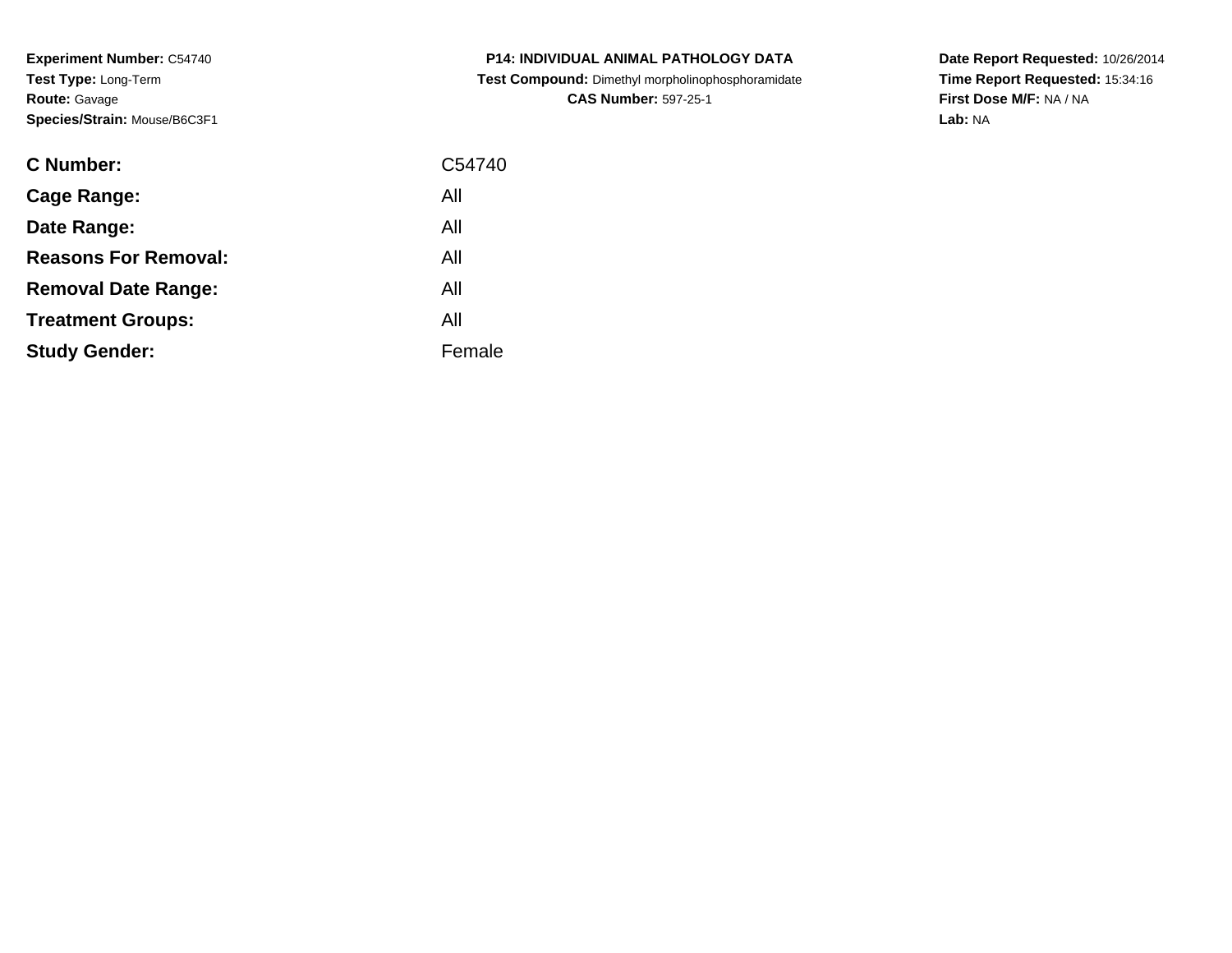**Experiment Number:** C54740
**Test Type:** Long-Term
**Route:** Gavage
**Species/Strain:** Mouse/B6C3F1

**P14: INDIVIDUAL ANIMAL PATHOLOGY DATA**
**Test Compound:** Dimethyl morpholinophosphoramidate
**CAS Number:** 597-25-1

**Date Report Requested:** 10/26/2014
**Time Report Requested:** 15:34:16
**First Dose M/F:** NA / NA
**Lab:** NA

| | |
|---|---|
| **C Number:** | C54740 |
| **Cage Range:** | All |
| **Date Range:** | All |
| **Reasons For Removal:** | All |
| **Removal Date Range:** | All |
| **Treatment Groups:** | All |
| **Study Gender:** | Female |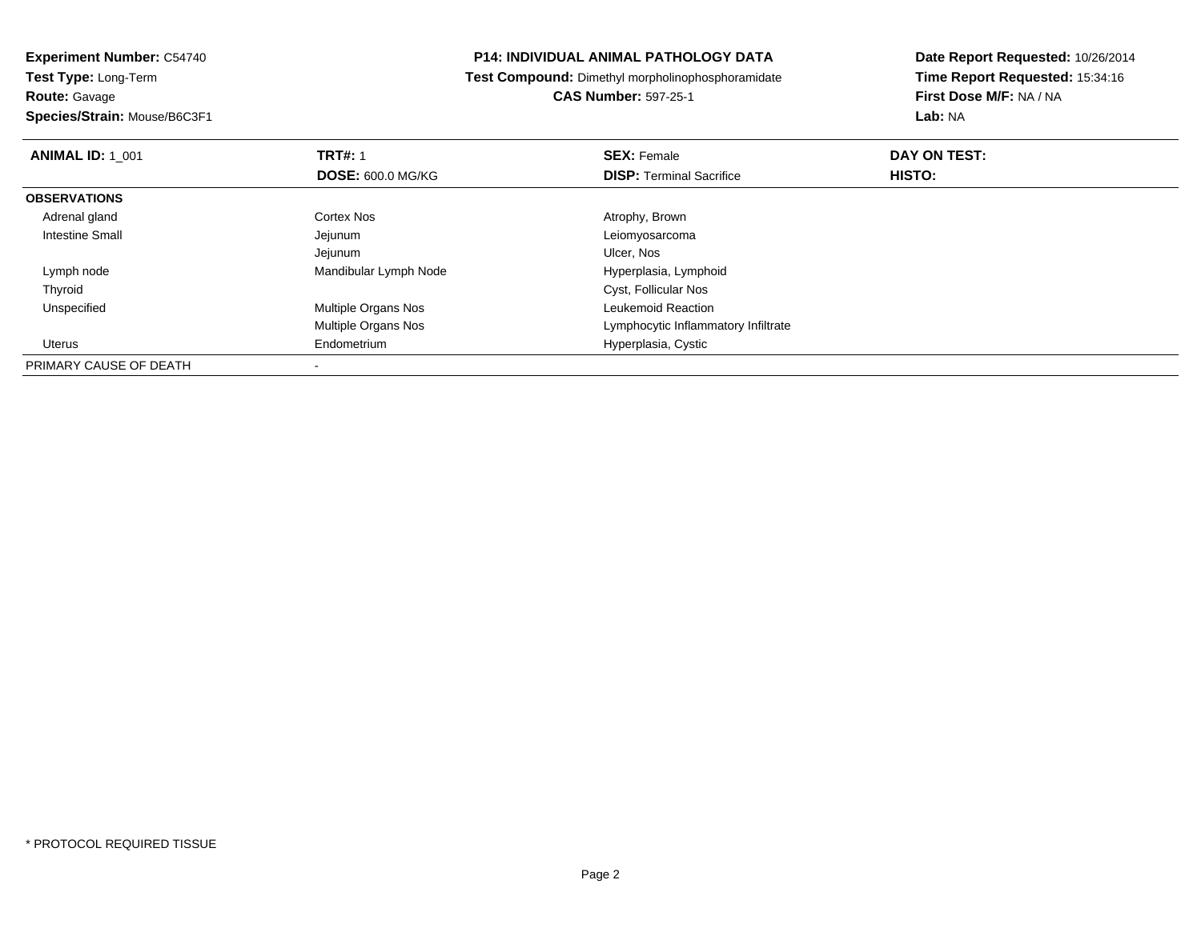**Experiment Number:** C54740
**Test Type:** Long-Term
**Route:** Gavage
**Species/Strain:** Mouse/B6C3F1

**P14: INDIVIDUAL ANIMAL PATHOLOGY DATA**
**Test Compound:** Dimethyl morpholinophosphoramidate
**CAS Number:** 597-25-1

**Date Report Requested:** 10/26/2014
**Time Report Requested:** 15:34:16
**First Dose M/F:** NA / NA
**Lab:** NA

| **ANIMAL ID:** 1_001 | **TRT#:** 1 | **SEX:** Female | **DAY ON TEST:** |
|---|---|---|---|
| | **DOSE:** 600.0 MG/KG | **DISP:** Terminal Sacrifice | **HISTO:** |
| **OBSERVATIONS** | | | |
| Adrenal gland | Cortex Nos | Atrophy, Brown | |
| Intestine Small | Jejunum | Leiomyosarcoma | |
| | Jejunum | Ulcer, Nos | |
| Lymph node | Mandibular Lymph Node | Hyperplasia, Lymphoid | |
| Thyroid | | Cyst, Follicular Nos | |
| Unspecified | Multiple Organs Nos | Leukemoid Reaction | |
| | Multiple Organs Nos | Lymphocytic Inflammatory Infiltrate | |
| Uterus | Endometrium | Hyperplasia, Cystic | |
| PRIMARY CAUSE OF DEATH | - | | |

* PROTOCOL REQUIRED TISSUE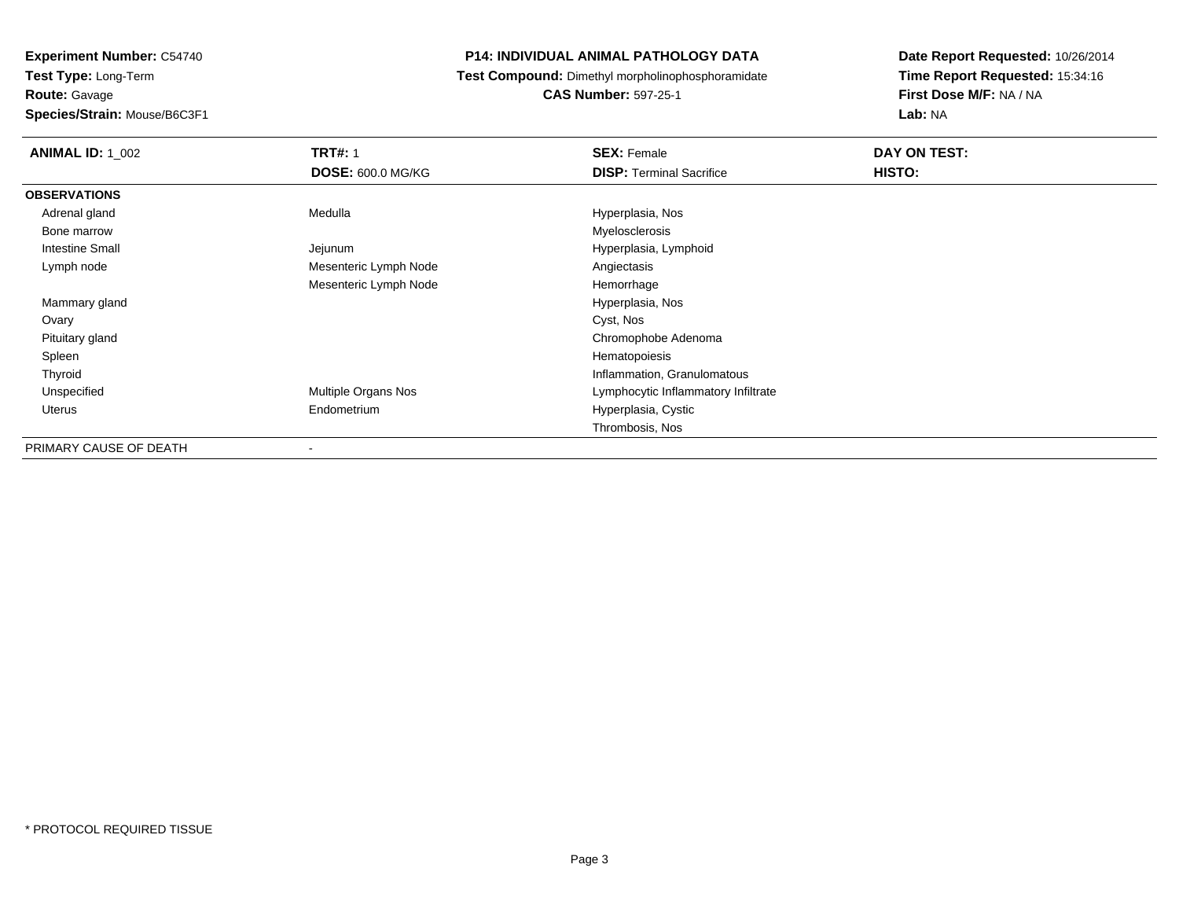**Experiment Number:** C54740
**Test Type:** Long-Term
**Route:** Gavage
**Species/Strain:** Mouse/B6C3F1

**P14: INDIVIDUAL ANIMAL PATHOLOGY DATA**
**Test Compound:** Dimethyl morpholinophosphoramidate
**CAS Number:** 597-25-1

**Date Report Requested:** 10/26/2014
**Time Report Requested:** 15:34:16
**First Dose M/F:** NA / NA
**Lab:** NA

| **ANIMAL ID:** 1_002 | **TRT#:** 1 | **SEX:** Female | **DAY ON TEST:** |
|---|---|---|---|
| | **DOSE:** 600.0 MG/KG | **DISP:** Terminal Sacrifice | **HISTO:** |
| **OBSERVATIONS** | | | |
| Adrenal gland | Medulla | Hyperplasia, Nos | |
| Bone marrow | | Myelosclerosis | |
| Intestine Small | Jejunum | Hyperplasia, Lymphoid | |
| Lymph node | Mesenteric Lymph Node | Angiectasis | |
| | Mesenteric Lymph Node | Hemorrhage | |
| Mammary gland | | Hyperplasia, Nos | |
| Ovary | | Cyst, Nos | |
| Pituitary gland | | Chromophobe Adenoma | |
| Spleen | | Hematopoiesis | |
| Thyroid | | Inflammation, Granulomatous | |
| Unspecified | Multiple Organs Nos | Lymphocytic Inflammatory Infiltrate | |
| Uterus | Endometrium | Hyperplasia, Cystic | |
| | | Thrombosis, Nos | |
| PRIMARY CAUSE OF DEATH | - | | |

\* PROTOCOL REQUIRED TISSUE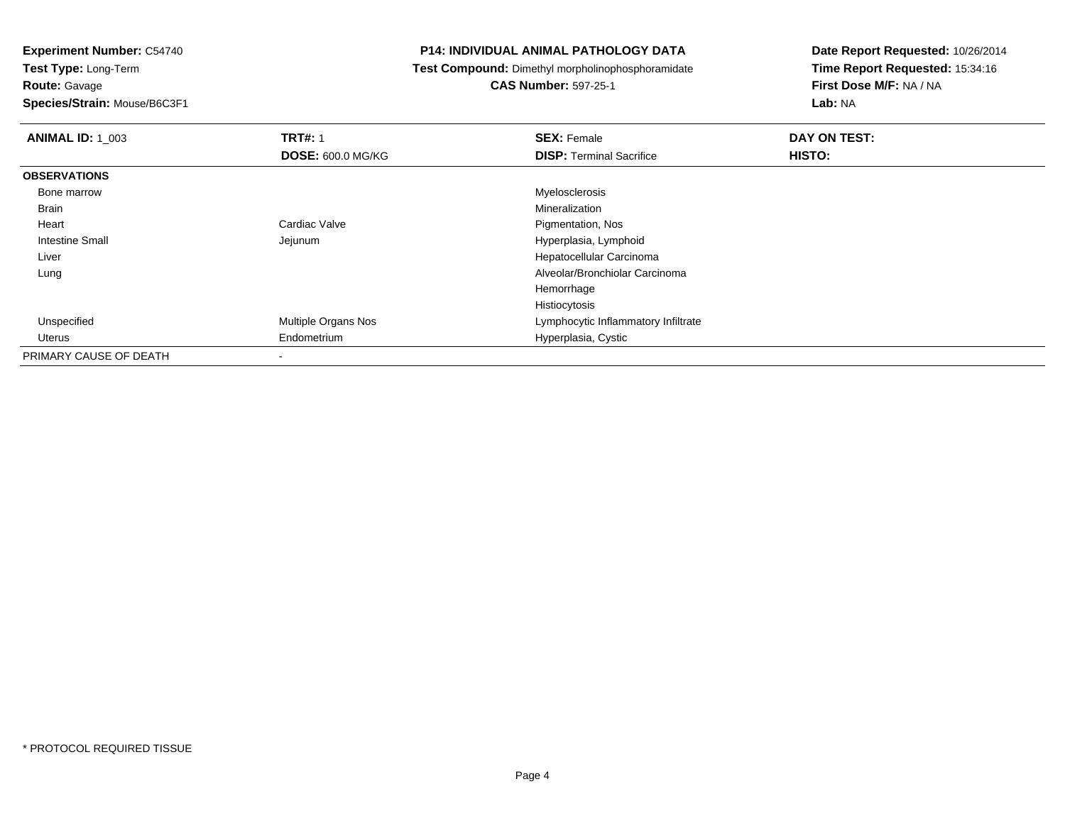**Experiment Number:** C54740
**Test Type:** Long-Term
**Route:** Gavage
**Species/Strain:** Mouse/B6C3F1

**P14: INDIVIDUAL ANIMAL PATHOLOGY DATA**
**Test Compound:** Dimethyl morpholinophosphoramidate
**CAS Number:** 597-25-1

**Date Report Requested:** 10/26/2014
**Time Report Requested:** 15:34:16
**First Dose M/F:** NA / NA
**Lab:** NA

| **ANIMAL ID:** 1_003 | **TRT#:** 1 | **SEX:** Female | **DAY ON TEST:** |
|---|---|---|---|
| | **DOSE:** 600.0 MG/KG | **DISP:** Terminal Sacrifice | **HISTO:** |
| **OBSERVATIONS** | | | |
| Bone marrow | | Myelosclerosis | |
| Brain | | Mineralization | |
| Heart | Cardiac Valve | Pigmentation, Nos | |
| Intestine Small | Jejunum | Hyperplasia, Lymphoid | |
| Liver | | Hepatocellular Carcinoma | |
| Lung | | Alveolar/Bronchiolar Carcinoma | |
| | | Hemorrhage | |
| | | Histiocytosis | |
| Unspecified | Multiple Organs Nos | Lymphocytic Inflammatory Infiltrate | |
| Uterus | Endometrium | Hyperplasia, Cystic | |
| PRIMARY CAUSE OF DEATH | - | | |

* PROTOCOL REQUIRED TISSUE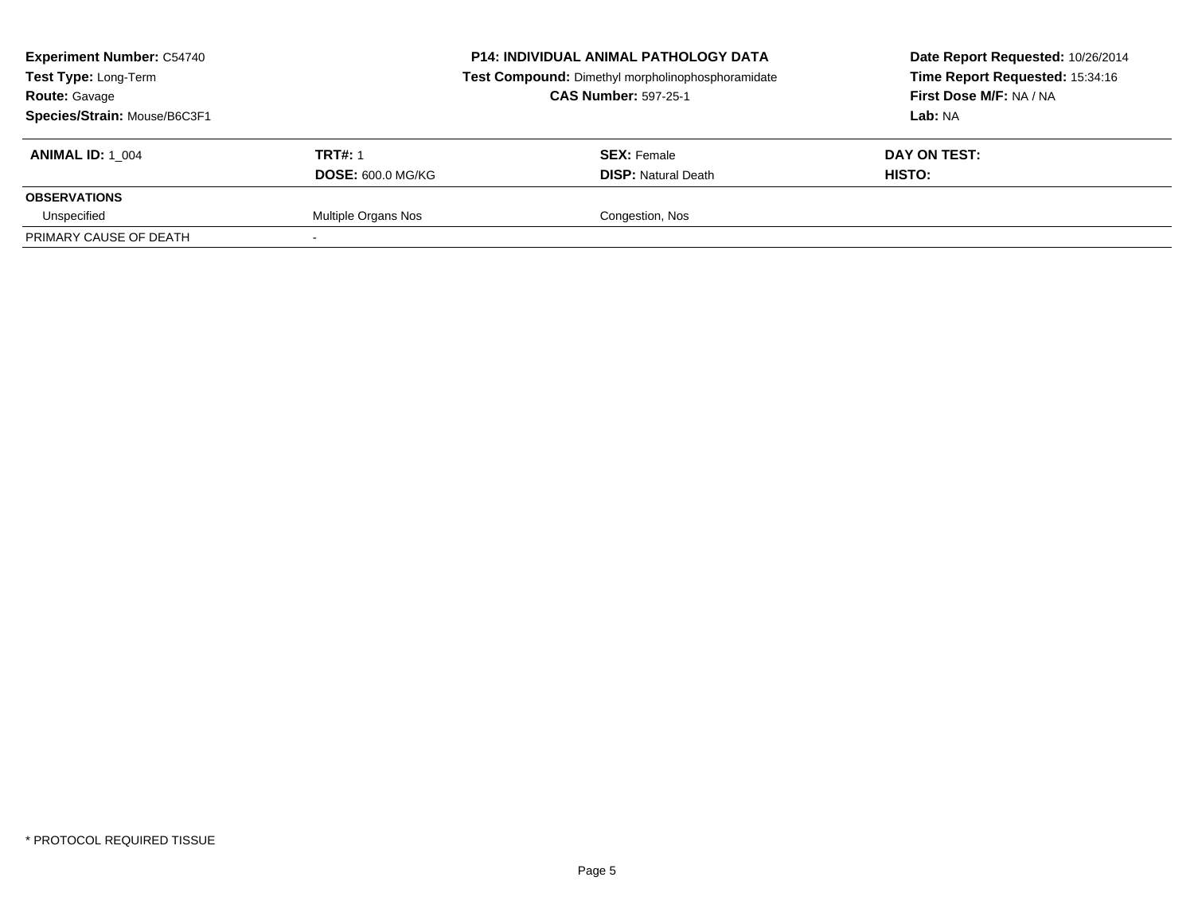**Experiment Number:** C54740
**Test Type:** Long-Term
**Route:** Gavage
**Species/Strain:** Mouse/B6C3F1

**P14: INDIVIDUAL ANIMAL PATHOLOGY DATA**
**Test Compound:** Dimethyl morpholinophosphoramidate
**CAS Number:** 597-25-1

**Date Report Requested:** 10/26/2014
**Time Report Requested:** 15:34:16
**First Dose M/F:** NA / NA
**Lab:** NA

| **ANIMAL ID:** 1_004 | **TRT#:** 1 | **SEX:** Female | **DAY ON TEST:** |
|---|---|---|---|
| | **DOSE:** 600.0 MG/KG | **DISP:** Natural Death | **HISTO:** |
| **OBSERVATIONS** | | | |
| Unspecified | Multiple Organs Nos | Congestion, Nos | |
| PRIMARY CAUSE OF DEATH | - | | |

* PROTOCOL REQUIRED TISSUE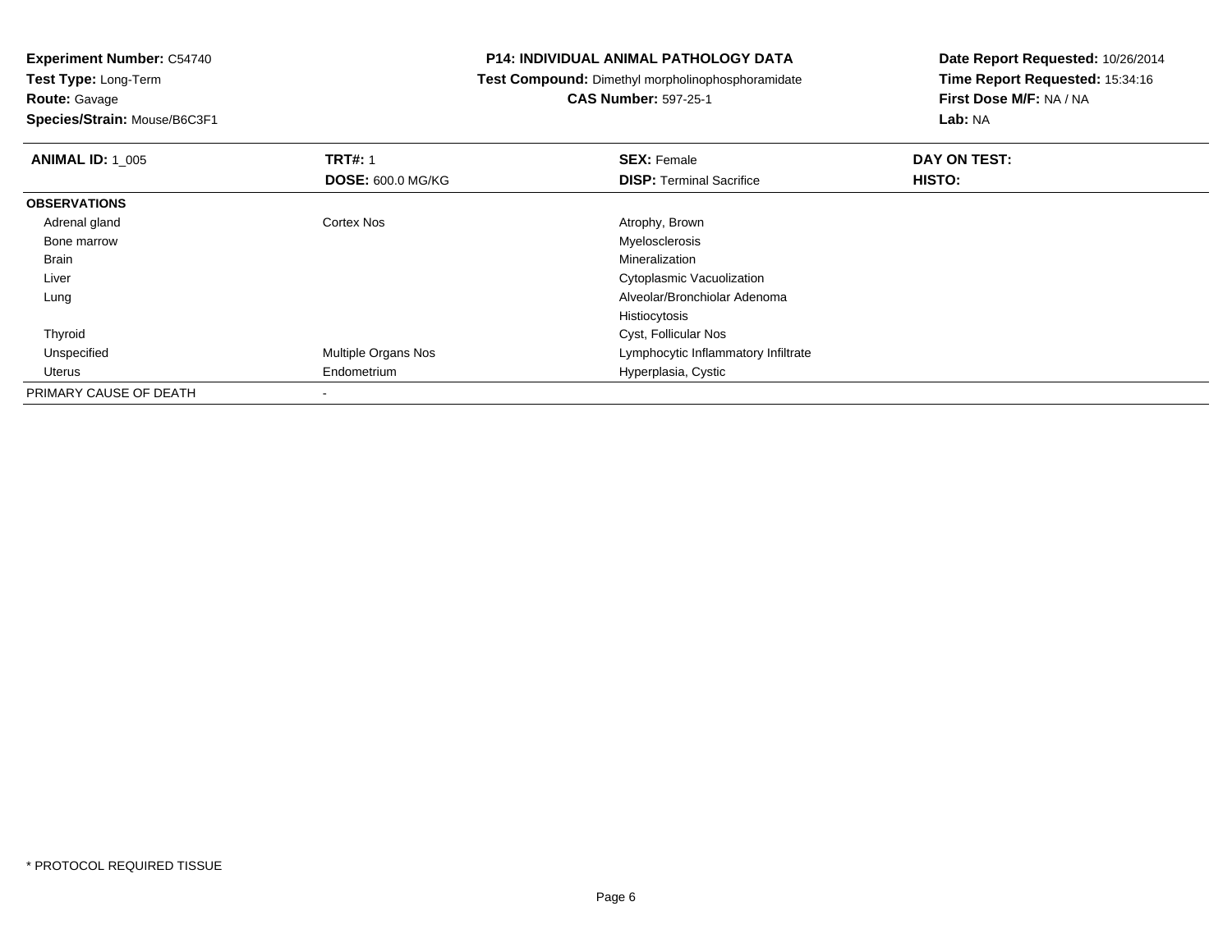**Experiment Number:** C54740
**Test Type:** Long-Term
**Route:** Gavage
**Species/Strain:** Mouse/B6C3F1

**P14: INDIVIDUAL ANIMAL PATHOLOGY DATA**
**Test Compound:** Dimethyl morpholinophosphoramidate
**CAS Number:** 597-25-1

**Date Report Requested:** 10/26/2014
**Time Report Requested:** 15:34:16
**First Dose M/F:** NA / NA
**Lab:** NA

| **ANIMAL ID:** 1_005 | **TRT#:** 1 | **SEX:** Female | **DAY ON TEST:** |
|---|---|---|---|
| | **DOSE:** 600.0 MG/KG | **DISP:** Terminal Sacrifice | **HISTO:** |
| **OBSERVATIONS** | | | |
| Adrenal gland | Cortex Nos | Atrophy, Brown | |
| Bone marrow | | Myelosclerosis | |
| Brain | | Mineralization | |
| Liver | | Cytoplasmic Vacuolization | |
| Lung | | Alveolar/Bronchiolar Adenoma | |
| | | Histiocytosis | |
| Thyroid | | Cyst, Follicular Nos | |
| Unspecified | Multiple Organs Nos | Lymphocytic Inflammatory Infiltrate | |
| Uterus | Endometrium | Hyperplasia, Cystic | |
| PRIMARY CAUSE OF DEATH | - | | |

* PROTOCOL REQUIRED TISSUE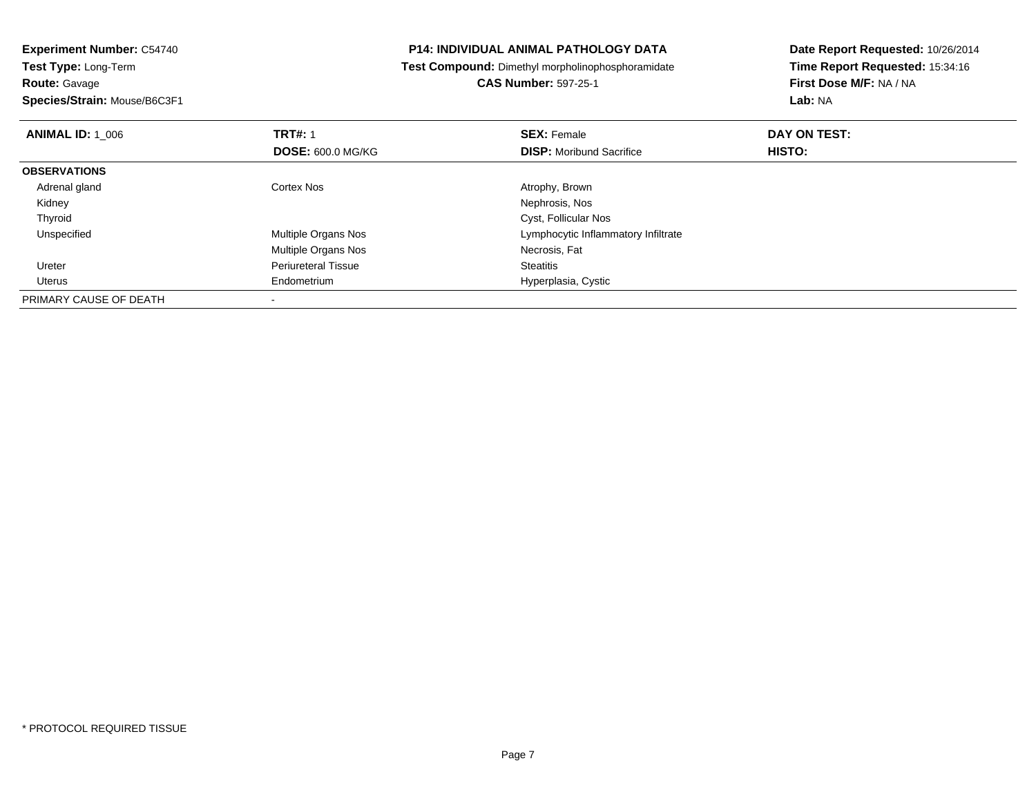**Experiment Number:** C54740
**Test Type:** Long-Term
**Route:** Gavage
**Species/Strain:** Mouse/B6C3F1

# P14: INDIVIDUAL ANIMAL PATHOLOGY DATA

**Test Compound:** Dimethyl morpholinophosphoramidate
**CAS Number:** 597-25-1

**Date Report Requested:** 10/26/2014
**Time Report Requested:** 15:34:16
**First Dose M/F:** NA / NA
**Lab:** NA

| **ANIMAL ID:** 1_006 | **TRT#:** 1 | **SEX:** Female | **DAY ON TEST:** |
|---|---|---|---|
| | **DOSE:** 600.0 MG/KG | **DISP:** Moribund Sacrifice | **HISTO:** |
| **OBSERVATIONS** | | | |
| Adrenal gland | Cortex Nos | Atrophy, Brown | |
| Kidney | | Nephrosis, Nos | |
| Thyroid | | Cyst, Follicular Nos | |
| Unspecified | Multiple Organs Nos | Lymphocytic Inflammatory Infiltrate | |
| | Multiple Organs Nos | Necrosis, Fat | |
| Ureter | Periureteral Tissue | Steatitis | |
| Uterus | Endometrium | Hyperplasia, Cystic | |
| PRIMARY CAUSE OF DEATH | - | | |

* PROTOCOL REQUIRED TISSUE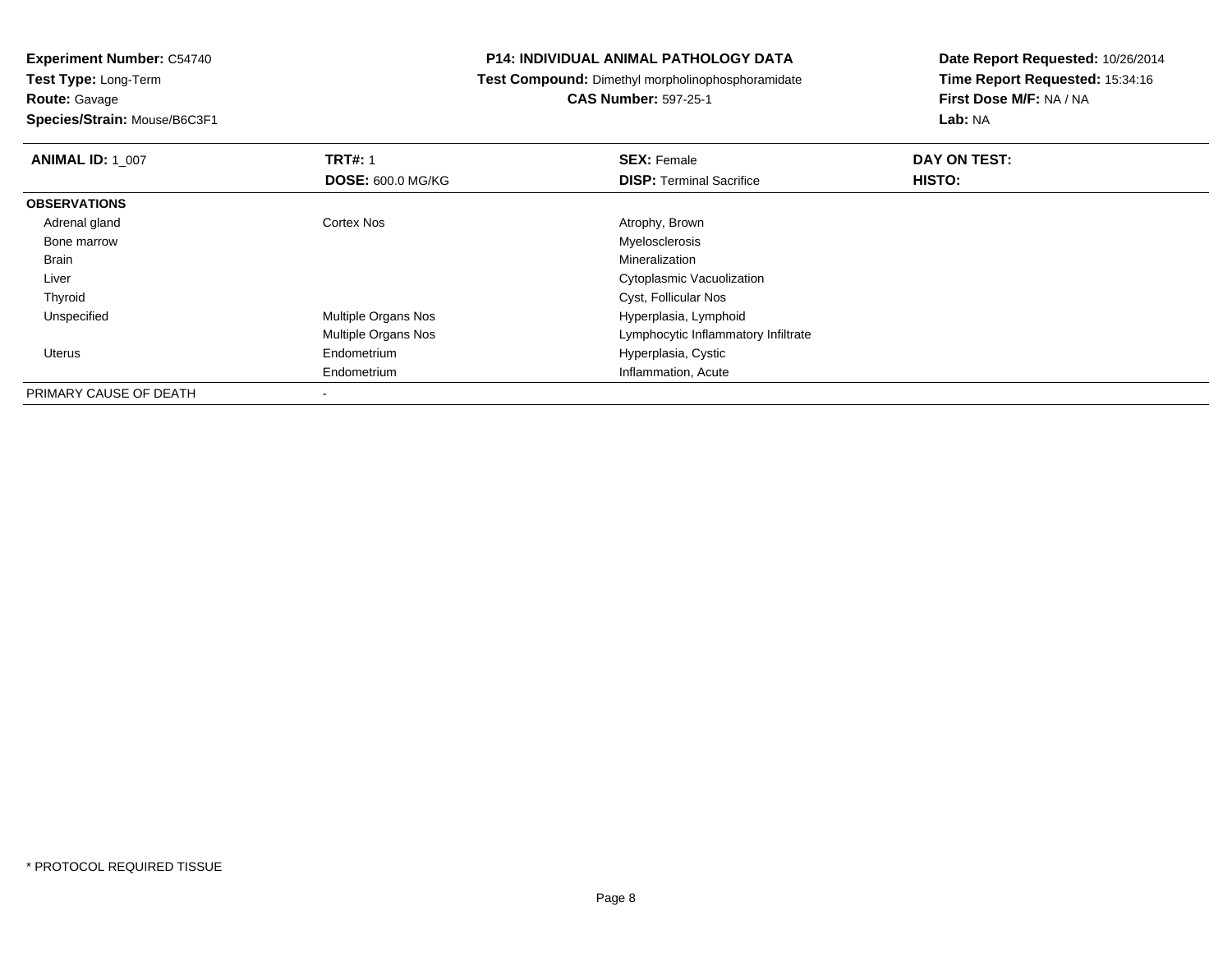**Experiment Number:** C54740
**Test Type:** Long-Term
**Route:** Gavage
**Species/Strain:** Mouse/B6C3F1

**P14: INDIVIDUAL ANIMAL PATHOLOGY DATA**
**Test Compound:** Dimethyl morpholinophosphoramidate
**CAS Number:** 597-25-1

**Date Report Requested:** 10/26/2014
**Time Report Requested:** 15:34:16
**First Dose M/F:** NA / NA
**Lab:** NA

| **ANIMAL ID:** 1_007 | **TRT#:** 1 | **SEX:** Female | **DAY ON TEST:** |
|---|---|---|---|
| | **DOSE:** 600.0 MG/KG | **DISP:** Terminal Sacrifice | **HISTO:** |
| **OBSERVATIONS** | | | |
| Adrenal gland | Cortex Nos | Atrophy, Brown | |
| Bone marrow | | Myelosclerosis | |
| Brain | | Mineralization | |
| Liver | | Cytoplasmic Vacuolization | |
| Thyroid | | Cyst, Follicular Nos | |
| Unspecified | Multiple Organs Nos | Hyperplasia, Lymphoid | |
| | Multiple Organs Nos | Lymphocytic Inflammatory Infiltrate | |
| Uterus | Endometrium | Hyperplasia, Cystic | |
| | Endometrium | Inflammation, Acute | |
| PRIMARY CAUSE OF DEATH | - | | |

* PROTOCOL REQUIRED TISSUE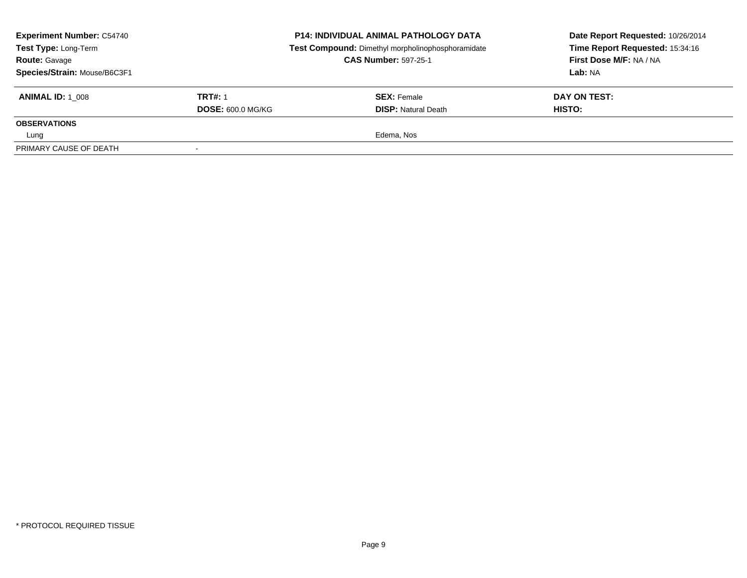**Experiment Number:** C54740
**Test Type:** Long-Term
**Route:** Gavage
**Species/Strain:** Mouse/B6C3F1

**P14: INDIVIDUAL ANIMAL PATHOLOGY DATA**
**Test Compound:** Dimethyl morpholinophosphoramidate
**CAS Number:** 597-25-1

**Date Report Requested:** 10/26/2014
**Time Report Requested:** 15:34:16
**First Dose M/F:** NA / NA
**Lab:** NA

| **ANIMAL ID:** 1_008 | **TRT#:** 1 | **SEX:** Female | **DAY ON TEST:** |
|---|---|---|---|
| | **DOSE:** 600.0 MG/KG | **DISP:** Natural Death | **HISTO:** |
| **OBSERVATIONS** | | | |
| Lung | | Edema, Nos | |
| PRIMARY CAUSE OF DEATH | - | | |

\* PROTOCOL REQUIRED TISSUE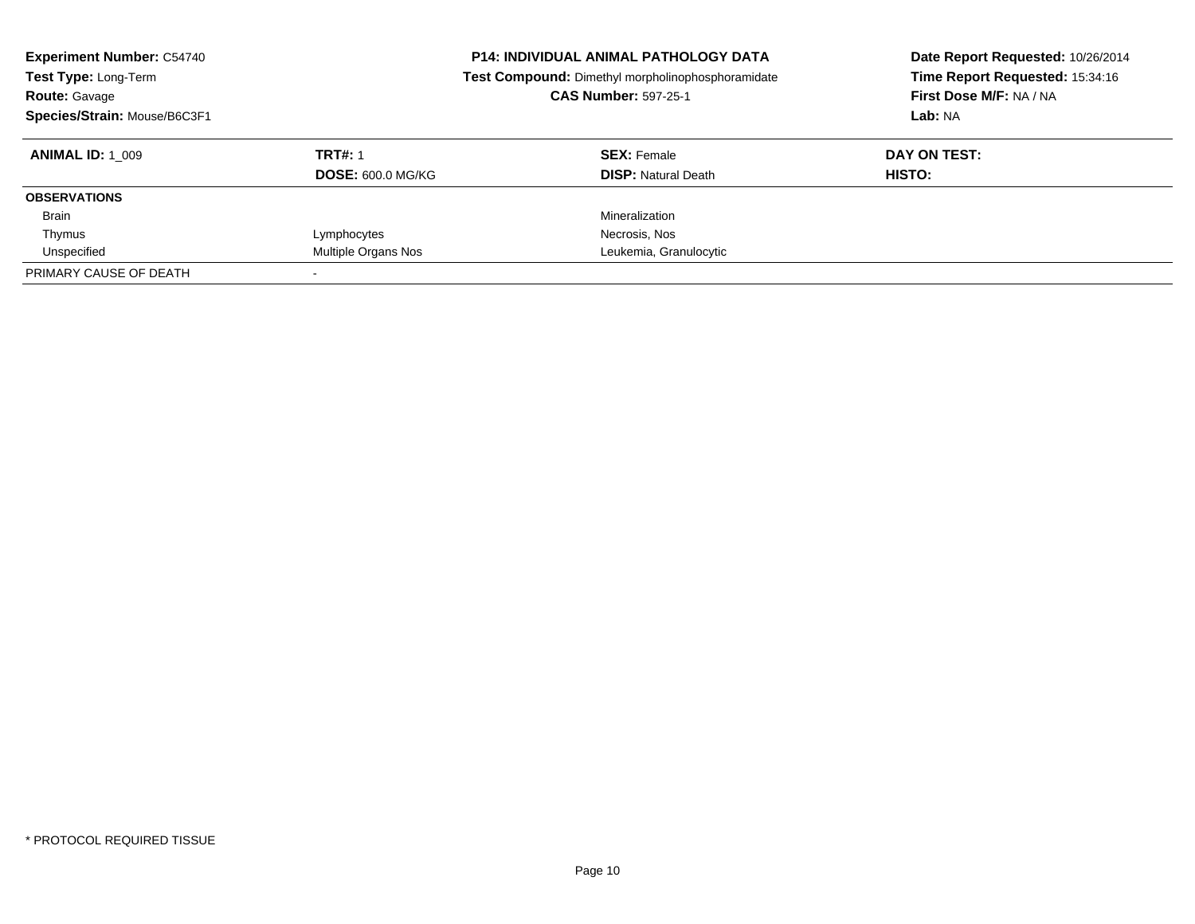**Experiment Number:** C54740
**Test Type:** Long-Term
**Route:** Gavage
**Species/Strain:** Mouse/B6C3F1

**P14: INDIVIDUAL ANIMAL PATHOLOGY DATA**
**Test Compound:** Dimethyl morpholinophosphoramidate
**CAS Number:** 597-25-1

**Date Report Requested:** 10/26/2014
**Time Report Requested:** 15:34:16
**First Dose M/F:** NA / NA
**Lab:** NA

| **ANIMAL ID:** 1_009 | **TRT#:** 1 | **SEX:** Female | **DAY ON TEST:** |
|---|---|---|---|
| | **DOSE:** 600.0 MG/KG | **DISP:** Natural Death | **HISTO:** |
| **OBSERVATIONS** | | | |
| Brain | | Mineralization | |
| Thymus | Lymphocytes | Necrosis, Nos | |
| Unspecified | Multiple Organs Nos | Leukemia, Granulocytic | |
| PRIMARY CAUSE OF DEATH | - | | |

\* PROTOCOL REQUIRED TISSUE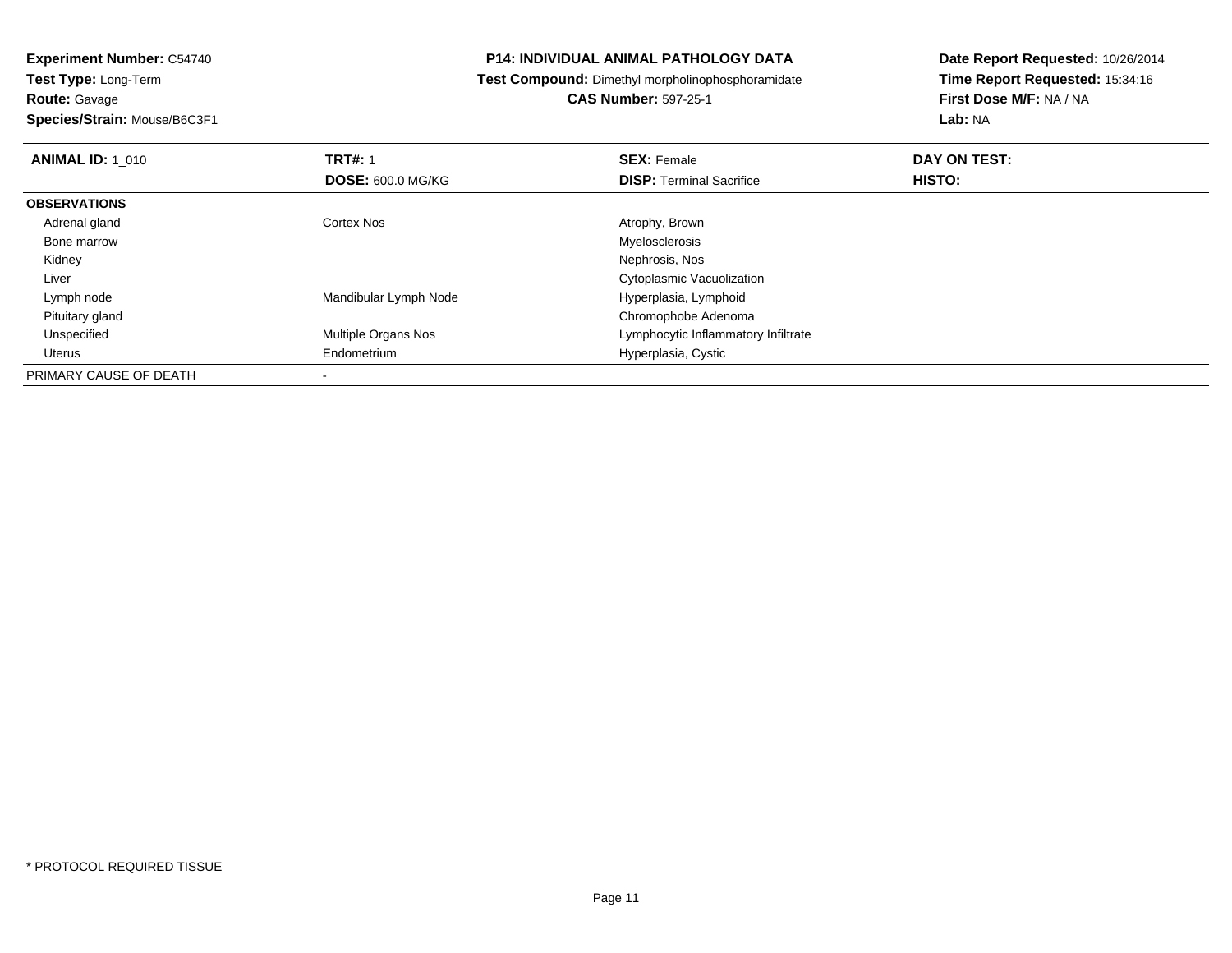**Experiment Number:** C54740
**Test Type:** Long-Term
**Route:** Gavage
**Species/Strain:** Mouse/B6C3F1

**P14: INDIVIDUAL ANIMAL PATHOLOGY DATA**
**Test Compound:** Dimethyl morpholinophosphoramidate
**CAS Number:** 597-25-1

**Date Report Requested:** 10/26/2014
**Time Report Requested:** 15:34:16
**First Dose M/F:** NA / NA
**Lab:** NA

| **ANIMAL ID:** 1_010 | **TRT#:** 1<br>**DOSE:** 600.0 MG/KG | **SEX:** Female<br>**DISP:** Terminal Sacrifice | **DAY ON TEST:**<br>**HISTO:** |
|---|---|---|---|
| **OBSERVATIONS** | | | |
| Adrenal gland | Cortex Nos | Atrophy, Brown | |
| Bone marrow | | Myelosclerosis | |
| Kidney | | Nephrosis, Nos | |
| Liver | | Cytoplasmic Vacuolization | |
| Lymph node | Mandibular Lymph Node | Hyperplasia, Lymphoid | |
| Pituitary gland | | Chromophobe Adenoma | |
| Unspecified | Multiple Organs Nos | Lymphocytic Inflammatory Infiltrate | |
| Uterus | Endometrium | Hyperplasia, Cystic | |
| PRIMARY CAUSE OF DEATH | - | | |

* PROTOCOL REQUIRED TISSUE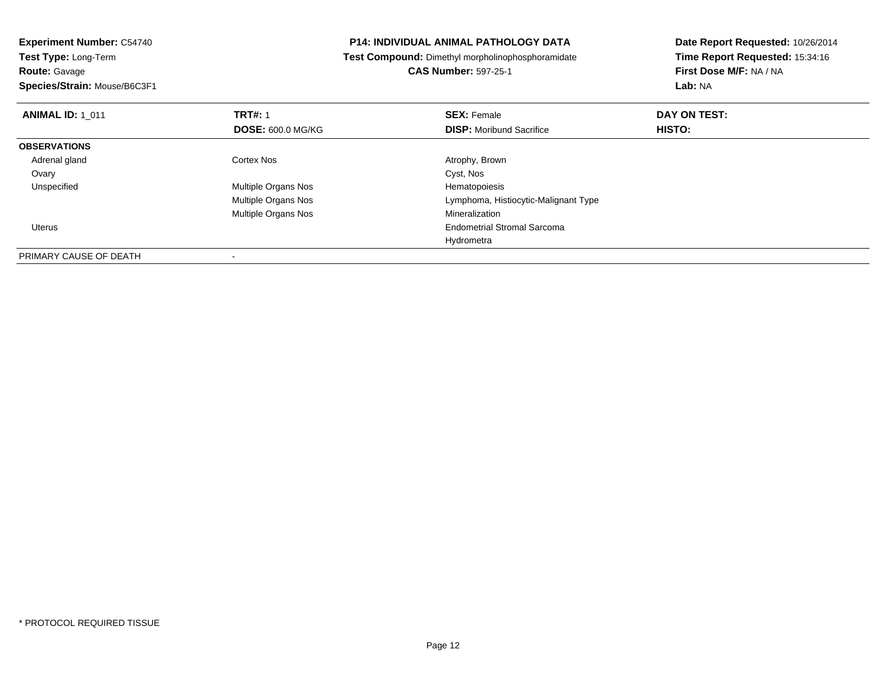**Experiment Number:** C54740
**Test Type:** Long-Term
**Route:** Gavage
**Species/Strain:** Mouse/B6C3F1

**P14: INDIVIDUAL ANIMAL PATHOLOGY DATA**
**Test Compound:** Dimethyl morpholinophosphoramidate
**CAS Number:** 597-25-1

**Date Report Requested:** 10/26/2014
**Time Report Requested:** 15:34:16
**First Dose M/F:** NA / NA
**Lab:** NA

| **ANIMAL ID:** 1_011 | **TRT#:** 1 / **DOSE:** 600.0 MG/KG | **SEX:** Female / **DISP:** Moribund Sacrifice | **DAY ON TEST:** / **HISTO:** |
|---|---|---|---|
| **OBSERVATIONS** | | | |
| Adrenal gland | Cortex Nos | Atrophy, Brown | |
| Ovary | | Cyst, Nos | |
| Unspecified | Multiple Organs Nos | Hematopoiesis | |
| | Multiple Organs Nos | Lymphoma, Histiocytic-Malignant Type | |
| | Multiple Organs Nos | Mineralization | |
| Uterus | | Endometrial Stromal Sarcoma | |
| | | Hydrometra | |
| PRIMARY CAUSE OF DEATH | - | | |

* PROTOCOL REQUIRED TISSUE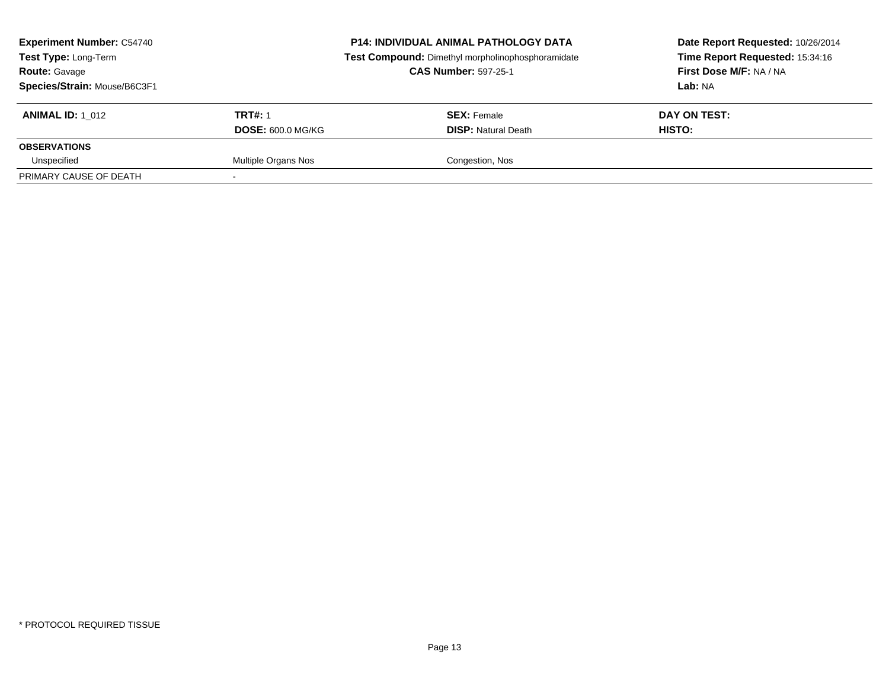**Experiment Number:** C54740
**Test Type:** Long-Term
**Route:** Gavage
**Species/Strain:** Mouse/B6C3F1

**P14: INDIVIDUAL ANIMAL PATHOLOGY DATA**
**Test Compound:** Dimethyl morpholinophosphoramidate
**CAS Number:** 597-25-1

**Date Report Requested:** 10/26/2014
**Time Report Requested:** 15:34:16
**First Dose M/F:** NA / NA
**Lab:** NA

| **ANIMAL ID:** 1_012 | **TRT#:** 1 | **SEX:** Female | **DAY ON TEST:** |
|---|---|---|---|
| | **DOSE:** 600.0 MG/KG | **DISP:** Natural Death | **HISTO:** |
| **OBSERVATIONS** | | | |
| Unspecified | Multiple Organs Nos | Congestion, Nos | |
| PRIMARY CAUSE OF DEATH | - | | |

\* PROTOCOL REQUIRED TISSUE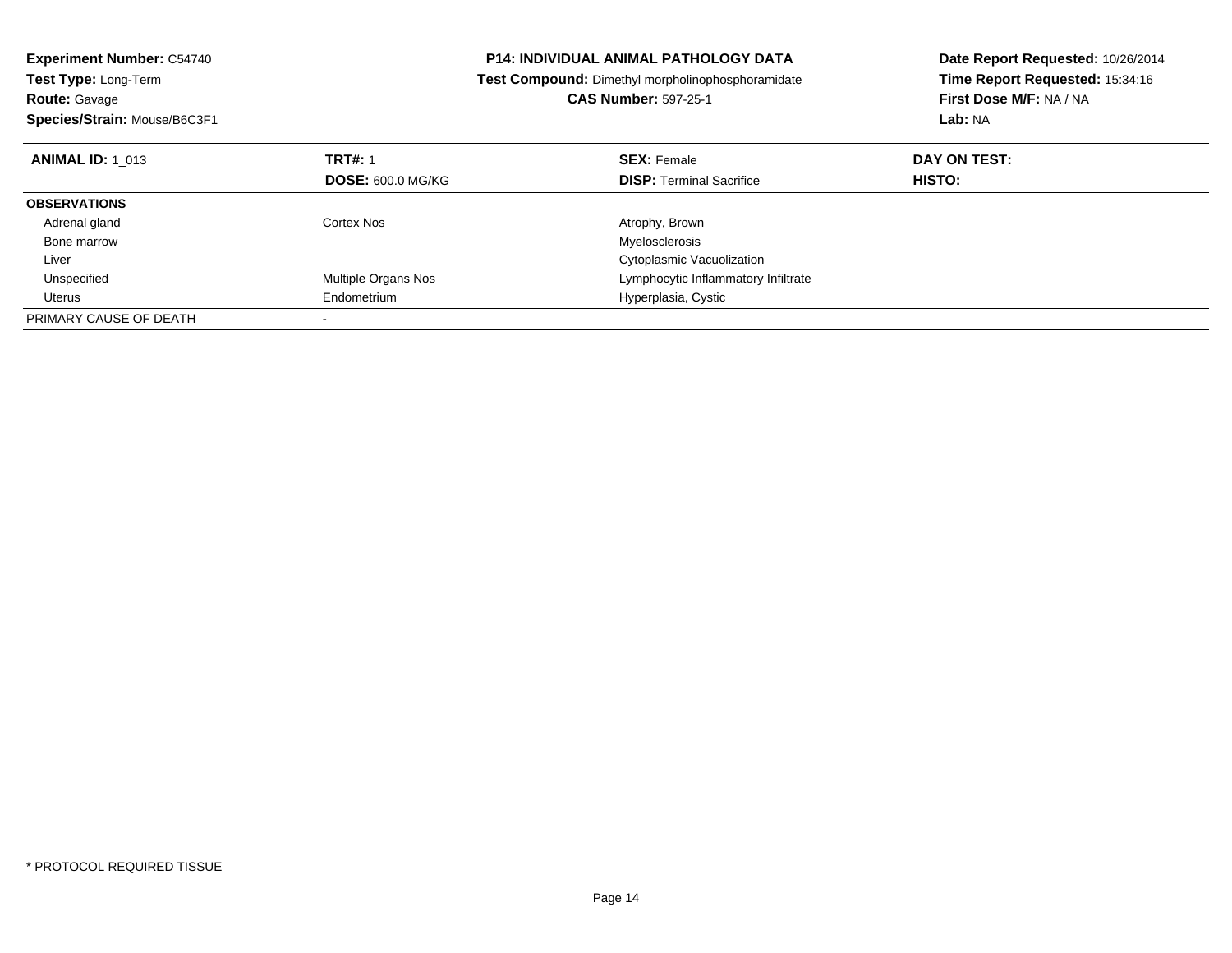**Experiment Number:** C54740
**Test Type:** Long-Term
**Route:** Gavage
**Species/Strain:** Mouse/B6C3F1

**P14: INDIVIDUAL ANIMAL PATHOLOGY DATA**
**Test Compound:** Dimethyl morpholinophosphoramidate
**CAS Number:** 597-25-1

**Date Report Requested:** 10/26/2014
**Time Report Requested:** 15:34:16
**First Dose M/F:** NA / NA
**Lab:** NA

| **ANIMAL ID:** 1_013 | **TRT#:** 1 | **SEX:** Female | **DAY ON TEST:** |
|---|---|---|---|
| | **DOSE:** 600.0 MG/KG | **DISP:** Terminal Sacrifice | **HISTO:** |
| **OBSERVATIONS** | | | |
| Adrenal gland | Cortex Nos | Atrophy, Brown | |
| Bone marrow | | Myelosclerosis | |
| Liver | | Cytoplasmic Vacuolization | |
| Unspecified | Multiple Organs Nos | Lymphocytic Inflammatory Infiltrate | |
| Uterus | Endometrium | Hyperplasia, Cystic | |
| PRIMARY CAUSE OF DEATH | - | | |

* PROTOCOL REQUIRED TISSUE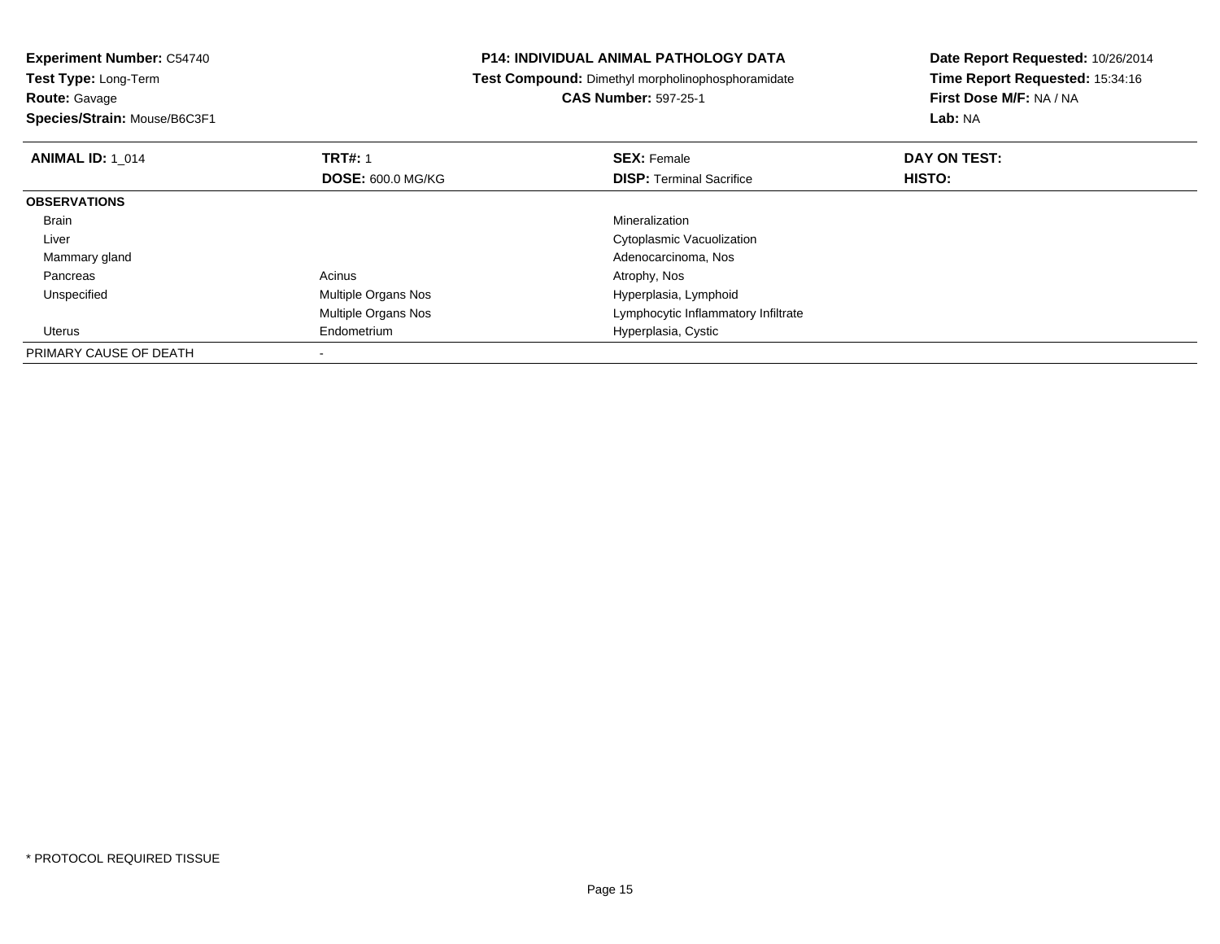**Experiment Number:** C54740
**Test Type:** Long-Term
**Route:** Gavage
**Species/Strain:** Mouse/B6C3F1

**P14: INDIVIDUAL ANIMAL PATHOLOGY DATA**
**Test Compound:** Dimethyl morpholinophosphoramidate
**CAS Number:** 597-25-1

**Date Report Requested:** 10/26/2014
**Time Report Requested:** 15:34:16
**First Dose M/F:** NA / NA
**Lab:** NA

| **ANIMAL ID:** 1_014 | **TRT#:** 1 | **SEX:** Female | **DAY ON TEST:** |
|---|---|---|---|
| | **DOSE:** 600.0 MG/KG | **DISP:** Terminal Sacrifice | **HISTO:** |
| **OBSERVATIONS** | | | |
| Brain | | Mineralization | |
| Liver | | Cytoplasmic Vacuolization | |
| Mammary gland | | Adenocarcinoma, Nos | |
| Pancreas | Acinus | Atrophy, Nos | |
| Unspecified | Multiple Organs Nos | Hyperplasia, Lymphoid | |
| | Multiple Organs Nos | Lymphocytic Inflammatory Infiltrate | |
| Uterus | Endometrium | Hyperplasia, Cystic | |
| PRIMARY CAUSE OF DEATH | - | | |

* PROTOCOL REQUIRED TISSUE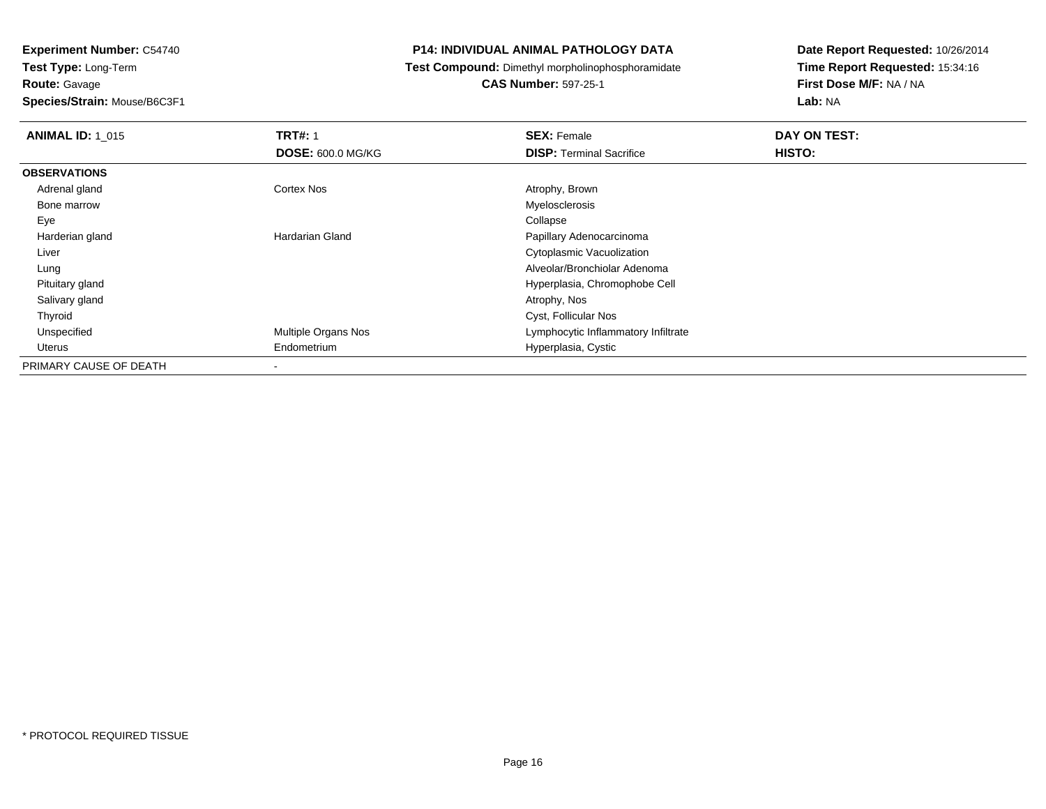**Experiment Number:** C54740
**Test Type:** Long-Term
**Route:** Gavage
**Species/Strain:** Mouse/B6C3F1

## P14: INDIVIDUAL ANIMAL PATHOLOGY DATA

**Test Compound:** Dimethyl morpholinophosphoramidate
**CAS Number:** 597-25-1

**Date Report Requested:** 10/26/2014
**Time Report Requested:** 15:34:16
**First Dose M/F:** NA / NA
**Lab:** NA

| **ANIMAL ID:** 1_015 | **TRT#:** 1 | **SEX:** Female | **DAY ON TEST:** |
|---|---|---|---|
| | **DOSE:** 600.0 MG/KG | **DISP:** Terminal Sacrifice | **HISTO:** |
| **OBSERVATIONS** | | | |
| Adrenal gland | Cortex Nos | Atrophy, Brown | |
| Bone marrow | | Myelosclerosis | |
| Eye | | Collapse | |
| Harderian gland | Hardarian Gland | Papillary Adenocarcinoma | |
| Liver | | Cytoplasmic Vacuolization | |
| Lung | | Alveolar/Bronchiolar Adenoma | |
| Pituitary gland | | Hyperplasia, Chromophobe Cell | |
| Salivary gland | | Atrophy, Nos | |
| Thyroid | | Cyst, Follicular Nos | |
| Unspecified | Multiple Organs Nos | Lymphocytic Inflammatory Infiltrate | |
| Uterus | Endometrium | Hyperplasia, Cystic | |
| PRIMARY CAUSE OF DEATH | - | | |

\* PROTOCOL REQUIRED TISSUE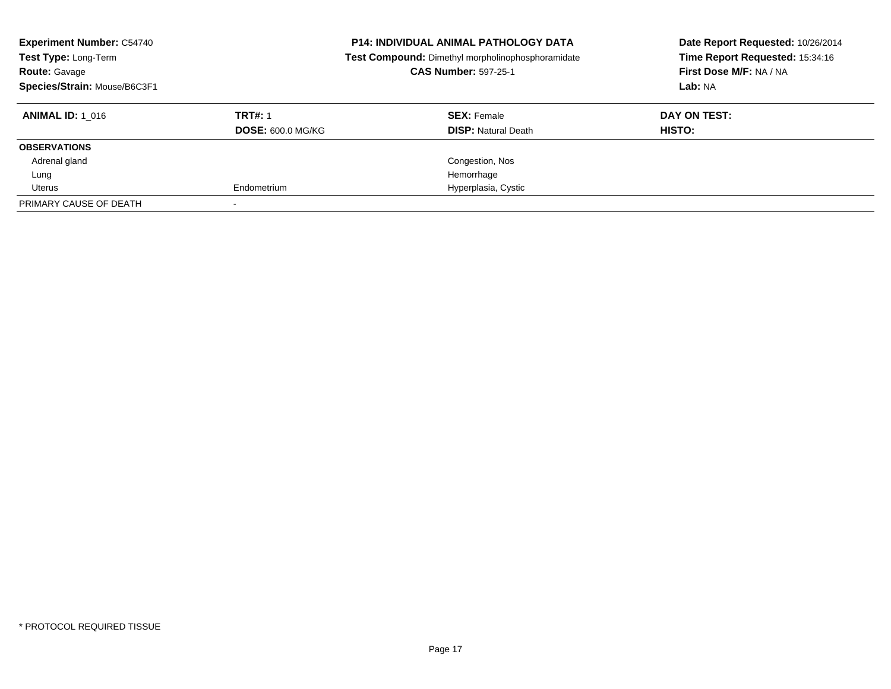**Experiment Number:** C54740
**Test Type:** Long-Term
**Route:** Gavage
**Species/Strain:** Mouse/B6C3F1

**P14: INDIVIDUAL ANIMAL PATHOLOGY DATA**
**Test Compound:** Dimethyl morpholinophosphoramidate
**CAS Number:** 597-25-1

**Date Report Requested:** 10/26/2014
**Time Report Requested:** 15:34:16
**First Dose M/F:** NA / NA
**Lab:** NA

| **ANIMAL ID:** 1_016 | **TRT#:** 1 | **SEX:** Female | **DAY ON TEST:** |
|---|---|---|---|
| | **DOSE:** 600.0 MG/KG | **DISP:** Natural Death | **HISTO:** |
| **OBSERVATIONS** | | | |
| Adrenal gland | | Congestion, Nos | |
| Lung | | Hemorrhage | |
| Uterus | Endometrium | Hyperplasia, Cystic | |
| PRIMARY CAUSE OF DEATH | - | | |

\* PROTOCOL REQUIRED TISSUE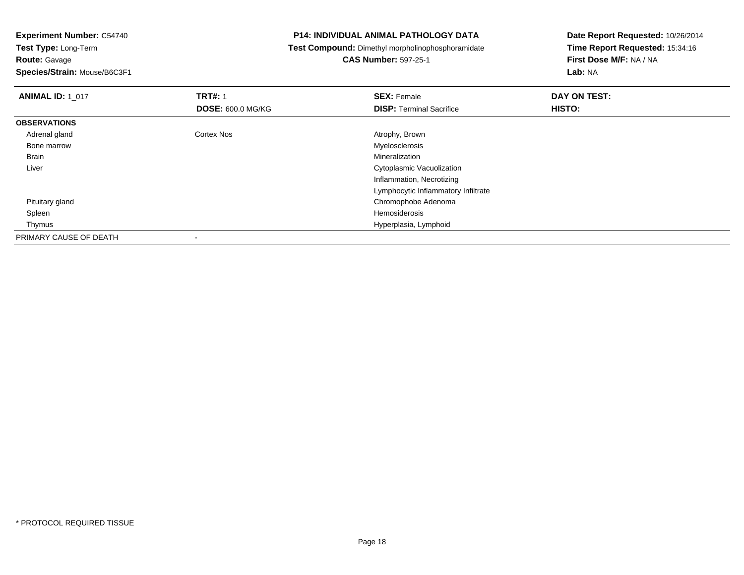**Experiment Number:** C54740
**Test Type:** Long-Term
**Route:** Gavage
**Species/Strain:** Mouse/B6C3F1

**P14: INDIVIDUAL ANIMAL PATHOLOGY DATA**
**Test Compound:** Dimethyl morpholinophosphoramidate
**CAS Number:** 597-25-1

**Date Report Requested:** 10/26/2014
**Time Report Requested:** 15:34:16
**First Dose M/F:** NA / NA
**Lab:** NA

| **ANIMAL ID:** 1_017 | **TRT#:** 1<br>**DOSE:** 600.0 MG/KG | **SEX:** Female<br>**DISP:** Terminal Sacrifice | **DAY ON TEST:**<br>**HISTO:** |
|---|---|---|---|
| **OBSERVATIONS** | | | |
| Adrenal gland | Cortex Nos | Atrophy, Brown | |
| Bone marrow | | Myelosclerosis | |
| Brain | | Mineralization | |
| Liver | | Cytoplasmic Vacuolization | |
| | | Inflammation, Necrotizing | |
| | | Lymphocytic Inflammatory Infiltrate | |
| Pituitary gland | | Chromophobe Adenoma | |
| Spleen | | Hemosiderosis | |
| Thymus | | Hyperplasia, Lymphoid | |
| PRIMARY CAUSE OF DEATH | - | | |

\* PROTOCOL REQUIRED TISSUE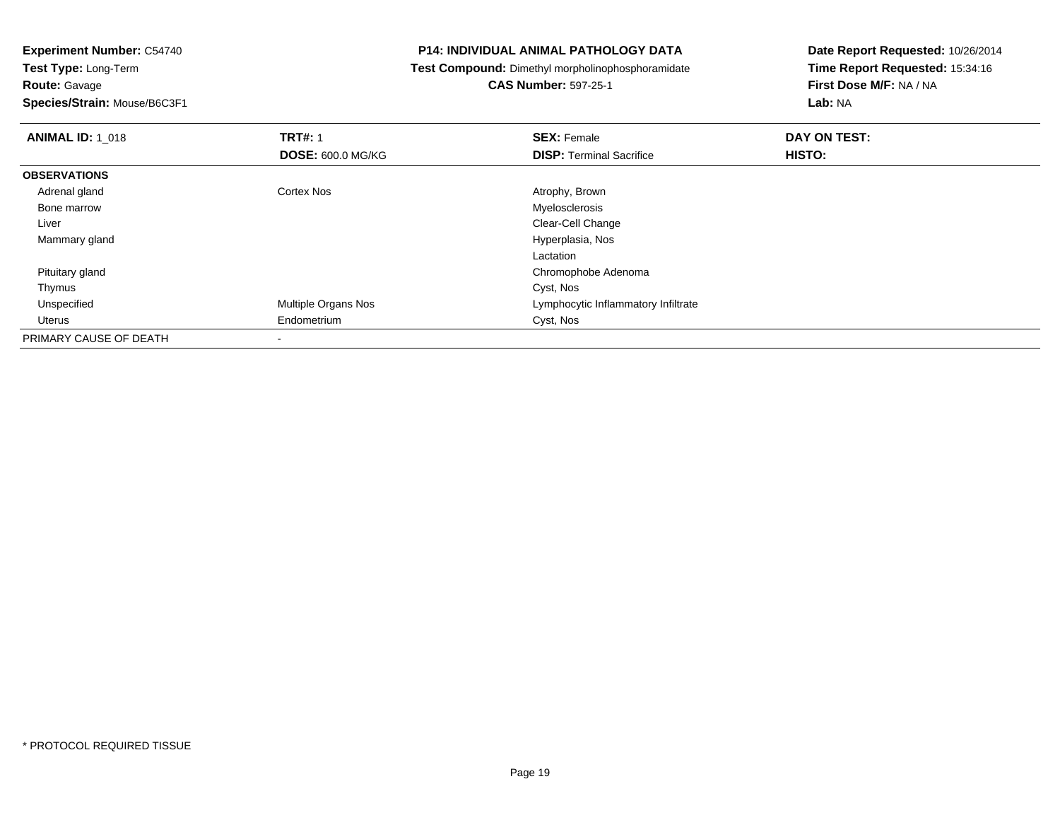**Experiment Number:** C54740
**Test Type:** Long-Term
**Route:** Gavage
**Species/Strain:** Mouse/B6C3F1

**P14: INDIVIDUAL ANIMAL PATHOLOGY DATA**
**Test Compound:** Dimethyl morpholinophosphoramidate
**CAS Number:** 597-25-1

**Date Report Requested:** 10/26/2014
**Time Report Requested:** 15:34:16
**First Dose M/F:** NA / NA
**Lab:** NA

| **ANIMAL ID:** 1_018 | **TRT#:** 1<br>**DOSE:** 600.0 MG/KG | **SEX:** Female<br>**DISP:** Terminal Sacrifice | **DAY ON TEST:**<br>**HISTO:** |
|---|---|---|---|
| **OBSERVATIONS** | | | |
| Adrenal gland | Cortex Nos | Atrophy, Brown | |
| Bone marrow | | Myelosclerosis | |
| Liver | | Clear-Cell Change | |
| Mammary gland | | Hyperplasia, Nos | |
| | | Lactation | |
| Pituitary gland | | Chromophobe Adenoma | |
| Thymus | | Cyst, Nos | |
| Unspecified | Multiple Organs Nos | Lymphocytic Inflammatory Infiltrate | |
| Uterus | Endometrium | Cyst, Nos | |
| PRIMARY CAUSE OF DEATH | - | | |

\* PROTOCOL REQUIRED TISSUE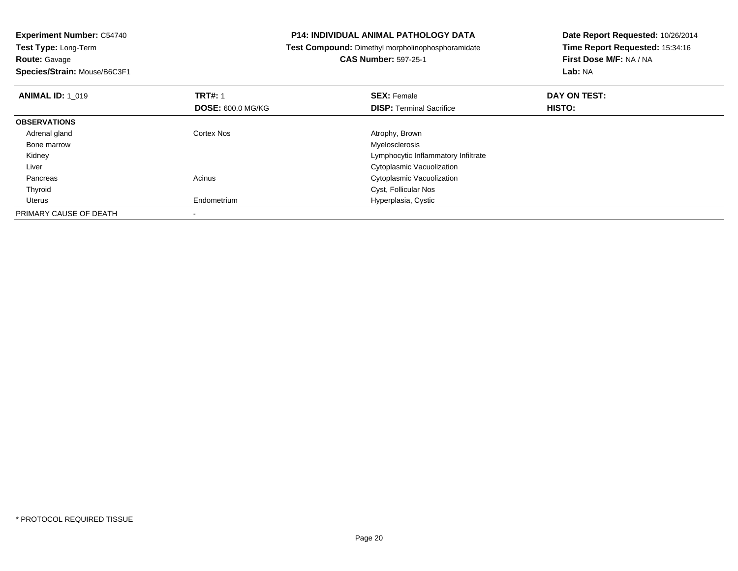**Experiment Number:** C54740
**Test Type:** Long-Term
**Route:** Gavage
**Species/Strain:** Mouse/B6C3F1

**P14: INDIVIDUAL ANIMAL PATHOLOGY DATA**
**Test Compound:** Dimethyl morpholinophosphoramidate
**CAS Number:** 597-25-1

**Date Report Requested:** 10/26/2014
**Time Report Requested:** 15:34:16
**First Dose M/F:** NA / NA
**Lab:** NA

| **ANIMAL ID:** 1_019 | **TRT#:** 1<br>**DOSE:** 600.0 MG/KG | **SEX:** Female<br>**DISP:** Terminal Sacrifice | **DAY ON TEST:**<br>**HISTO:** |
|---|---|---|---|
| **OBSERVATIONS** | | | |
| Adrenal gland | Cortex Nos | Atrophy, Brown | |
| Bone marrow | | Myelosclerosis | |
| Kidney | | Lymphocytic Inflammatory Infiltrate | |
| Liver | | Cytoplasmic Vacuolization | |
| Pancreas | Acinus | Cytoplasmic Vacuolization | |
| Thyroid | | Cyst, Follicular Nos | |
| Uterus | Endometrium | Hyperplasia, Cystic | |
| PRIMARY CAUSE OF DEATH | - | | |

* PROTOCOL REQUIRED TISSUE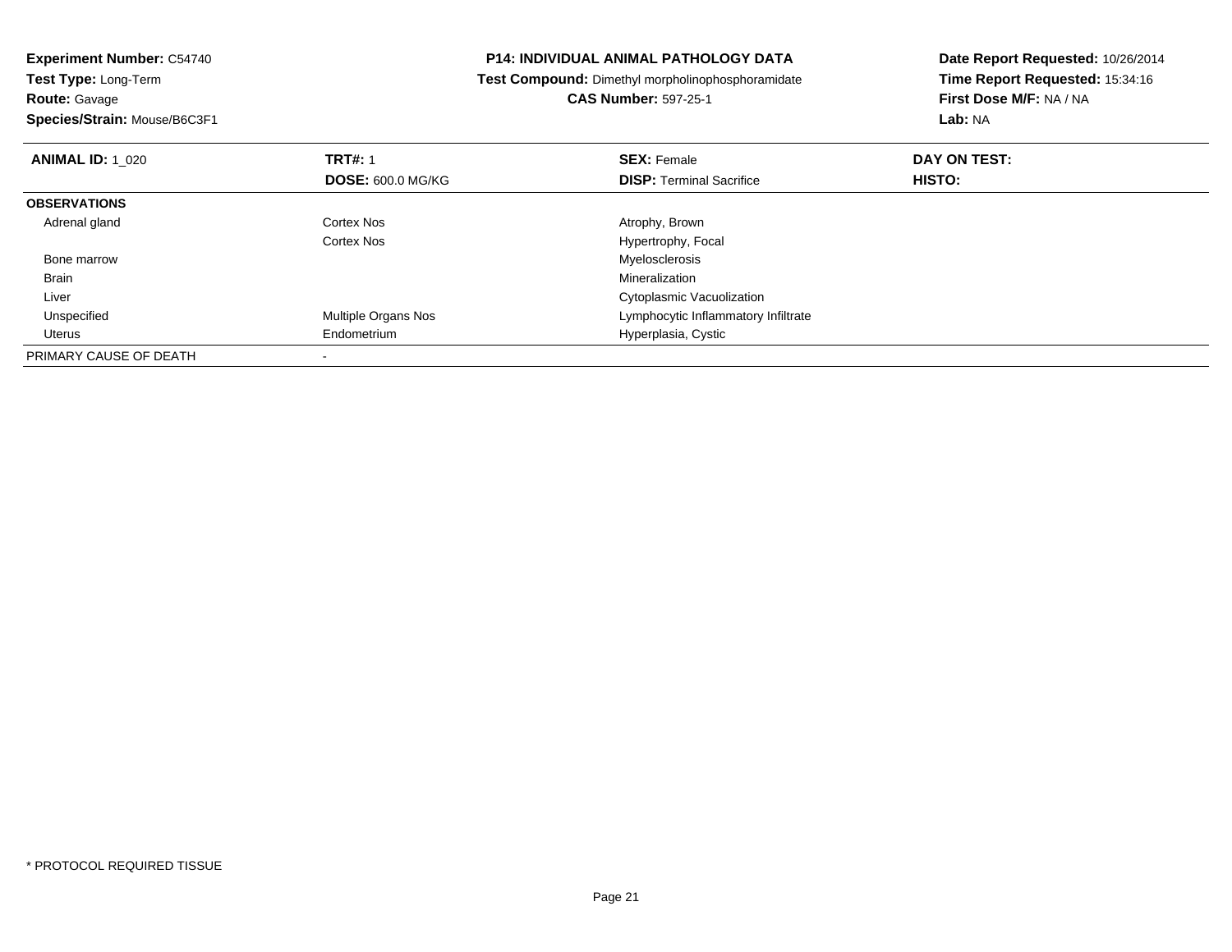**Experiment Number:** C54740
**Test Type:** Long-Term
**Route:** Gavage
**Species/Strain:** Mouse/B6C3F1

**P14: INDIVIDUAL ANIMAL PATHOLOGY DATA**
**Test Compound:** Dimethyl morpholinophosphoramidate
**CAS Number:** 597-25-1

**Date Report Requested:** 10/26/2014
**Time Report Requested:** 15:34:16
**First Dose M/F:** NA / NA
**Lab:** NA

| **ANIMAL ID:** 1_020 | **TRT#:** 1 | **SEX:** Female | **DAY ON TEST:** |
|---|---|---|---|
| | **DOSE:** 600.0 MG/KG | **DISP:** Terminal Sacrifice | **HISTO:** |
| **OBSERVATIONS** | | | |
| Adrenal gland | Cortex Nos | Atrophy, Brown | |
| | Cortex Nos | Hypertrophy, Focal | |
| Bone marrow | | Myelosclerosis | |
| Brain | | Mineralization | |
| Liver | | Cytoplasmic Vacuolization | |
| Unspecified | Multiple Organs Nos | Lymphocytic Inflammatory Infiltrate | |
| Uterus | Endometrium | Hyperplasia, Cystic | |
| PRIMARY CAUSE OF DEATH | - | | |

* PROTOCOL REQUIRED TISSUE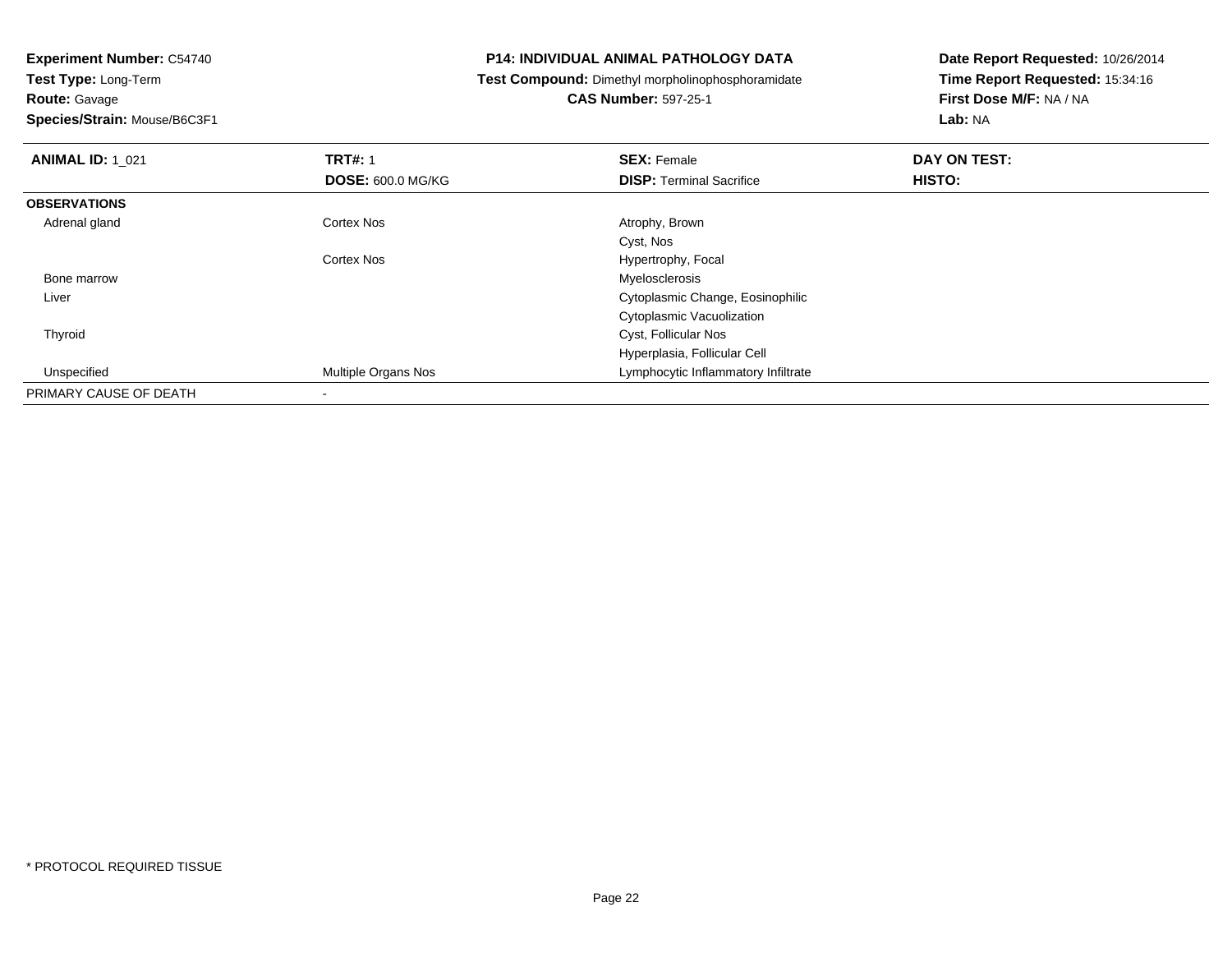**Experiment Number:** C54740
**Test Type:** Long-Term
**Route:** Gavage
**Species/Strain:** Mouse/B6C3F1

**P14: INDIVIDUAL ANIMAL PATHOLOGY DATA**
**Test Compound:** Dimethyl morpholinophosphoramidate
**CAS Number:** 597-25-1

**Date Report Requested:** 10/26/2014
**Time Report Requested:** 15:34:16
**First Dose M/F:** NA / NA
**Lab:** NA

| **ANIMAL ID:** 1_021 | **TRT#:** 1 | **SEX:** Female | **DAY ON TEST:** |
|---|---|---|---|
| | **DOSE:** 600.0 MG/KG | **DISP:** Terminal Sacrifice | **HISTO:** |
| **OBSERVATIONS** | | | |
| Adrenal gland | Cortex Nos | Atrophy, Brown | |
| | | Cyst, Nos | |
| | Cortex Nos | Hypertrophy, Focal | |
| Bone marrow | | Myelosclerosis | |
| Liver | | Cytoplasmic Change, Eosinophilic | |
| | | Cytoplasmic Vacuolization | |
| Thyroid | | Cyst, Follicular Nos | |
| | | Hyperplasia, Follicular Cell | |
| Unspecified | Multiple Organs Nos | Lymphocytic Inflammatory Infiltrate | |
| PRIMARY CAUSE OF DEATH | - | | |

* PROTOCOL REQUIRED TISSUE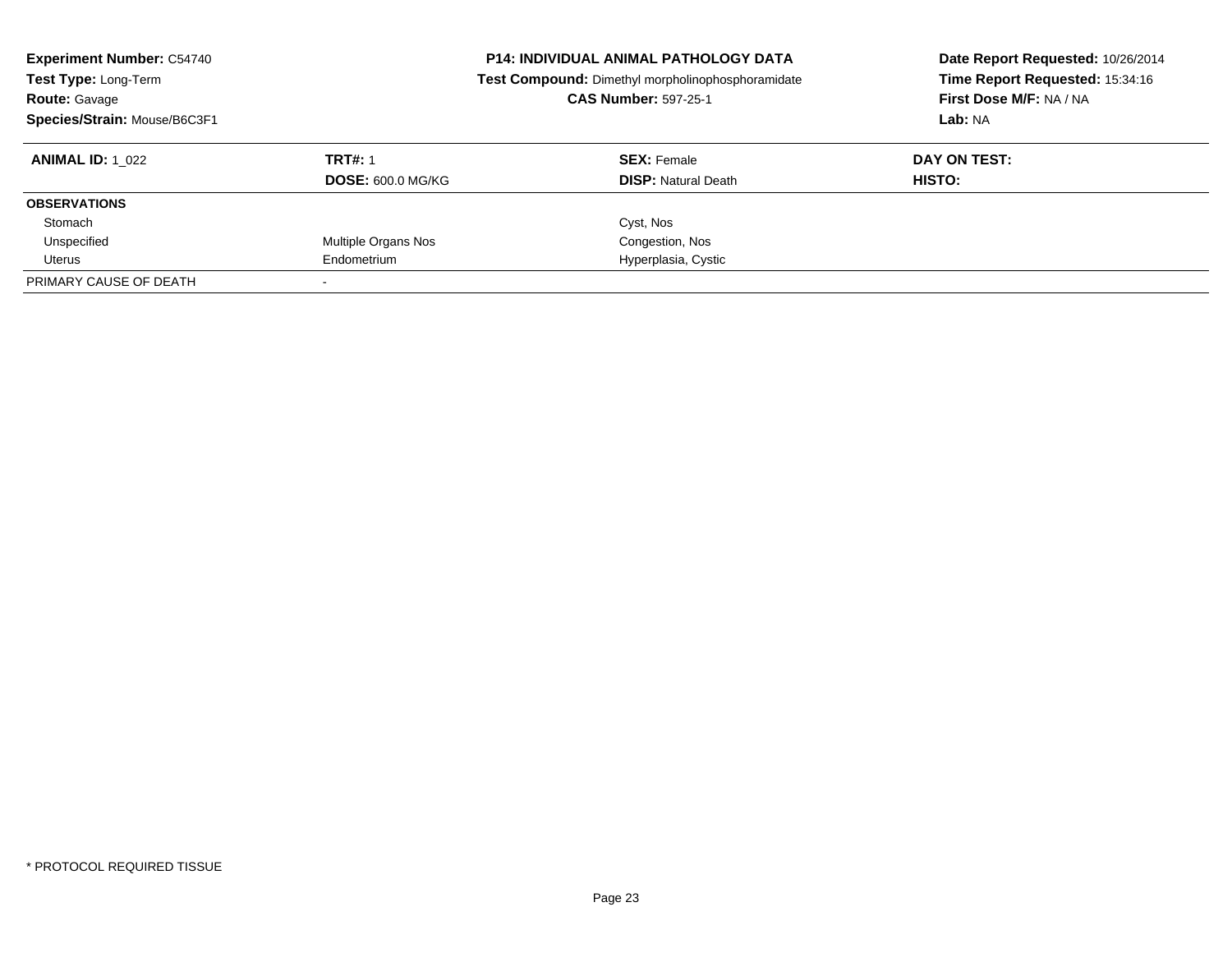**Experiment Number:** C54740
**Test Type:** Long-Term
**Route:** Gavage
**Species/Strain:** Mouse/B6C3F1

**P14: INDIVIDUAL ANIMAL PATHOLOGY DATA**
**Test Compound:** Dimethyl morpholinophosphoramidate
**CAS Number:** 597-25-1

**Date Report Requested:** 10/26/2014
**Time Report Requested:** 15:34:16
**First Dose M/F:** NA / NA
**Lab:** NA

| **ANIMAL ID:** 1_022 | **TRT#:** 1 | **SEX:** Female | **DAY ON TEST:** |
|---|---|---|---|
| | **DOSE:** 600.0 MG/KG | **DISP:** Natural Death | **HISTO:** |
| **OBSERVATIONS** | | | |
| Stomach | | Cyst, Nos | |
| Unspecified | Multiple Organs Nos | Congestion, Nos | |
| Uterus | Endometrium | Hyperplasia, Cystic | |
| PRIMARY CAUSE OF DEATH | - | | |

* PROTOCOL REQUIRED TISSUE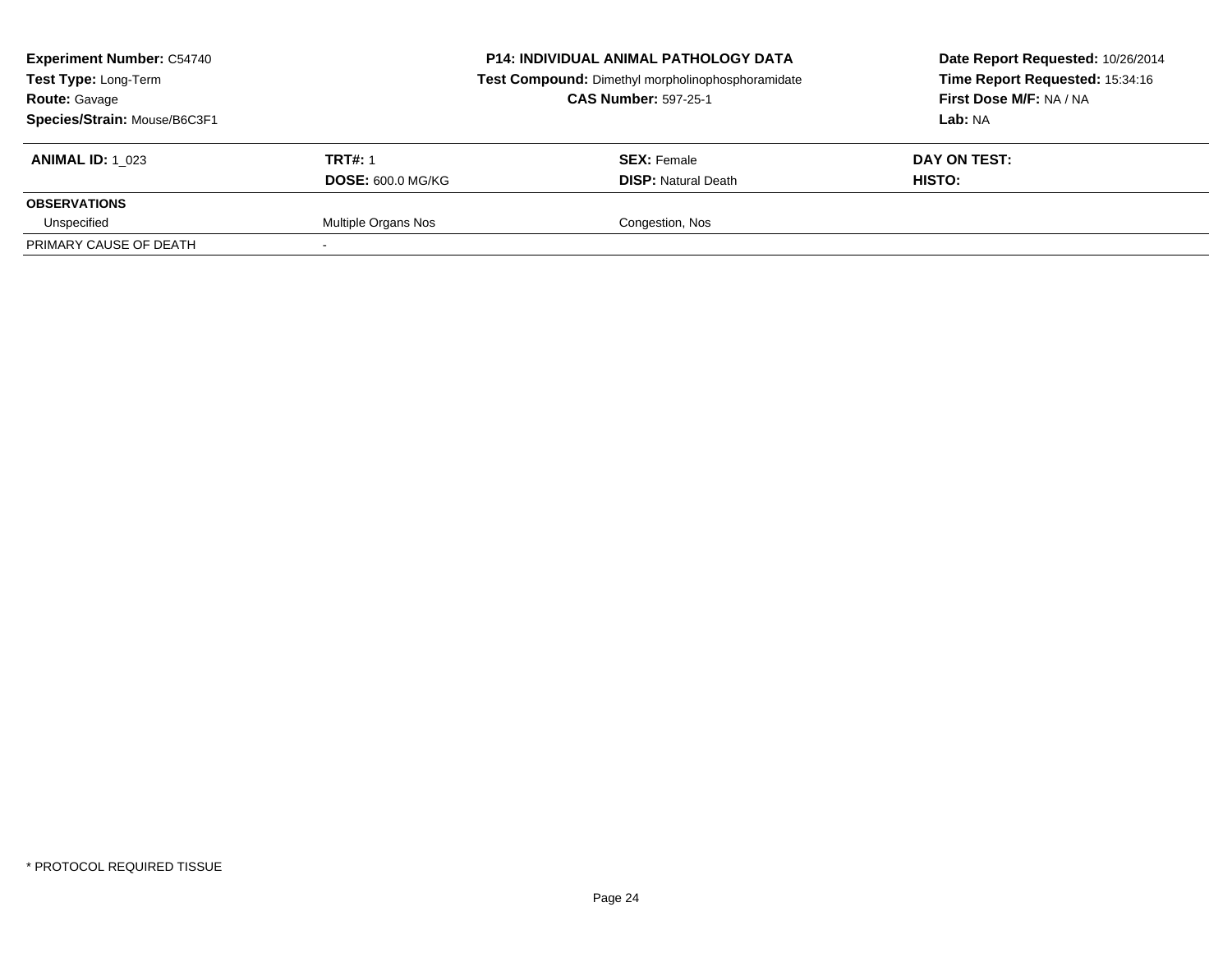| **Experiment Number:** C54740 | **P14: INDIVIDUAL ANIMAL PATHOLOGY DATA** | **Date Report Requested:** 10/26/2014 |
|---|---|---|
| **Test Type:** Long-Term | **Test Compound:** Dimethyl morpholinophosphoramidate | **Time Report Requested:** 15:34:16 |
| **Route:** Gavage | **CAS Number:** 597-25-1 | **First Dose M/F:** NA / NA |
| **Species/Strain:** Mouse/B6C3F1 | | **Lab:** NA |

| **ANIMAL ID:** 1_023 | **TRT#:** 1 | **SEX:** Female | **DAY ON TEST:** |
|---|---|---|---|
| | **DOSE:** 600.0 MG/KG | **DISP:** Natural Death | **HISTO:** |
| **OBSERVATIONS** | | | |
| Unspecified | Multiple Organs Nos | Congestion, Nos | |
| PRIMARY CAUSE OF DEATH | - | | |

\* PROTOCOL REQUIRED TISSUE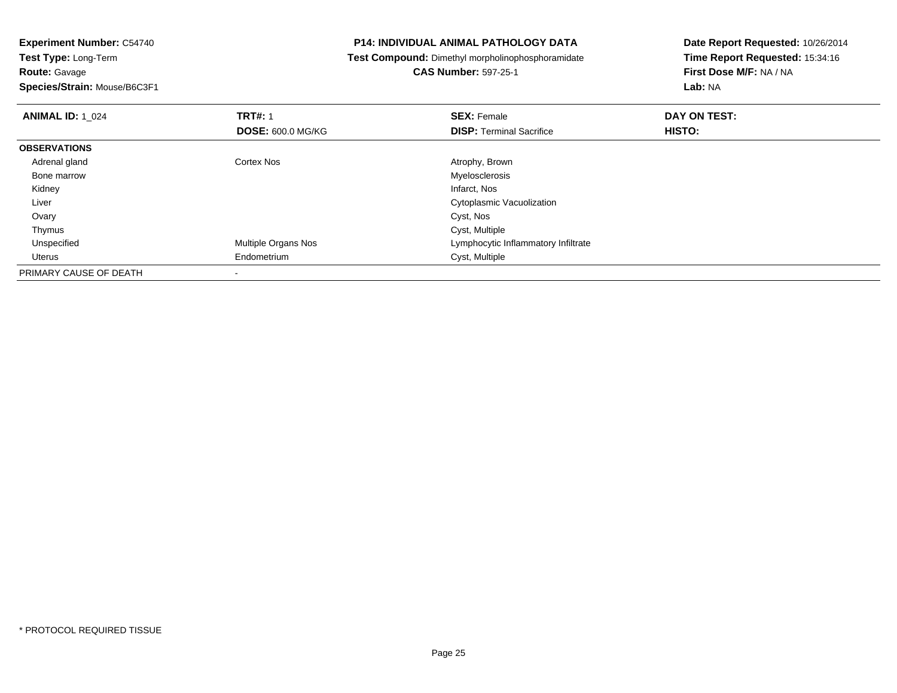**Experiment Number:** C54740
**Test Type:** Long-Term
**Route:** Gavage
**Species/Strain:** Mouse/B6C3F1

# P14: INDIVIDUAL ANIMAL PATHOLOGY DATA

**Test Compound:** Dimethyl morpholinophosphoramidate
**CAS Number:** 597-25-1

**Date Report Requested:** 10/26/2014
**Time Report Requested:** 15:34:16
**First Dose M/F:** NA / NA
**Lab:** NA

| **ANIMAL ID:** 1_024 | **TRT#:** 1 | **SEX:** Female | **DAY ON TEST:** |
|---|---|---|---|
| | **DOSE:** 600.0 MG/KG | **DISP:** Terminal Sacrifice | **HISTO:** |
| **OBSERVATIONS** | | | |
| Adrenal gland | Cortex Nos | Atrophy, Brown | |
| Bone marrow | | Myelosclerosis | |
| Kidney | | Infarct, Nos | |
| Liver | | Cytoplasmic Vacuolization | |
| Ovary | | Cyst, Nos | |
| Thymus | | Cyst, Multiple | |
| Unspecified | Multiple Organs Nos | Lymphocytic Inflammatory Infiltrate | |
| Uterus | Endometrium | Cyst, Multiple | |
| PRIMARY CAUSE OF DEATH | - | | |

* PROTOCOL REQUIRED TISSUE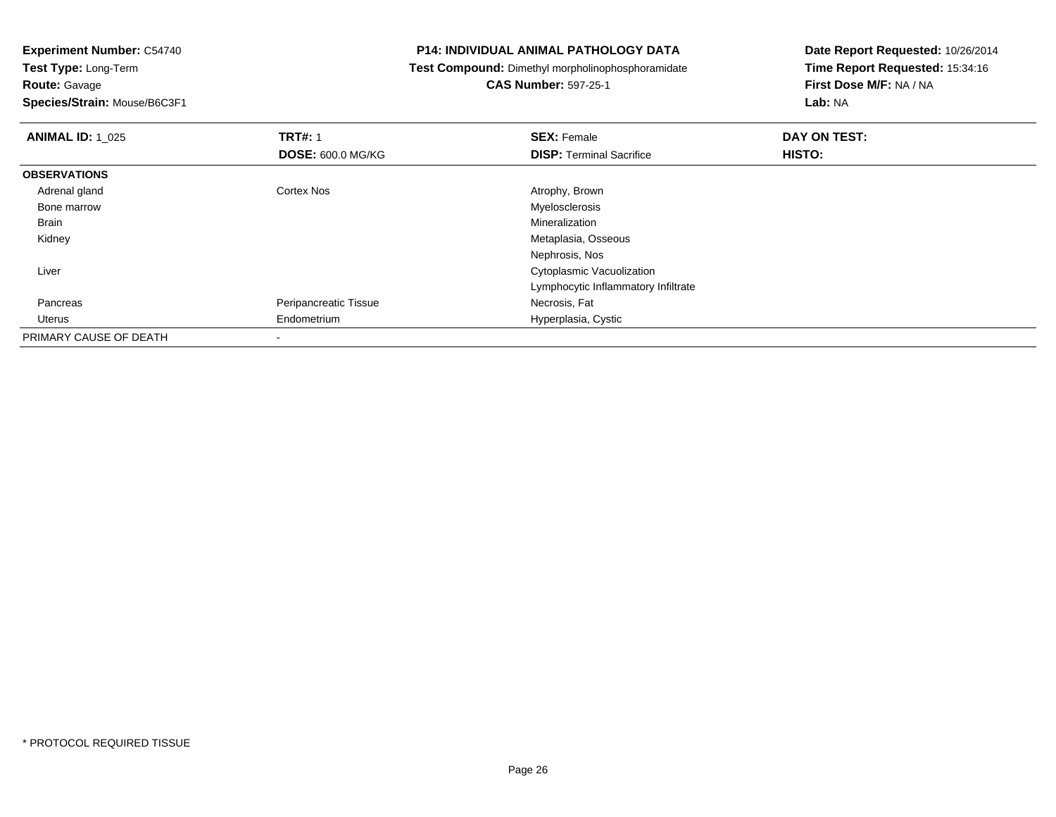**Experiment Number:** C54740
**Test Type:** Long-Term
**Route:** Gavage
**Species/Strain:** Mouse/B6C3F1

**P14: INDIVIDUAL ANIMAL PATHOLOGY DATA**
**Test Compound:** Dimethyl morpholinophosphoramidate
**CAS Number:** 597-25-1

**Date Report Requested:** 10/26/2014
**Time Report Requested:** 15:34:16
**First Dose M/F:** NA / NA
**Lab:** NA

| **ANIMAL ID:** 1_025 | **TRT#:** 1 | **SEX:** Female | **DAY ON TEST:** |
|---|---|---|---|
| | **DOSE:** 600.0 MG/KG | **DISP:** Terminal Sacrifice | **HISTO:** |
| **OBSERVATIONS** | | | |
| Adrenal gland | Cortex Nos | Atrophy, Brown | |
| Bone marrow | | Myelosclerosis | |
| Brain | | Mineralization | |
| Kidney | | Metaplasia, Osseous | |
| | | Nephrosis, Nos | |
| Liver | | Cytoplasmic Vacuolization | |
| | | Lymphocytic Inflammatory Infiltrate | |
| Pancreas | Peripancreatic Tissue | Necrosis, Fat | |
| Uterus | Endometrium | Hyperplasia, Cystic | |
| PRIMARY CAUSE OF DEATH | - | | |

\* PROTOCOL REQUIRED TISSUE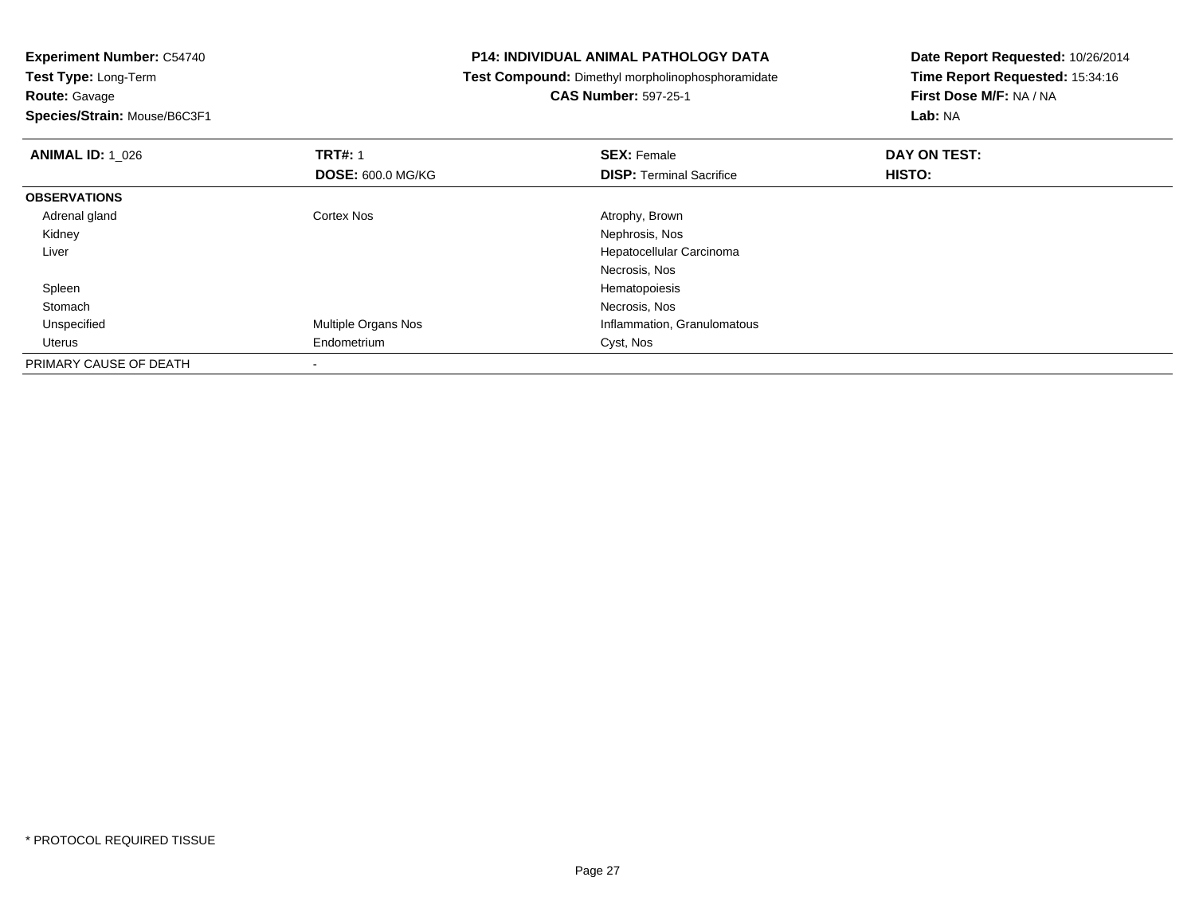**Experiment Number:** C54740
**Test Type:** Long-Term
**Route:** Gavage
**Species/Strain:** Mouse/B6C3F1

**P14: INDIVIDUAL ANIMAL PATHOLOGY DATA**
**Test Compound:** Dimethyl morpholinophosphoramidate
**CAS Number:** 597-25-1

**Date Report Requested:** 10/26/2014
**Time Report Requested:** 15:34:16
**First Dose M/F:** NA / NA
**Lab:** NA

| **ANIMAL ID:** 1_026 | **TRT#:** 1 | **SEX:** Female | **DAY ON TEST:** |
|---|---|---|---|
| | **DOSE:** 600.0 MG/KG | **DISP:** Terminal Sacrifice | **HISTO:** |
| **OBSERVATIONS** | | | |
| Adrenal gland | Cortex Nos | Atrophy, Brown | |
| Kidney | | Nephrosis, Nos | |
| Liver | | Hepatocellular Carcinoma | |
| | | Necrosis, Nos | |
| Spleen | | Hematopoiesis | |
| Stomach | | Necrosis, Nos | |
| Unspecified | Multiple Organs Nos | Inflammation, Granulomatous | |
| Uterus | Endometrium | Cyst, Nos | |
| PRIMARY CAUSE OF DEATH | - | | |

\* PROTOCOL REQUIRED TISSUE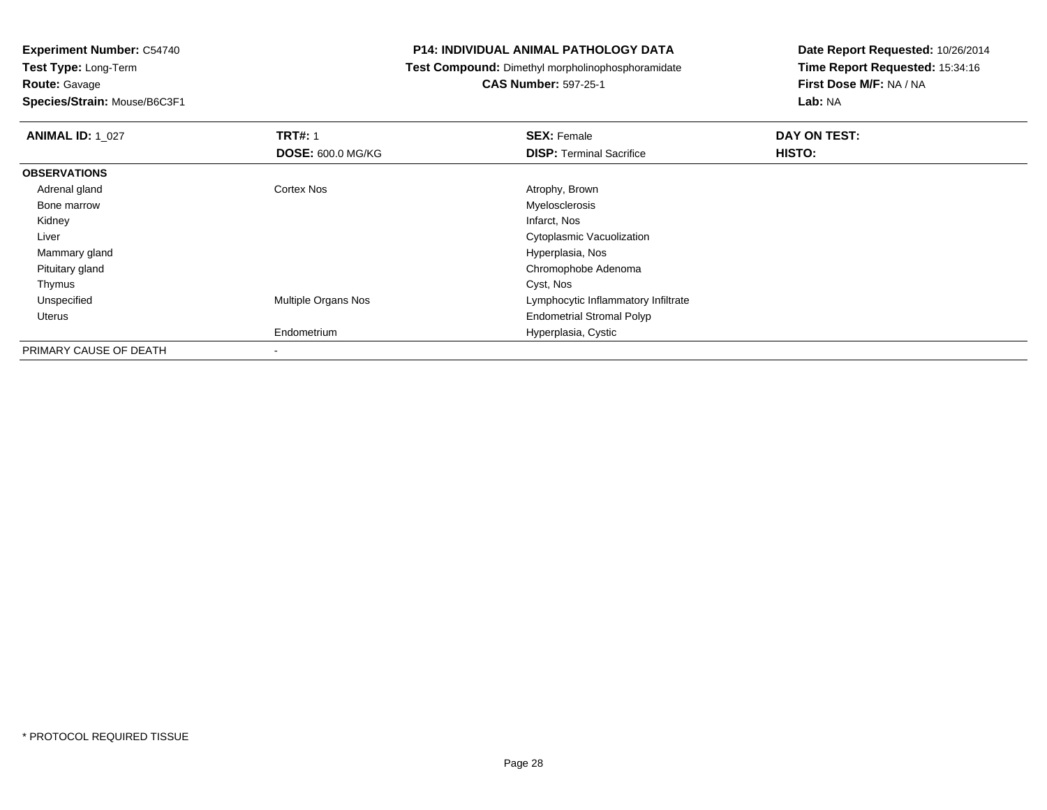**Experiment Number:** C54740
**Test Type:** Long-Term
**Route:** Gavage
**Species/Strain:** Mouse/B6C3F1

**P14: INDIVIDUAL ANIMAL PATHOLOGY DATA**
**Test Compound:** Dimethyl morpholinophosphoramidate
**CAS Number:** 597-25-1

**Date Report Requested:** 10/26/2014
**Time Report Requested:** 15:34:16
**First Dose M/F:** NA / NA
**Lab:** NA

| **ANIMAL ID:** 1_027 | **TRT#:** 1 | **SEX:** Female | **DAY ON TEST:** |
|---|---|---|---|
| | **DOSE:** 600.0 MG/KG | **DISP:** Terminal Sacrifice | **HISTO:** |
| **OBSERVATIONS** | | | |
| Adrenal gland | Cortex Nos | Atrophy, Brown | |
| Bone marrow | | Myelosclerosis | |
| Kidney | | Infarct, Nos | |
| Liver | | Cytoplasmic Vacuolization | |
| Mammary gland | | Hyperplasia, Nos | |
| Pituitary gland | | Chromophobe Adenoma | |
| Thymus | | Cyst, Nos | |
| Unspecified | Multiple Organs Nos | Lymphocytic Inflammatory Infiltrate | |
| Uterus | | Endometrial Stromal Polyp | |
| | Endometrium | Hyperplasia, Cystic | |
| PRIMARY CAUSE OF DEATH | - | | |

* PROTOCOL REQUIRED TISSUE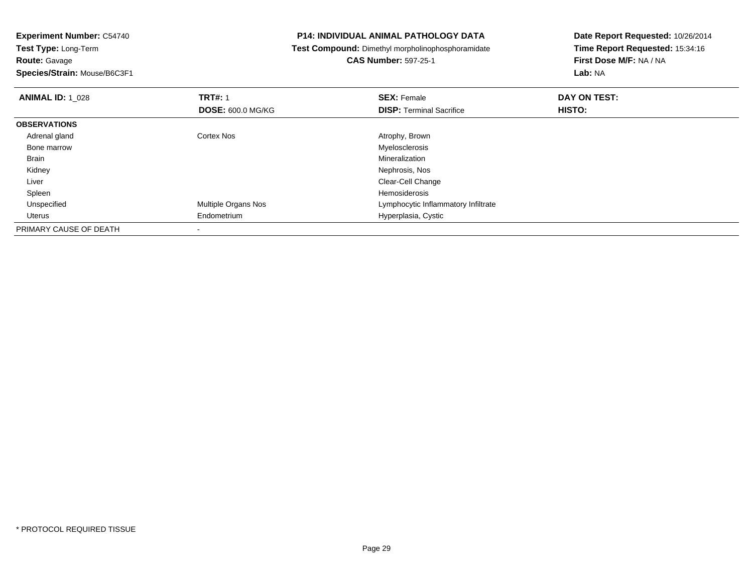**Experiment Number:** C54740
**Test Type:** Long-Term
**Route:** Gavage
**Species/Strain:** Mouse/B6C3F1

**P14: INDIVIDUAL ANIMAL PATHOLOGY DATA**
**Test Compound:** Dimethyl morpholinophosphoramidate
**CAS Number:** 597-25-1

**Date Report Requested:** 10/26/2014
**Time Report Requested:** 15:34:16
**First Dose M/F:** NA / NA
**Lab:** NA

| **ANIMAL ID:** 1_028 | **TRT#:** 1 | **SEX:** Female | **DAY ON TEST:** |
|---|---|---|---|
| | **DOSE:** 600.0 MG/KG | **DISP:** Terminal Sacrifice | **HISTO:** |
| **OBSERVATIONS** | | | |
| Adrenal gland | Cortex Nos | Atrophy, Brown | |
| Bone marrow | | Myelosclerosis | |
| Brain | | Mineralization | |
| Kidney | | Nephrosis, Nos | |
| Liver | | Clear-Cell Change | |
| Spleen | | Hemosiderosis | |
| Unspecified | Multiple Organs Nos | Lymphocytic Inflammatory Infiltrate | |
| Uterus | Endometrium | Hyperplasia, Cystic | |
| PRIMARY CAUSE OF DEATH | - | | |

* PROTOCOL REQUIRED TISSUE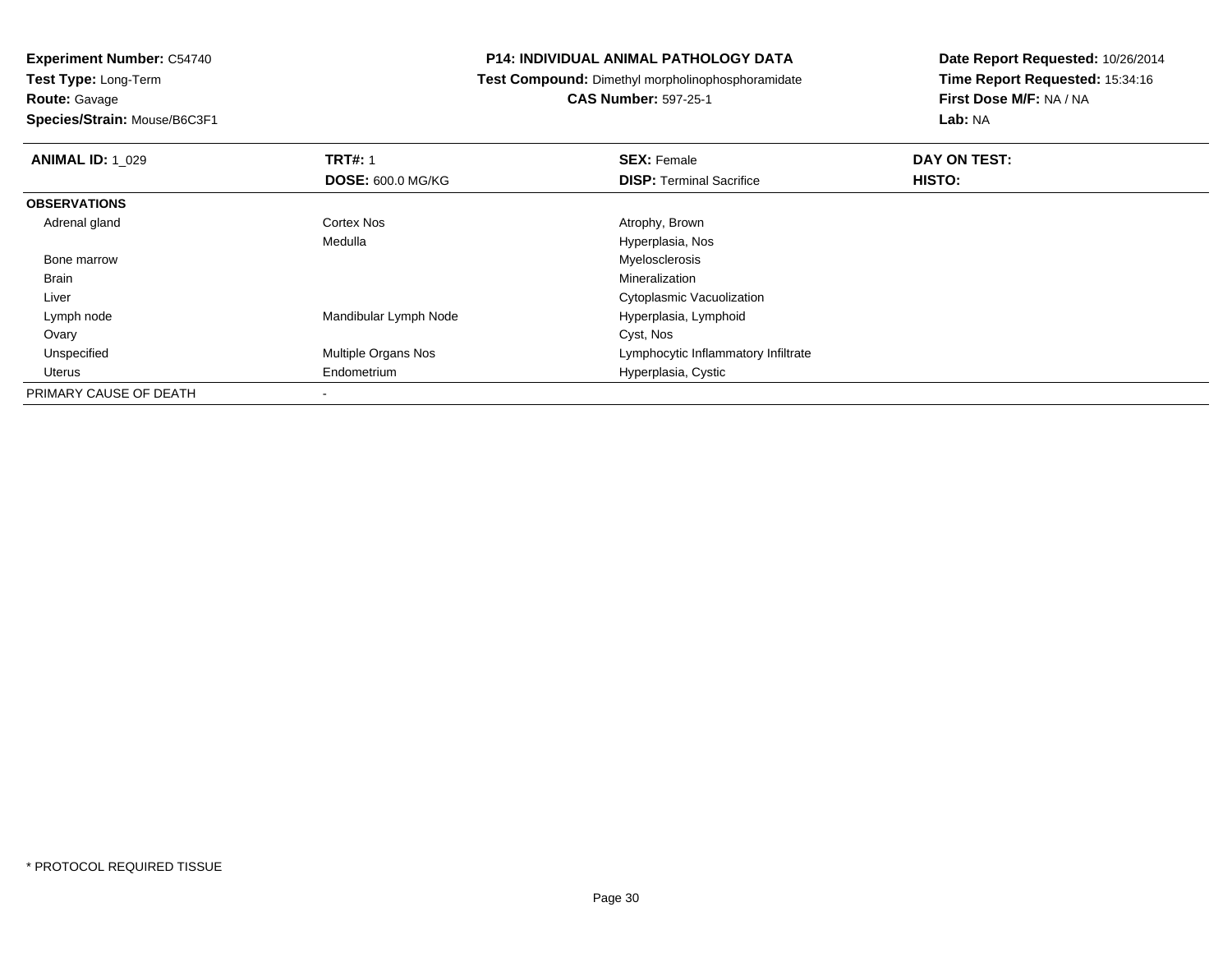**Experiment Number:** C54740
**Test Type:** Long-Term
**Route:** Gavage
**Species/Strain:** Mouse/B6C3F1

**P14: INDIVIDUAL ANIMAL PATHOLOGY DATA**
**Test Compound:** Dimethyl morpholinophosphoramidate
**CAS Number:** 597-25-1

**Date Report Requested:** 10/26/2014
**Time Report Requested:** 15:34:16
**First Dose M/F:** NA / NA
**Lab:** NA

| **ANIMAL ID:** 1_029 | **TRT#:** 1 | **SEX:** Female | **DAY ON TEST:** |
|---|---|---|---|
| | **DOSE:** 600.0 MG/KG | **DISP:** Terminal Sacrifice | **HISTO:** |
| **OBSERVATIONS** | | | |
| Adrenal gland | Cortex Nos | Atrophy, Brown | |
| | Medulla | Hyperplasia, Nos | |
| Bone marrow | | Myelosclerosis | |
| Brain | | Mineralization | |
| Liver | | Cytoplasmic Vacuolization | |
| Lymph node | Mandibular Lymph Node | Hyperplasia, Lymphoid | |
| Ovary | | Cyst, Nos | |
| Unspecified | Multiple Organs Nos | Lymphocytic Inflammatory Infiltrate | |
| Uterus | Endometrium | Hyperplasia, Cystic | |
| PRIMARY CAUSE OF DEATH | - | | |

* PROTOCOL REQUIRED TISSUE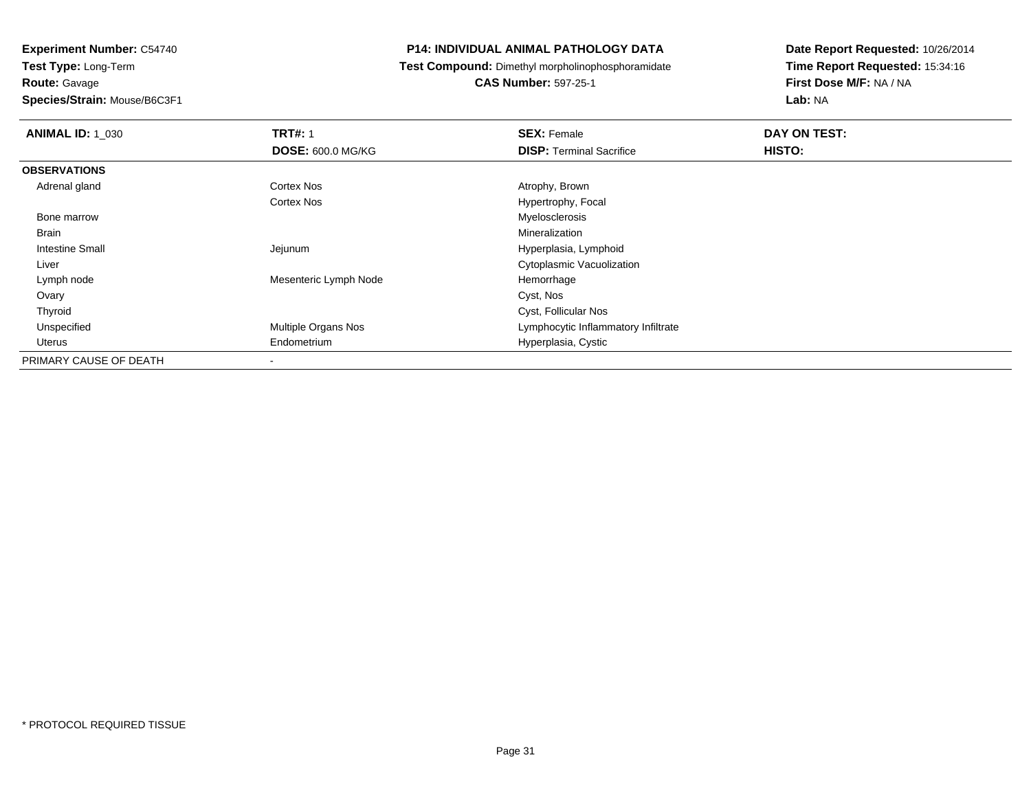**Experiment Number:** C54740
**Test Type:** Long-Term
**Route:** Gavage
**Species/Strain:** Mouse/B6C3F1

**P14: INDIVIDUAL ANIMAL PATHOLOGY DATA**
**Test Compound:** Dimethyl morpholinophosphoramidate
**CAS Number:** 597-25-1

**Date Report Requested:** 10/26/2014
**Time Report Requested:** 15:34:16
**First Dose M/F:** NA / NA
**Lab:** NA

| **ANIMAL ID:** 1_030 | **TRT#:** 1 | **SEX:** Female | **DAY ON TEST:** |
|---|---|---|---|
| | **DOSE:** 600.0 MG/KG | **DISP:** Terminal Sacrifice | **HISTO:** |
| **OBSERVATIONS** | | | |
| Adrenal gland | Cortex Nos | Atrophy, Brown | |
| | Cortex Nos | Hypertrophy, Focal | |
| Bone marrow | | Myelosclerosis | |
| Brain | | Mineralization | |
| Intestine Small | Jejunum | Hyperplasia, Lymphoid | |
| Liver | | Cytoplasmic Vacuolization | |
| Lymph node | Mesenteric Lymph Node | Hemorrhage | |
| Ovary | | Cyst, Nos | |
| Thyroid | | Cyst, Follicular Nos | |
| Unspecified | Multiple Organs Nos | Lymphocytic Inflammatory Infiltrate | |
| Uterus | Endometrium | Hyperplasia, Cystic | |
| PRIMARY CAUSE OF DEATH | - | | |

* PROTOCOL REQUIRED TISSUE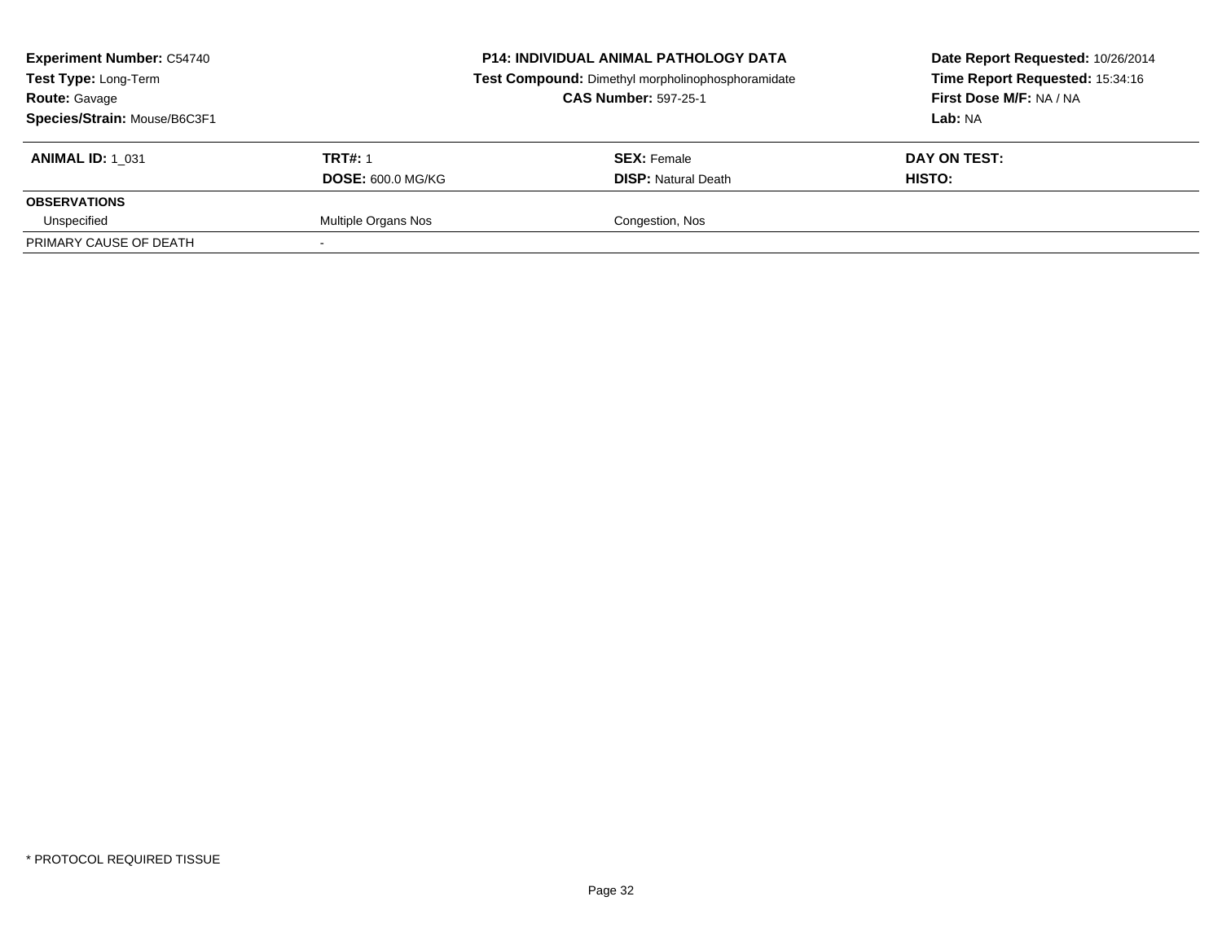| **Experiment Number:** C54740 | **P14: INDIVIDUAL ANIMAL PATHOLOGY DATA** | **Date Report Requested:** 10/26/2014 |
|---|---|---|
| **Test Type:** Long-Term | **Test Compound:** Dimethyl morpholinophosphoramidate | **Time Report Requested:** 15:34:16 |
| **Route:** Gavage | **CAS Number:** 597-25-1 | **First Dose M/F:** NA / NA |
| **Species/Strain:** Mouse/B6C3F1 | | **Lab:** NA |

| **ANIMAL ID:** 1_031 | **TRT#:** 1 | **SEX:** Female | **DAY ON TEST:** |
|---|---|---|---|
| | **DOSE:** 600.0 MG/KG | **DISP:** Natural Death | **HISTO:** |
| **OBSERVATIONS** | | | |
| Unspecified | Multiple Organs Nos | Congestion, Nos | |
| PRIMARY CAUSE OF DEATH | - | | |

\* PROTOCOL REQUIRED TISSUE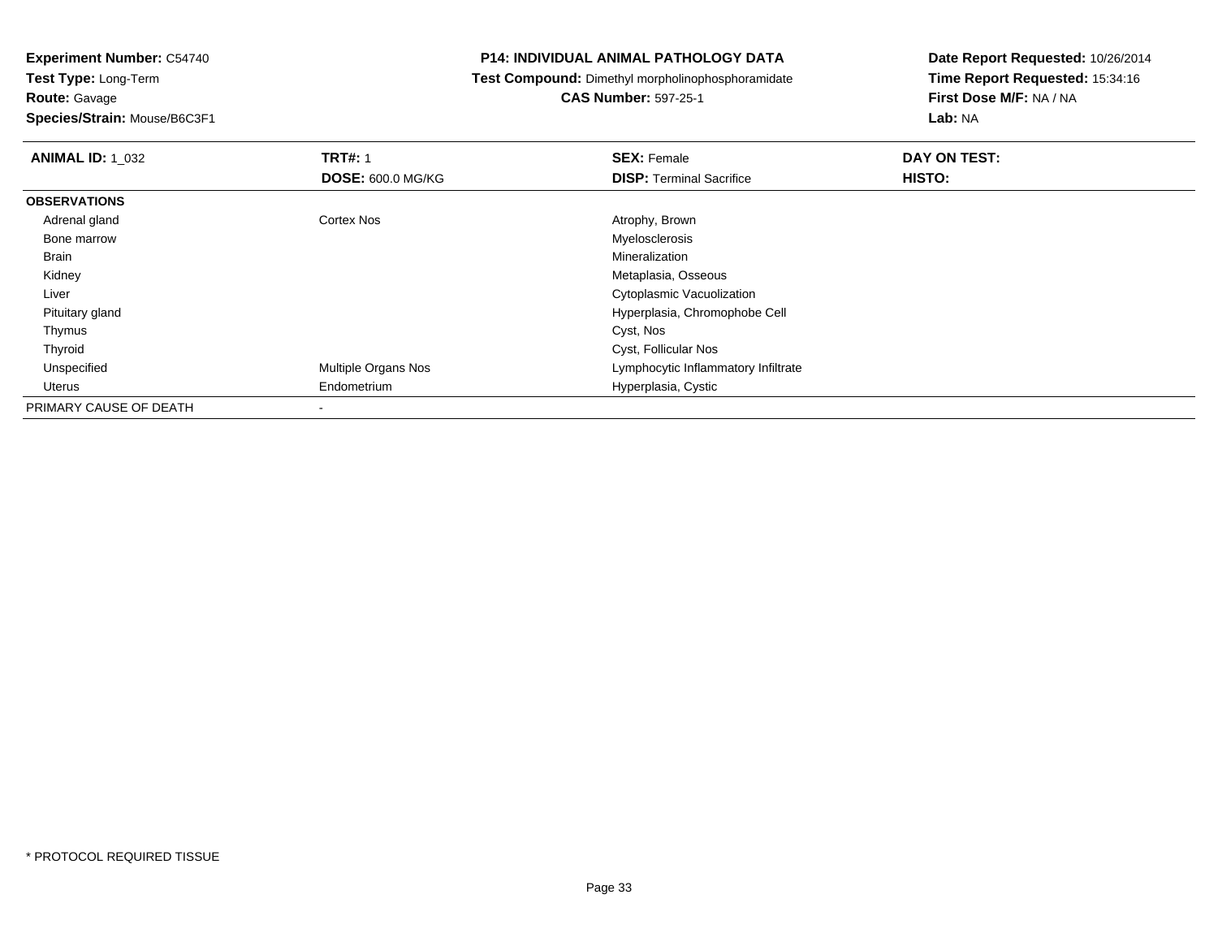**Experiment Number:** C54740
**Test Type:** Long-Term
**Route:** Gavage
**Species/Strain:** Mouse/B6C3F1

**P14: INDIVIDUAL ANIMAL PATHOLOGY DATA**
**Test Compound:** Dimethyl morpholinophosphoramidate
**CAS Number:** 597-25-1

**Date Report Requested:** 10/26/2014
**Time Report Requested:** 15:34:16
**First Dose M/F:** NA / NA
**Lab:** NA

| **ANIMAL ID:** 1_032 | **TRT#:** 1 | **SEX:** Female | **DAY ON TEST:** |
|---|---|---|---|
| | **DOSE:** 600.0 MG/KG | **DISP:** Terminal Sacrifice | **HISTO:** |
| **OBSERVATIONS** | | | |
| Adrenal gland | Cortex Nos | Atrophy, Brown | |
| Bone marrow | | Myelosclerosis | |
| Brain | | Mineralization | |
| Kidney | | Metaplasia, Osseous | |
| Liver | | Cytoplasmic Vacuolization | |
| Pituitary gland | | Hyperplasia, Chromophobe Cell | |
| Thymus | | Cyst, Nos | |
| Thyroid | | Cyst, Follicular Nos | |
| Unspecified | Multiple Organs Nos | Lymphocytic Inflammatory Infiltrate | |
| Uterus | Endometrium | Hyperplasia, Cystic | |
| PRIMARY CAUSE OF DEATH | - | | |

* PROTOCOL REQUIRED TISSUE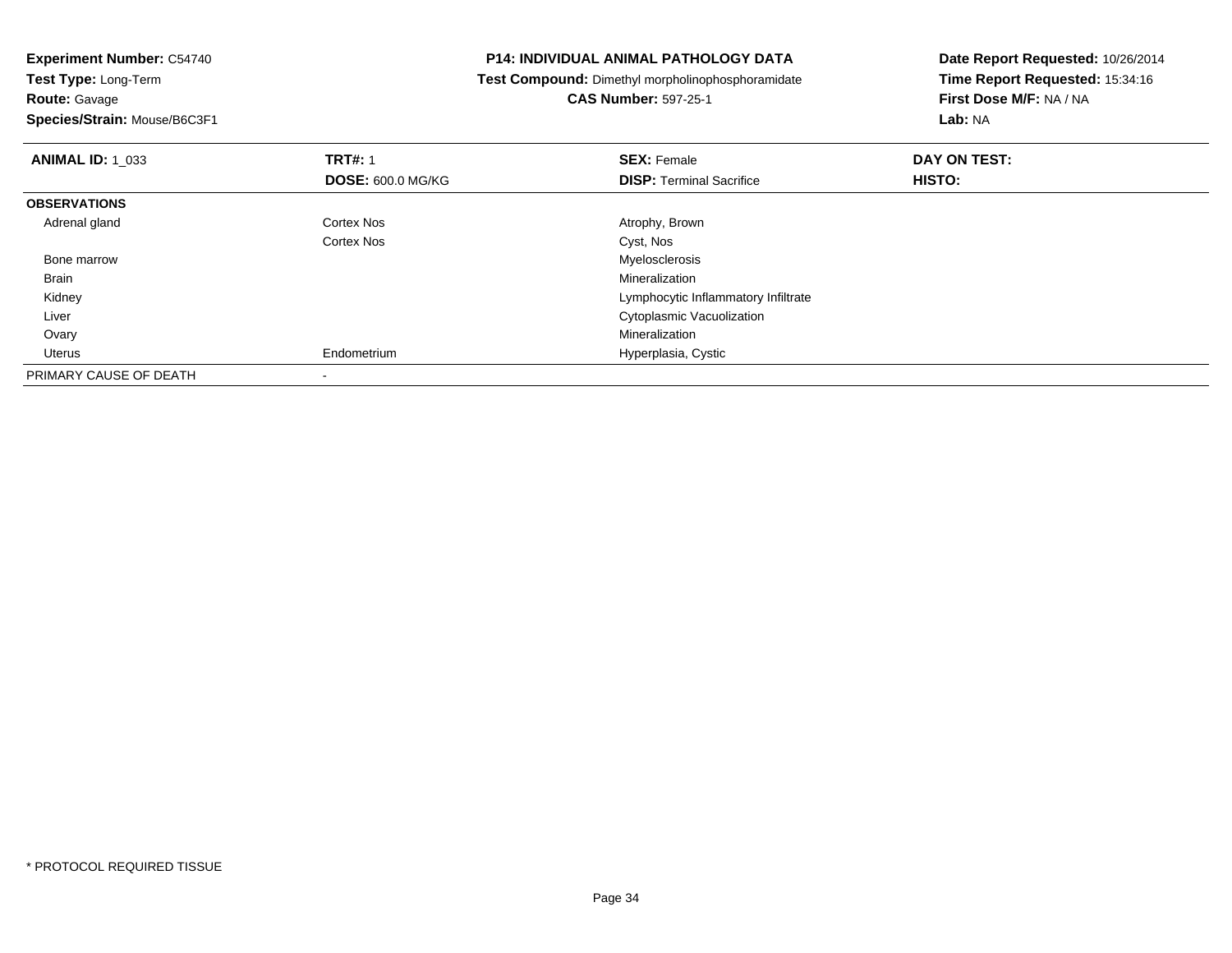**Experiment Number:** C54740
**Test Type:** Long-Term
**Route:** Gavage
**Species/Strain:** Mouse/B6C3F1

**P14: INDIVIDUAL ANIMAL PATHOLOGY DATA**
**Test Compound:** Dimethyl morpholinophosphoramidate
**CAS Number:** 597-25-1

**Date Report Requested:** 10/26/2014
**Time Report Requested:** 15:34:16
**First Dose M/F:** NA / NA
**Lab:** NA

| **ANIMAL ID:** 1_033 | **TRT#:** 1 | **SEX:** Female | **DAY ON TEST:** |
|---|---|---|---|
| | **DOSE:** 600.0 MG/KG | **DISP:** Terminal Sacrifice | **HISTO:** |
| **OBSERVATIONS** | | | |
| Adrenal gland | Cortex Nos | Atrophy, Brown | |
| | Cortex Nos | Cyst, Nos | |
| Bone marrow | | Myelosclerosis | |
| Brain | | Mineralization | |
| Kidney | | Lymphocytic Inflammatory Infiltrate | |
| Liver | | Cytoplasmic Vacuolization | |
| Ovary | | Mineralization | |
| Uterus | Endometrium | Hyperplasia, Cystic | |
| PRIMARY CAUSE OF DEATH | - | | |

* PROTOCOL REQUIRED TISSUE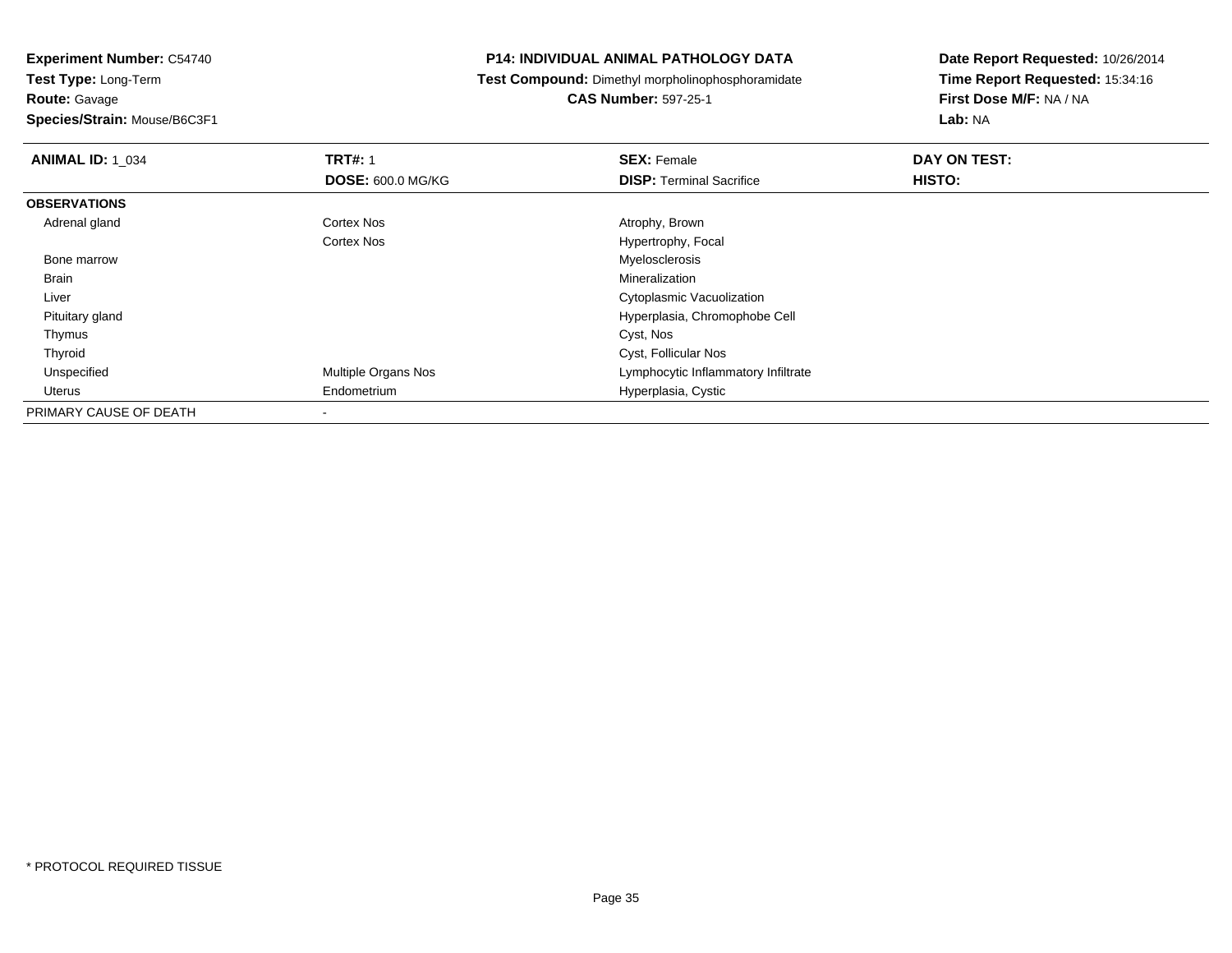**Experiment Number:** C54740
**Test Type:** Long-Term
**Route:** Gavage
**Species/Strain:** Mouse/B6C3F1

**P14: INDIVIDUAL ANIMAL PATHOLOGY DATA**
**Test Compound:** Dimethyl morpholinophosphoramidate
**CAS Number:** 597-25-1

**Date Report Requested:** 10/26/2014
**Time Report Requested:** 15:34:16
**First Dose M/F:** NA / NA
**Lab:** NA

| **ANIMAL ID:** 1_034 | **TRT#:** 1 | **SEX:** Female | **DAY ON TEST:** |
|---|---|---|---|
| | **DOSE:** 600.0 MG/KG | **DISP:** Terminal Sacrifice | **HISTO:** |
| **OBSERVATIONS** | | | |
| Adrenal gland | Cortex Nos | Atrophy, Brown | |
| | Cortex Nos | Hypertrophy, Focal | |
| Bone marrow | | Myelosclerosis | |
| Brain | | Mineralization | |
| Liver | | Cytoplasmic Vacuolization | |
| Pituitary gland | | Hyperplasia, Chromophobe Cell | |
| Thymus | | Cyst, Nos | |
| Thyroid | | Cyst, Follicular Nos | |
| Unspecified | Multiple Organs Nos | Lymphocytic Inflammatory Infiltrate | |
| Uterus | Endometrium | Hyperplasia, Cystic | |
| PRIMARY CAUSE OF DEATH | - | | |

* PROTOCOL REQUIRED TISSUE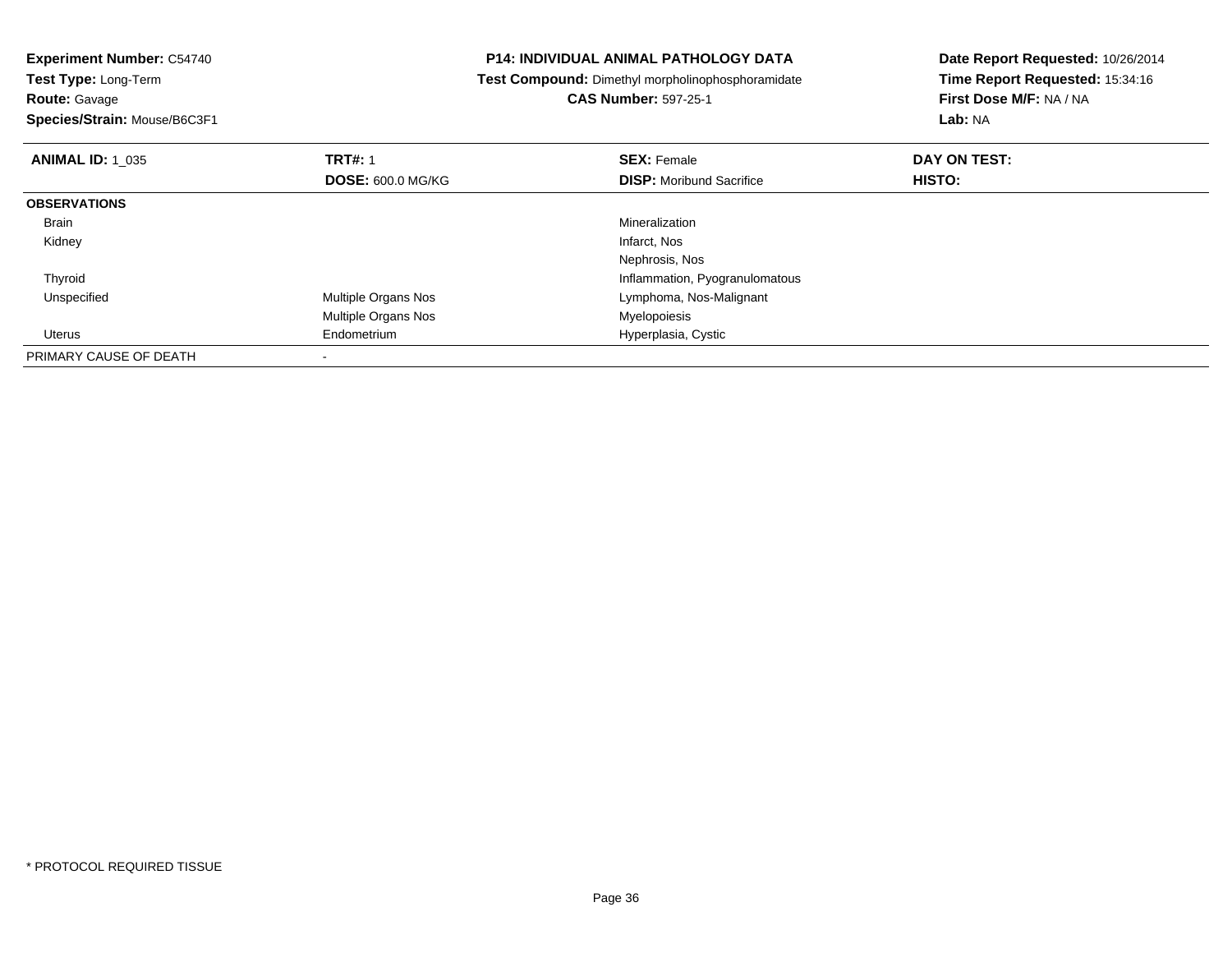**Experiment Number:** C54740
**Test Type:** Long-Term
**Route:** Gavage
**Species/Strain:** Mouse/B6C3F1

**P14: INDIVIDUAL ANIMAL PATHOLOGY DATA**
**Test Compound:** Dimethyl morpholinophosphoramidate
**CAS Number:** 597-25-1

**Date Report Requested:** 10/26/2014
**Time Report Requested:** 15:34:16
**First Dose M/F:** NA / NA
**Lab:** NA

| **ANIMAL ID:** 1_035 | **TRT#:** 1 | **SEX:** Female | **DAY ON TEST:** |
|---|---|---|---|
| | **DOSE:** 600.0 MG/KG | **DISP:** Moribund Sacrifice | **HISTO:** |
| **OBSERVATIONS** | | | |
| Brain | | Mineralization | |
| Kidney | | Infarct, Nos | |
| | | Nephrosis, Nos | |
| Thyroid | | Inflammation, Pyogranulomatous | |
| Unspecified | Multiple Organs Nos | Lymphoma, Nos-Malignant | |
| | Multiple Organs Nos | Myelopoiesis | |
| Uterus | Endometrium | Hyperplasia, Cystic | |
| PRIMARY CAUSE OF DEATH | - | | |

* PROTOCOL REQUIRED TISSUE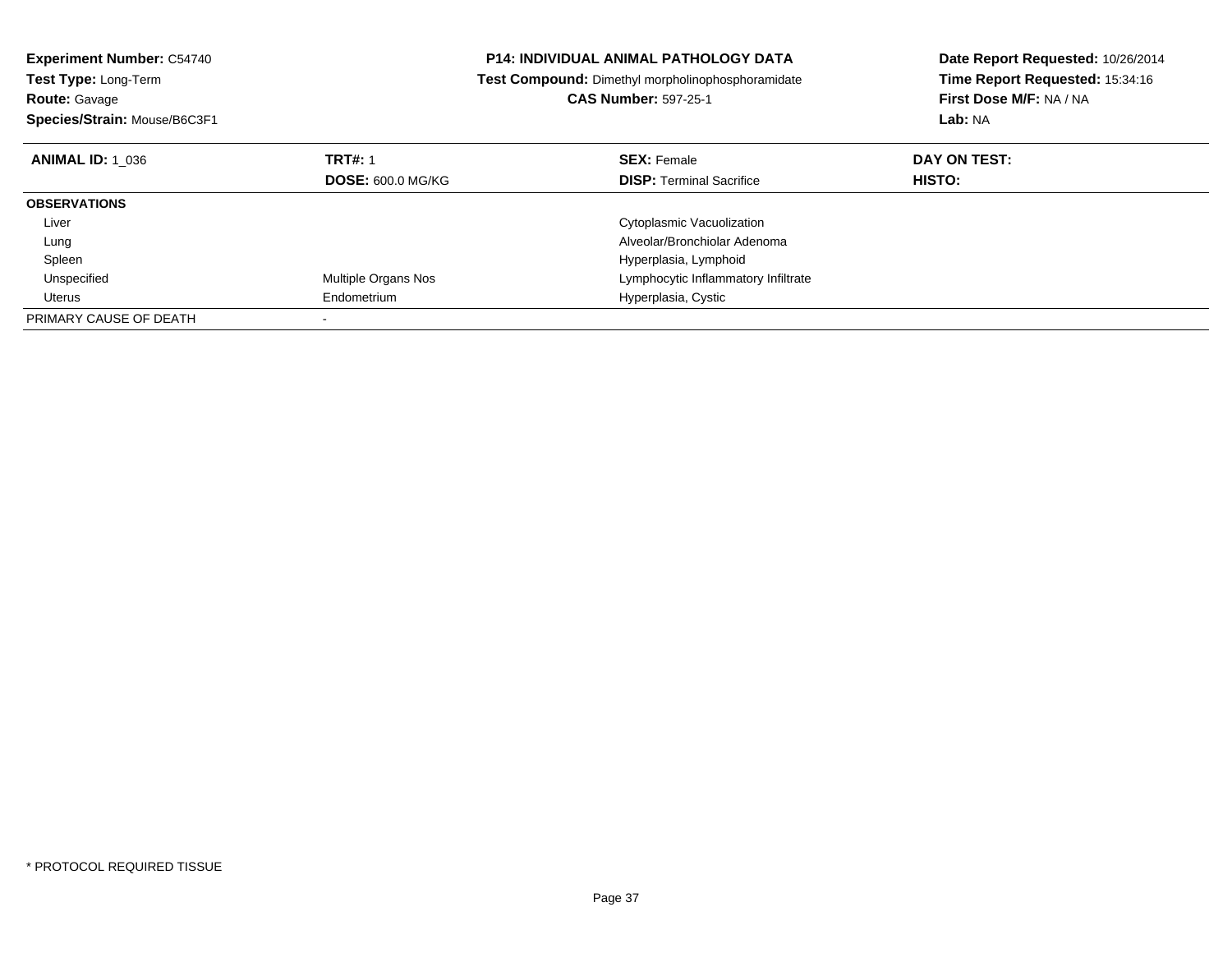**Experiment Number:** C54740
**Test Type:** Long-Term
**Route:** Gavage
**Species/Strain:** Mouse/B6C3F1

**P14: INDIVIDUAL ANIMAL PATHOLOGY DATA**
**Test Compound:** Dimethyl morpholinophosphoramidate
**CAS Number:** 597-25-1

**Date Report Requested:** 10/26/2014
**Time Report Requested:** 15:34:16
**First Dose M/F:** NA / NA
**Lab:** NA

| **ANIMAL ID:** 1_036 | **TRT#:** 1 | **SEX:** Female | **DAY ON TEST:** |
|---|---|---|---|
| | **DOSE:** 600.0 MG/KG | **DISP:** Terminal Sacrifice | **HISTO:** |
| **OBSERVATIONS** | | | |
| Liver | | Cytoplasmic Vacuolization | |
| Lung | | Alveolar/Bronchiolar Adenoma | |
| Spleen | | Hyperplasia, Lymphoid | |
| Unspecified | Multiple Organs Nos | Lymphocytic Inflammatory Infiltrate | |
| Uterus | Endometrium | Hyperplasia, Cystic | |
| PRIMARY CAUSE OF DEATH | - | | |

\* PROTOCOL REQUIRED TISSUE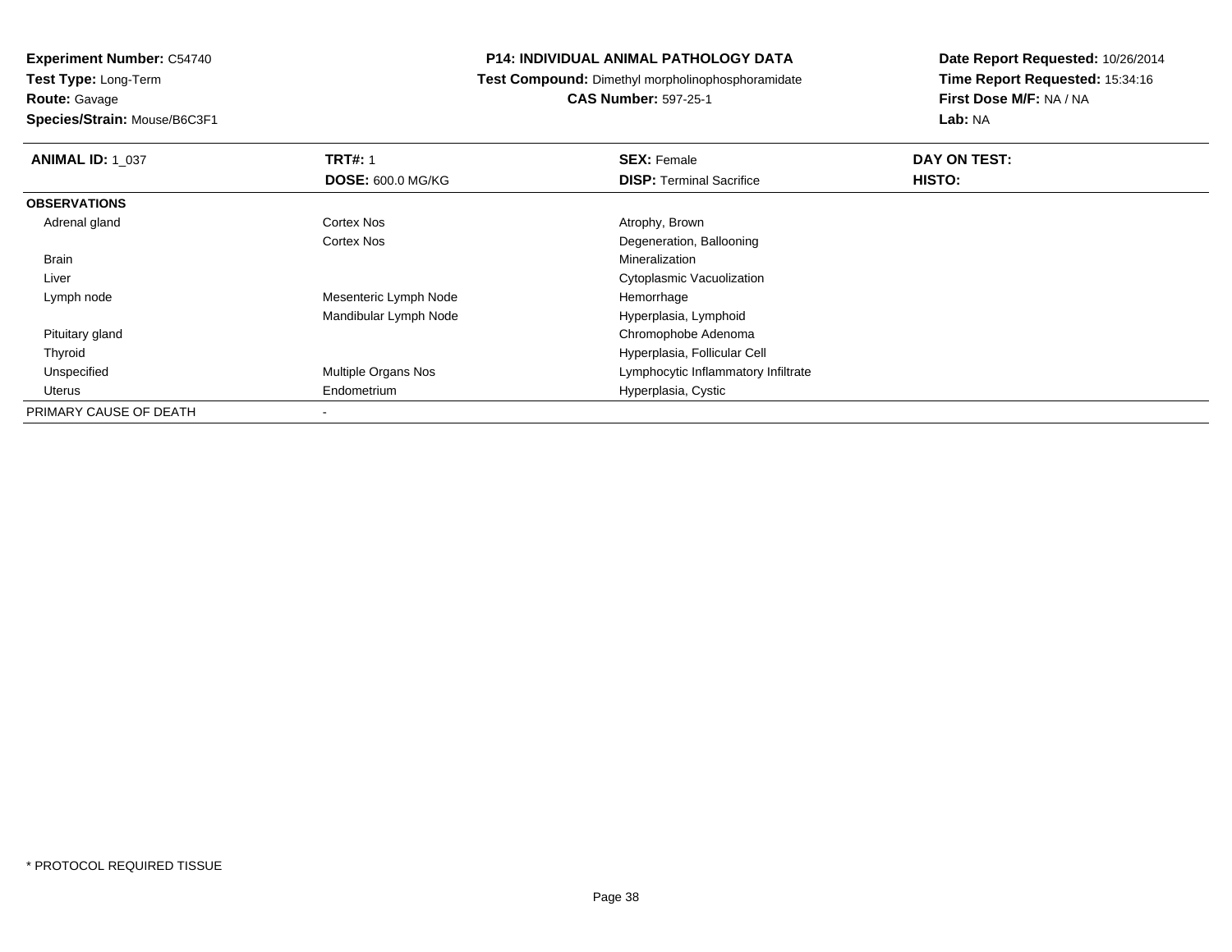**Experiment Number:** C54740
**Test Type:** Long-Term
**Route:** Gavage
**Species/Strain:** Mouse/B6C3F1

**P14: INDIVIDUAL ANIMAL PATHOLOGY DATA**
**Test Compound:** Dimethyl morpholinophosphoramidate
**CAS Number:** 597-25-1

**Date Report Requested:** 10/26/2014
**Time Report Requested:** 15:34:16
**First Dose M/F:** NA / NA
**Lab:** NA

| **ANIMAL ID:** 1_037 | **TRT#:** 1 | **SEX:** Female | **DAY ON TEST:** |
|---|---|---|---|
| | **DOSE:** 600.0 MG/KG | **DISP:** Terminal Sacrifice | **HISTO:** |
| **OBSERVATIONS** | | | |
| Adrenal gland | Cortex Nos | Atrophy, Brown | |
| | Cortex Nos | Degeneration, Ballooning | |
| Brain | | Mineralization | |
| Liver | | Cytoplasmic Vacuolization | |
| Lymph node | Mesenteric Lymph Node | Hemorrhage | |
| | Mandibular Lymph Node | Hyperplasia, Lymphoid | |
| Pituitary gland | | Chromophobe Adenoma | |
| Thyroid | | Hyperplasia, Follicular Cell | |
| Unspecified | Multiple Organs Nos | Lymphocytic Inflammatory Infiltrate | |
| Uterus | Endometrium | Hyperplasia, Cystic | |
| PRIMARY CAUSE OF DEATH | - | | |

* PROTOCOL REQUIRED TISSUE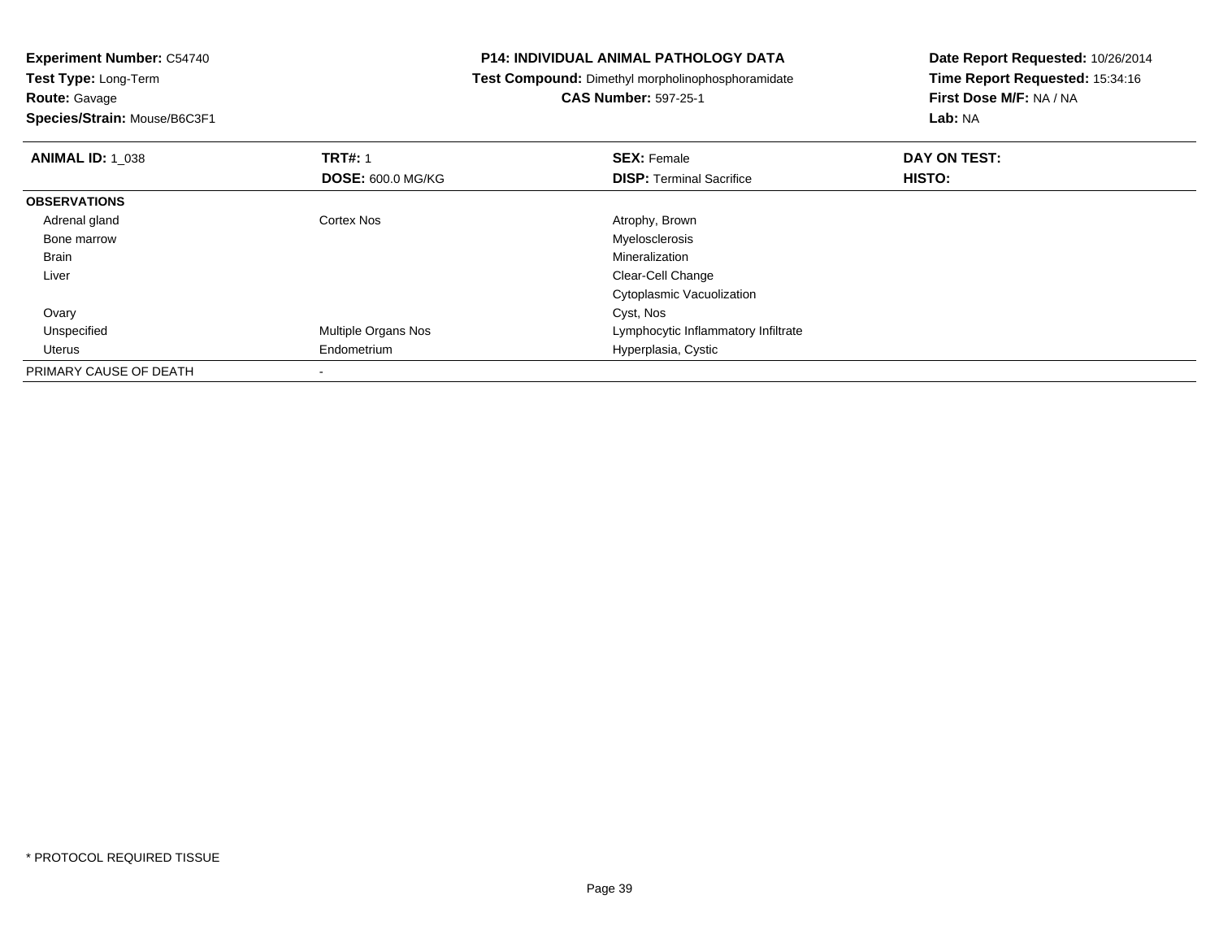**Experiment Number:** C54740
**Test Type:** Long-Term
**Route:** Gavage
**Species/Strain:** Mouse/B6C3F1

**P14: INDIVIDUAL ANIMAL PATHOLOGY DATA**
**Test Compound:** Dimethyl morpholinophosphoramidate
**CAS Number:** 597-25-1

**Date Report Requested:** 10/26/2014
**Time Report Requested:** 15:34:16
**First Dose M/F:** NA / NA
**Lab:** NA

| **ANIMAL ID:** 1_038 | **TRT#:** 1 | **SEX:** Female | **DAY ON TEST:** |
|---|---|---|---|
| | **DOSE:** 600.0 MG/KG | **DISP:** Terminal Sacrifice | **HISTO:** |
| **OBSERVATIONS** | | | |
| Adrenal gland | Cortex Nos | Atrophy, Brown | |
| Bone marrow | | Myelosclerosis | |
| Brain | | Mineralization | |
| Liver | | Clear-Cell Change | |
| | | Cytoplasmic Vacuolization | |
| Ovary | | Cyst, Nos | |
| Unspecified | Multiple Organs Nos | Lymphocytic Inflammatory Infiltrate | |
| Uterus | Endometrium | Hyperplasia, Cystic | |
| PRIMARY CAUSE OF DEATH | - | | |

\* PROTOCOL REQUIRED TISSUE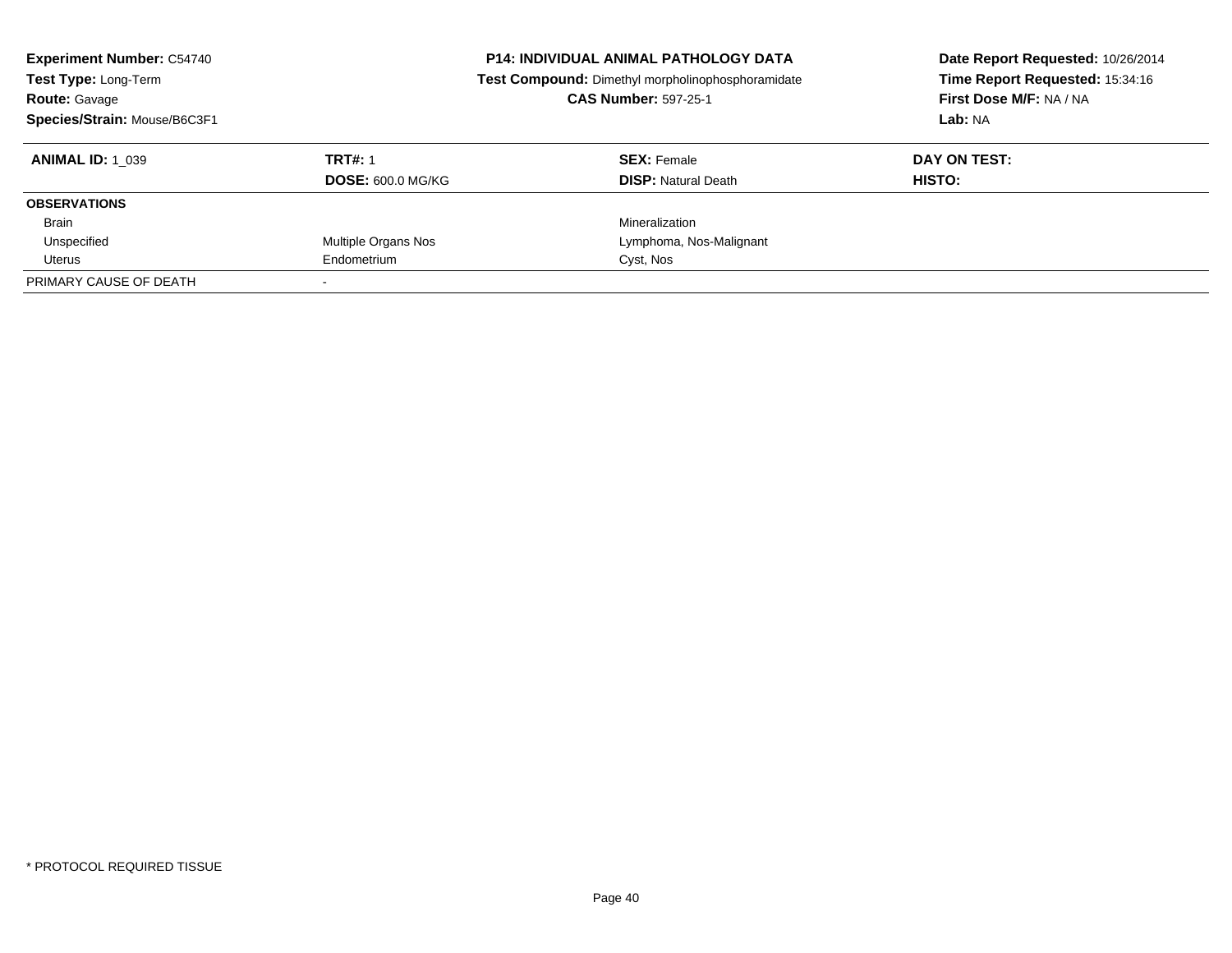**Experiment Number:** C54740
**Test Type:** Long-Term
**Route:** Gavage
**Species/Strain:** Mouse/B6C3F1

**P14: INDIVIDUAL ANIMAL PATHOLOGY DATA**
**Test Compound:** Dimethyl morpholinophosphoramidate
**CAS Number:** 597-25-1

**Date Report Requested:** 10/26/2014
**Time Report Requested:** 15:34:16
**First Dose M/F:** NA / NA
**Lab:** NA

| **ANIMAL ID:** 1_039 | **TRT#:** 1 | **SEX:** Female | **DAY ON TEST:** |
|---|---|---|---|
| | **DOSE:** 600.0 MG/KG | **DISP:** Natural Death | **HISTO:** |
| **OBSERVATIONS** | | | |
| Brain | | Mineralization | |
| Unspecified | Multiple Organs Nos | Lymphoma, Nos-Malignant | |
| Uterus | Endometrium | Cyst, Nos | |
| PRIMARY CAUSE OF DEATH | - | | |

* PROTOCOL REQUIRED TISSUE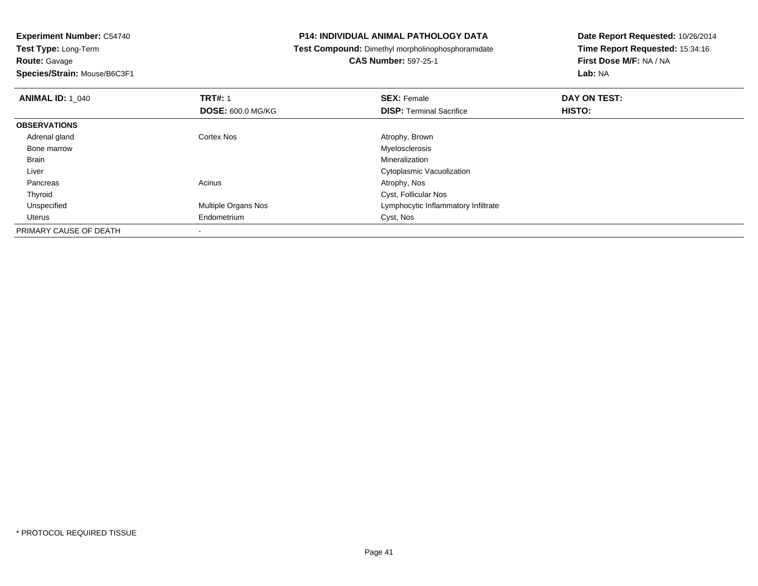**Experiment Number:** C54740
**Test Type:** Long-Term
**Route:** Gavage
**Species/Strain:** Mouse/B6C3F1

# P14: INDIVIDUAL ANIMAL PATHOLOGY DATA

**Test Compound:** Dimethyl morpholinophosphoramidate
**CAS Number:** 597-25-1

**Date Report Requested:** 10/26/2014
**Time Report Requested:** 15:34:16
**First Dose M/F:** NA / NA
**Lab:** NA

| **ANIMAL ID:** 1_040 | **TRT#:** 1 | **SEX:** Female | **DAY ON TEST:** |
|---|---|---|---|
| | **DOSE:** 600.0 MG/KG | **DISP:** Terminal Sacrifice | **HISTO:** |
| **OBSERVATIONS** | | | |
| Adrenal gland | Cortex Nos | Atrophy, Brown | |
| Bone marrow | | Myelosclerosis | |
| Brain | | Mineralization | |
| Liver | | Cytoplasmic Vacuolization | |
| Pancreas | Acinus | Atrophy, Nos | |
| Thyroid | | Cyst, Follicular Nos | |
| Unspecified | Multiple Organs Nos | Lymphocytic Inflammatory Infiltrate | |
| Uterus | Endometrium | Cyst, Nos | |
| PRIMARY CAUSE OF DEATH | - | | |

* PROTOCOL REQUIRED TISSUE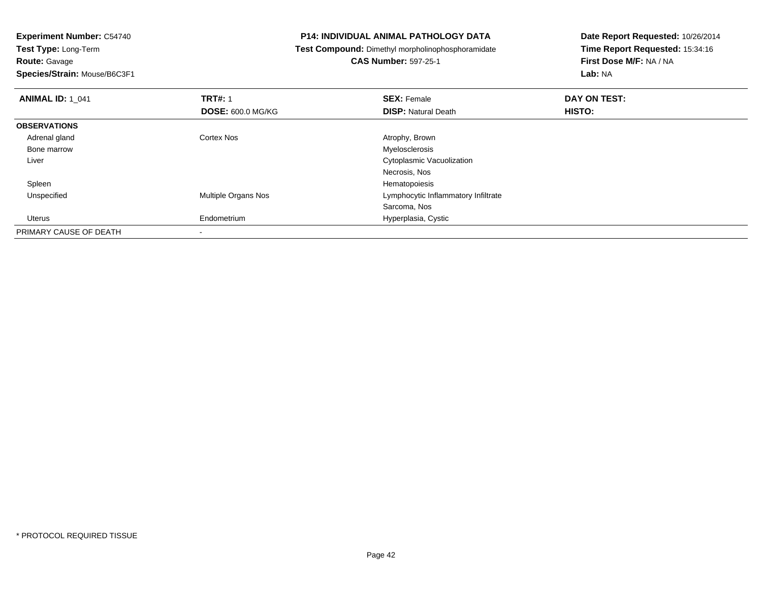**Experiment Number:** C54740
**Test Type:** Long-Term
**Route:** Gavage
**Species/Strain:** Mouse/B6C3F1

**P14: INDIVIDUAL ANIMAL PATHOLOGY DATA**
**Test Compound:** Dimethyl morpholinophosphoramidate
**CAS Number:** 597-25-1

**Date Report Requested:** 10/26/2014
**Time Report Requested:** 15:34:16
**First Dose M/F:** NA / NA
**Lab:** NA

| **ANIMAL ID:** 1_041 | **TRT#:** 1 | **SEX:** Female | **DAY ON TEST:** |
|---|---|---|---|
| | **DOSE:** 600.0 MG/KG | **DISP:** Natural Death | **HISTO:** |
| **OBSERVATIONS** | | | |
| Adrenal gland | Cortex Nos | Atrophy, Brown | |
| Bone marrow | | Myelosclerosis | |
| Liver | | Cytoplasmic Vacuolization | |
| | | Necrosis, Nos | |
| Spleen | | Hematopoiesis | |
| Unspecified | Multiple Organs Nos | Lymphocytic Inflammatory Infiltrate | |
| | | Sarcoma, Nos | |
| Uterus | Endometrium | Hyperplasia, Cystic | |
| PRIMARY CAUSE OF DEATH | - | | |

* PROTOCOL REQUIRED TISSUE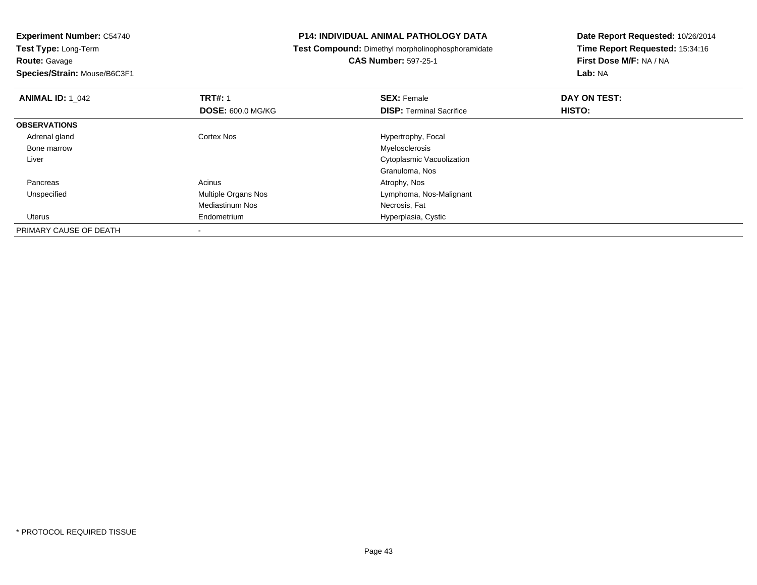**Experiment Number:** C54740
**Test Type:** Long-Term
**Route:** Gavage
**Species/Strain:** Mouse/B6C3F1

**P14: INDIVIDUAL ANIMAL PATHOLOGY DATA**
**Test Compound:** Dimethyl morpholinophosphoramidate
**CAS Number:** 597-25-1

**Date Report Requested:** 10/26/2014
**Time Report Requested:** 15:34:16
**First Dose M/F:** NA / NA
**Lab:** NA

| **ANIMAL ID:** 1_042 | **TRT#:** 1<br>**DOSE:** 600.0 MG/KG | **SEX:** Female<br>**DISP:** Terminal Sacrifice | **DAY ON TEST:**<br>**HISTO:** |
|---|---|---|---|
| **OBSERVATIONS** | | | |
| Adrenal gland | Cortex Nos | Hypertrophy, Focal | |
| Bone marrow | | Myelosclerosis | |
| Liver | | Cytoplasmic Vacuolization | |
| | | Granuloma, Nos | |
| Pancreas | Acinus | Atrophy, Nos | |
| Unspecified | Multiple Organs Nos | Lymphoma, Nos-Malignant | |
| | Mediastinum Nos | Necrosis, Fat | |
| Uterus | Endometrium | Hyperplasia, Cystic | |
| PRIMARY CAUSE OF DEATH | - | | |

* PROTOCOL REQUIRED TISSUE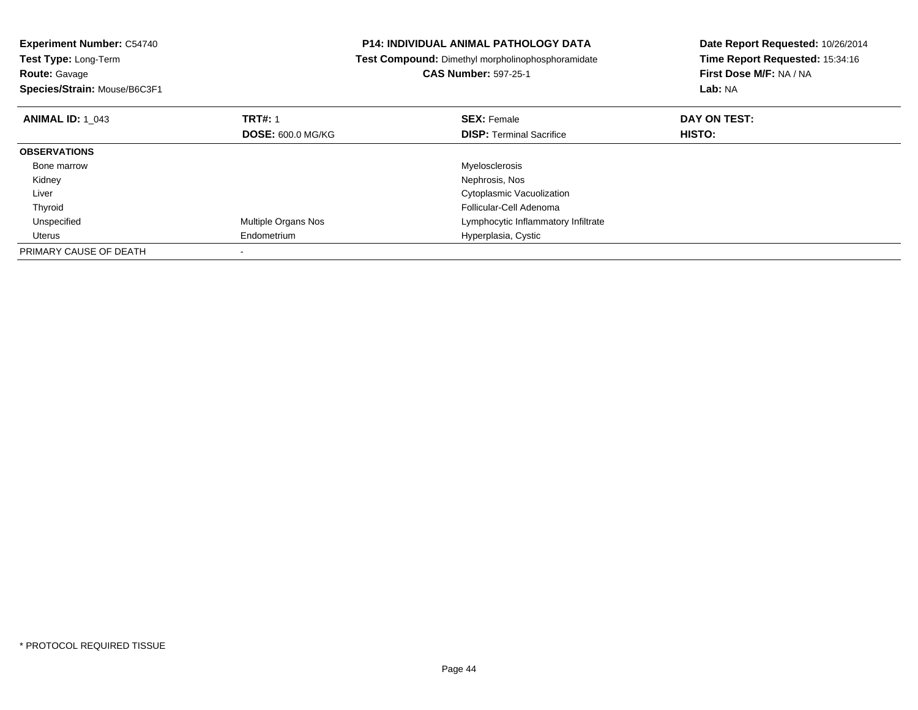**Experiment Number:** C54740
**Test Type:** Long-Term
**Route:** Gavage
**Species/Strain:** Mouse/B6C3F1

**P14: INDIVIDUAL ANIMAL PATHOLOGY DATA**
**Test Compound:** Dimethyl morpholinophosphoramidate
**CAS Number:** 597-25-1

**Date Report Requested:** 10/26/2014
**Time Report Requested:** 15:34:16
**First Dose M/F:** NA / NA
**Lab:** NA

| **ANIMAL ID:** 1_043 | **TRT#:** 1 | **SEX:** Female | **DAY ON TEST:** |
|---|---|---|---|
| | **DOSE:** 600.0 MG/KG | **DISP:** Terminal Sacrifice | **HISTO:** |
| **OBSERVATIONS** | | | |
| Bone marrow | | Myelosclerosis | |
| Kidney | | Nephrosis, Nos | |
| Liver | | Cytoplasmic Vacuolization | |
| Thyroid | | Follicular-Cell Adenoma | |
| Unspecified | Multiple Organs Nos | Lymphocytic Inflammatory Infiltrate | |
| Uterus | Endometrium | Hyperplasia, Cystic | |
| PRIMARY CAUSE OF DEATH | - | | |

* PROTOCOL REQUIRED TISSUE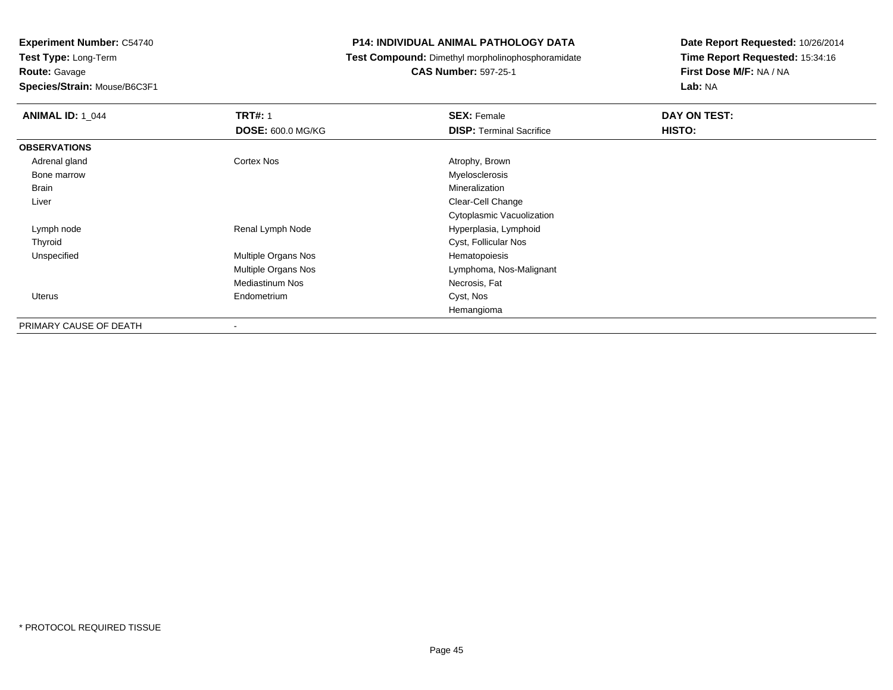**Experiment Number:** C54740
**Test Type:** Long-Term
**Route:** Gavage
**Species/Strain:** Mouse/B6C3F1

# P14: INDIVIDUAL ANIMAL PATHOLOGY DATA

**Test Compound:** Dimethyl morpholinophosphoramidate
**CAS Number:** 597-25-1

**Date Report Requested:** 10/26/2014
**Time Report Requested:** 15:34:16
**First Dose M/F:** NA / NA
**Lab:** NA

| **ANIMAL ID:** 1_044 | **TRT#:** 1 | **SEX:** Female | **DAY ON TEST:** |
|---|---|---|---|
| | **DOSE:** 600.0 MG/KG | **DISP:** Terminal Sacrifice | **HISTO:** |
| **OBSERVATIONS** | | | |
| Adrenal gland | Cortex Nos | Atrophy, Brown | |
| Bone marrow | | Myelosclerosis | |
| Brain | | Mineralization | |
| Liver | | Clear-Cell Change | |
| | | Cytoplasmic Vacuolization | |
| Lymph node | Renal Lymph Node | Hyperplasia, Lymphoid | |
| Thyroid | | Cyst, Follicular Nos | |
| Unspecified | Multiple Organs Nos | Hematopoiesis | |
| | Multiple Organs Nos | Lymphoma, Nos-Malignant | |
| | Mediastinum Nos | Necrosis, Fat | |
| Uterus | Endometrium | Cyst, Nos | |
| | | Hemangioma | |
| PRIMARY CAUSE OF DEATH | - | | |

* PROTOCOL REQUIRED TISSUE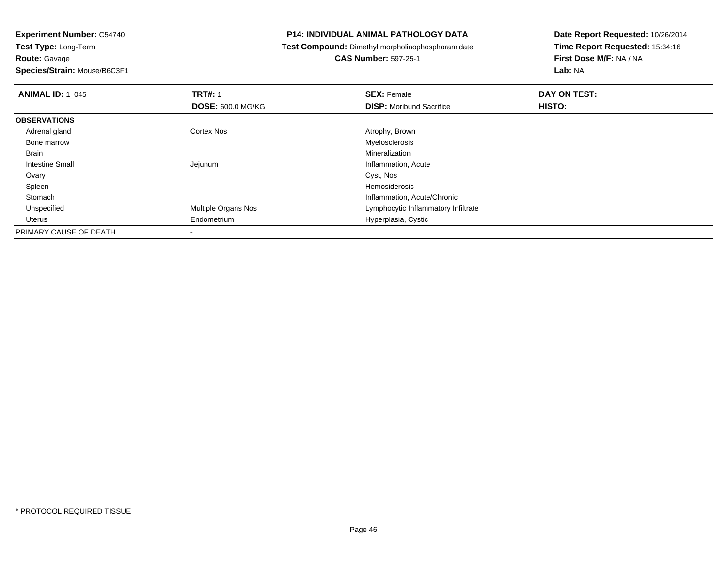**Experiment Number:** C54740
**Test Type:** Long-Term
**Route:** Gavage
**Species/Strain:** Mouse/B6C3F1

**P14: INDIVIDUAL ANIMAL PATHOLOGY DATA**
**Test Compound:** Dimethyl morpholinophosphoramidate
**CAS Number:** 597-25-1

**Date Report Requested:** 10/26/2014
**Time Report Requested:** 15:34:16
**First Dose M/F:** NA / NA
**Lab:** NA

| **ANIMAL ID:** 1_045 | **TRT#:** 1 | **SEX:** Female | **DAY ON TEST:** |
|---|---|---|---|
| | **DOSE:** 600.0 MG/KG | **DISP:** Moribund Sacrifice | **HISTO:** |
| **OBSERVATIONS** | | | |
| Adrenal gland | Cortex Nos | Atrophy, Brown | |
| Bone marrow | | Myelosclerosis | |
| Brain | | Mineralization | |
| Intestine Small | Jejunum | Inflammation, Acute | |
| Ovary | | Cyst, Nos | |
| Spleen | | Hemosiderosis | |
| Stomach | | Inflammation, Acute/Chronic | |
| Unspecified | Multiple Organs Nos | Lymphocytic Inflammatory Infiltrate | |
| Uterus | Endometrium | Hyperplasia, Cystic | |
| PRIMARY CAUSE OF DEATH | - | | |

* PROTOCOL REQUIRED TISSUE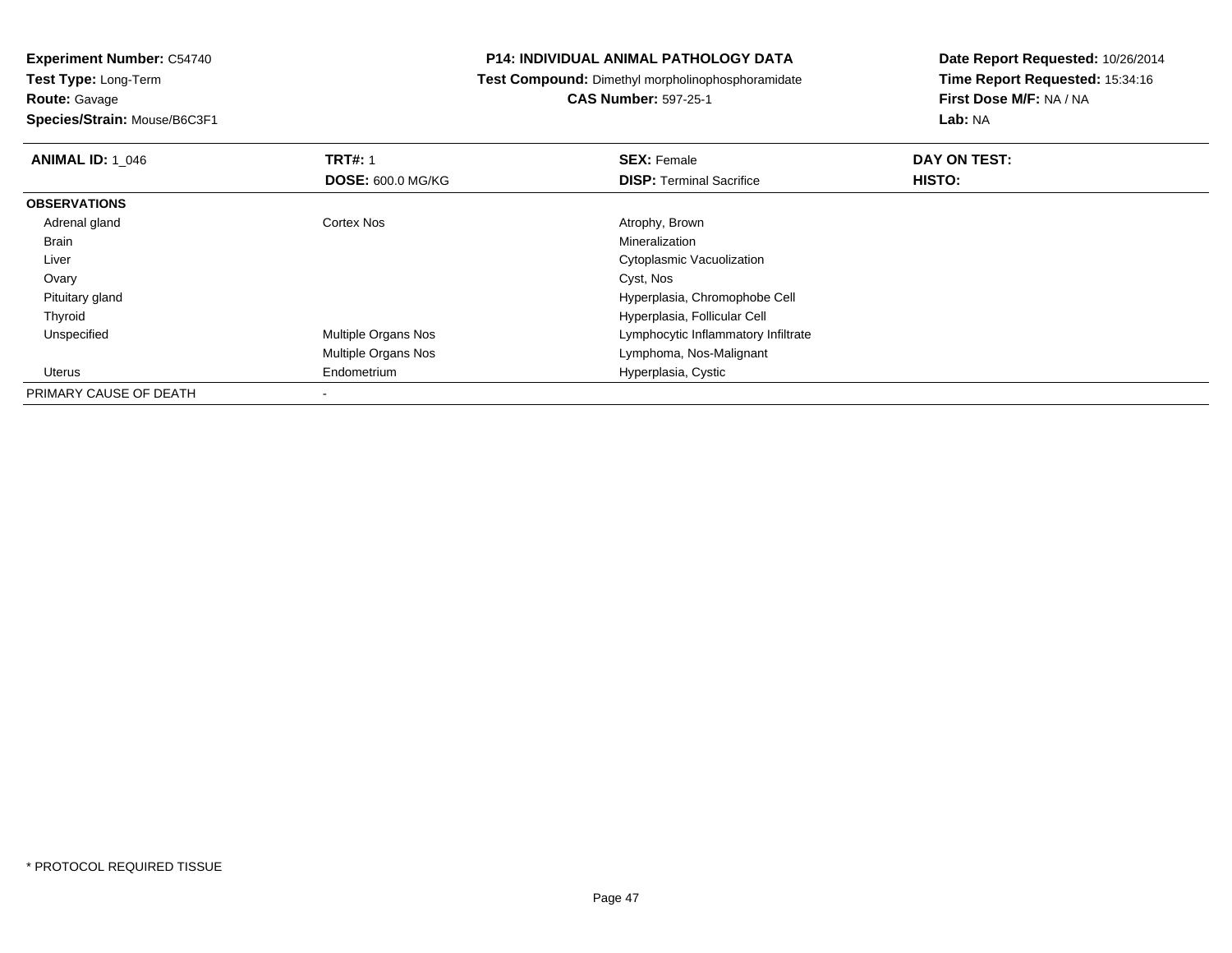**Experiment Number:** C54740
**Test Type:** Long-Term
**Route:** Gavage
**Species/Strain:** Mouse/B6C3F1

**P14: INDIVIDUAL ANIMAL PATHOLOGY DATA**
**Test Compound:** Dimethyl morpholinophosphoramidate
**CAS Number:** 597-25-1

**Date Report Requested:** 10/26/2014
**Time Report Requested:** 15:34:16
**First Dose M/F:** NA / NA
**Lab:** NA

| **ANIMAL ID:** 1_046 | **TRT#:** 1 | **SEX:** Female | **DAY ON TEST:** |
|---|---|---|---|
| | **DOSE:** 600.0 MG/KG | **DISP:** Terminal Sacrifice | **HISTO:** |
| **OBSERVATIONS** | | | |
| Adrenal gland | Cortex Nos | Atrophy, Brown | |
| Brain | | Mineralization | |
| Liver | | Cytoplasmic Vacuolization | |
| Ovary | | Cyst, Nos | |
| Pituitary gland | | Hyperplasia, Chromophobe Cell | |
| Thyroid | | Hyperplasia, Follicular Cell | |
| Unspecified | Multiple Organs Nos | Lymphocytic Inflammatory Infiltrate | |
| | Multiple Organs Nos | Lymphoma, Nos-Malignant | |
| Uterus | Endometrium | Hyperplasia, Cystic | |
| PRIMARY CAUSE OF DEATH | - | | |

* PROTOCOL REQUIRED TISSUE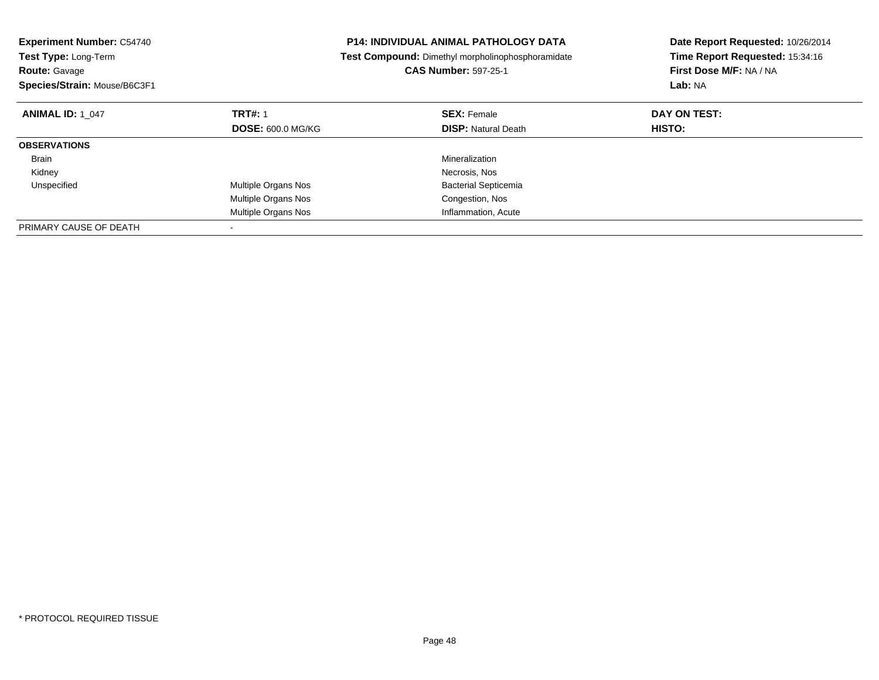**Experiment Number:** C54740
**Test Type:** Long-Term
**Route:** Gavage
**Species/Strain:** Mouse/B6C3F1

**P14: INDIVIDUAL ANIMAL PATHOLOGY DATA**
**Test Compound:** Dimethyl morpholinophosphoramidate
**CAS Number:** 597-25-1

**Date Report Requested:** 10/26/2014
**Time Report Requested:** 15:34:16
**First Dose M/F:** NA / NA
**Lab:** NA

| **ANIMAL ID:** 1_047 | **TRT#:** 1 | **SEX:** Female | **DAY ON TEST:** |
|---|---|---|---|
| | **DOSE:** 600.0 MG/KG | **DISP:** Natural Death | **HISTO:** |
| **OBSERVATIONS** | | | |
| Brain | | Mineralization | |
| Kidney | | Necrosis, Nos | |
| Unspecified | Multiple Organs Nos | Bacterial Septicemia | |
| | Multiple Organs Nos | Congestion, Nos | |
| | Multiple Organs Nos | Inflammation, Acute | |
| PRIMARY CAUSE OF DEATH | - | | |

\* PROTOCOL REQUIRED TISSUE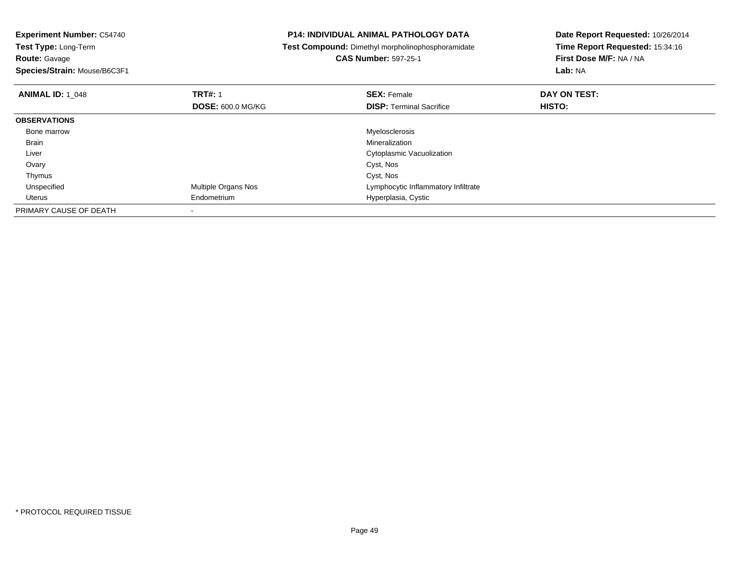**Experiment Number:** C54740
**Test Type:** Long-Term
**Route:** Gavage
**Species/Strain:** Mouse/B6C3F1

**P14: INDIVIDUAL ANIMAL PATHOLOGY DATA**
**Test Compound:** Dimethyl morpholinophosphoramidate
**CAS Number:** 597-25-1

**Date Report Requested:** 10/26/2014
**Time Report Requested:** 15:34:16
**First Dose M/F:** NA / NA
**Lab:** NA

| **ANIMAL ID:** 1_048 | **TRT#:** 1 | **SEX:** Female | **DAY ON TEST:** |
|---|---|---|---|
| | **DOSE:** 600.0 MG/KG | **DISP:** Terminal Sacrifice | **HISTO:** |
| **OBSERVATIONS** | | | |
| Bone marrow | | Myelosclerosis | |
| Brain | | Mineralization | |
| Liver | | Cytoplasmic Vacuolization | |
| Ovary | | Cyst, Nos | |
| Thymus | | Cyst, Nos | |
| Unspecified | Multiple Organs Nos | Lymphocytic Inflammatory Infiltrate | |
| Uterus | Endometrium | Hyperplasia, Cystic | |
| PRIMARY CAUSE OF DEATH | - | | |

* PROTOCOL REQUIRED TISSUE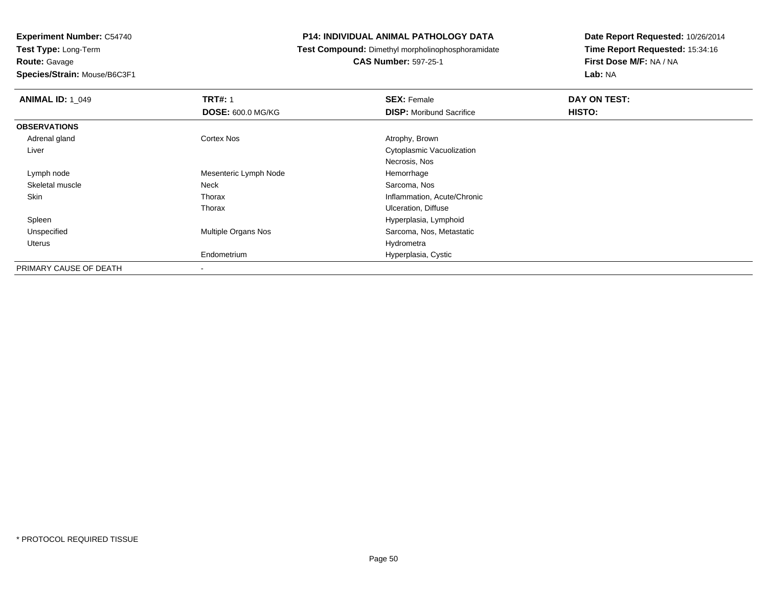**Experiment Number:** C54740
**Test Type:** Long-Term
**Route:** Gavage
**Species/Strain:** Mouse/B6C3F1

# P14: INDIVIDUAL ANIMAL PATHOLOGY DATA

**Test Compound:** Dimethyl morpholinophosphoramidate
**CAS Number:** 597-25-1

**Date Report Requested:** 10/26/2014
**Time Report Requested:** 15:34:16
**First Dose M/F:** NA / NA
**Lab:** NA

| **ANIMAL ID:** 1_049 | **TRT#:** 1 | **SEX:** Female | **DAY ON TEST:** |
|---|---|---|---|
| | **DOSE:** 600.0 MG/KG | **DISP:** Moribund Sacrifice | **HISTO:** |
| **OBSERVATIONS** | | | |
| Adrenal gland | Cortex Nos | Atrophy, Brown | |
| Liver | | Cytoplasmic Vacuolization | |
| | | Necrosis, Nos | |
| Lymph node | Mesenteric Lymph Node | Hemorrhage | |
| Skeletal muscle | Neck | Sarcoma, Nos | |
| Skin | Thorax | Inflammation, Acute/Chronic | |
| | Thorax | Ulceration, Diffuse | |
| Spleen | | Hyperplasia, Lymphoid | |
| Unspecified | Multiple Organs Nos | Sarcoma, Nos, Metastatic | |
| Uterus | | Hydrometra | |
| | Endometrium | Hyperplasia, Cystic | |
| PRIMARY CAUSE OF DEATH | - | | |

\* PROTOCOL REQUIRED TISSUE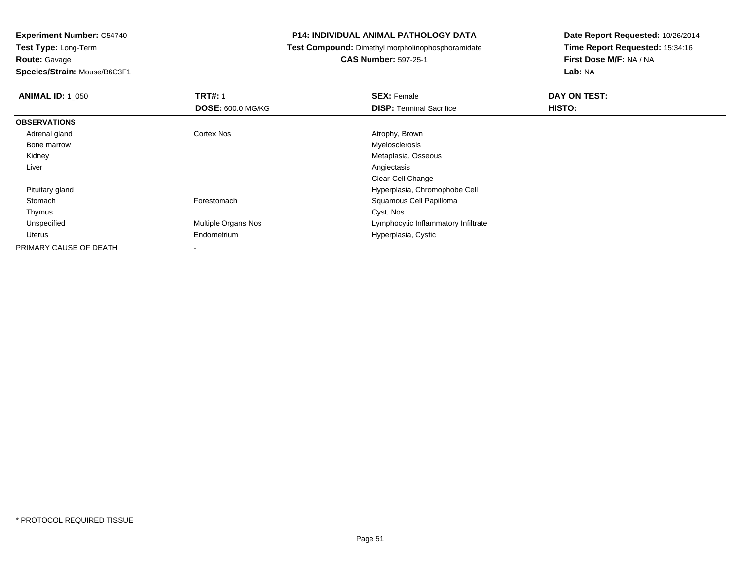**Experiment Number:** C54740
**Test Type:** Long-Term
**Route:** Gavage
**Species/Strain:** Mouse/B6C3F1

**P14: INDIVIDUAL ANIMAL PATHOLOGY DATA**
**Test Compound:** Dimethyl morpholinophosphoramidate
**CAS Number:** 597-25-1

**Date Report Requested:** 10/26/2014
**Time Report Requested:** 15:34:16
**First Dose M/F:** NA / NA
**Lab:** NA

| **ANIMAL ID:** 1_050 | **TRT#:** 1 | **SEX:** Female | **DAY ON TEST:** |
|---|---|---|---|
| | **DOSE:** 600.0 MG/KG | **DISP:** Terminal Sacrifice | **HISTO:** |
| **OBSERVATIONS** | | | |
| Adrenal gland | Cortex Nos | Atrophy, Brown | |
| Bone marrow | | Myelosclerosis | |
| Kidney | | Metaplasia, Osseous | |
| Liver | | Angiectasis | |
| | | Clear-Cell Change | |
| Pituitary gland | | Hyperplasia, Chromophobe Cell | |
| Stomach | Forestomach | Squamous Cell Papilloma | |
| Thymus | | Cyst, Nos | |
| Unspecified | Multiple Organs Nos | Lymphocytic Inflammatory Infiltrate | |
| Uterus | Endometrium | Hyperplasia, Cystic | |
| PRIMARY CAUSE OF DEATH | - | | |

* PROTOCOL REQUIRED TISSUE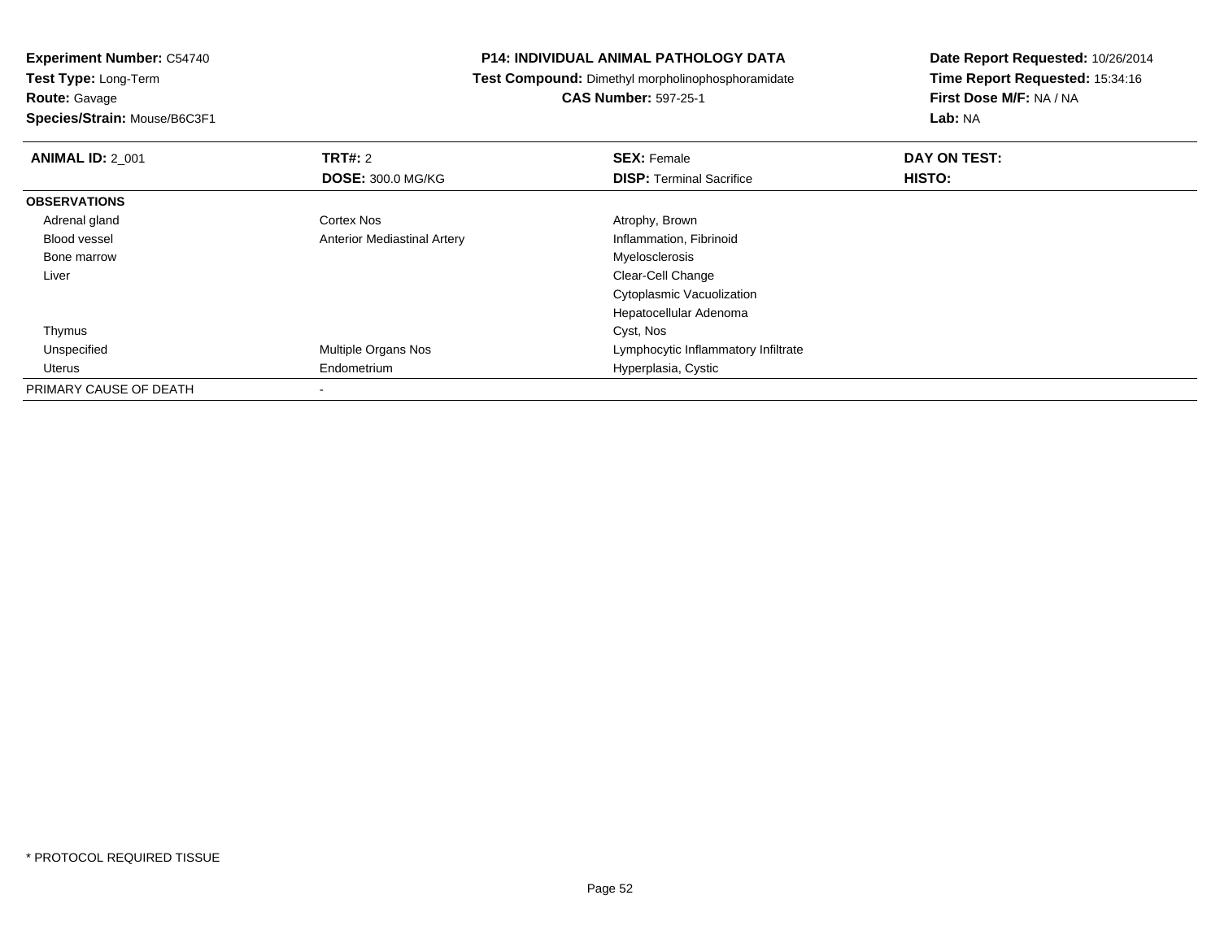**Experiment Number:** C54740
**Test Type:** Long-Term
**Route:** Gavage
**Species/Strain:** Mouse/B6C3F1

**P14: INDIVIDUAL ANIMAL PATHOLOGY DATA**
**Test Compound:** Dimethyl morpholinophosphoramidate
**CAS Number:** 597-25-1

**Date Report Requested:** 10/26/2014
**Time Report Requested:** 15:34:16
**First Dose M/F:** NA / NA
**Lab:** NA

| **ANIMAL ID:** 2_001 | **TRT#:** 2 | **SEX:** Female | **DAY ON TEST:** |
|---|---|---|---|
| | **DOSE:** 300.0 MG/KG | **DISP:** Terminal Sacrifice | **HISTO:** |
| **OBSERVATIONS** | | | |
| Adrenal gland | Cortex Nos | Atrophy, Brown | |
| Blood vessel | Anterior Mediastinal Artery | Inflammation, Fibrinoid | |
| Bone marrow | | Myelosclerosis | |
| Liver | | Clear-Cell Change | |
| | | Cytoplasmic Vacuolization | |
| | | Hepatocellular Adenoma | |
| Thymus | | Cyst, Nos | |
| Unspecified | Multiple Organs Nos | Lymphocytic Inflammatory Infiltrate | |
| Uterus | Endometrium | Hyperplasia, Cystic | |
| PRIMARY CAUSE OF DEATH | - | | |

* PROTOCOL REQUIRED TISSUE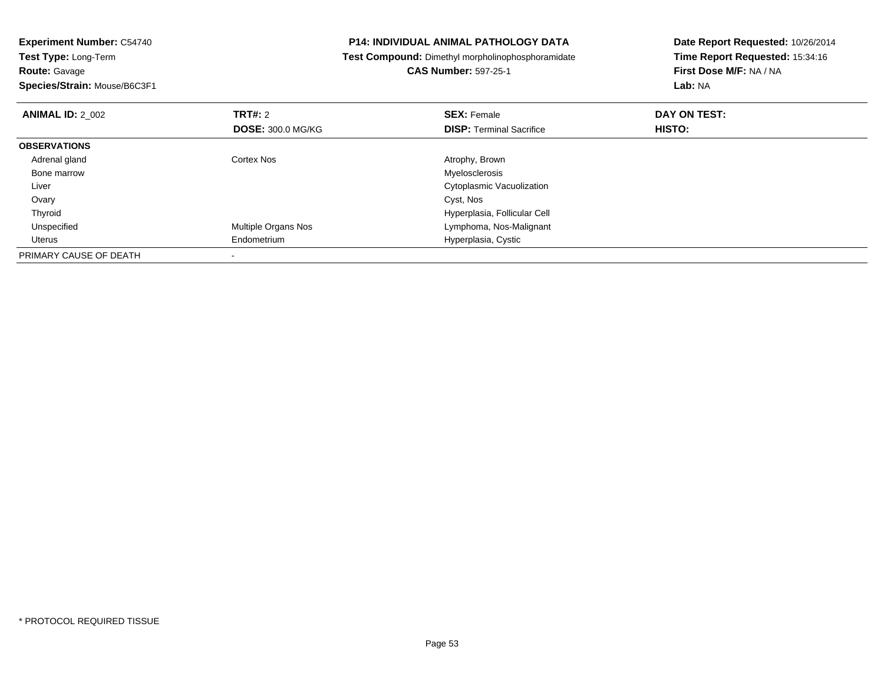**Experiment Number:** C54740
**Test Type:** Long-Term
**Route:** Gavage
**Species/Strain:** Mouse/B6C3F1

**P14: INDIVIDUAL ANIMAL PATHOLOGY DATA**
**Test Compound:** Dimethyl morpholinophosphoramidate
**CAS Number:** 597-25-1

**Date Report Requested:** 10/26/2014
**Time Report Requested:** 15:34:16
**First Dose M/F:** NA / NA
**Lab:** NA

| **ANIMAL ID:** 2_002 | **TRT#:** 2 | **SEX:** Female | **DAY ON TEST:** |
|---|---|---|---|
| | **DOSE:** 300.0 MG/KG | **DISP:** Terminal Sacrifice | **HISTO:** |
| **OBSERVATIONS** | | | |
| Adrenal gland | Cortex Nos | Atrophy, Brown | |
| Bone marrow | | Myelosclerosis | |
| Liver | | Cytoplasmic Vacuolization | |
| Ovary | | Cyst, Nos | |
| Thyroid | | Hyperplasia, Follicular Cell | |
| Unspecified | Multiple Organs Nos | Lymphoma, Nos-Malignant | |
| Uterus | Endometrium | Hyperplasia, Cystic | |
| PRIMARY CAUSE OF DEATH | - | | |

* PROTOCOL REQUIRED TISSUE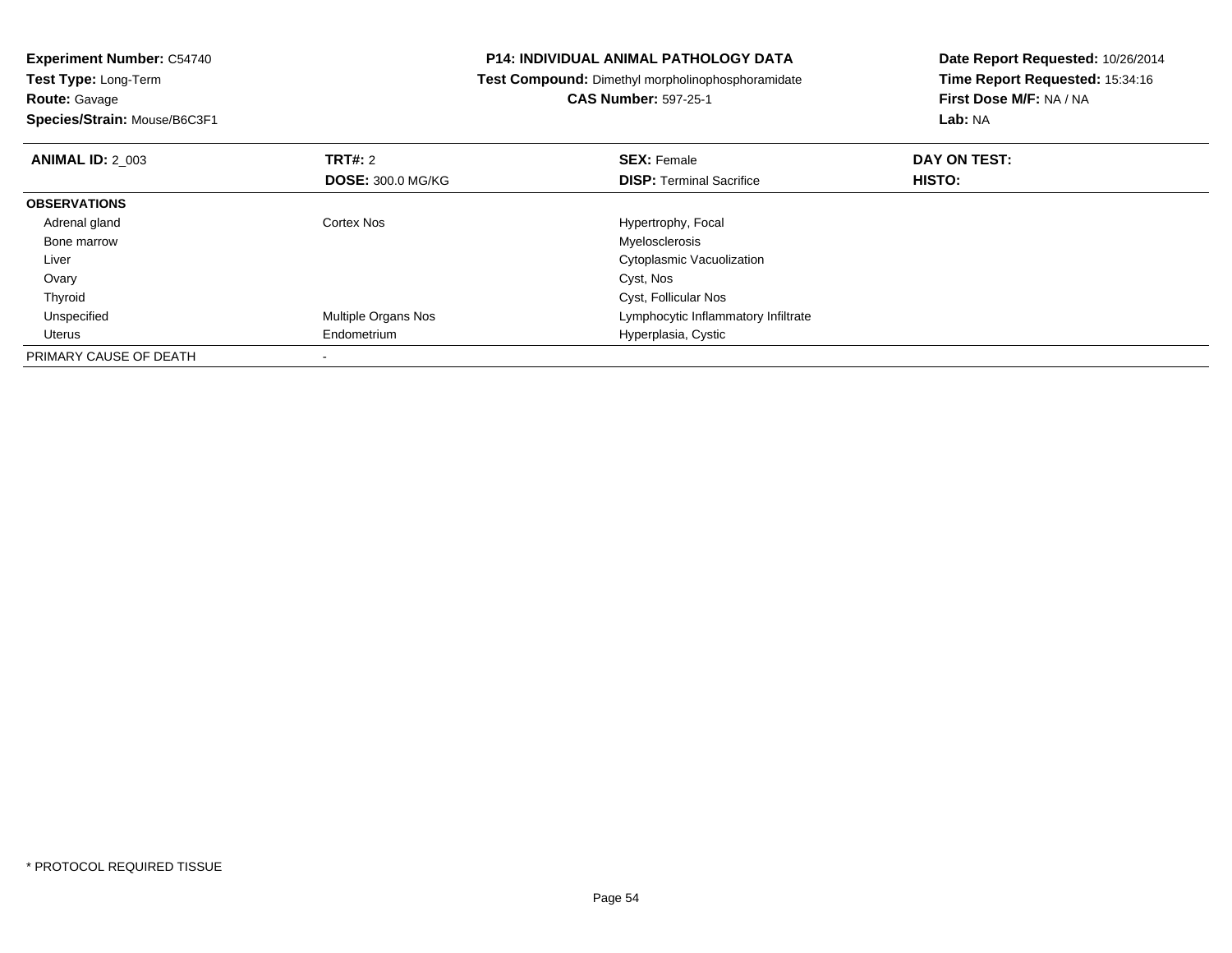**Experiment Number:** C54740
**Test Type:** Long-Term
**Route:** Gavage
**Species/Strain:** Mouse/B6C3F1

# P14: INDIVIDUAL ANIMAL PATHOLOGY DATA

**Test Compound:** Dimethyl morpholinophosphoramidate
**CAS Number:** 597-25-1

**Date Report Requested:** 10/26/2014
**Time Report Requested:** 15:34:16
**First Dose M/F:** NA / NA
**Lab:** NA

| **ANIMAL ID:** 2_003 | **TRT#:** 2 | **SEX:** Female | **DAY ON TEST:** |
|---|---|---|---|
| | **DOSE:** 300.0 MG/KG | **DISP:** Terminal Sacrifice | **HISTO:** |
| **OBSERVATIONS** | | | |
| Adrenal gland | Cortex Nos | Hypertrophy, Focal | |
| Bone marrow | | Myelosclerosis | |
| Liver | | Cytoplasmic Vacuolization | |
| Ovary | | Cyst, Nos | |
| Thyroid | | Cyst, Follicular Nos | |
| Unspecified | Multiple Organs Nos | Lymphocytic Inflammatory Infiltrate | |
| Uterus | Endometrium | Hyperplasia, Cystic | |
| PRIMARY CAUSE OF DEATH | - | | |

* PROTOCOL REQUIRED TISSUE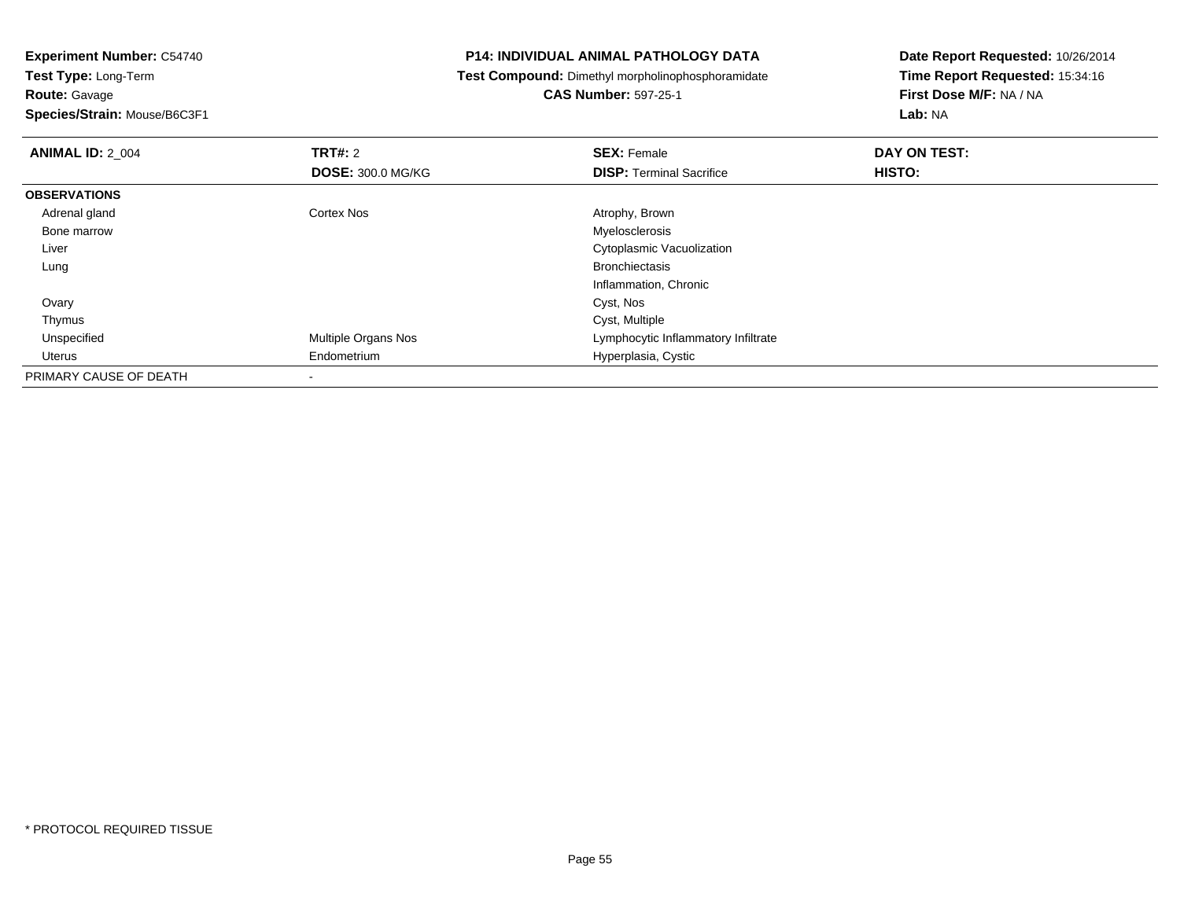**Experiment Number:** C54740
**Test Type:** Long-Term
**Route:** Gavage
**Species/Strain:** Mouse/B6C3F1

**P14: INDIVIDUAL ANIMAL PATHOLOGY DATA**
**Test Compound:** Dimethyl morpholinophosphoramidate
**CAS Number:** 597-25-1

**Date Report Requested:** 10/26/2014
**Time Report Requested:** 15:34:16
**First Dose M/F:** NA / NA
**Lab:** NA

| **ANIMAL ID:** 2_004 | **TRT#:** 2 | **SEX:** Female | **DAY ON TEST:** |
|---|---|---|---|
| | **DOSE:** 300.0 MG/KG | **DISP:** Terminal Sacrifice | **HISTO:** |
| **OBSERVATIONS** | | | |
| Adrenal gland | Cortex Nos | Atrophy, Brown | |
| Bone marrow | | Myelosclerosis | |
| Liver | | Cytoplasmic Vacuolization | |
| Lung | | Bronchiectasis | |
| | | Inflammation, Chronic | |
| Ovary | | Cyst, Nos | |
| Thymus | | Cyst, Multiple | |
| Unspecified | Multiple Organs Nos | Lymphocytic Inflammatory Infiltrate | |
| Uterus | Endometrium | Hyperplasia, Cystic | |
| PRIMARY CAUSE OF DEATH | - | | |

* PROTOCOL REQUIRED TISSUE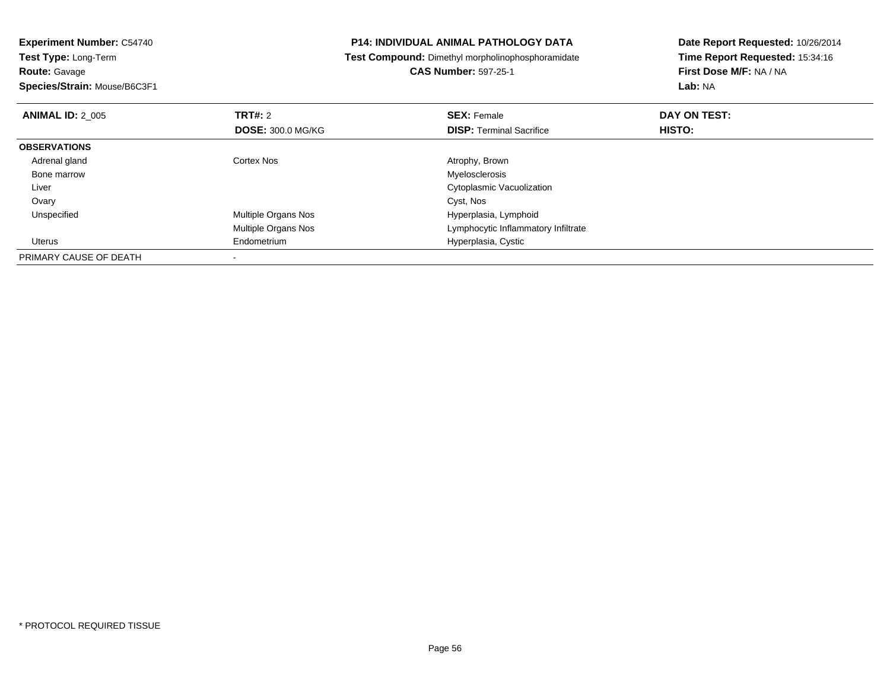**Experiment Number:** C54740
**Test Type:** Long-Term
**Route:** Gavage
**Species/Strain:** Mouse/B6C3F1

**P14: INDIVIDUAL ANIMAL PATHOLOGY DATA**
**Test Compound:** Dimethyl morpholinophosphoramidate
**CAS Number:** 597-25-1

**Date Report Requested:** 10/26/2014
**Time Report Requested:** 15:34:16
**First Dose M/F:** NA / NA
**Lab:** NA

| **ANIMAL ID:** 2_005 | **TRT#:** 2 | **SEX:** Female | **DAY ON TEST:** |
|---|---|---|---|
| | **DOSE:** 300.0 MG/KG | **DISP:** Terminal Sacrifice | **HISTO:** |
| **OBSERVATIONS** | | | |
| Adrenal gland | Cortex Nos | Atrophy, Brown | |
| Bone marrow | | Myelosclerosis | |
| Liver | | Cytoplasmic Vacuolization | |
| Ovary | | Cyst, Nos | |
| Unspecified | Multiple Organs Nos | Hyperplasia, Lymphoid | |
| | Multiple Organs Nos | Lymphocytic Inflammatory Infiltrate | |
| Uterus | Endometrium | Hyperplasia, Cystic | |
| PRIMARY CAUSE OF DEATH | - | | |

* PROTOCOL REQUIRED TISSUE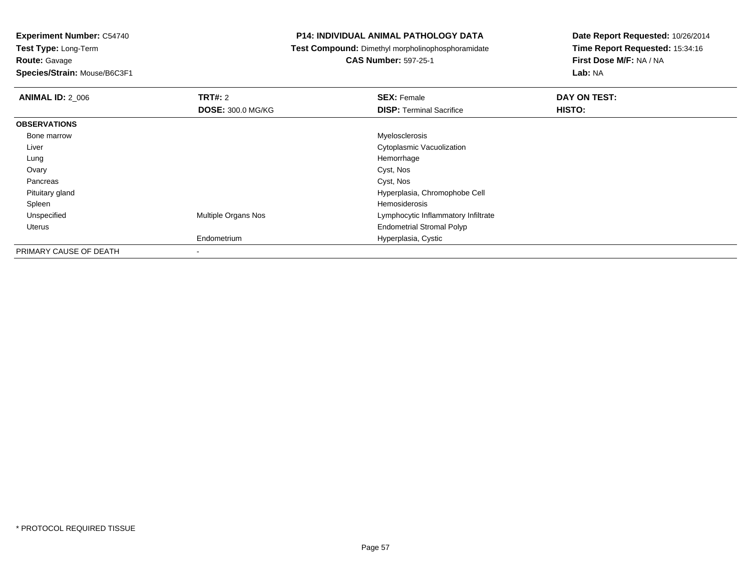**Experiment Number:** C54740
**Test Type:** Long-Term
**Route:** Gavage
**Species/Strain:** Mouse/B6C3F1

**P14: INDIVIDUAL ANIMAL PATHOLOGY DATA**
**Test Compound:** Dimethyl morpholinophosphoramidate
**CAS Number:** 597-25-1

**Date Report Requested:** 10/26/2014
**Time Report Requested:** 15:34:16
**First Dose M/F:** NA / NA
**Lab:** NA

| **ANIMAL ID:** 2_006 | **TRT#:** 2 | **SEX:** Female | **DAY ON TEST:** |
|---|---|---|---|
| | **DOSE:** 300.0 MG/KG | **DISP:** Terminal Sacrifice | **HISTO:** |
| **OBSERVATIONS** | | | |
| Bone marrow | | Myelosclerosis | |
| Liver | | Cytoplasmic Vacuolization | |
| Lung | | Hemorrhage | |
| Ovary | | Cyst, Nos | |
| Pancreas | | Cyst, Nos | |
| Pituitary gland | | Hyperplasia, Chromophobe Cell | |
| Spleen | | Hemosiderosis | |
| Unspecified | Multiple Organs Nos | Lymphocytic Inflammatory Infiltrate | |
| Uterus | | Endometrial Stromal Polyp | |
| | Endometrium | Hyperplasia, Cystic | |
| PRIMARY CAUSE OF DEATH | - | | |

* PROTOCOL REQUIRED TISSUE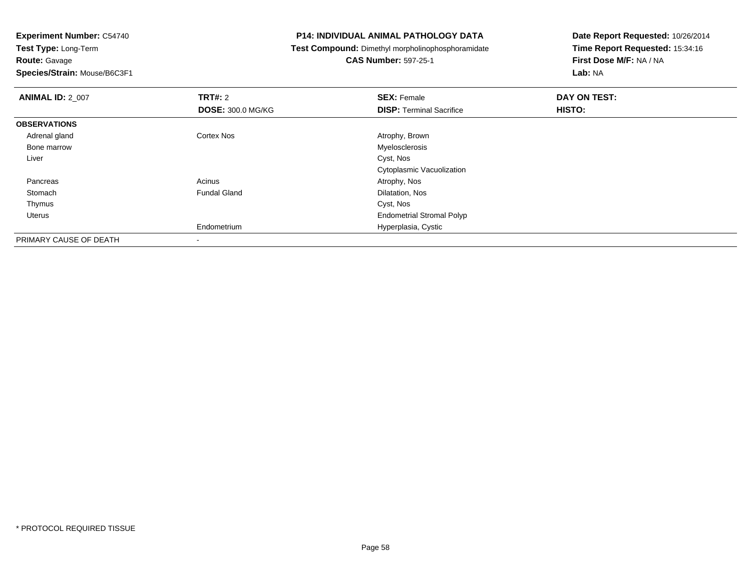**Experiment Number:** C54740
**Test Type:** Long-Term
**Route:** Gavage
**Species/Strain:** Mouse/B6C3F1

**P14: INDIVIDUAL ANIMAL PATHOLOGY DATA**
**Test Compound:** Dimethyl morpholinophosphoramidate
**CAS Number:** 597-25-1

**Date Report Requested:** 10/26/2014
**Time Report Requested:** 15:34:16
**First Dose M/F:** NA / NA
**Lab:** NA

| **ANIMAL ID:** 2_007 | **TRT#:** 2 | **SEX:** Female | **DAY ON TEST:** |
|---|---|---|---|
| | **DOSE:** 300.0 MG/KG | **DISP:** Terminal Sacrifice | **HISTO:** |
| **OBSERVATIONS** | | | |
| Adrenal gland | Cortex Nos | Atrophy, Brown | |
| Bone marrow | | Myelosclerosis | |
| Liver | | Cyst, Nos | |
| | | Cytoplasmic Vacuolization | |
| Pancreas | Acinus | Atrophy, Nos | |
| Stomach | Fundal Gland | Dilatation, Nos | |
| Thymus | | Cyst, Nos | |
| Uterus | | Endometrial Stromal Polyp | |
| | Endometrium | Hyperplasia, Cystic | |
| PRIMARY CAUSE OF DEATH | - | | |

* PROTOCOL REQUIRED TISSUE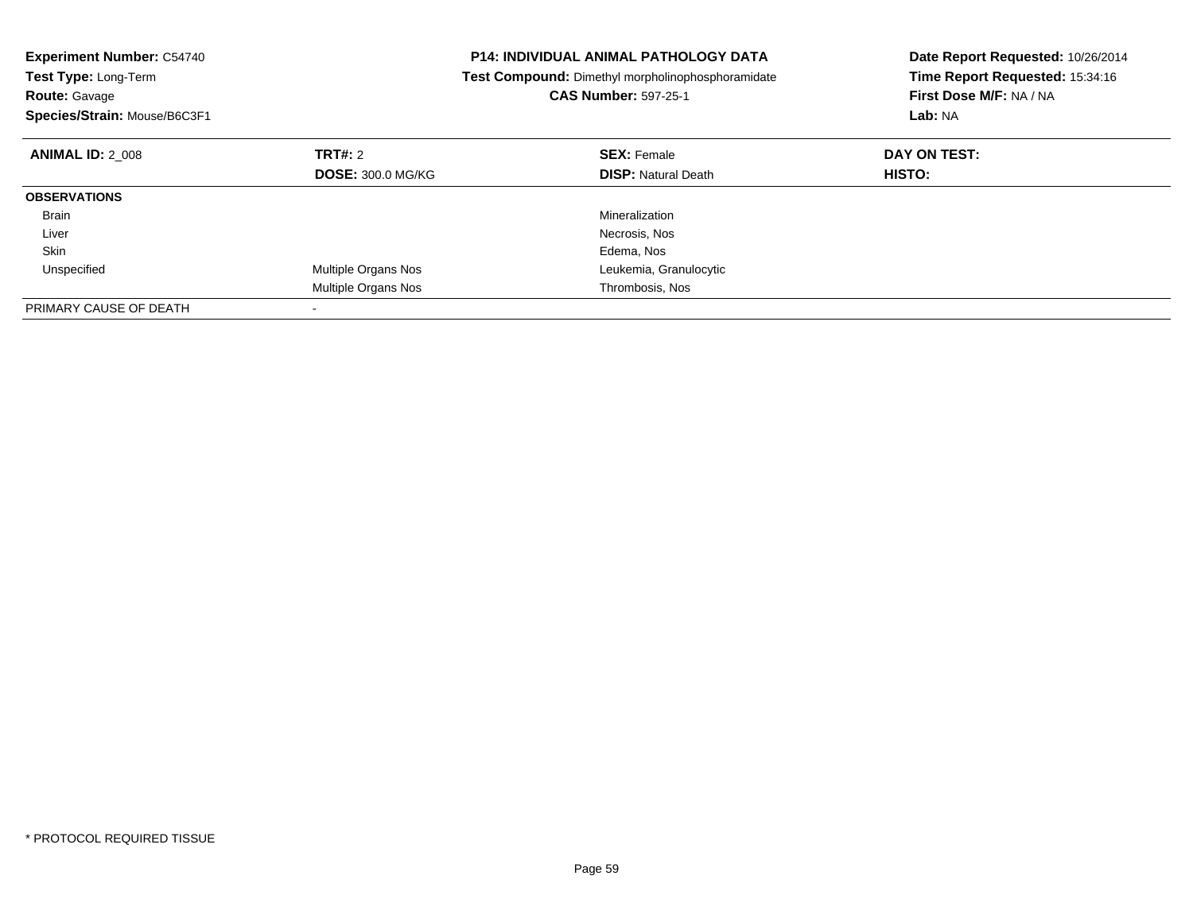**Experiment Number:** C54740
**Test Type:** Long-Term
**Route:** Gavage
**Species/Strain:** Mouse/B6C3F1

**P14: INDIVIDUAL ANIMAL PATHOLOGY DATA**
**Test Compound:** Dimethyl morpholinophosphoramidate
**CAS Number:** 597-25-1

**Date Report Requested:** 10/26/2014
**Time Report Requested:** 15:34:16
**First Dose M/F:** NA / NA
**Lab:** NA

| **ANIMAL ID:** 2_008 | **TRT#:** 2 | **SEX:** Female | **DAY ON TEST:** |
|---|---|---|---|
| | **DOSE:** 300.0 MG/KG | **DISP:** Natural Death | **HISTO:** |
| **OBSERVATIONS** | | | |
| Brain | | Mineralization | |
| Liver | | Necrosis, Nos | |
| Skin | | Edema, Nos | |
| Unspecified | Multiple Organs Nos | Leukemia, Granulocytic | |
| | Multiple Organs Nos | Thrombosis, Nos | |
| PRIMARY CAUSE OF DEATH | - | | |

* PROTOCOL REQUIRED TISSUE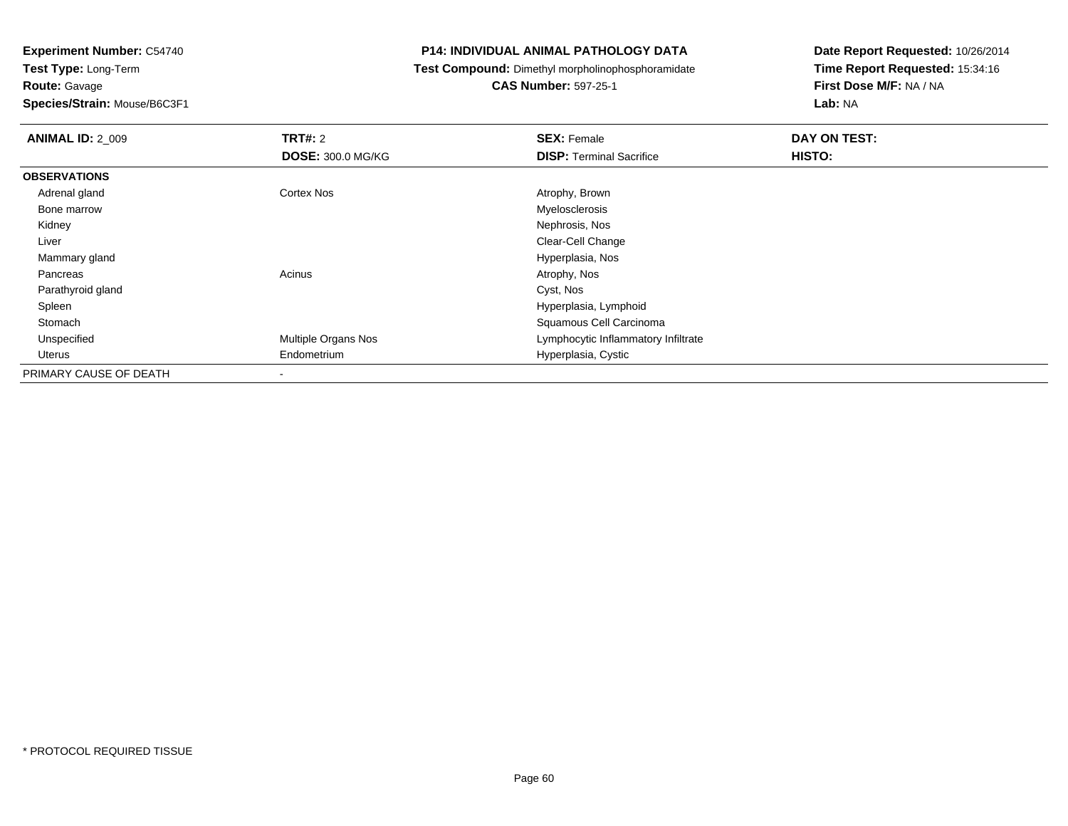**Experiment Number:** C54740
**Test Type:** Long-Term
**Route:** Gavage
**Species/Strain:** Mouse/B6C3F1

**P14: INDIVIDUAL ANIMAL PATHOLOGY DATA**
**Test Compound:** Dimethyl morpholinophosphoramidate
**CAS Number:** 597-25-1

**Date Report Requested:** 10/26/2014
**Time Report Requested:** 15:34:16
**First Dose M/F:** NA / NA
**Lab:** NA

| **ANIMAL ID:** 2_009 | **TRT#:** 2 | **SEX:** Female | **DAY ON TEST:** |
|---|---|---|---|
| | **DOSE:** 300.0 MG/KG | **DISP:** Terminal Sacrifice | **HISTO:** |
| **OBSERVATIONS** | | | |
| Adrenal gland | Cortex Nos | Atrophy, Brown | |
| Bone marrow | | Myelosclerosis | |
| Kidney | | Nephrosis, Nos | |
| Liver | | Clear-Cell Change | |
| Mammary gland | | Hyperplasia, Nos | |
| Pancreas | Acinus | Atrophy, Nos | |
| Parathyroid gland | | Cyst, Nos | |
| Spleen | | Hyperplasia, Lymphoid | |
| Stomach | | Squamous Cell Carcinoma | |
| Unspecified | Multiple Organs Nos | Lymphocytic Inflammatory Infiltrate | |
| Uterus | Endometrium | Hyperplasia, Cystic | |
| PRIMARY CAUSE OF DEATH | - | | |

* PROTOCOL REQUIRED TISSUE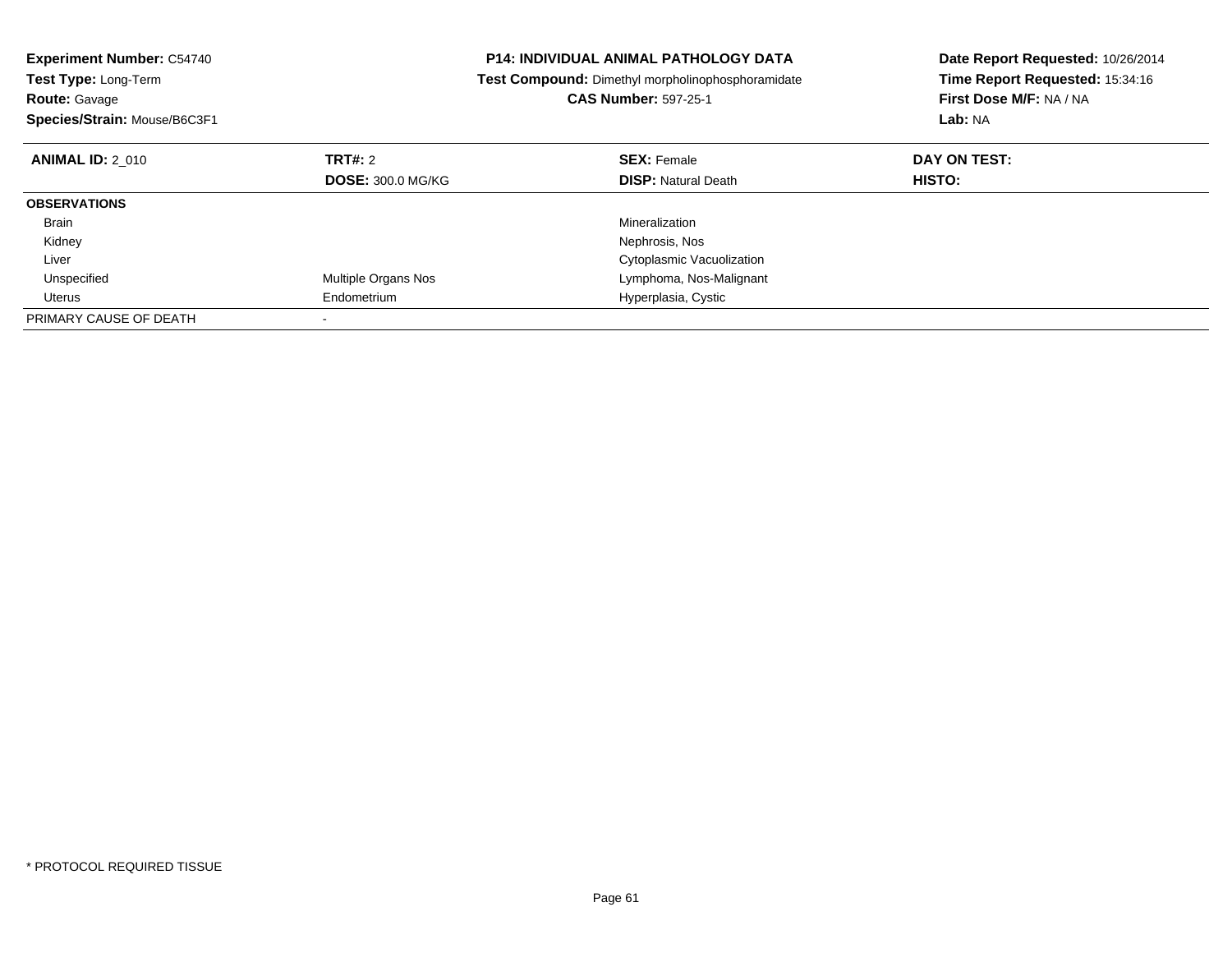**Experiment Number:** C54740
**Test Type:** Long-Term
**Route:** Gavage
**Species/Strain:** Mouse/B6C3F1

**P14: INDIVIDUAL ANIMAL PATHOLOGY DATA**
**Test Compound:** Dimethyl morpholinophosphoramidate
**CAS Number:** 597-25-1

**Date Report Requested:** 10/26/2014
**Time Report Requested:** 15:34:16
**First Dose M/F:** NA / NA
**Lab:** NA

| **ANIMAL ID:** 2_010 | **TRT#:** 2 | **SEX:** Female | **DAY ON TEST:** |
|---|---|---|---|
| | **DOSE:** 300.0 MG/KG | **DISP:** Natural Death | **HISTO:** |
| **OBSERVATIONS** | | | |
| Brain | | Mineralization | |
| Kidney | | Nephrosis, Nos | |
| Liver | | Cytoplasmic Vacuolization | |
| Unspecified | Multiple Organs Nos | Lymphoma, Nos-Malignant | |
| Uterus | Endometrium | Hyperplasia, Cystic | |
| PRIMARY CAUSE OF DEATH | - | | |

* PROTOCOL REQUIRED TISSUE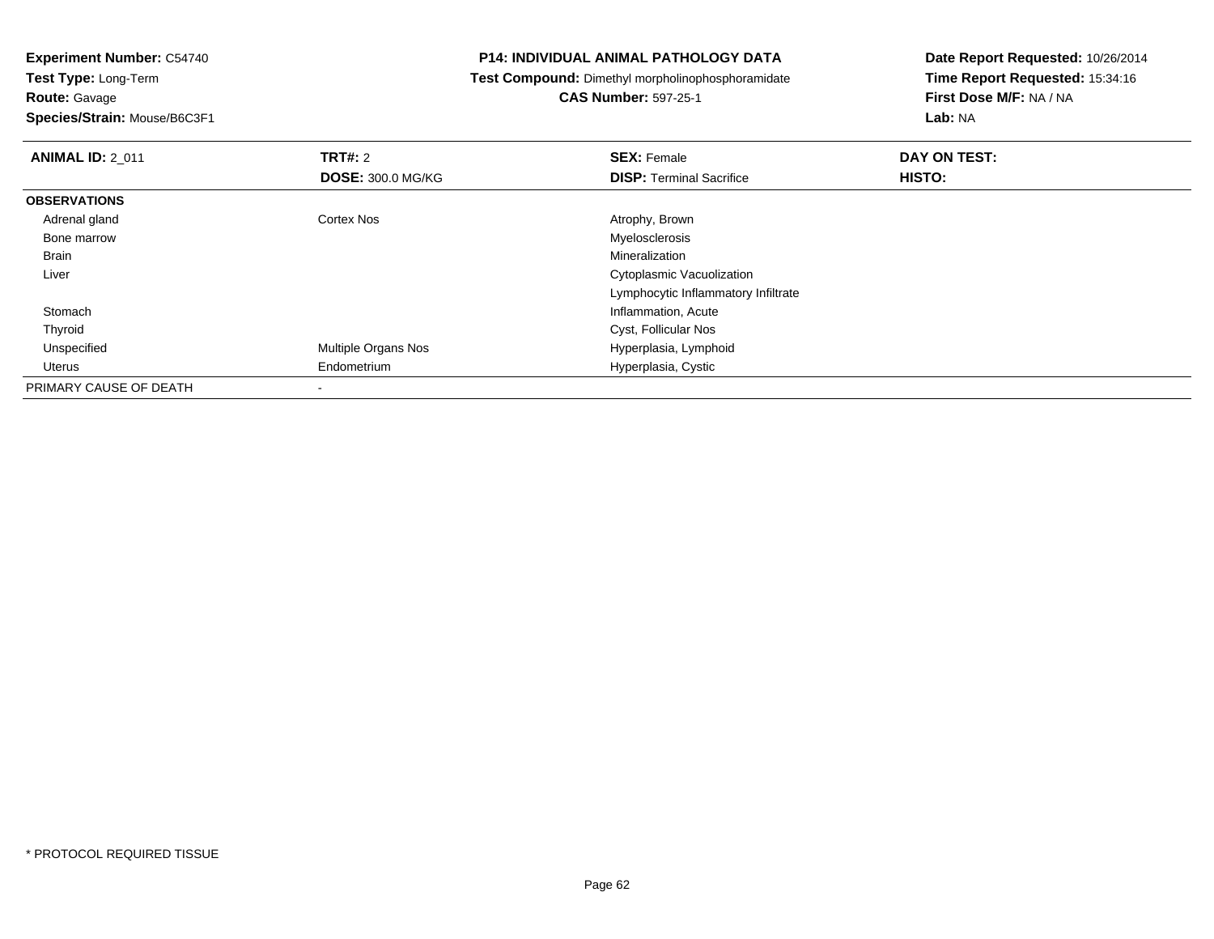**Experiment Number:** C54740
**Test Type:** Long-Term
**Route:** Gavage
**Species/Strain:** Mouse/B6C3F1

**P14: INDIVIDUAL ANIMAL PATHOLOGY DATA**
**Test Compound:** Dimethyl morpholinophosphoramidate
**CAS Number:** 597-25-1

**Date Report Requested:** 10/26/2014
**Time Report Requested:** 15:34:16
**First Dose M/F:** NA / NA
**Lab:** NA

| **ANIMAL ID:** 2_011 | **TRT#:** 2<br>**DOSE:** 300.0 MG/KG | **SEX:** Female<br>**DISP:** Terminal Sacrifice | **DAY ON TEST:**<br>**HISTO:** |
|---|---|---|---|
| **OBSERVATIONS** | | | |
| Adrenal gland | Cortex Nos | Atrophy, Brown | |
| Bone marrow | | Myelosclerosis | |
| Brain | | Mineralization | |
| Liver | | Cytoplasmic Vacuolization | |
| | | Lymphocytic Inflammatory Infiltrate | |
| Stomach | | Inflammation, Acute | |
| Thyroid | | Cyst, Follicular Nos | |
| Unspecified | Multiple Organs Nos | Hyperplasia, Lymphoid | |
| Uterus | Endometrium | Hyperplasia, Cystic | |
| PRIMARY CAUSE OF DEATH | - | | |

* PROTOCOL REQUIRED TISSUE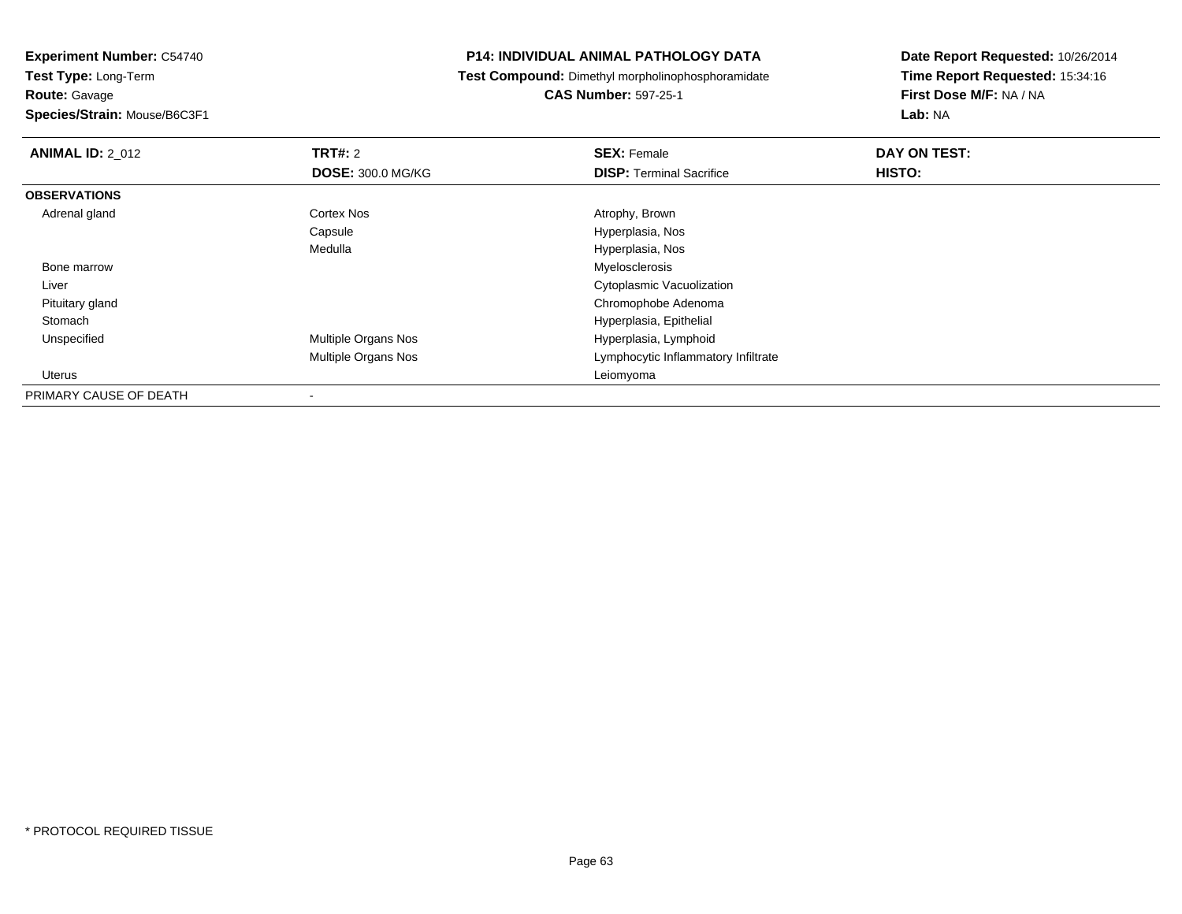**Experiment Number:** C54740
**Test Type:** Long-Term
**Route:** Gavage
**Species/Strain:** Mouse/B6C3F1

**P14: INDIVIDUAL ANIMAL PATHOLOGY DATA**
**Test Compound:** Dimethyl morpholinophosphoramidate
**CAS Number:** 597-25-1

**Date Report Requested:** 10/26/2014
**Time Report Requested:** 15:34:16
**First Dose M/F:** NA / NA
**Lab:** NA

| **ANIMAL ID:** 2_012 | **TRT#:** 2 | **SEX:** Female | **DAY ON TEST:** |
|---|---|---|---|
| | **DOSE:** 300.0 MG/KG | **DISP:** Terminal Sacrifice | **HISTO:** |
| **OBSERVATIONS** | | | |
| Adrenal gland | Cortex Nos | Atrophy, Brown | |
| | Capsule | Hyperplasia, Nos | |
| | Medulla | Hyperplasia, Nos | |
| Bone marrow | | Myelosclerosis | |
| Liver | | Cytoplasmic Vacuolization | |
| Pituitary gland | | Chromophobe Adenoma | |
| Stomach | | Hyperplasia, Epithelial | |
| Unspecified | Multiple Organs Nos | Hyperplasia, Lymphoid | |
| | Multiple Organs Nos | Lymphocytic Inflammatory Infiltrate | |
| Uterus | | Leiomyoma | |
| PRIMARY CAUSE OF DEATH | - | | |

* PROTOCOL REQUIRED TISSUE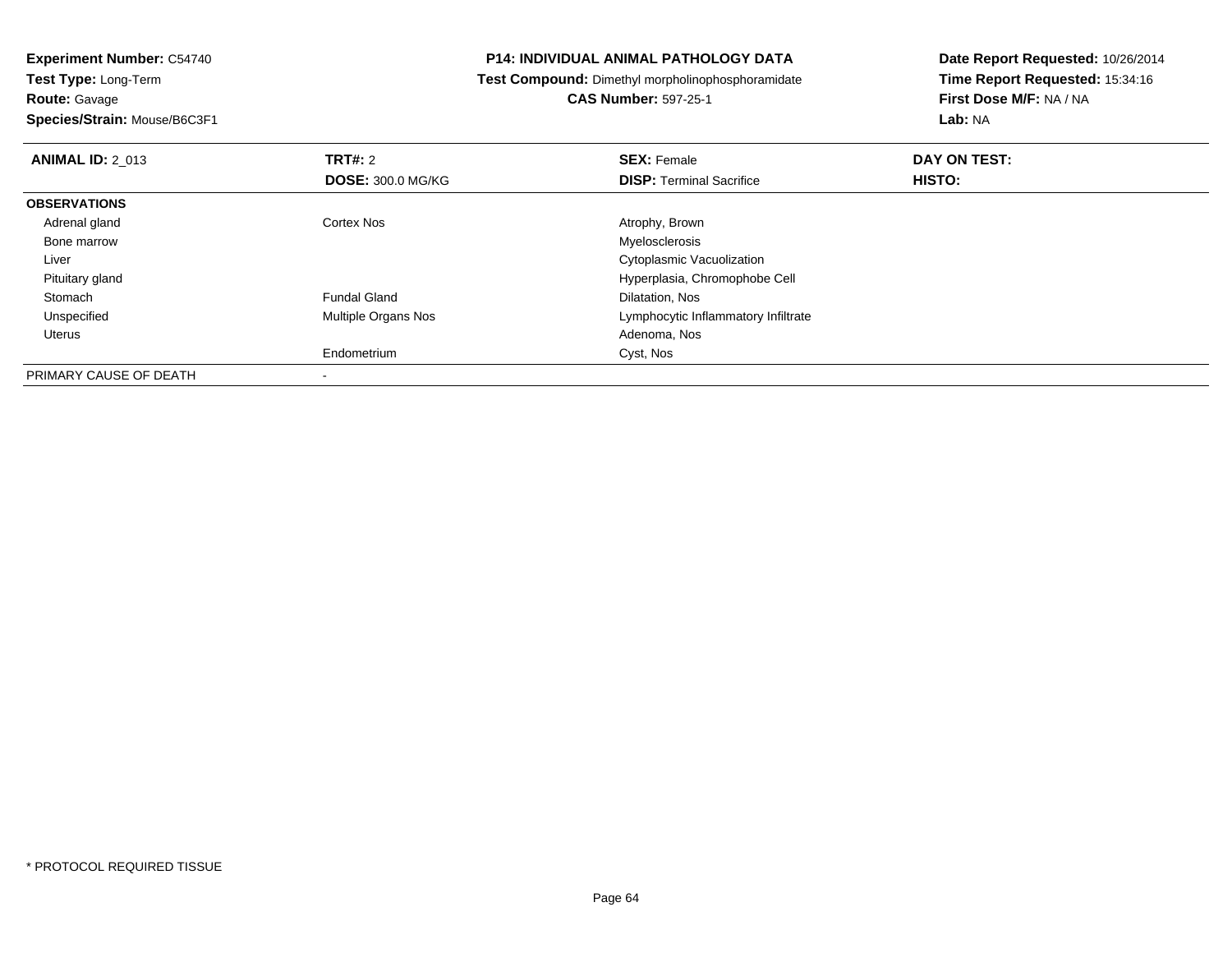**Experiment Number:** C54740
**Test Type:** Long-Term
**Route:** Gavage
**Species/Strain:** Mouse/B6C3F1

**P14: INDIVIDUAL ANIMAL PATHOLOGY DATA**
**Test Compound:** Dimethyl morpholinophosphoramidate
**CAS Number:** 597-25-1

**Date Report Requested:** 10/26/2014
**Time Report Requested:** 15:34:16
**First Dose M/F:** NA / NA
**Lab:** NA

| **ANIMAL ID:** 2_013 | **TRT#:** 2 | **SEX:** Female | **DAY ON TEST:** |
|---|---|---|---|
| | **DOSE:** 300.0 MG/KG | **DISP:** Terminal Sacrifice | **HISTO:** |
| **OBSERVATIONS** | | | |
| Adrenal gland | Cortex Nos | Atrophy, Brown | |
| Bone marrow | | Myelosclerosis | |
| Liver | | Cytoplasmic Vacuolization | |
| Pituitary gland | | Hyperplasia, Chromophobe Cell | |
| Stomach | Fundal Gland | Dilatation, Nos | |
| Unspecified | Multiple Organs Nos | Lymphocytic Inflammatory Infiltrate | |
| Uterus | | Adenoma, Nos | |
| | Endometrium | Cyst, Nos | |
| PRIMARY CAUSE OF DEATH | - | | |

* PROTOCOL REQUIRED TISSUE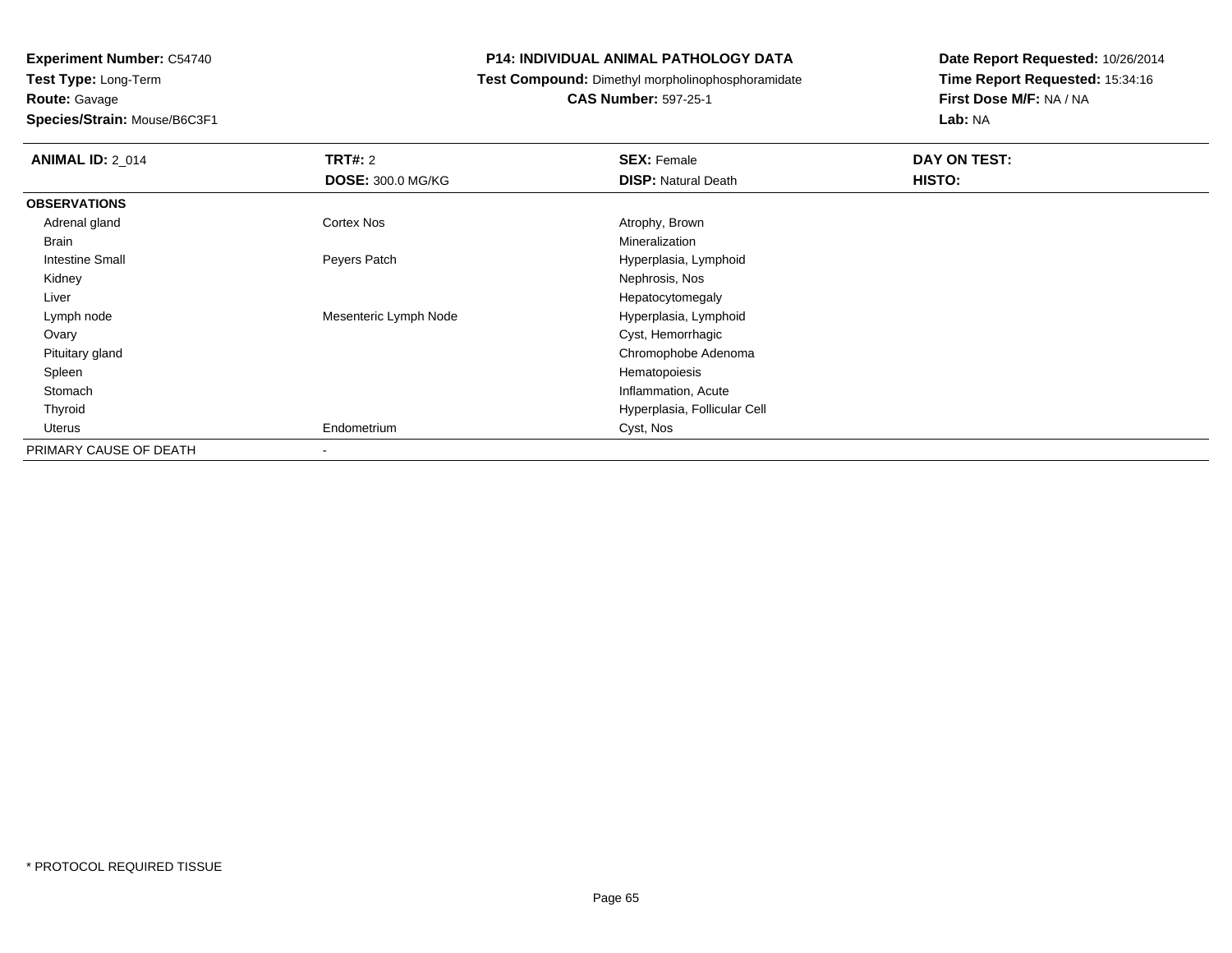**Experiment Number:** C54740
**Test Type:** Long-Term
**Route:** Gavage
**Species/Strain:** Mouse/B6C3F1

## P14: INDIVIDUAL ANIMAL PATHOLOGY DATA

**Test Compound:** Dimethyl morpholinophosphoramidate
**CAS Number:** 597-25-1

**Date Report Requested:** 10/26/2014
**Time Report Requested:** 15:34:16
**First Dose M/F:** NA / NA
**Lab:** NA

| **ANIMAL ID:** 2_014 | **TRT#:** 2 | **SEX:** Female | **DAY ON TEST:** |
|---|---|---|---|
| | **DOSE:** 300.0 MG/KG | **DISP:** Natural Death | **HISTO:** |
| **OBSERVATIONS** | | | |
| Adrenal gland | Cortex Nos | Atrophy, Brown | |
| Brain | | Mineralization | |
| Intestine Small | Peyers Patch | Hyperplasia, Lymphoid | |
| Kidney | | Nephrosis, Nos | |
| Liver | | Hepatocytomegaly | |
| Lymph node | Mesenteric Lymph Node | Hyperplasia, Lymphoid | |
| Ovary | | Cyst, Hemorrhagic | |
| Pituitary gland | | Chromophobe Adenoma | |
| Spleen | | Hematopoiesis | |
| Stomach | | Inflammation, Acute | |
| Thyroid | | Hyperplasia, Follicular Cell | |
| Uterus | Endometrium | Cyst, Nos | |
| PRIMARY CAUSE OF DEATH | - | | |

* PROTOCOL REQUIRED TISSUE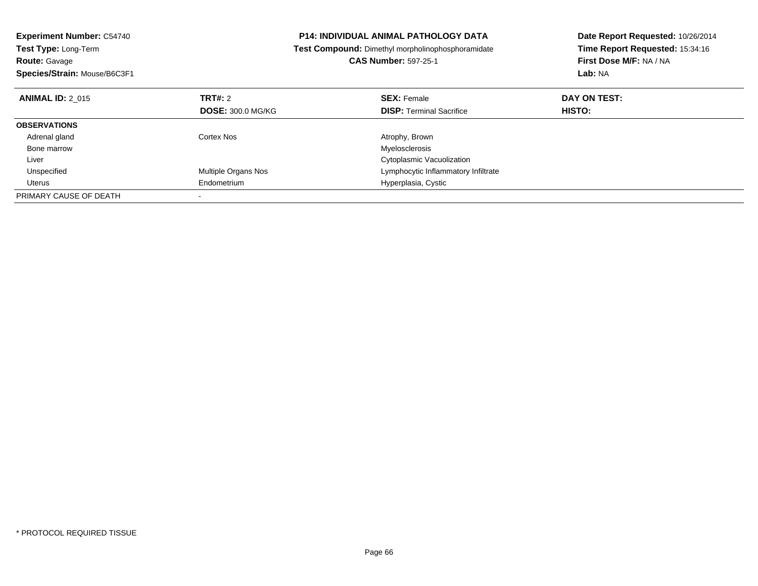**Experiment Number:** C54740
**Test Type:** Long-Term
**Route:** Gavage
**Species/Strain:** Mouse/B6C3F1

**P14: INDIVIDUAL ANIMAL PATHOLOGY DATA**
**Test Compound:** Dimethyl morpholinophosphoramidate
**CAS Number:** 597-25-1

**Date Report Requested:** 10/26/2014
**Time Report Requested:** 15:34:16
**First Dose M/F:** NA / NA
**Lab:** NA

| **ANIMAL ID:** 2_015 | **TRT#:** 2 | **SEX:** Female | **DAY ON TEST:** |
|---|---|---|---|
| | **DOSE:** 300.0 MG/KG | **DISP:** Terminal Sacrifice | **HISTO:** |
| **OBSERVATIONS** | | | |
| Adrenal gland | Cortex Nos | Atrophy, Brown | |
| Bone marrow | | Myelosclerosis | |
| Liver | | Cytoplasmic Vacuolization | |
| Unspecified | Multiple Organs Nos | Lymphocytic Inflammatory Infiltrate | |
| Uterus | Endometrium | Hyperplasia, Cystic | |
| PRIMARY CAUSE OF DEATH | - | | |

* PROTOCOL REQUIRED TISSUE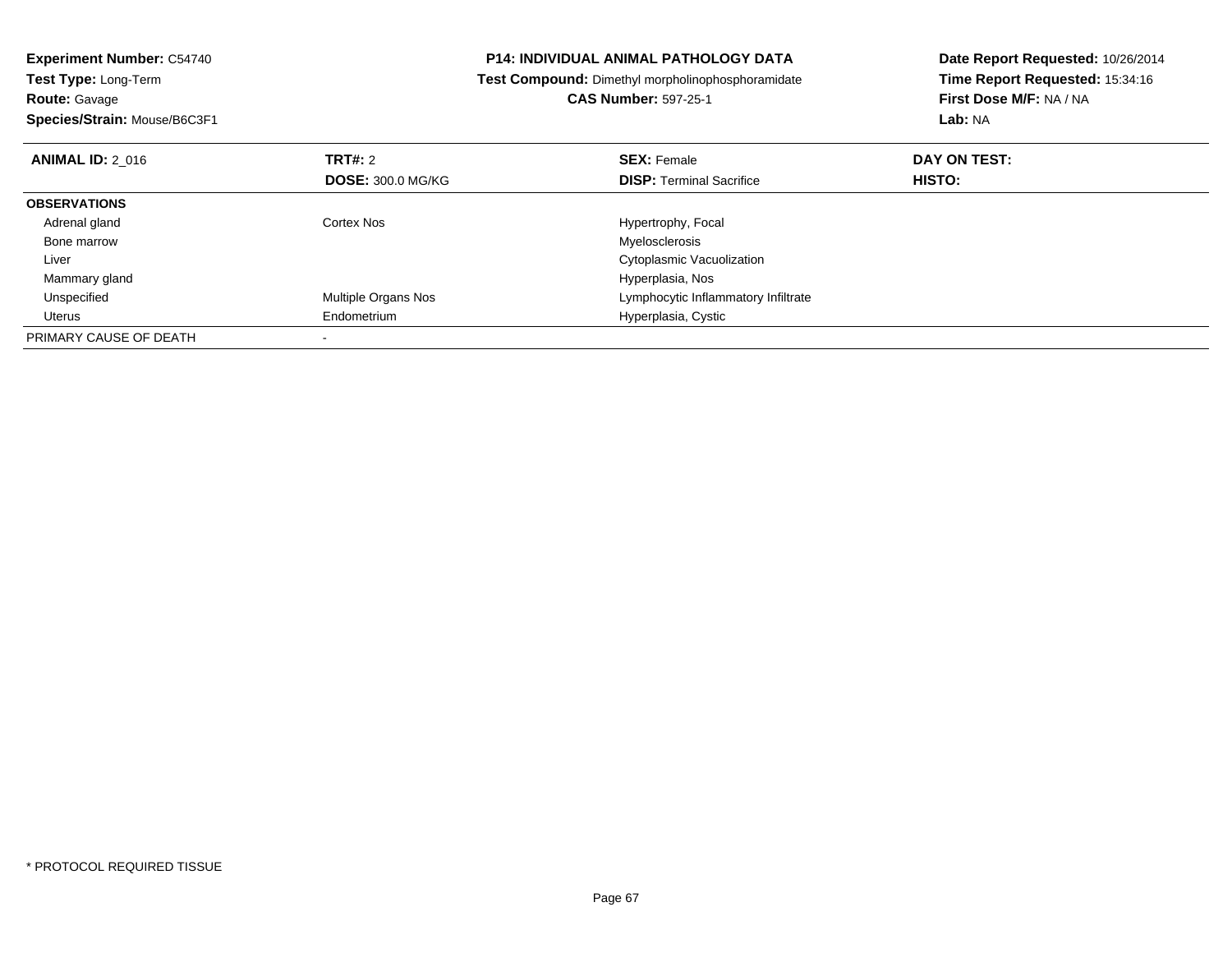**Experiment Number:** C54740
**Test Type:** Long-Term
**Route:** Gavage
**Species/Strain:** Mouse/B6C3F1

**P14: INDIVIDUAL ANIMAL PATHOLOGY DATA**
**Test Compound:** Dimethyl morpholinophosphoramidate
**CAS Number:** 597-25-1

**Date Report Requested:** 10/26/2014
**Time Report Requested:** 15:34:16
**First Dose M/F:** NA / NA
**Lab:** NA

| **ANIMAL ID:** 2_016 | **TRT#:** 2 | **SEX:** Female | **DAY ON TEST:** |
|---|---|---|---|
| | **DOSE:** 300.0 MG/KG | **DISP:** Terminal Sacrifice | **HISTO:** |
| **OBSERVATIONS** | | | |
| Adrenal gland | Cortex Nos | Hypertrophy, Focal | |
| Bone marrow | | Myelosclerosis | |
| Liver | | Cytoplasmic Vacuolization | |
| Mammary gland | | Hyperplasia, Nos | |
| Unspecified | Multiple Organs Nos | Lymphocytic Inflammatory Infiltrate | |
| Uterus | Endometrium | Hyperplasia, Cystic | |
| PRIMARY CAUSE OF DEATH | - | | |

\* PROTOCOL REQUIRED TISSUE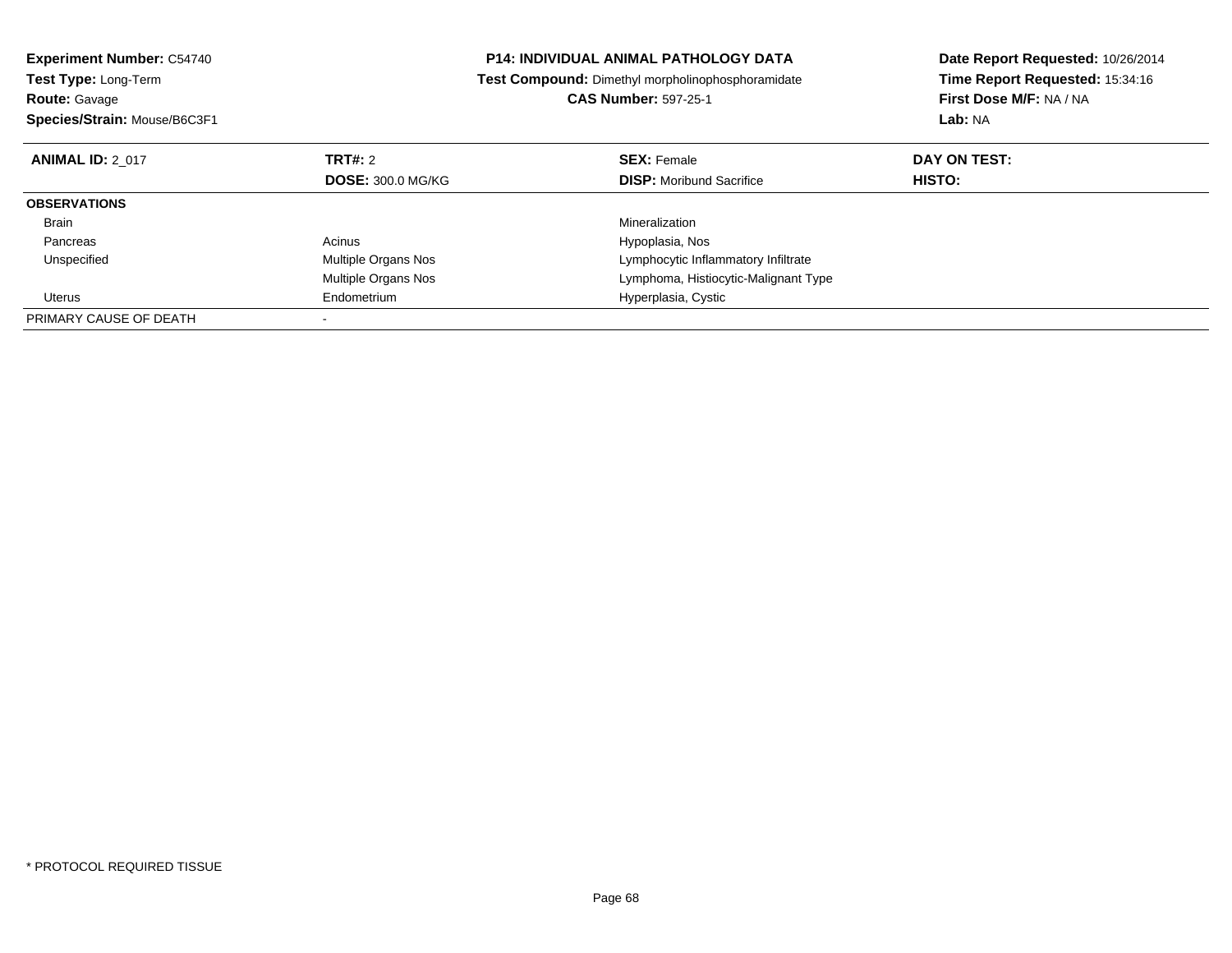**Experiment Number:** C54740
**Test Type:** Long-Term
**Route:** Gavage
**Species/Strain:** Mouse/B6C3F1

**P14: INDIVIDUAL ANIMAL PATHOLOGY DATA**
**Test Compound:** Dimethyl morpholinophosphoramidate
**CAS Number:** 597-25-1

**Date Report Requested:** 10/26/2014
**Time Report Requested:** 15:34:16
**First Dose M/F:** NA / NA
**Lab:** NA

| **ANIMAL ID:** 2_017 | **TRT#:** 2 | **SEX:** Female | **DAY ON TEST:** |
|---|---|---|---|
| | **DOSE:** 300.0 MG/KG | **DISP:** Moribund Sacrifice | **HISTO:** |
| **OBSERVATIONS** | | | |
| Brain | | Mineralization | |
| Pancreas | Acinus | Hypoplasia, Nos | |
| Unspecified | Multiple Organs Nos | Lymphocytic Inflammatory Infiltrate | |
| | Multiple Organs Nos | Lymphoma, Histiocytic-Malignant Type | |
| Uterus | Endometrium | Hyperplasia, Cystic | |
| PRIMARY CAUSE OF DEATH | - | | |

* PROTOCOL REQUIRED TISSUE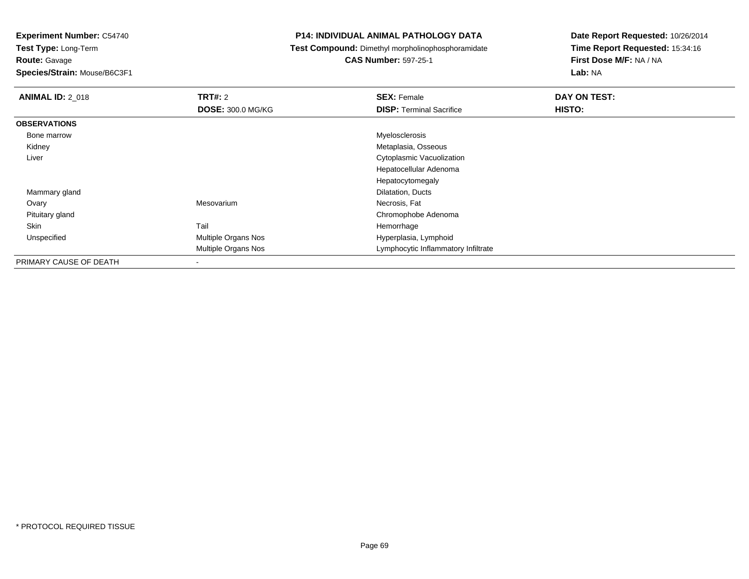**Experiment Number:** C54740
**Test Type:** Long-Term
**Route:** Gavage
**Species/Strain:** Mouse/B6C3F1

**P14: INDIVIDUAL ANIMAL PATHOLOGY DATA**
**Test Compound:** Dimethyl morpholinophosphoramidate
**CAS Number:** 597-25-1

**Date Report Requested:** 10/26/2014
**Time Report Requested:** 15:34:16
**First Dose M/F:** NA / NA
**Lab:** NA

| **ANIMAL ID:** 2_018 | **TRT#:** 2<br>**DOSE:** 300.0 MG/KG | **SEX:** Female<br>**DISP:** Terminal Sacrifice | **DAY ON TEST:**<br>**HISTO:** |
|---|---|---|---|
| **OBSERVATIONS** | | | |
| Bone marrow | | Myelosclerosis | |
| Kidney | | Metaplasia, Osseous | |
| Liver | | Cytoplasmic Vacuolization | |
| | | Hepatocellular Adenoma | |
| | | Hepatocytomegaly | |
| Mammary gland | | Dilatation, Ducts | |
| Ovary | Mesovarium | Necrosis, Fat | |
| Pituitary gland | | Chromophobe Adenoma | |
| Skin | Tail | Hemorrhage | |
| Unspecified | Multiple Organs Nos | Hyperplasia, Lymphoid | |
| | Multiple Organs Nos | Lymphocytic Inflammatory Infiltrate | |
| PRIMARY CAUSE OF DEATH | - | | |

\* PROTOCOL REQUIRED TISSUE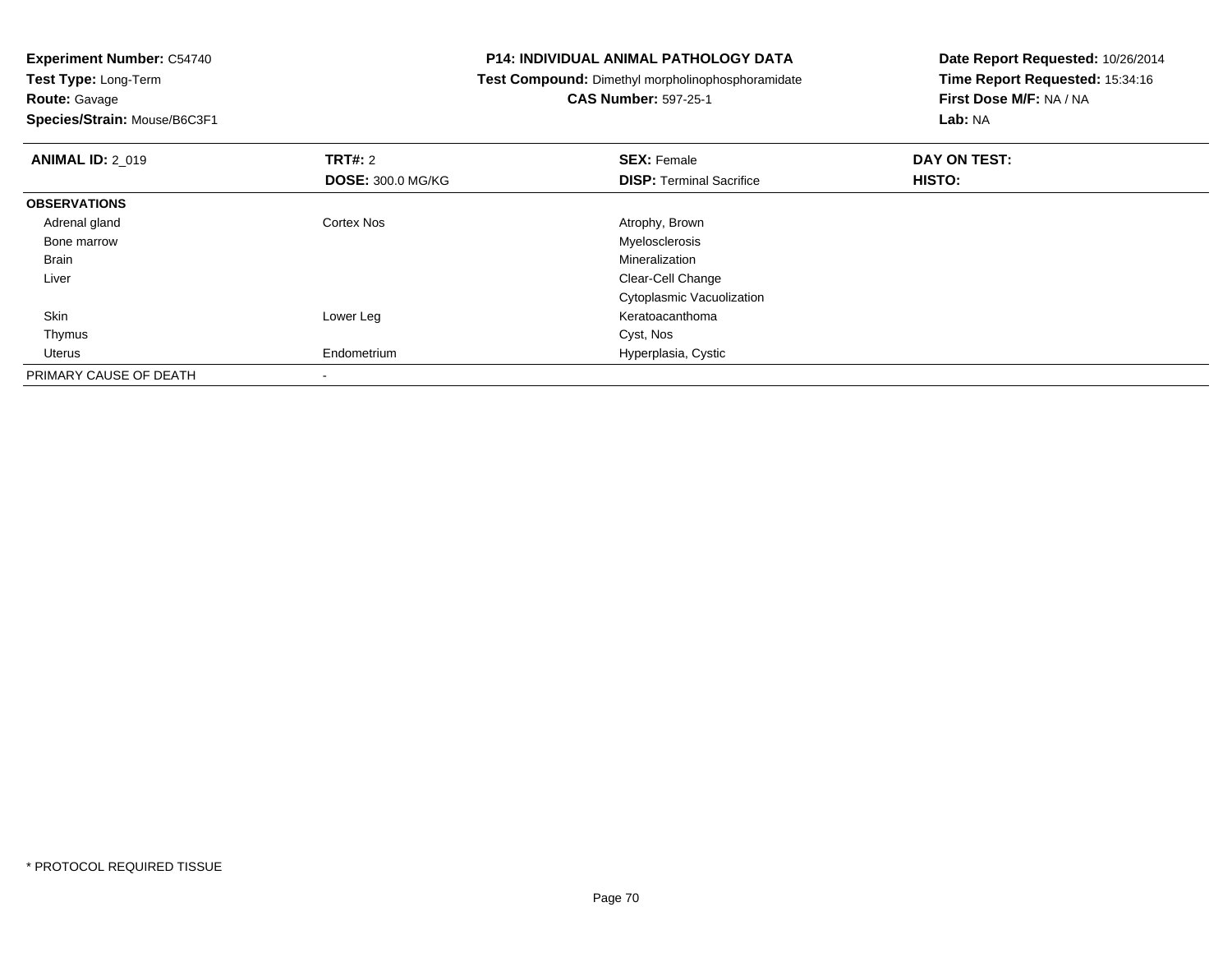**Experiment Number:** C54740
**Test Type:** Long-Term
**Route:** Gavage
**Species/Strain:** Mouse/B6C3F1

# P14: INDIVIDUAL ANIMAL PATHOLOGY DATA

**Test Compound:** Dimethyl morpholinophosphoramidate
**CAS Number:** 597-25-1

**Date Report Requested:** 10/26/2014
**Time Report Requested:** 15:34:16
**First Dose M/F:** NA / NA
**Lab:** NA

| **ANIMAL ID:** 2_019 | **TRT#:** 2 | **SEX:** Female | **DAY ON TEST:** |
|---|---|---|---|
| | **DOSE:** 300.0 MG/KG | **DISP:** Terminal Sacrifice | **HISTO:** |
| **OBSERVATIONS** | | | |
| Adrenal gland | Cortex Nos | Atrophy, Brown | |
| Bone marrow | | Myelosclerosis | |
| Brain | | Mineralization | |
| Liver | | Clear-Cell Change | |
| | | Cytoplasmic Vacuolization | |
| Skin | Lower Leg | Keratoacanthoma | |
| Thymus | | Cyst, Nos | |
| Uterus | Endometrium | Hyperplasia, Cystic | |
| PRIMARY CAUSE OF DEATH | - | | |

\* PROTOCOL REQUIRED TISSUE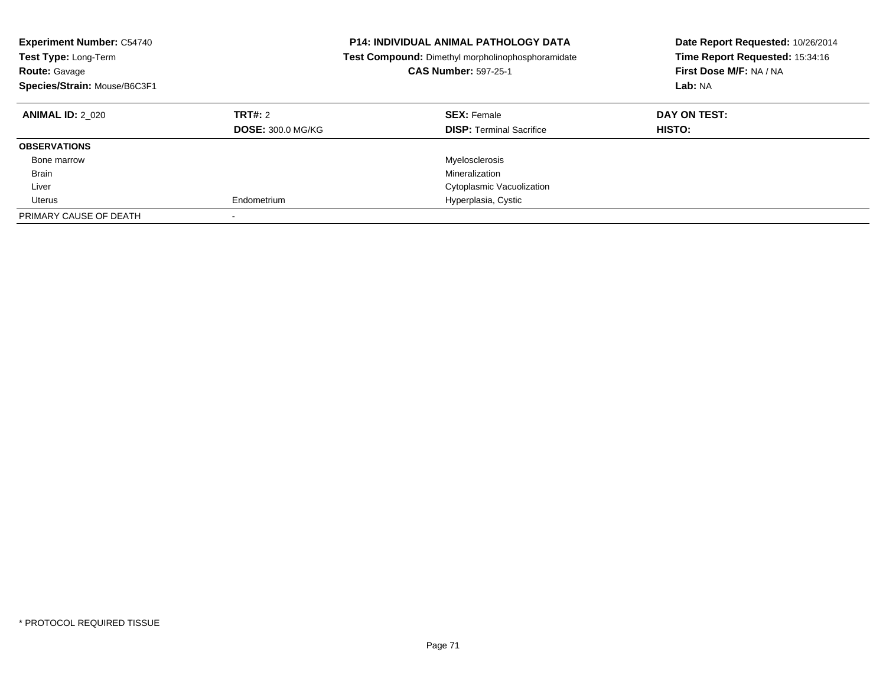**Experiment Number:** C54740
**Test Type:** Long-Term
**Route:** Gavage
**Species/Strain:** Mouse/B6C3F1

**P14: INDIVIDUAL ANIMAL PATHOLOGY DATA**
**Test Compound:** Dimethyl morpholinophosphoramidate
**CAS Number:** 597-25-1

**Date Report Requested:** 10/26/2014
**Time Report Requested:** 15:34:16
**First Dose M/F:** NA / NA
**Lab:** NA

| **ANIMAL ID:** 2_020 | **TRT#:** 2 | **SEX:** Female | **DAY ON TEST:** |
|---|---|---|---|
| | **DOSE:** 300.0 MG/KG | **DISP:** Terminal Sacrifice | **HISTO:** |
| **OBSERVATIONS** | | | |
| Bone marrow | | Myelosclerosis | |
| Brain | | Mineralization | |
| Liver | | Cytoplasmic Vacuolization | |
| Uterus | Endometrium | Hyperplasia, Cystic | |
| PRIMARY CAUSE OF DEATH | - | | |

* PROTOCOL REQUIRED TISSUE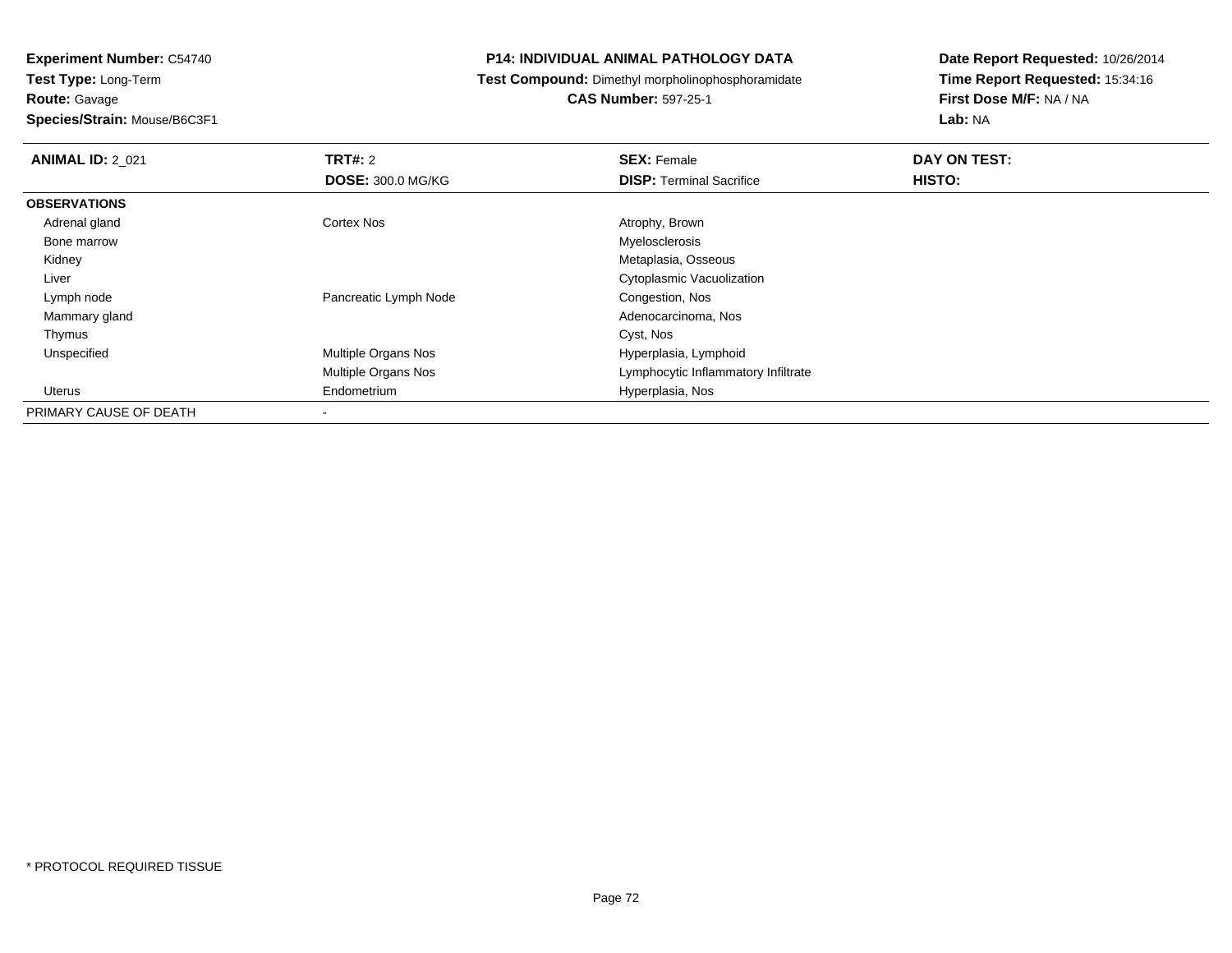**Experiment Number:** C54740
**Test Type:** Long-Term
**Route:** Gavage
**Species/Strain:** Mouse/B6C3F1

**P14: INDIVIDUAL ANIMAL PATHOLOGY DATA**
**Test Compound:** Dimethyl morpholinophosphoramidate
**CAS Number:** 597-25-1

**Date Report Requested:** 10/26/2014
**Time Report Requested:** 15:34:16
**First Dose M/F:** NA / NA
**Lab:** NA

| **ANIMAL ID:** 2_021 | **TRT#:** 2 | **SEX:** Female | **DAY ON TEST:** |
|---|---|---|---|
| | **DOSE:** 300.0 MG/KG | **DISP:** Terminal Sacrifice | **HISTO:** |
| **OBSERVATIONS** | | | |
| Adrenal gland | Cortex Nos | Atrophy, Brown | |
| Bone marrow | | Myelosclerosis | |
| Kidney | | Metaplasia, Osseous | |
| Liver | | Cytoplasmic Vacuolization | |
| Lymph node | Pancreatic Lymph Node | Congestion, Nos | |
| Mammary gland | | Adenocarcinoma, Nos | |
| Thymus | | Cyst, Nos | |
| Unspecified | Multiple Organs Nos | Hyperplasia, Lymphoid | |
| | Multiple Organs Nos | Lymphocytic Inflammatory Infiltrate | |
| Uterus | Endometrium | Hyperplasia, Nos | |
| PRIMARY CAUSE OF DEATH | - | | |

* PROTOCOL REQUIRED TISSUE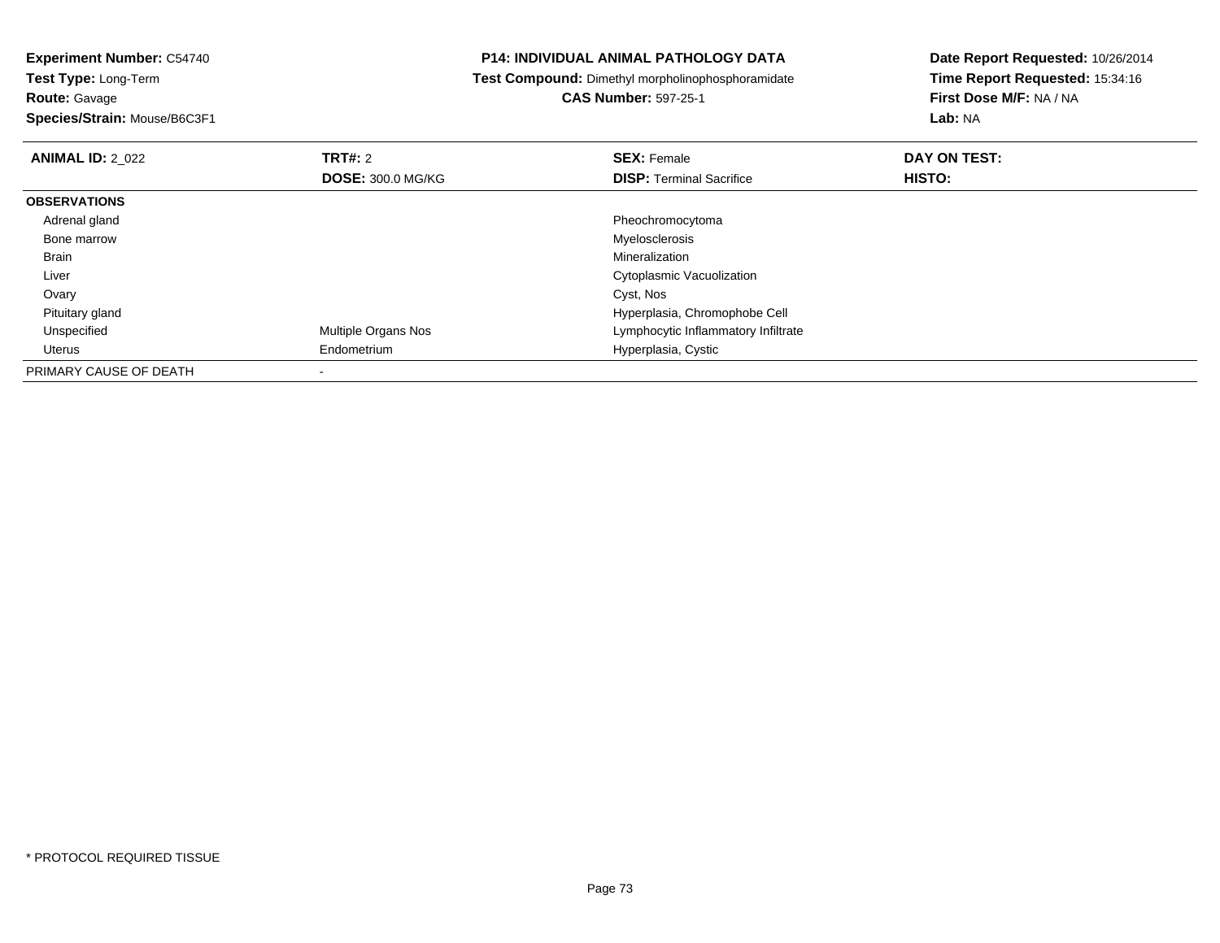**Experiment Number:** C54740
**Test Type:** Long-Term
**Route:** Gavage
**Species/Strain:** Mouse/B6C3F1

**P14: INDIVIDUAL ANIMAL PATHOLOGY DATA**
**Test Compound:** Dimethyl morpholinophosphoramidate
**CAS Number:** 597-25-1

**Date Report Requested:** 10/26/2014
**Time Report Requested:** 15:34:16
**First Dose M/F:** NA / NA
**Lab:** NA

| **ANIMAL ID:** 2_022 | **TRT#:** 2<br>**DOSE:** 300.0 MG/KG | **SEX:** Female<br>**DISP:** Terminal Sacrifice | **DAY ON TEST:**<br>**HISTO:** |
|---|---|---|---|
| **OBSERVATIONS** | | | |
| Adrenal gland | | Pheochromocytoma | |
| Bone marrow | | Myelosclerosis | |
| Brain | | Mineralization | |
| Liver | | Cytoplasmic Vacuolization | |
| Ovary | | Cyst, Nos | |
| Pituitary gland | | Hyperplasia, Chromophobe Cell | |
| Unspecified | Multiple Organs Nos | Lymphocytic Inflammatory Infiltrate | |
| Uterus | Endometrium | Hyperplasia, Cystic | |
| PRIMARY CAUSE OF DEATH | - | | |

\* PROTOCOL REQUIRED TISSUE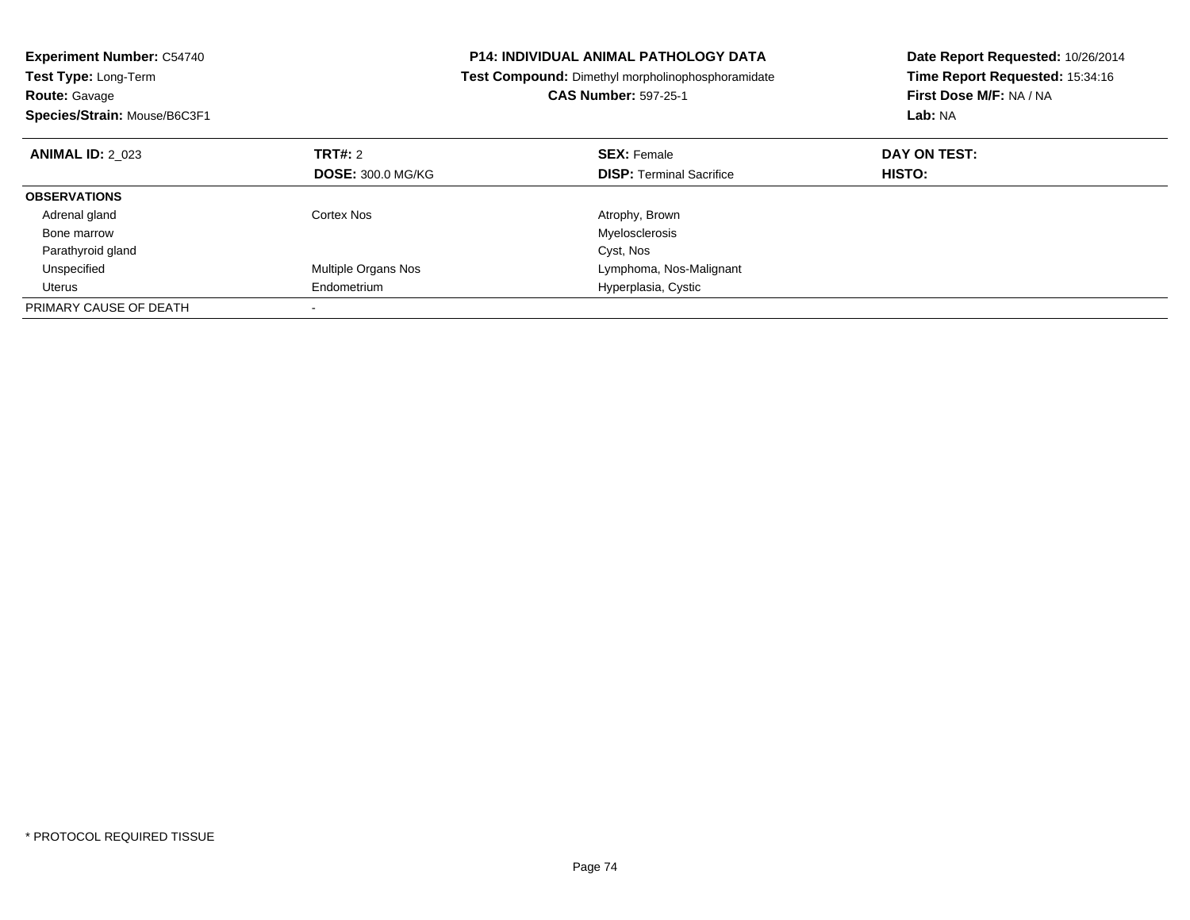**Experiment Number:** C54740
**Test Type:** Long-Term
**Route:** Gavage
**Species/Strain:** Mouse/B6C3F1

**P14: INDIVIDUAL ANIMAL PATHOLOGY DATA**
**Test Compound:** Dimethyl morpholinophosphoramidate
**CAS Number:** 597-25-1

**Date Report Requested:** 10/26/2014
**Time Report Requested:** 15:34:16
**First Dose M/F:** NA / NA
**Lab:** NA

| **ANIMAL ID:** 2_023 | **TRT#:** 2 | **SEX:** Female | **DAY ON TEST:** |
|---|---|---|---|
| | **DOSE:** 300.0 MG/KG | **DISP:** Terminal Sacrifice | **HISTO:** |
| **OBSERVATIONS** | | | |
| Adrenal gland | Cortex Nos | Atrophy, Brown | |
| Bone marrow | | Myelosclerosis | |
| Parathyroid gland | | Cyst, Nos | |
| Unspecified | Multiple Organs Nos | Lymphoma, Nos-Malignant | |
| Uterus | Endometrium | Hyperplasia, Cystic | |
| PRIMARY CAUSE OF DEATH | - | | |

* PROTOCOL REQUIRED TISSUE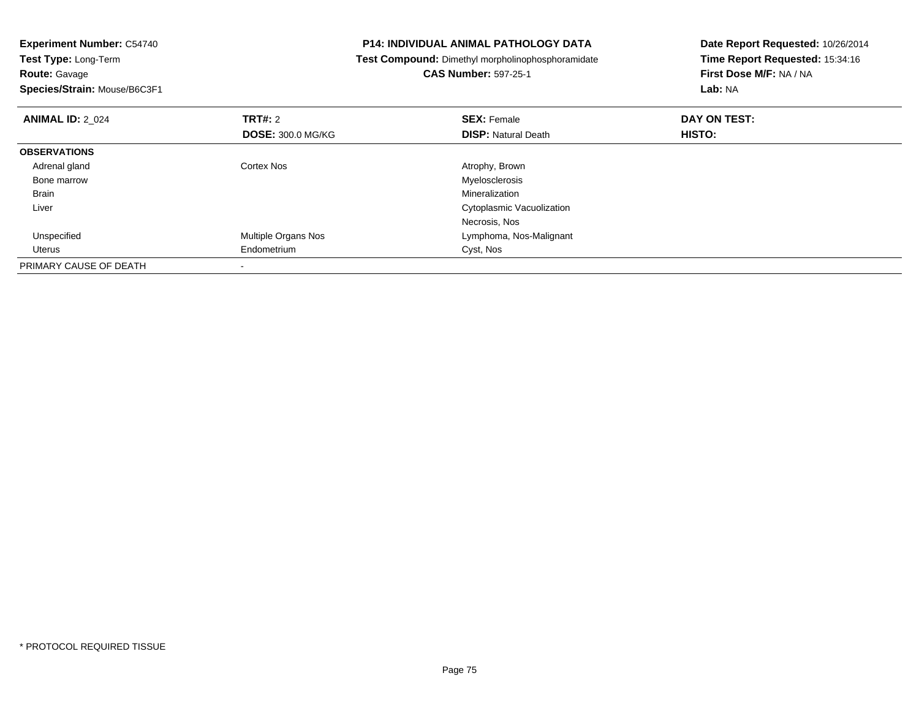**Experiment Number:** C54740
**Test Type:** Long-Term
**Route:** Gavage
**Species/Strain:** Mouse/B6C3F1

**P14: INDIVIDUAL ANIMAL PATHOLOGY DATA**
**Test Compound:** Dimethyl morpholinophosphoramidate
**CAS Number:** 597-25-1

**Date Report Requested:** 10/26/2014
**Time Report Requested:** 15:34:16
**First Dose M/F:** NA / NA
**Lab:** NA

| **ANIMAL ID:** 2_024 | **TRT#:** 2 | **SEX:** Female | **DAY ON TEST:** |
|---|---|---|---|
| | **DOSE:** 300.0 MG/KG | **DISP:** Natural Death | **HISTO:** |
| **OBSERVATIONS** | | | |
| Adrenal gland | Cortex Nos | Atrophy, Brown | |
| Bone marrow | | Myelosclerosis | |
| Brain | | Mineralization | |
| Liver | | Cytoplasmic Vacuolization | |
| | | Necrosis, Nos | |
| Unspecified | Multiple Organs Nos | Lymphoma, Nos-Malignant | |
| Uterus | Endometrium | Cyst, Nos | |
| PRIMARY CAUSE OF DEATH | - | | |

\* PROTOCOL REQUIRED TISSUE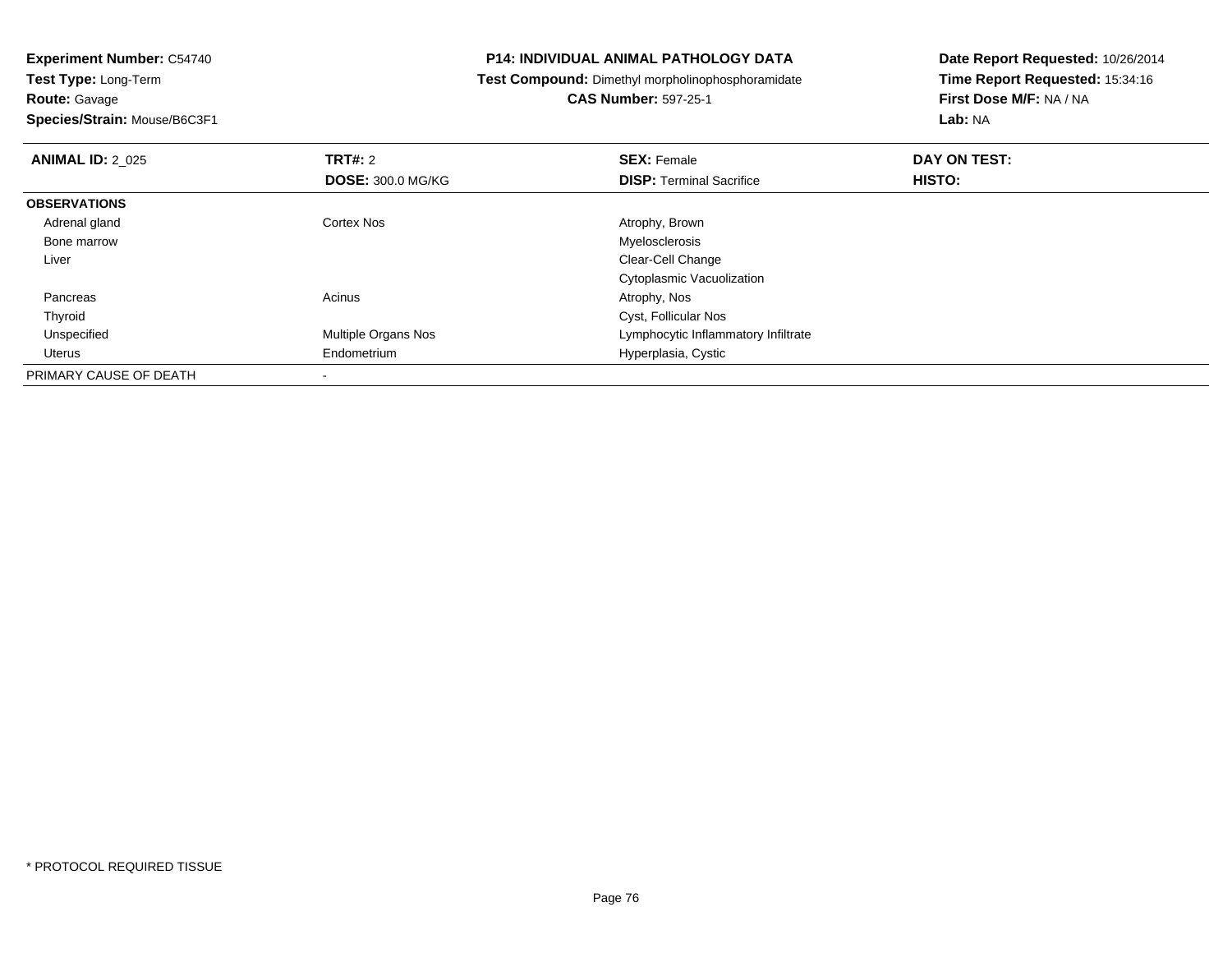**Experiment Number:** C54740
**Test Type:** Long-Term
**Route:** Gavage
**Species/Strain:** Mouse/B6C3F1

**P14: INDIVIDUAL ANIMAL PATHOLOGY DATA**
**Test Compound:** Dimethyl morpholinophosphoramidate
**CAS Number:** 597-25-1

**Date Report Requested:** 10/26/2014
**Time Report Requested:** 15:34:16
**First Dose M/F:** NA / NA
**Lab:** NA

| **ANIMAL ID:** 2_025 | **TRT#:** 2 | **SEX:** Female | **DAY ON TEST:** |
|---|---|---|---|
| | **DOSE:** 300.0 MG/KG | **DISP:** Terminal Sacrifice | **HISTO:** |
| **OBSERVATIONS** | | | |
| Adrenal gland | Cortex Nos | Atrophy, Brown | |
| Bone marrow | | Myelosclerosis | |
| Liver | | Clear-Cell Change | |
| | | Cytoplasmic Vacuolization | |
| Pancreas | Acinus | Atrophy, Nos | |
| Thyroid | | Cyst, Follicular Nos | |
| Unspecified | Multiple Organs Nos | Lymphocytic Inflammatory Infiltrate | |
| Uterus | Endometrium | Hyperplasia, Cystic | |
| PRIMARY CAUSE OF DEATH | - | | |

* PROTOCOL REQUIRED TISSUE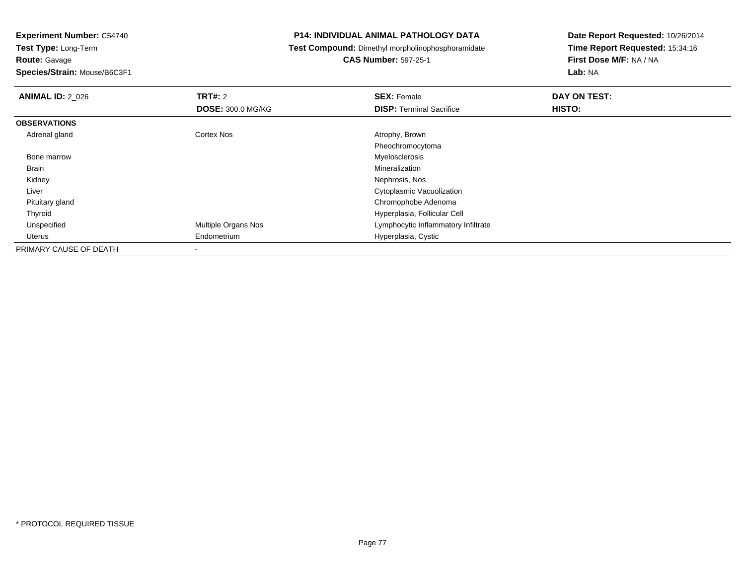**Experiment Number:** C54740
**Test Type:** Long-Term
**Route:** Gavage
**Species/Strain:** Mouse/B6C3F1

**P14: INDIVIDUAL ANIMAL PATHOLOGY DATA**
**Test Compound:** Dimethyl morpholinophosphoramidate
**CAS Number:** 597-25-1

**Date Report Requested:** 10/26/2014
**Time Report Requested:** 15:34:16
**First Dose M/F:** NA / NA
**Lab:** NA

| **ANIMAL ID:** 2_026 | **TRT#:** 2<br>**DOSE:** 300.0 MG/KG | **SEX:** Female<br>**DISP:** Terminal Sacrifice | **DAY ON TEST:**<br>**HISTO:** |
|---|---|---|---|
| **OBSERVATIONS** | | | |
| Adrenal gland | Cortex Nos | Atrophy, Brown | |
| | | Pheochromocytoma | |
| Bone marrow | | Myelosclerosis | |
| Brain | | Mineralization | |
| Kidney | | Nephrosis, Nos | |
| Liver | | Cytoplasmic Vacuolization | |
| Pituitary gland | | Chromophobe Adenoma | |
| Thyroid | | Hyperplasia, Follicular Cell | |
| Unspecified | Multiple Organs Nos | Lymphocytic Inflammatory Infiltrate | |
| Uterus | Endometrium | Hyperplasia, Cystic | |
| PRIMARY CAUSE OF DEATH | - | | |

* PROTOCOL REQUIRED TISSUE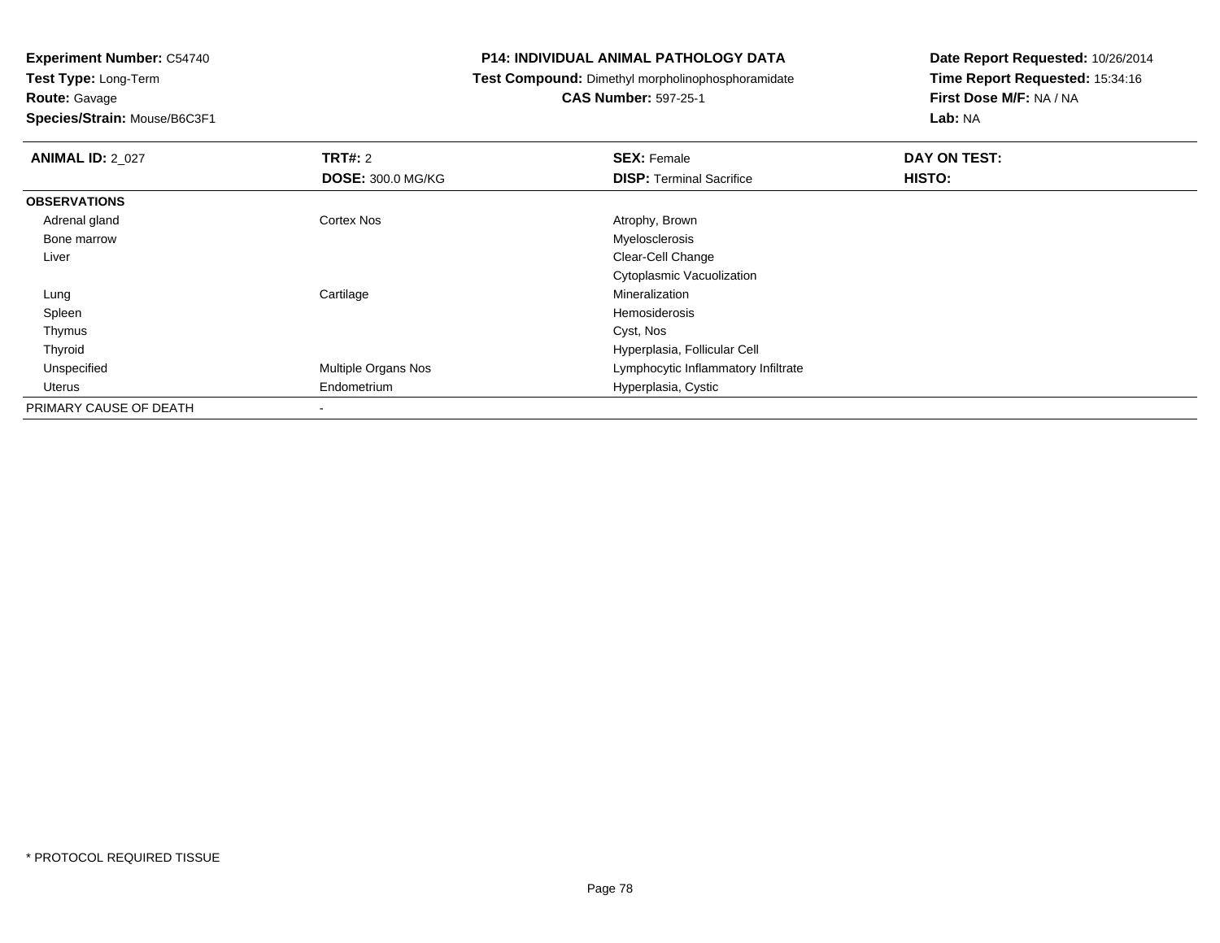**Experiment Number:** C54740
**Test Type:** Long-Term
**Route:** Gavage
**Species/Strain:** Mouse/B6C3F1

# P14: INDIVIDUAL ANIMAL PATHOLOGY DATA

**Test Compound:** Dimethyl morpholinophosphoramidate
**CAS Number:** 597-25-1

**Date Report Requested:** 10/26/2014
**Time Report Requested:** 15:34:16
**First Dose M/F:** NA / NA
**Lab:** NA

| **ANIMAL ID:** 2_027 | **TRT#:** 2 | **SEX:** Female | **DAY ON TEST:** |
|---|---|---|---|
| | **DOSE:** 300.0 MG/KG | **DISP:** Terminal Sacrifice | **HISTO:** |
| **OBSERVATIONS** | | | |
| Adrenal gland | Cortex Nos | Atrophy, Brown | |
| Bone marrow | | Myelosclerosis | |
| Liver | | Clear-Cell Change | |
| | | Cytoplasmic Vacuolization | |
| Lung | Cartilage | Mineralization | |
| Spleen | | Hemosiderosis | |
| Thymus | | Cyst, Nos | |
| Thyroid | | Hyperplasia, Follicular Cell | |
| Unspecified | Multiple Organs Nos | Lymphocytic Inflammatory Infiltrate | |
| Uterus | Endometrium | Hyperplasia, Cystic | |
| PRIMARY CAUSE OF DEATH | - | | |

* PROTOCOL REQUIRED TISSUE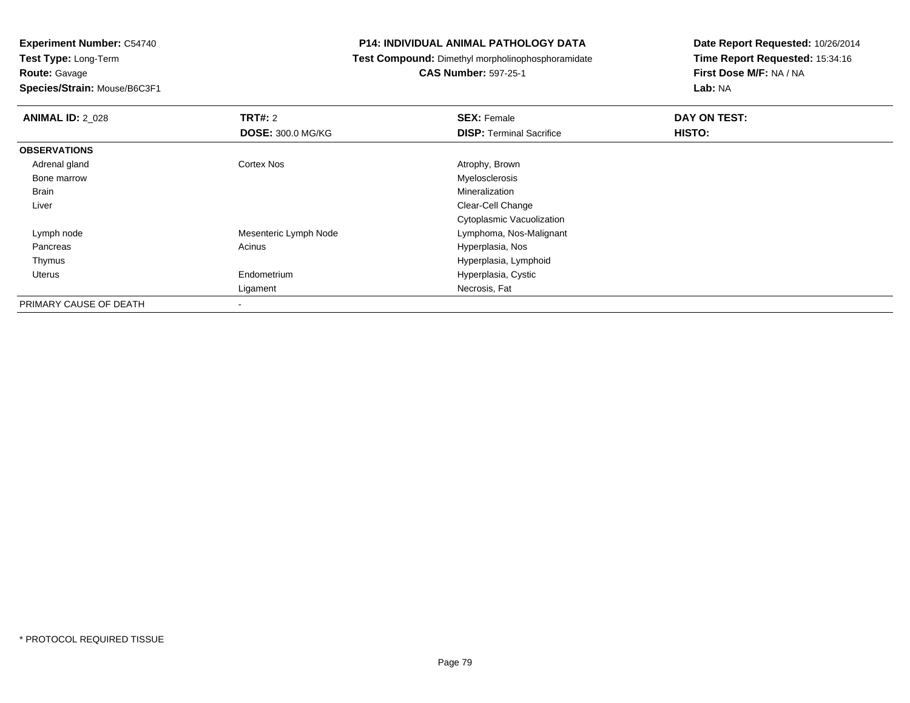**Experiment Number:** C54740
**Test Type:** Long-Term
**Route:** Gavage
**Species/Strain:** Mouse/B6C3F1

## P14: INDIVIDUAL ANIMAL PATHOLOGY DATA

**Test Compound:** Dimethyl morpholinophosphoramidate
**CAS Number:** 597-25-1

**Date Report Requested:** 10/26/2014
**Time Report Requested:** 15:34:16
**First Dose M/F:** NA / NA
**Lab:** NA

| **ANIMAL ID:** 2_028 | **TRT#:** 2 | **SEX:** Female | **DAY ON TEST:** |
|---|---|---|---|
| | **DOSE:** 300.0 MG/KG | **DISP:** Terminal Sacrifice | **HISTO:** |
| **OBSERVATIONS** | | | |
| Adrenal gland | Cortex Nos | Atrophy, Brown | |
| Bone marrow | | Myelosclerosis | |
| Brain | | Mineralization | |
| Liver | | Clear-Cell Change | |
| | | Cytoplasmic Vacuolization | |
| Lymph node | Mesenteric Lymph Node | Lymphoma, Nos-Malignant | |
| Pancreas | Acinus | Hyperplasia, Nos | |
| Thymus | | Hyperplasia, Lymphoid | |
| Uterus | Endometrium | Hyperplasia, Cystic | |
| | Ligament | Necrosis, Fat | |
| PRIMARY CAUSE OF DEATH | - | | |

\* PROTOCOL REQUIRED TISSUE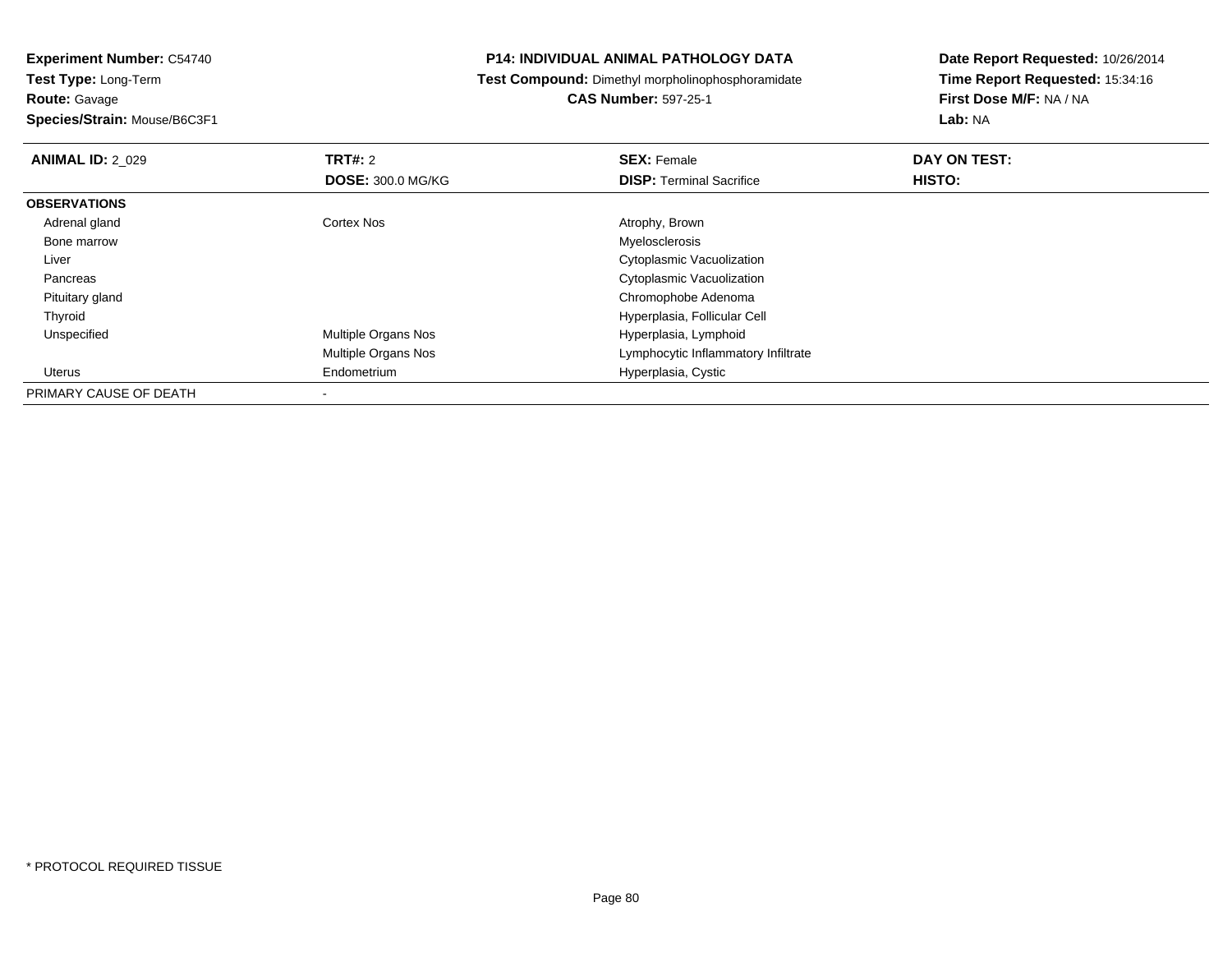**Experiment Number:** C54740
**Test Type:** Long-Term
**Route:** Gavage
**Species/Strain:** Mouse/B6C3F1

**P14: INDIVIDUAL ANIMAL PATHOLOGY DATA**
**Test Compound:** Dimethyl morpholinophosphoramidate
**CAS Number:** 597-25-1

**Date Report Requested:** 10/26/2014
**Time Report Requested:** 15:34:16
**First Dose M/F:** NA / NA
**Lab:** NA

| **ANIMAL ID:** 2_029 | **TRT#:** 2 | **SEX:** Female | **DAY ON TEST:** |
|---|---|---|---|
| | **DOSE:** 300.0 MG/KG | **DISP:** Terminal Sacrifice | **HISTO:** |
| **OBSERVATIONS** | | | |
| Adrenal gland | Cortex Nos | Atrophy, Brown | |
| Bone marrow | | Myelosclerosis | |
| Liver | | Cytoplasmic Vacuolization | |
| Pancreas | | Cytoplasmic Vacuolization | |
| Pituitary gland | | Chromophobe Adenoma | |
| Thyroid | | Hyperplasia, Follicular Cell | |
| Unspecified | Multiple Organs Nos | Hyperplasia, Lymphoid | |
| | Multiple Organs Nos | Lymphocytic Inflammatory Infiltrate | |
| Uterus | Endometrium | Hyperplasia, Cystic | |
| PRIMARY CAUSE OF DEATH | - | | |

\* PROTOCOL REQUIRED TISSUE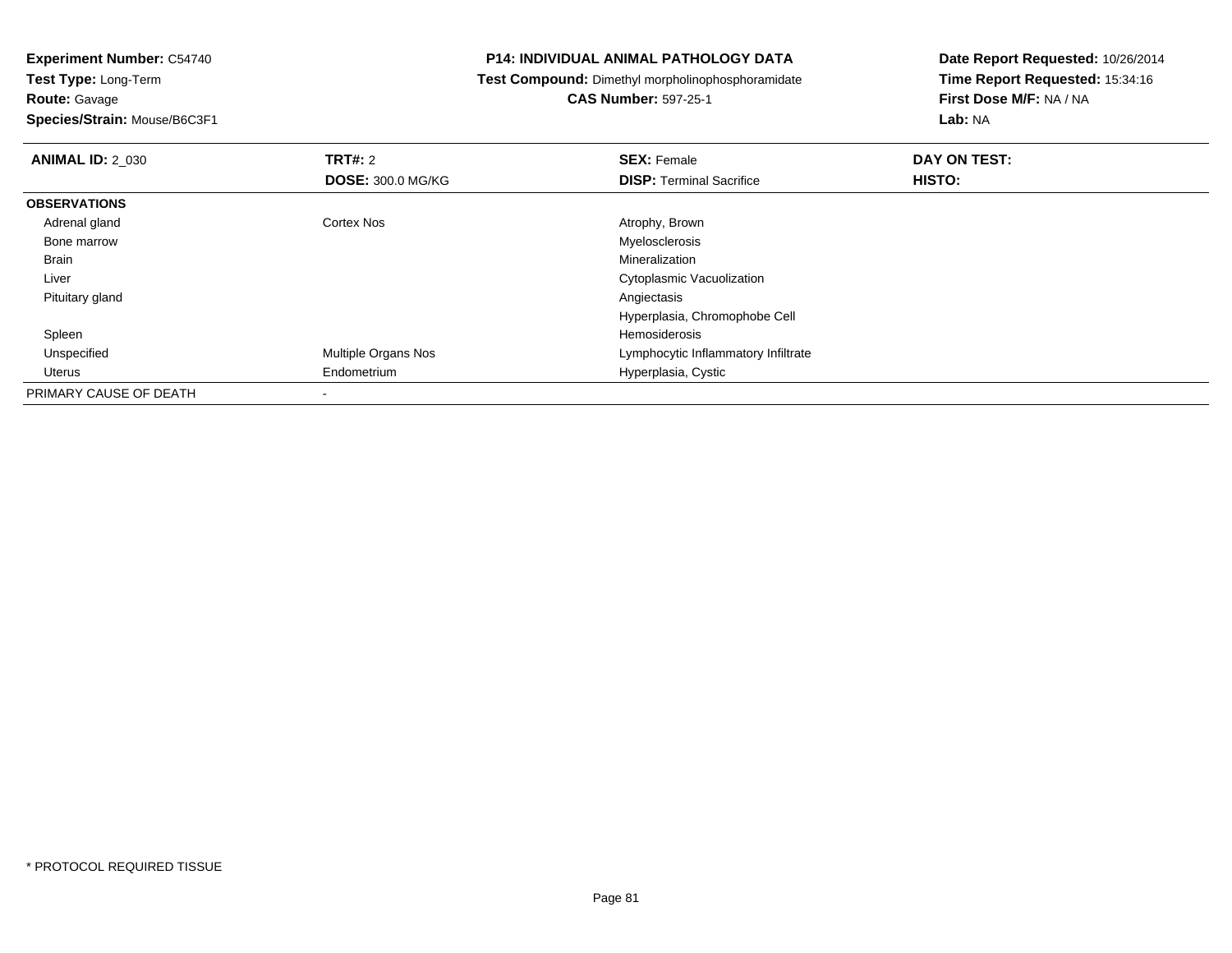**Experiment Number:** C54740
**Test Type:** Long-Term
**Route:** Gavage
**Species/Strain:** Mouse/B6C3F1

**P14: INDIVIDUAL ANIMAL PATHOLOGY DATA**
**Test Compound:** Dimethyl morpholinophosphoramidate
**CAS Number:** 597-25-1

**Date Report Requested:** 10/26/2014
**Time Report Requested:** 15:34:16
**First Dose M/F:** NA / NA
**Lab:** NA

| **ANIMAL ID:** 2_030 | **TRT#:** 2 | **SEX:** Female | **DAY ON TEST:** |
|---|---|---|---|
| | **DOSE:** 300.0 MG/KG | **DISP:** Terminal Sacrifice | **HISTO:** |
| **OBSERVATIONS** | | | |
| Adrenal gland | Cortex Nos | Atrophy, Brown | |
| Bone marrow | | Myelosclerosis | |
| Brain | | Mineralization | |
| Liver | | Cytoplasmic Vacuolization | |
| Pituitary gland | | Angiectasis | |
| | | Hyperplasia, Chromophobe Cell | |
| Spleen | | Hemosiderosis | |
| Unspecified | Multiple Organs Nos | Lymphocytic Inflammatory Infiltrate | |
| Uterus | Endometrium | Hyperplasia, Cystic | |
| PRIMARY CAUSE OF DEATH | - | | |

* PROTOCOL REQUIRED TISSUE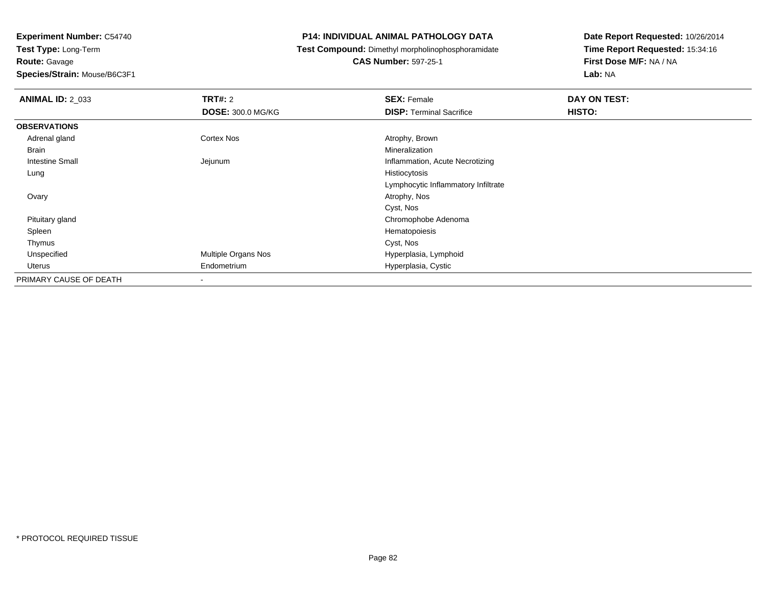**Experiment Number:** C54740
**Test Type:** Long-Term
**Route:** Gavage
**Species/Strain:** Mouse/B6C3F1

**P14: INDIVIDUAL ANIMAL PATHOLOGY DATA**
**Test Compound:** Dimethyl morpholinophosphoramidate
**CAS Number:** 597-25-1

**Date Report Requested:** 10/26/2014
**Time Report Requested:** 15:34:16
**First Dose M/F:** NA / NA
**Lab:** NA

| **ANIMAL ID:** 2_033 | **TRT#:** 2 | **SEX:** Female | **DAY ON TEST:** |
|---|---|---|---|
| | **DOSE:** 300.0 MG/KG | **DISP:** Terminal Sacrifice | **HISTO:** |
| **OBSERVATIONS** | | | |
| Adrenal gland | Cortex Nos | Atrophy, Brown | |
| Brain | | Mineralization | |
| Intestine Small | Jejunum | Inflammation, Acute Necrotizing | |
| Lung | | Histiocytosis | |
| | | Lymphocytic Inflammatory Infiltrate | |
| Ovary | | Atrophy, Nos | |
| | | Cyst, Nos | |
| Pituitary gland | | Chromophobe Adenoma | |
| Spleen | | Hematopoiesis | |
| Thymus | | Cyst, Nos | |
| Unspecified | Multiple Organs Nos | Hyperplasia, Lymphoid | |
| Uterus | Endometrium | Hyperplasia, Cystic | |
| PRIMARY CAUSE OF DEATH | - | | |

* PROTOCOL REQUIRED TISSUE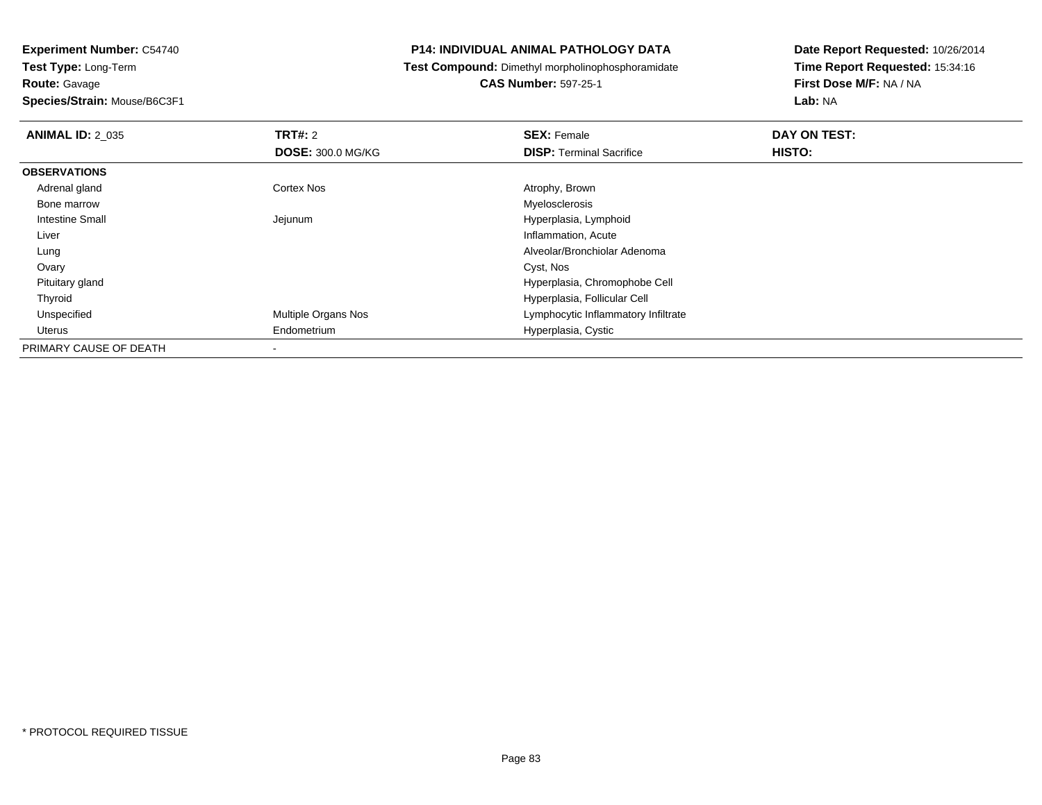**Experiment Number:** C54740
**Test Type:** Long-Term
**Route:** Gavage
**Species/Strain:** Mouse/B6C3F1

**P14: INDIVIDUAL ANIMAL PATHOLOGY DATA**
**Test Compound:** Dimethyl morpholinophosphoramidate
**CAS Number:** 597-25-1

**Date Report Requested:** 10/26/2014
**Time Report Requested:** 15:34:16
**First Dose M/F:** NA / NA
**Lab:** NA

| **ANIMAL ID:** 2_035 | **TRT#:** 2 | **SEX:** Female | **DAY ON TEST:** |
|---|---|---|---|
| | **DOSE:** 300.0 MG/KG | **DISP:** Terminal Sacrifice | **HISTO:** |
| **OBSERVATIONS** | | | |
| Adrenal gland | Cortex Nos | Atrophy, Brown | |
| Bone marrow | | Myelosclerosis | |
| Intestine Small | Jejunum | Hyperplasia, Lymphoid | |
| Liver | | Inflammation, Acute | |
| Lung | | Alveolar/Bronchiolar Adenoma | |
| Ovary | | Cyst, Nos | |
| Pituitary gland | | Hyperplasia, Chromophobe Cell | |
| Thyroid | | Hyperplasia, Follicular Cell | |
| Unspecified | Multiple Organs Nos | Lymphocytic Inflammatory Infiltrate | |
| Uterus | Endometrium | Hyperplasia, Cystic | |
| PRIMARY CAUSE OF DEATH | - | | |

\* PROTOCOL REQUIRED TISSUE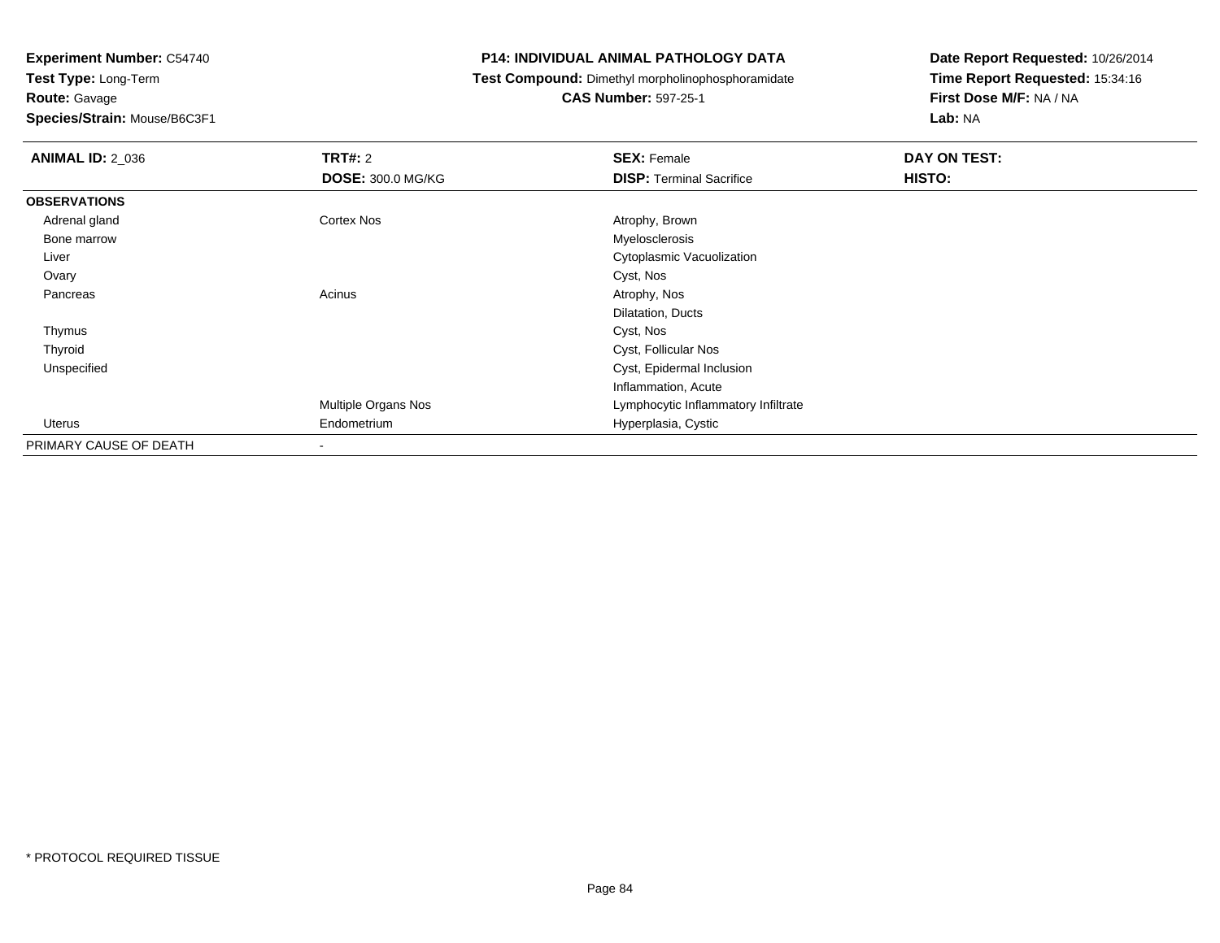**Experiment Number:** C54740
**Test Type:** Long-Term
**Route:** Gavage
**Species/Strain:** Mouse/B6C3F1

**P14: INDIVIDUAL ANIMAL PATHOLOGY DATA**
**Test Compound:** Dimethyl morpholinophosphoramidate
**CAS Number:** 597-25-1

**Date Report Requested:** 10/26/2014
**Time Report Requested:** 15:34:16
**First Dose M/F:** NA / NA
**Lab:** NA

| **ANIMAL ID:** 2_036 | **TRT#:** 2 | **SEX:** Female | **DAY ON TEST:** |
|---|---|---|---|
| | **DOSE:** 300.0 MG/KG | **DISP:** Terminal Sacrifice | **HISTO:** |
| **OBSERVATIONS** | | | |
| Adrenal gland | Cortex Nos | Atrophy, Brown | |
| Bone marrow | | Myelosclerosis | |
| Liver | | Cytoplasmic Vacuolization | |
| Ovary | | Cyst, Nos | |
| Pancreas | Acinus | Atrophy, Nos | |
| | | Dilatation, Ducts | |
| Thymus | | Cyst, Nos | |
| Thyroid | | Cyst, Follicular Nos | |
| Unspecified | | Cyst, Epidermal Inclusion | |
| | | Inflammation, Acute | |
| | Multiple Organs Nos | Lymphocytic Inflammatory Infiltrate | |
| Uterus | Endometrium | Hyperplasia, Cystic | |
| PRIMARY CAUSE OF DEATH | - | | |

* PROTOCOL REQUIRED TISSUE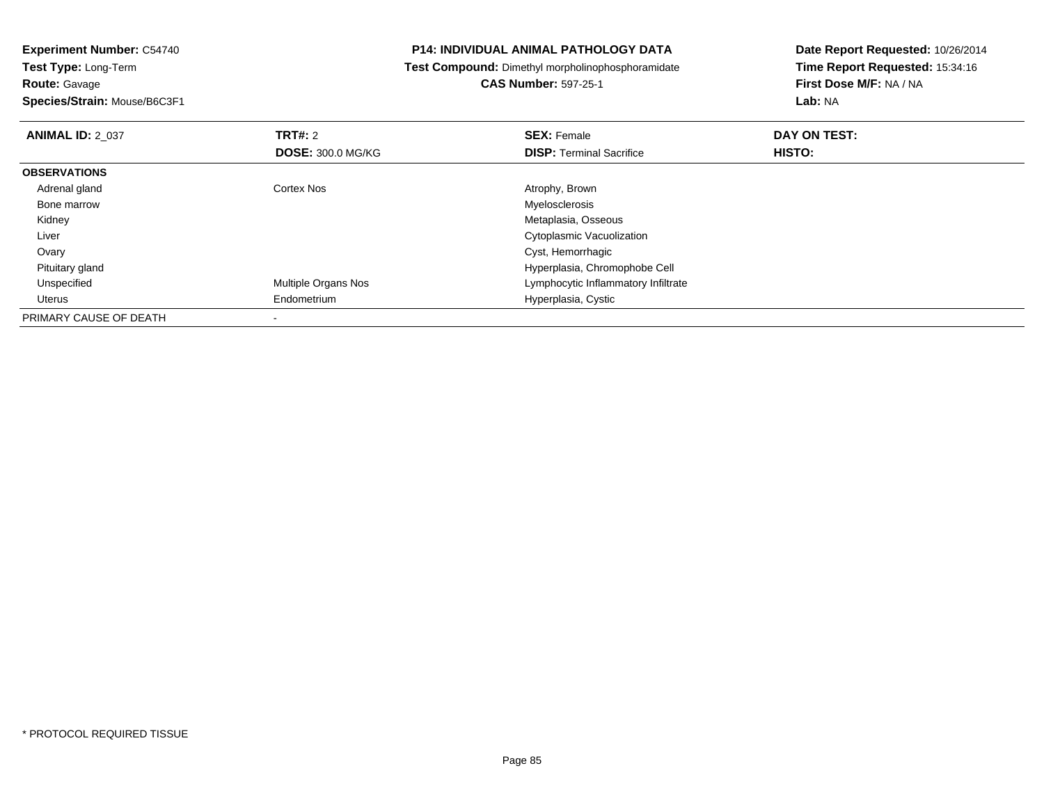**Experiment Number:** C54740
**Test Type:** Long-Term
**Route:** Gavage
**Species/Strain:** Mouse/B6C3F1

**P14: INDIVIDUAL ANIMAL PATHOLOGY DATA**
**Test Compound:** Dimethyl morpholinophosphoramidate
**CAS Number:** 597-25-1

**Date Report Requested:** 10/26/2014
**Time Report Requested:** 15:34:16
**First Dose M/F:** NA / NA
**Lab:** NA

| **ANIMAL ID:** 2_037 | **TRT#:** 2<br>**DOSE:** 300.0 MG/KG | **SEX:** Female<br>**DISP:** Terminal Sacrifice | **DAY ON TEST:**<br>**HISTO:** |
|---|---|---|---|
| **OBSERVATIONS** | | | |
| Adrenal gland | Cortex Nos | Atrophy, Brown | |
| Bone marrow | | Myelosclerosis | |
| Kidney | | Metaplasia, Osseous | |
| Liver | | Cytoplasmic Vacuolization | |
| Ovary | | Cyst, Hemorrhagic | |
| Pituitary gland | | Hyperplasia, Chromophobe Cell | |
| Unspecified | Multiple Organs Nos | Lymphocytic Inflammatory Infiltrate | |
| Uterus | Endometrium | Hyperplasia, Cystic | |
| PRIMARY CAUSE OF DEATH | - | | |

\* PROTOCOL REQUIRED TISSUE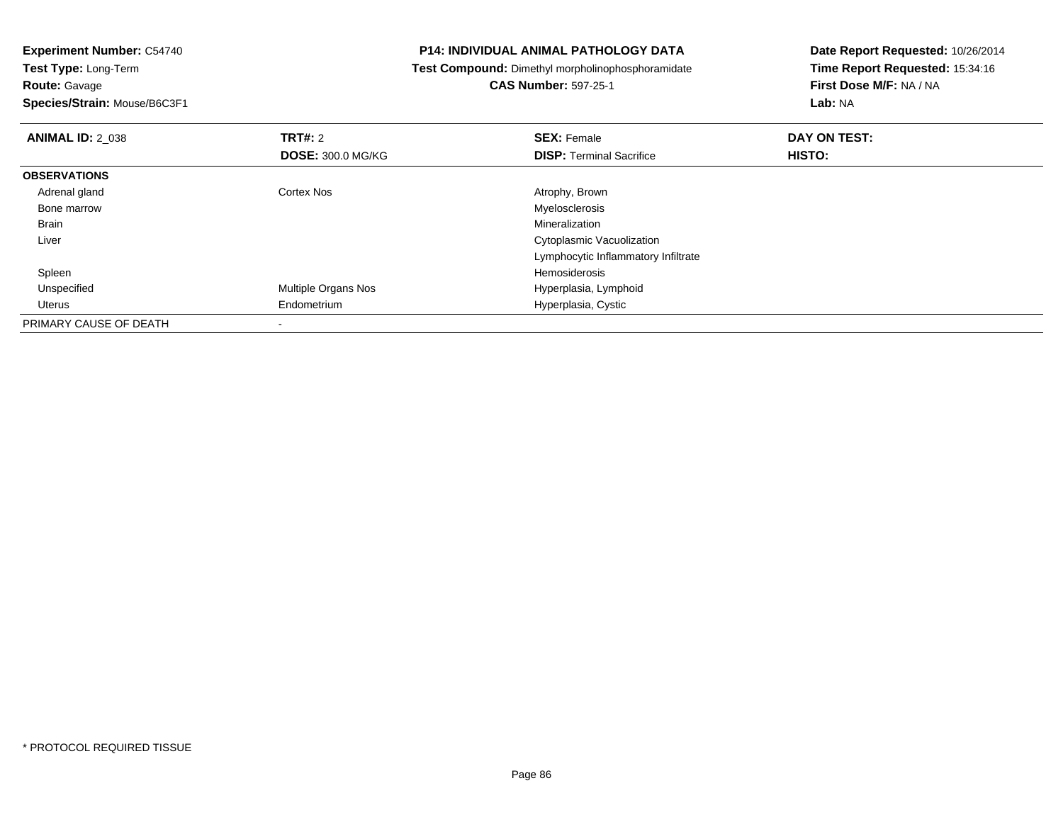**Experiment Number:** C54740
**Test Type:** Long-Term
**Route:** Gavage
**Species/Strain:** Mouse/B6C3F1

**P14: INDIVIDUAL ANIMAL PATHOLOGY DATA**
**Test Compound:** Dimethyl morpholinophosphoramidate
**CAS Number:** 597-25-1

**Date Report Requested:** 10/26/2014
**Time Report Requested:** 15:34:16
**First Dose M/F:** NA / NA
**Lab:** NA

| **ANIMAL ID:** 2_038 | **TRT#:** 2 | **SEX:** Female | **DAY ON TEST:** |
|---|---|---|---|
| | **DOSE:** 300.0 MG/KG | **DISP:** Terminal Sacrifice | **HISTO:** |
| **OBSERVATIONS** | | | |
| Adrenal gland | Cortex Nos | Atrophy, Brown | |
| Bone marrow | | Myelosclerosis | |
| Brain | | Mineralization | |
| Liver | | Cytoplasmic Vacuolization | |
| | | Lymphocytic Inflammatory Infiltrate | |
| Spleen | | Hemosiderosis | |
| Unspecified | Multiple Organs Nos | Hyperplasia, Lymphoid | |
| Uterus | Endometrium | Hyperplasia, Cystic | |
| PRIMARY CAUSE OF DEATH | - | | |

* PROTOCOL REQUIRED TISSUE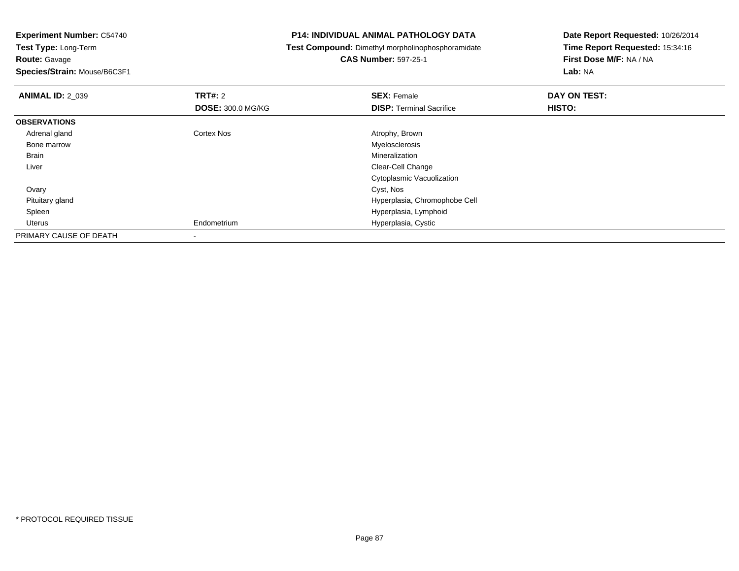**Experiment Number:** C54740
**Test Type:** Long-Term
**Route:** Gavage
**Species/Strain:** Mouse/B6C3F1

**P14: INDIVIDUAL ANIMAL PATHOLOGY DATA**
**Test Compound:** Dimethyl morpholinophosphoramidate
**CAS Number:** 597-25-1

**Date Report Requested:** 10/26/2014
**Time Report Requested:** 15:34:16
**First Dose M/F:** NA / NA
**Lab:** NA

| **ANIMAL ID:** 2_039 | **TRT#:** 2<br>**DOSE:** 300.0 MG/KG | **SEX:** Female<br>**DISP:** Terminal Sacrifice | **DAY ON TEST:**<br>**HISTO:** |
|---|---|---|---|
| **OBSERVATIONS** | | | |
| Adrenal gland | Cortex Nos | Atrophy, Brown | |
| Bone marrow | | Myelosclerosis | |
| Brain | | Mineralization | |
| Liver | | Clear-Cell Change | |
| | | Cytoplasmic Vacuolization | |
| Ovary | | Cyst, Nos | |
| Pituitary gland | | Hyperplasia, Chromophobe Cell | |
| Spleen | | Hyperplasia, Lymphoid | |
| Uterus | Endometrium | Hyperplasia, Cystic | |
| PRIMARY CAUSE OF DEATH | - | | |

\* PROTOCOL REQUIRED TISSUE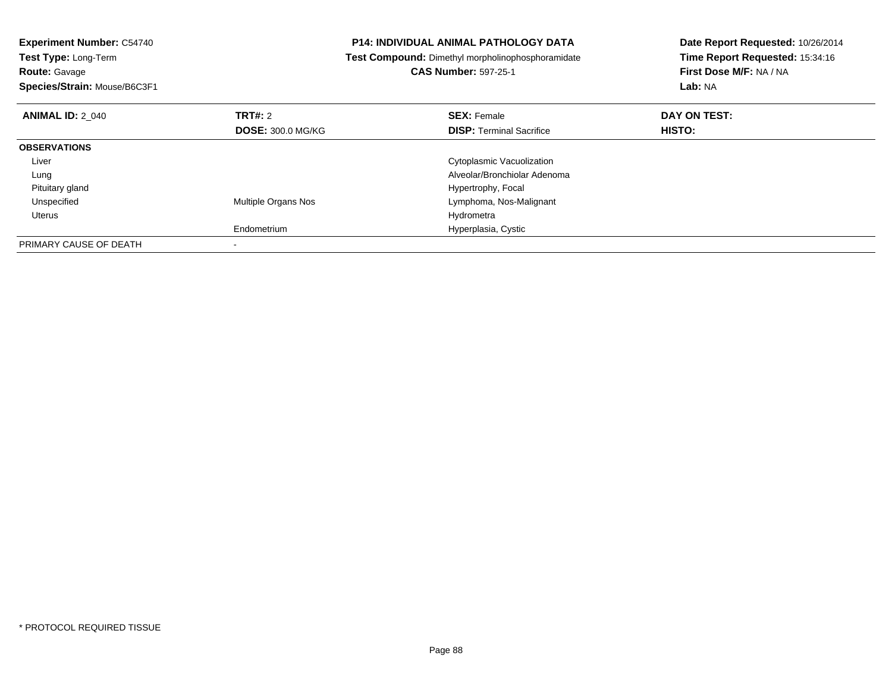**Experiment Number:** C54740
**Test Type:** Long-Term
**Route:** Gavage
**Species/Strain:** Mouse/B6C3F1

**P14: INDIVIDUAL ANIMAL PATHOLOGY DATA**
**Test Compound:** Dimethyl morpholinophosphoramidate
**CAS Number:** 597-25-1

**Date Report Requested:** 10/26/2014
**Time Report Requested:** 15:34:16
**First Dose M/F:** NA / NA
**Lab:** NA

| **ANIMAL ID:** 2_040 | **TRT#:** 2 | **SEX:** Female | **DAY ON TEST:** |
|---|---|---|---|
| | **DOSE:** 300.0 MG/KG | **DISP:** Terminal Sacrifice | **HISTO:** |
| **OBSERVATIONS** | | | |
| Liver | | Cytoplasmic Vacuolization | |
| Lung | | Alveolar/Bronchiolar Adenoma | |
| Pituitary gland | | Hypertrophy, Focal | |
| Unspecified | Multiple Organs Nos | Lymphoma, Nos-Malignant | |
| Uterus | | Hydrometra | |
| | Endometrium | Hyperplasia, Cystic | |
| PRIMARY CAUSE OF DEATH | - | | |

* PROTOCOL REQUIRED TISSUE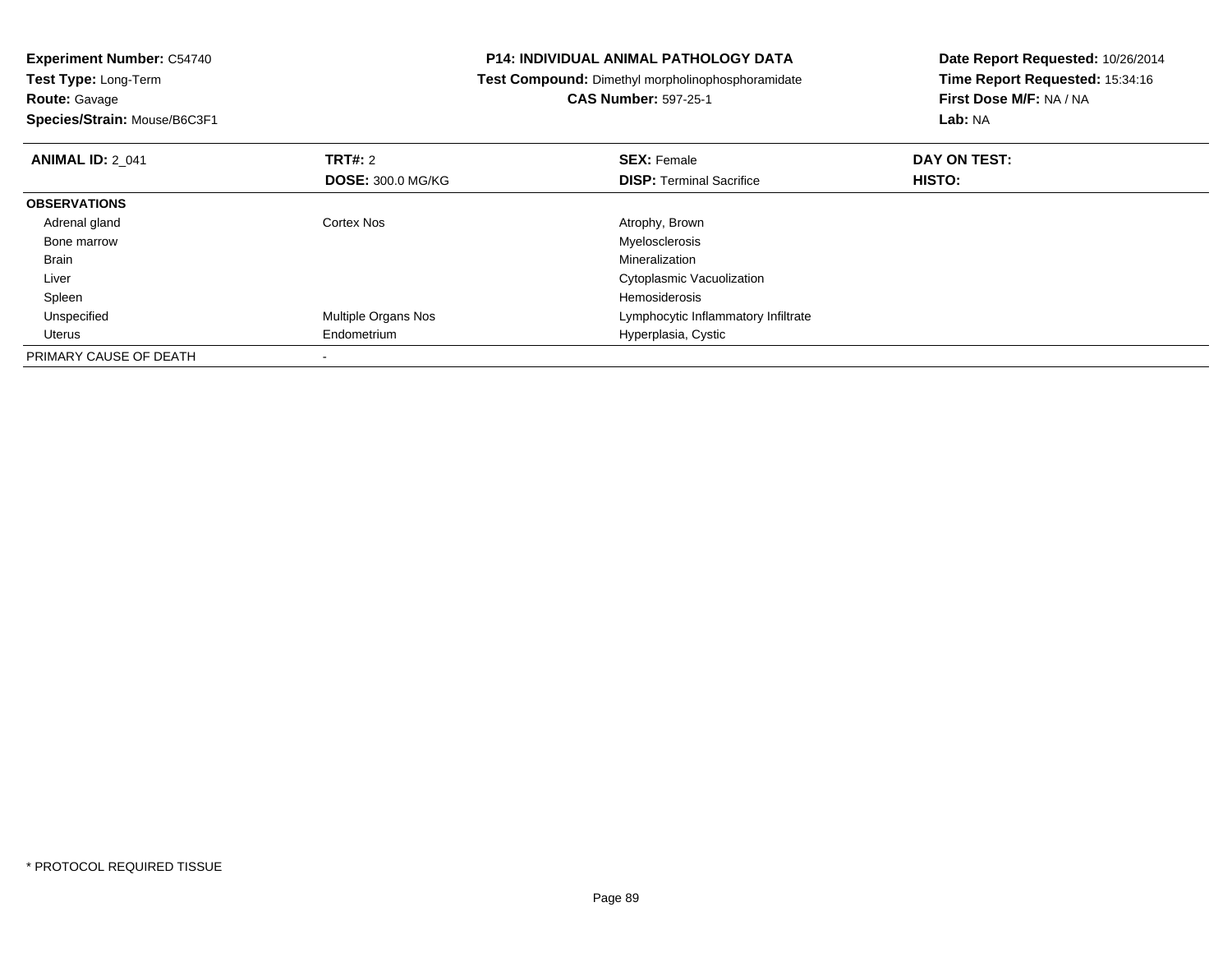**Experiment Number:** C54740
**Test Type:** Long-Term
**Route:** Gavage
**Species/Strain:** Mouse/B6C3F1

**P14: INDIVIDUAL ANIMAL PATHOLOGY DATA**
**Test Compound:** Dimethyl morpholinophosphoramidate
**CAS Number:** 597-25-1

**Date Report Requested:** 10/26/2014
**Time Report Requested:** 15:34:16
**First Dose M/F:** NA / NA
**Lab:** NA

| **ANIMAL ID:** 2_041 | **TRT#:** 2<br>**DOSE:** 300.0 MG/KG | **SEX:** Female<br>**DISP:** Terminal Sacrifice | **DAY ON TEST:**<br>**HISTO:** |
|---|---|---|---|
| **OBSERVATIONS** | | | |
| Adrenal gland | Cortex Nos | Atrophy, Brown | |
| Bone marrow | | Myelosclerosis | |
| Brain | | Mineralization | |
| Liver | | Cytoplasmic Vacuolization | |
| Spleen | | Hemosiderosis | |
| Unspecified | Multiple Organs Nos | Lymphocytic Inflammatory Infiltrate | |
| Uterus | Endometrium | Hyperplasia, Cystic | |
| PRIMARY CAUSE OF DEATH | - | | |

* PROTOCOL REQUIRED TISSUE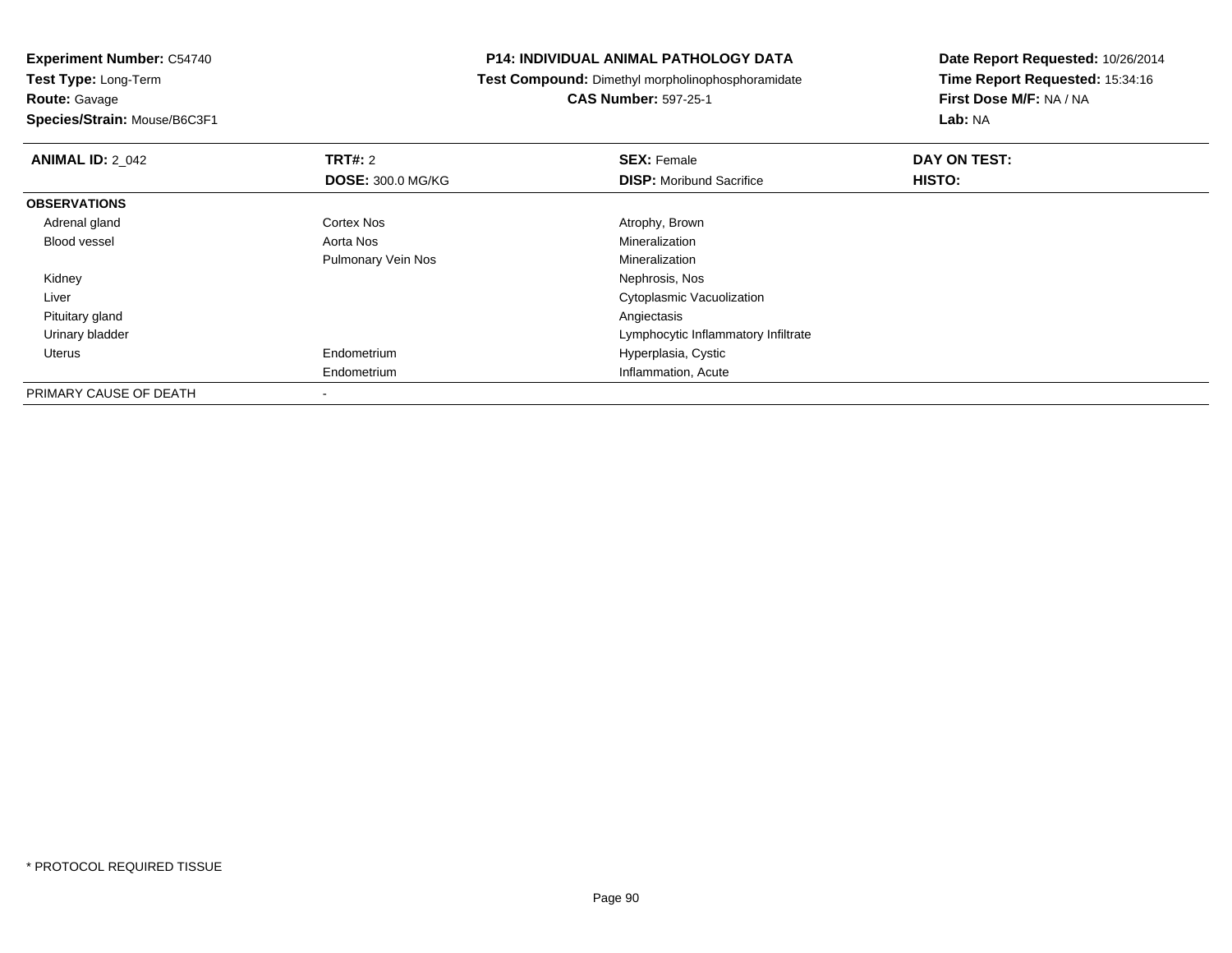**Experiment Number:** C54740
**Test Type:** Long-Term
**Route:** Gavage
**Species/Strain:** Mouse/B6C3F1

**P14: INDIVIDUAL ANIMAL PATHOLOGY DATA**
**Test Compound:** Dimethyl morpholinophosphoramidate
**CAS Number:** 597-25-1

**Date Report Requested:** 10/26/2014
**Time Report Requested:** 15:34:16
**First Dose M/F:** NA / NA
**Lab:** NA

| **ANIMAL ID:** 2_042 | **TRT#:** 2 | **SEX:** Female | **DAY ON TEST:** |
|---|---|---|---|
| | **DOSE:** 300.0 MG/KG | **DISP:** Moribund Sacrifice | **HISTO:** |
| **OBSERVATIONS** | | | |
| Adrenal gland | Cortex Nos | Atrophy, Brown | |
| Blood vessel | Aorta Nos | Mineralization | |
| | Pulmonary Vein Nos | Mineralization | |
| Kidney | | Nephrosis, Nos | |
| Liver | | Cytoplasmic Vacuolization | |
| Pituitary gland | | Angiectasis | |
| Urinary bladder | | Lymphocytic Inflammatory Infiltrate | |
| Uterus | Endometrium | Hyperplasia, Cystic | |
| | Endometrium | Inflammation, Acute | |
| PRIMARY CAUSE OF DEATH | - | | |

* PROTOCOL REQUIRED TISSUE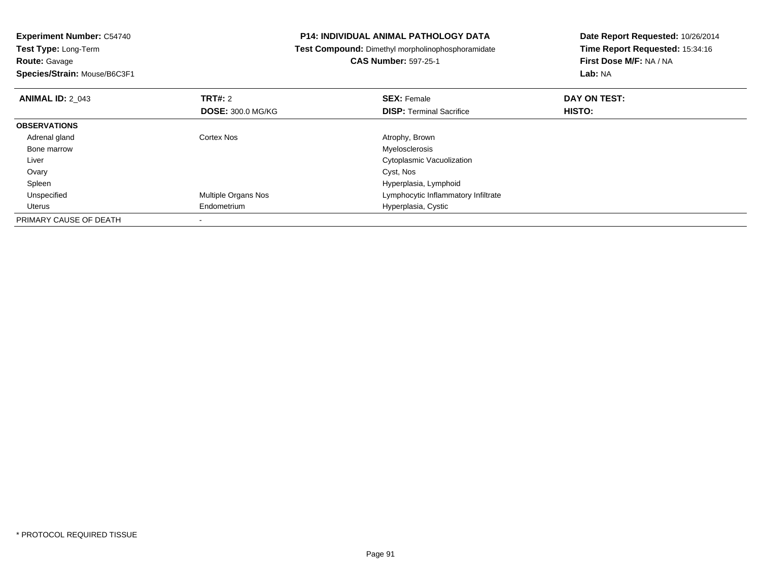**Experiment Number:** C54740
**Test Type:** Long-Term
**Route:** Gavage
**Species/Strain:** Mouse/B6C3F1

# P14: INDIVIDUAL ANIMAL PATHOLOGY DATA

**Test Compound:** Dimethyl morpholinophosphoramidate
**CAS Number:** 597-25-1

**Date Report Requested:** 10/26/2014
**Time Report Requested:** 15:34:16
**First Dose M/F:** NA / NA
**Lab:** NA

| **ANIMAL ID:** 2_043 | **TRT#:** 2 | **SEX:** Female | **DAY ON TEST:** |
|---|---|---|---|
| | **DOSE:** 300.0 MG/KG | **DISP:** Terminal Sacrifice | **HISTO:** |
| **OBSERVATIONS** | | | |
| Adrenal gland | Cortex Nos | Atrophy, Brown | |
| Bone marrow | | Myelosclerosis | |
| Liver | | Cytoplasmic Vacuolization | |
| Ovary | | Cyst, Nos | |
| Spleen | | Hyperplasia, Lymphoid | |
| Unspecified | Multiple Organs Nos | Lymphocytic Inflammatory Infiltrate | |
| Uterus | Endometrium | Hyperplasia, Cystic | |
| PRIMARY CAUSE OF DEATH | - | | |

* PROTOCOL REQUIRED TISSUE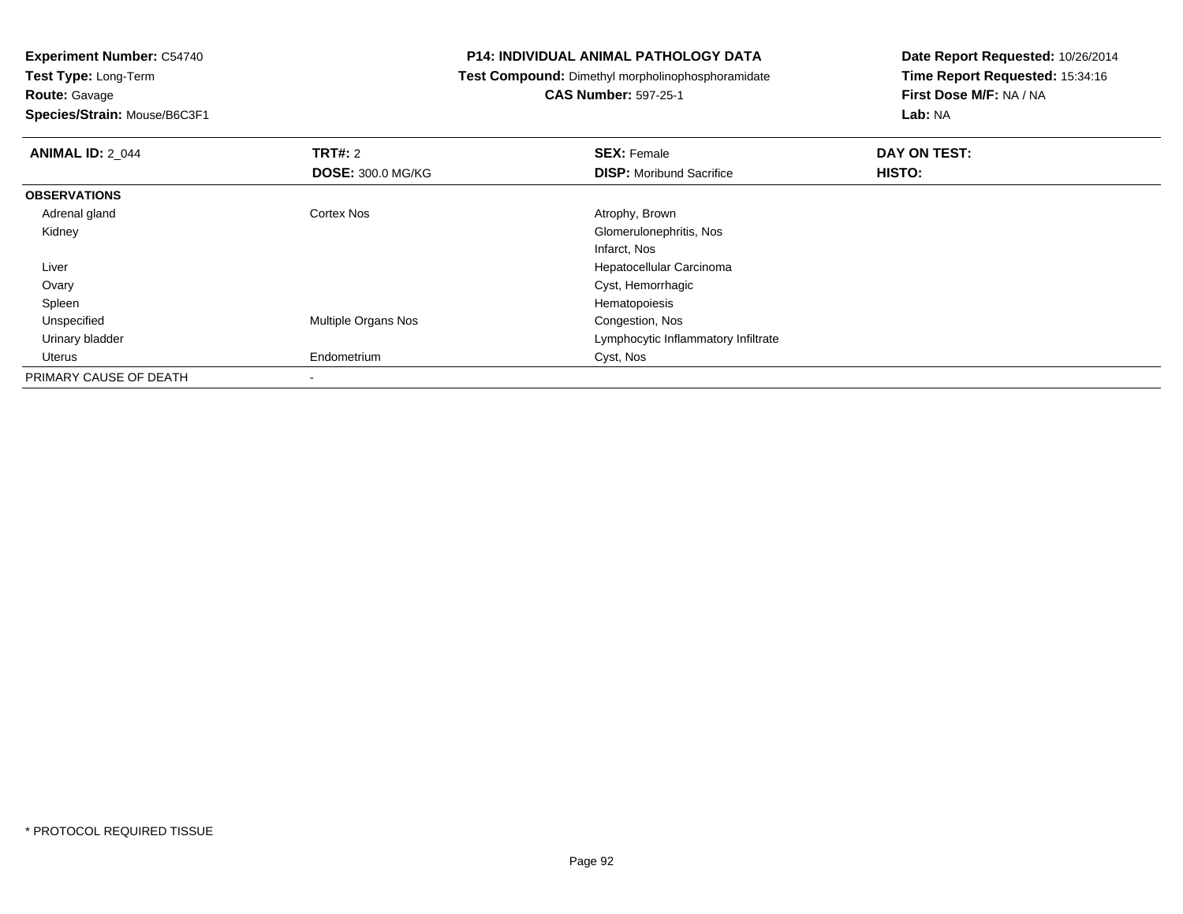**Experiment Number:** C54740
**Test Type:** Long-Term
**Route:** Gavage
**Species/Strain:** Mouse/B6C3F1

**P14: INDIVIDUAL ANIMAL PATHOLOGY DATA**
**Test Compound:** Dimethyl morpholinophosphoramidate
**CAS Number:** 597-25-1

**Date Report Requested:** 10/26/2014
**Time Report Requested:** 15:34:16
**First Dose M/F:** NA / NA
**Lab:** NA

| **ANIMAL ID:** 2_044 | **TRT#:** 2 | **SEX:** Female | **DAY ON TEST:** |
|---|---|---|---|
| | **DOSE:** 300.0 MG/KG | **DISP:** Moribund Sacrifice | **HISTO:** |
| **OBSERVATIONS** | | | |
| Adrenal gland | Cortex Nos | Atrophy, Brown | |
| Kidney | | Glomerulonephritis, Nos | |
| | | Infarct, Nos | |
| Liver | | Hepatocellular Carcinoma | |
| Ovary | | Cyst, Hemorrhagic | |
| Spleen | | Hematopoiesis | |
| Unspecified | Multiple Organs Nos | Congestion, Nos | |
| Urinary bladder | | Lymphocytic Inflammatory Infiltrate | |
| Uterus | Endometrium | Cyst, Nos | |
| PRIMARY CAUSE OF DEATH | - | | |

* PROTOCOL REQUIRED TISSUE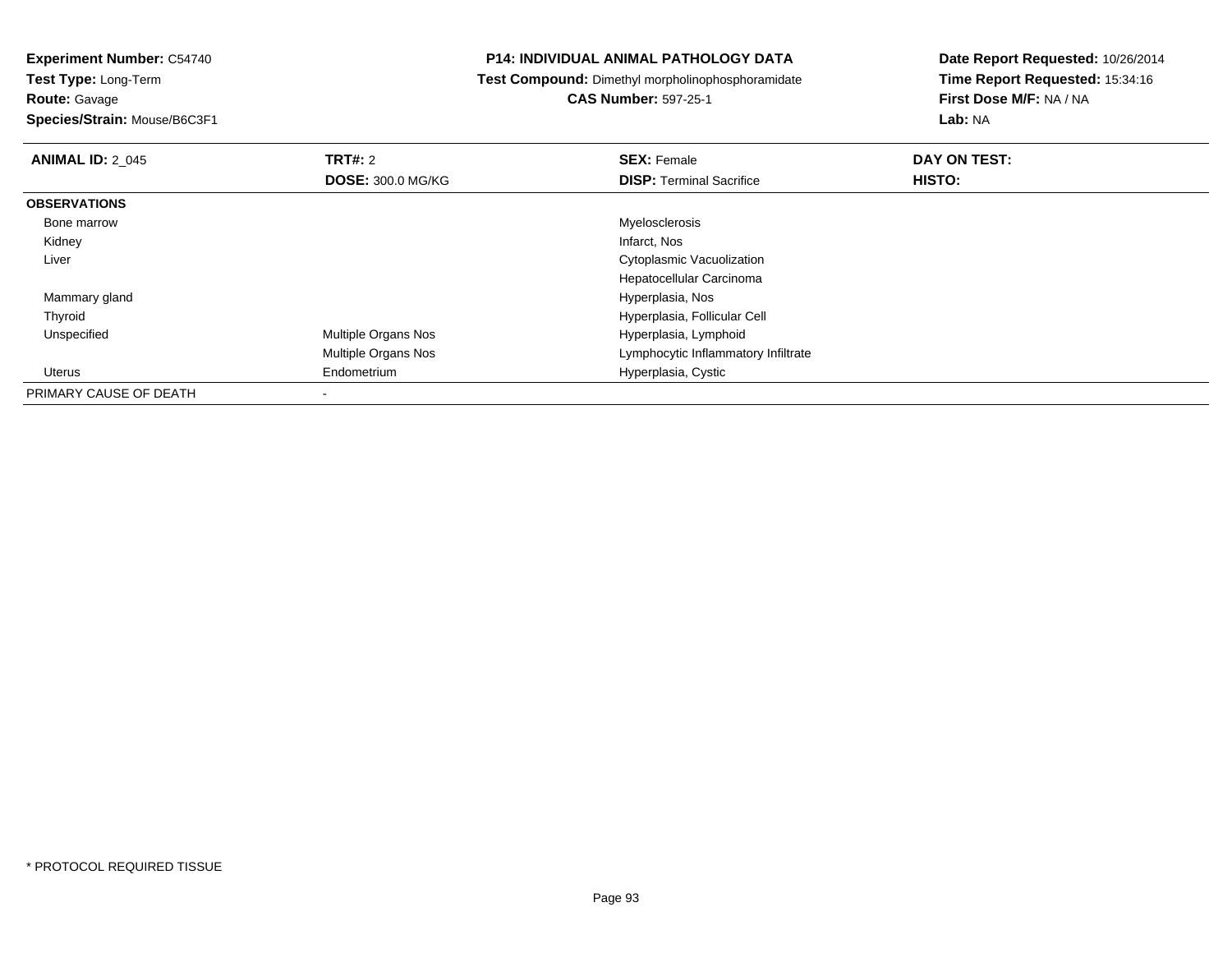**Experiment Number:** C54740
**Test Type:** Long-Term
**Route:** Gavage
**Species/Strain:** Mouse/B6C3F1

**P14: INDIVIDUAL ANIMAL PATHOLOGY DATA**
**Test Compound:** Dimethyl morpholinophosphoramidate
**CAS Number:** 597-25-1

**Date Report Requested:** 10/26/2014
**Time Report Requested:** 15:34:16
**First Dose M/F:** NA / NA
**Lab:** NA

| **ANIMAL ID:** 2_045 | **TRT#:** 2 | **SEX:** Female | **DAY ON TEST:** |
|---|---|---|---|
| | **DOSE:** 300.0 MG/KG | **DISP:** Terminal Sacrifice | **HISTO:** |
| **OBSERVATIONS** | | | |
| Bone marrow | | Myelosclerosis | |
| Kidney | | Infarct, Nos | |
| Liver | | Cytoplasmic Vacuolization | |
| | | Hepatocellular Carcinoma | |
| Mammary gland | | Hyperplasia, Nos | |
| Thyroid | | Hyperplasia, Follicular Cell | |
| Unspecified | Multiple Organs Nos | Hyperplasia, Lymphoid | |
| | Multiple Organs Nos | Lymphocytic Inflammatory Infiltrate | |
| Uterus | Endometrium | Hyperplasia, Cystic | |
| PRIMARY CAUSE OF DEATH | - | | |

* PROTOCOL REQUIRED TISSUE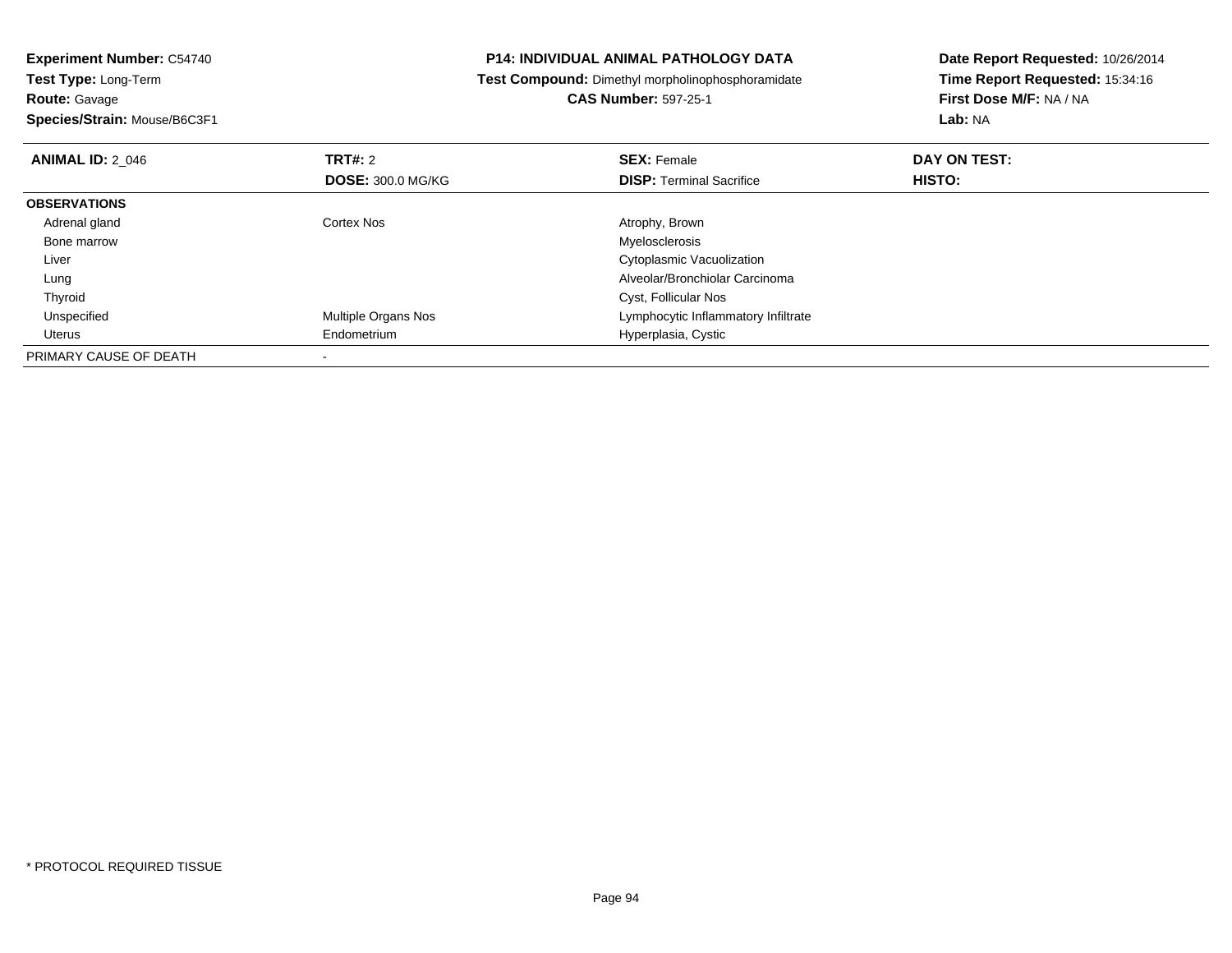**Experiment Number:** C54740
**Test Type:** Long-Term
**Route:** Gavage
**Species/Strain:** Mouse/B6C3F1

**P14: INDIVIDUAL ANIMAL PATHOLOGY DATA**
**Test Compound:** Dimethyl morpholinophosphoramidate
**CAS Number:** 597-25-1

**Date Report Requested:** 10/26/2014
**Time Report Requested:** 15:34:16
**First Dose M/F:** NA / NA
**Lab:** NA

| **ANIMAL ID:** 2_046 | **TRT#:** 2 | **SEX:** Female | **DAY ON TEST:** |
|---|---|---|---|
| | **DOSE:** 300.0 MG/KG | **DISP:** Terminal Sacrifice | **HISTO:** |
| **OBSERVATIONS** | | | |
| Adrenal gland | Cortex Nos | Atrophy, Brown | |
| Bone marrow | | Myelosclerosis | |
| Liver | | Cytoplasmic Vacuolization | |
| Lung | | Alveolar/Bronchiolar Carcinoma | |
| Thyroid | | Cyst, Follicular Nos | |
| Unspecified | Multiple Organs Nos | Lymphocytic Inflammatory Infiltrate | |
| Uterus | Endometrium | Hyperplasia, Cystic | |
| PRIMARY CAUSE OF DEATH | - | | |

* PROTOCOL REQUIRED TISSUE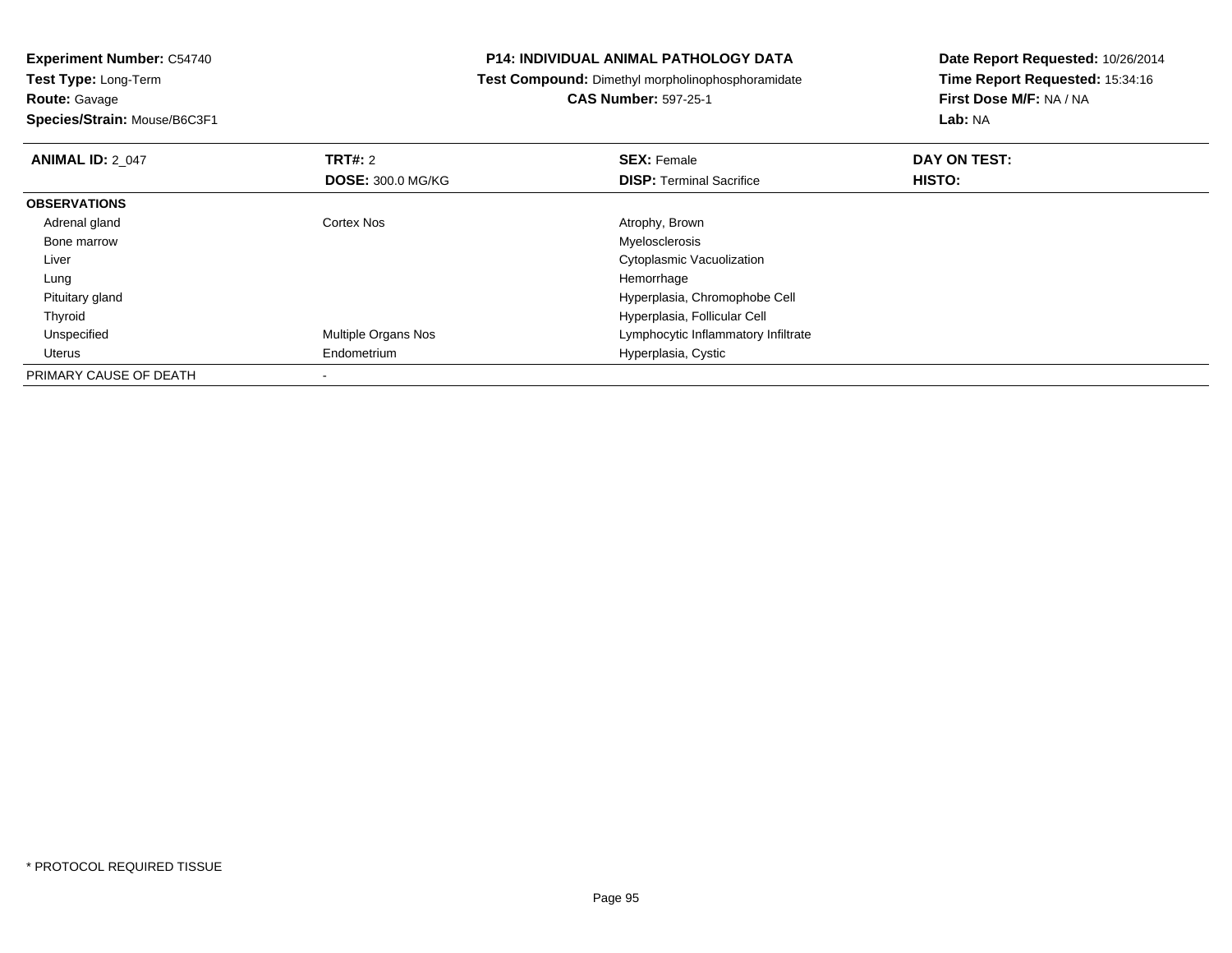**Experiment Number:** C54740
**Test Type:** Long-Term
**Route:** Gavage
**Species/Strain:** Mouse/B6C3F1

**P14: INDIVIDUAL ANIMAL PATHOLOGY DATA**
**Test Compound:** Dimethyl morpholinophosphoramidate
**CAS Number:** 597-25-1

**Date Report Requested:** 10/26/2014
**Time Report Requested:** 15:34:16
**First Dose M/F:** NA / NA
**Lab:** NA

| **ANIMAL ID:** 2_047 | **TRT#:** 2 | **SEX:** Female | **DAY ON TEST:** |
|---|---|---|---|
| | **DOSE:** 300.0 MG/KG | **DISP:** Terminal Sacrifice | **HISTO:** |
| **OBSERVATIONS** | | | |
| Adrenal gland | Cortex Nos | Atrophy, Brown | |
| Bone marrow | | Myelosclerosis | |
| Liver | | Cytoplasmic Vacuolization | |
| Lung | | Hemorrhage | |
| Pituitary gland | | Hyperplasia, Chromophobe Cell | |
| Thyroid | | Hyperplasia, Follicular Cell | |
| Unspecified | Multiple Organs Nos | Lymphocytic Inflammatory Infiltrate | |
| Uterus | Endometrium | Hyperplasia, Cystic | |
| PRIMARY CAUSE OF DEATH | - | | |

* PROTOCOL REQUIRED TISSUE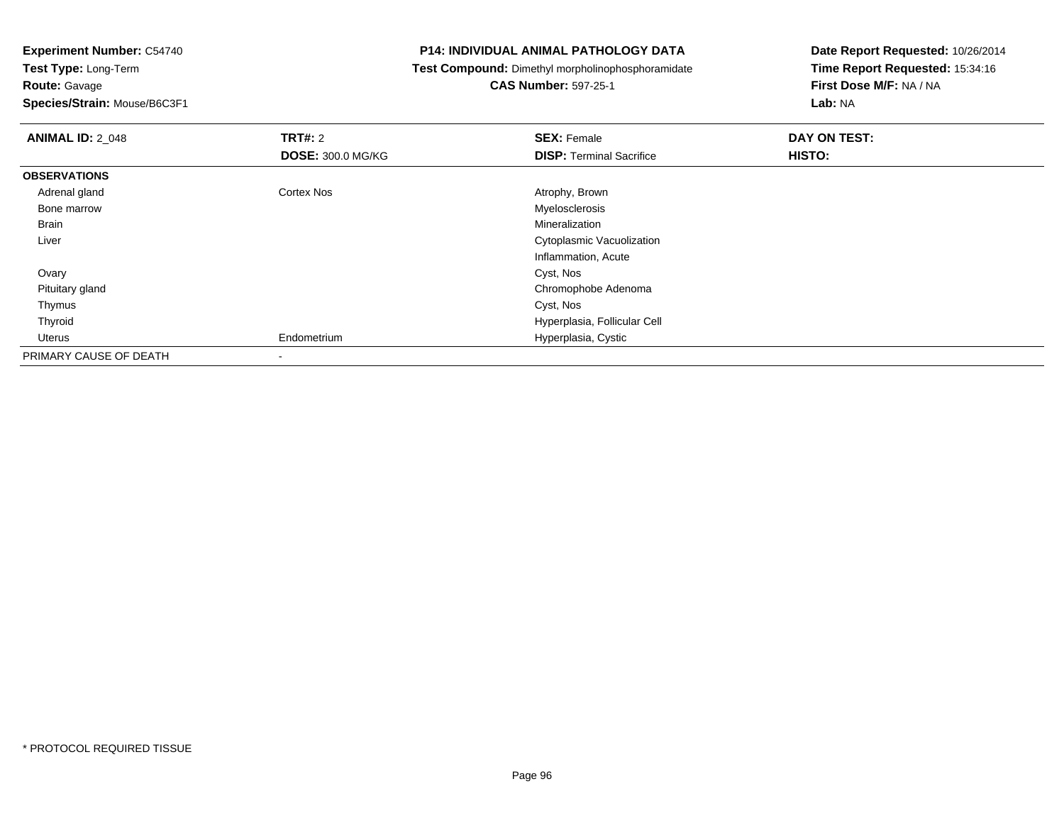**Experiment Number:** C54740
**Test Type:** Long-Term
**Route:** Gavage
**Species/Strain:** Mouse/B6C3F1

# P14: INDIVIDUAL ANIMAL PATHOLOGY DATA

**Test Compound:** Dimethyl morpholinophosphoramidate
**CAS Number:** 597-25-1

**Date Report Requested:** 10/26/2014
**Time Report Requested:** 15:34:16
**First Dose M/F:** NA / NA
**Lab:** NA

| **ANIMAL ID:** 2_048 | **TRT#:** 2 | **SEX:** Female | **DAY ON TEST:** |
|---|---|---|---|
| | **DOSE:** 300.0 MG/KG | **DISP:** Terminal Sacrifice | **HISTO:** |
| **OBSERVATIONS** | | | |
| Adrenal gland | Cortex Nos | Atrophy, Brown | |
| Bone marrow | | Myelosclerosis | |
| Brain | | Mineralization | |
| Liver | | Cytoplasmic Vacuolization | |
| | | Inflammation, Acute | |
| Ovary | | Cyst, Nos | |
| Pituitary gland | | Chromophobe Adenoma | |
| Thymus | | Cyst, Nos | |
| Thyroid | | Hyperplasia, Follicular Cell | |
| Uterus | Endometrium | Hyperplasia, Cystic | |
| PRIMARY CAUSE OF DEATH | - | | |

* PROTOCOL REQUIRED TISSUE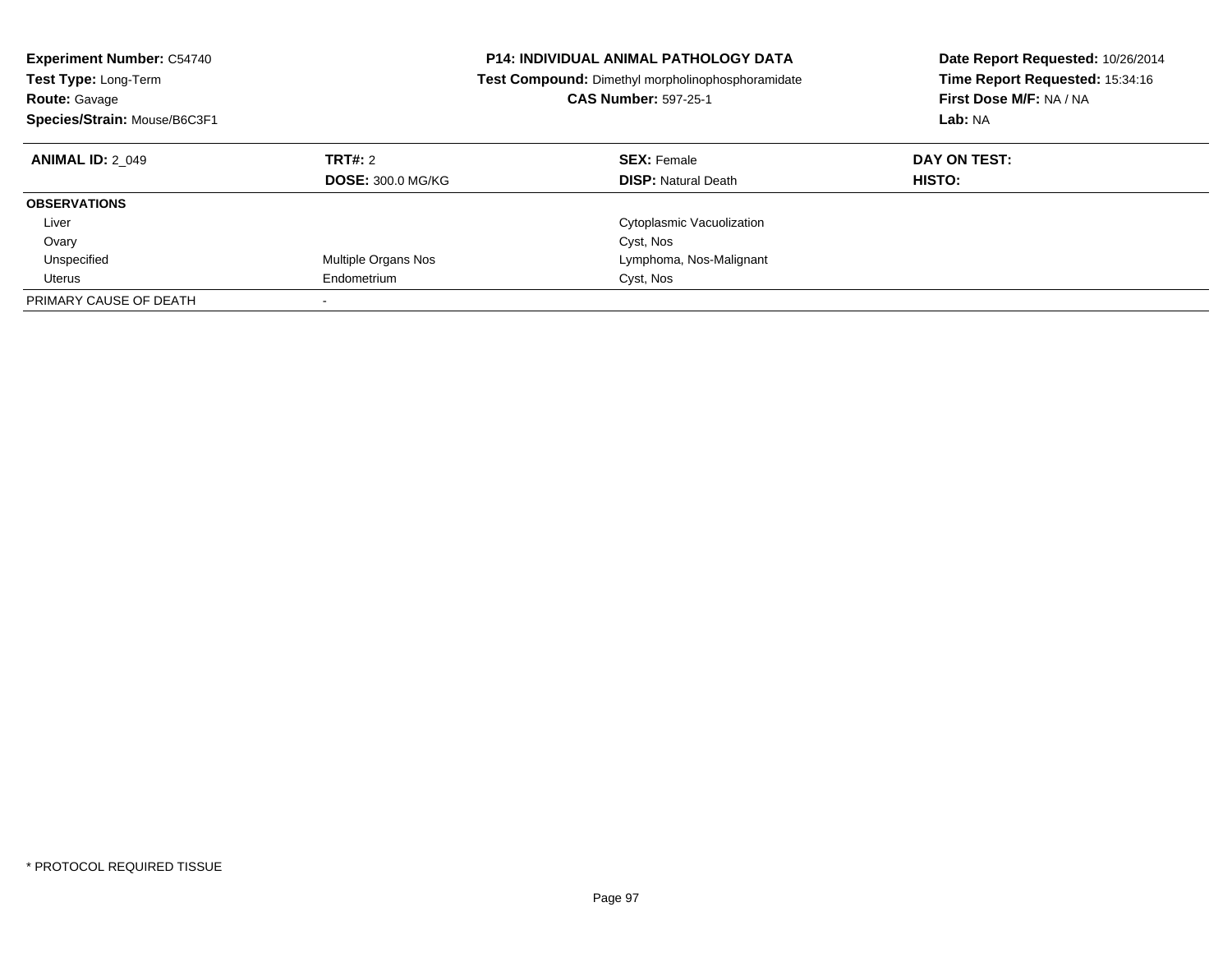**Experiment Number:** C54740
**Test Type:** Long-Term
**Route:** Gavage
**Species/Strain:** Mouse/B6C3F1

**P14: INDIVIDUAL ANIMAL PATHOLOGY DATA**
**Test Compound:** Dimethyl morpholinophosphoramidate
**CAS Number:** 597-25-1

**Date Report Requested:** 10/26/2014
**Time Report Requested:** 15:34:16
**First Dose M/F:** NA / NA
**Lab:** NA

| **ANIMAL ID:** 2_049 | **TRT#:** 2 | **SEX:** Female | **DAY ON TEST:** |
|---|---|---|---|
| | **DOSE:** 300.0 MG/KG | **DISP:** Natural Death | **HISTO:** |
| **OBSERVATIONS** | | | |
| Liver | | Cytoplasmic Vacuolization | |
| Ovary | | Cyst, Nos | |
| Unspecified | Multiple Organs Nos | Lymphoma, Nos-Malignant | |
| Uterus | Endometrium | Cyst, Nos | |
| PRIMARY CAUSE OF DEATH | - | | |

* PROTOCOL REQUIRED TISSUE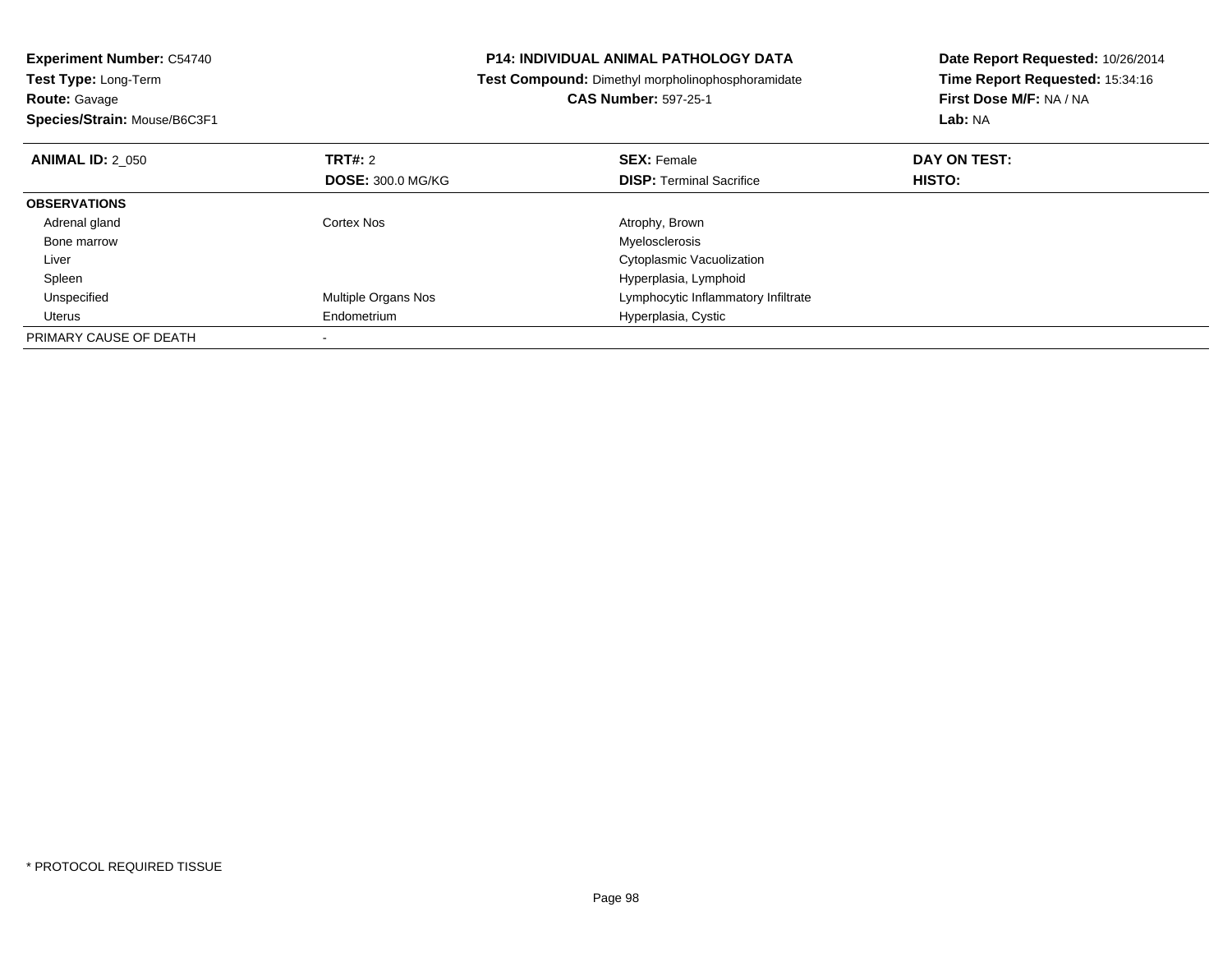**Experiment Number:** C54740
**Test Type:** Long-Term
**Route:** Gavage
**Species/Strain:** Mouse/B6C3F1

**P14: INDIVIDUAL ANIMAL PATHOLOGY DATA**
**Test Compound:** Dimethyl morpholinophosphoramidate
**CAS Number:** 597-25-1

**Date Report Requested:** 10/26/2014
**Time Report Requested:** 15:34:16
**First Dose M/F:** NA / NA
**Lab:** NA

| **ANIMAL ID:** 2_050 | **TRT#:** 2 | **SEX:** Female | **DAY ON TEST:** |
|---|---|---|---|
| | **DOSE:** 300.0 MG/KG | **DISP:** Terminal Sacrifice | **HISTO:** |
| **OBSERVATIONS** | | | |
| Adrenal gland | Cortex Nos | Atrophy, Brown | |
| Bone marrow | | Myelosclerosis | |
| Liver | | Cytoplasmic Vacuolization | |
| Spleen | | Hyperplasia, Lymphoid | |
| Unspecified | Multiple Organs Nos | Lymphocytic Inflammatory Infiltrate | |
| Uterus | Endometrium | Hyperplasia, Cystic | |
| PRIMARY CAUSE OF DEATH | - | | |

* PROTOCOL REQUIRED TISSUE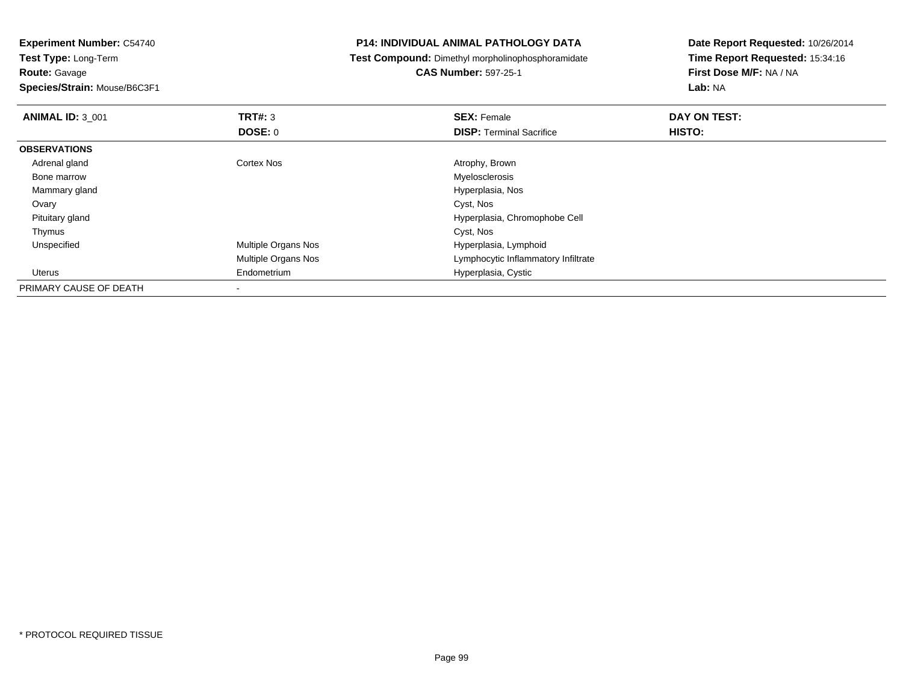**Experiment Number:** C54740
**Test Type:** Long-Term
**Route:** Gavage
**Species/Strain:** Mouse/B6C3F1

**P14: INDIVIDUAL ANIMAL PATHOLOGY DATA**
**Test Compound:** Dimethyl morpholinophosphoramidate
**CAS Number:** 597-25-1

**Date Report Requested:** 10/26/2014
**Time Report Requested:** 15:34:16
**First Dose M/F:** NA / NA
**Lab:** NA

| **ANIMAL ID:** 3_001 | **TRT#:** 3 | **SEX:** Female | **DAY ON TEST:** |
|---|---|---|---|
| | **DOSE:** 0 | **DISP:** Terminal Sacrifice | **HISTO:** |
| **OBSERVATIONS** | | | |
| Adrenal gland | Cortex Nos | Atrophy, Brown | |
| Bone marrow | | Myelosclerosis | |
| Mammary gland | | Hyperplasia, Nos | |
| Ovary | | Cyst, Nos | |
| Pituitary gland | | Hyperplasia, Chromophobe Cell | |
| Thymus | | Cyst, Nos | |
| Unspecified | Multiple Organs Nos | Hyperplasia, Lymphoid | |
| | Multiple Organs Nos | Lymphocytic Inflammatory Infiltrate | |
| Uterus | Endometrium | Hyperplasia, Cystic | |
| PRIMARY CAUSE OF DEATH | - | | |

* PROTOCOL REQUIRED TISSUE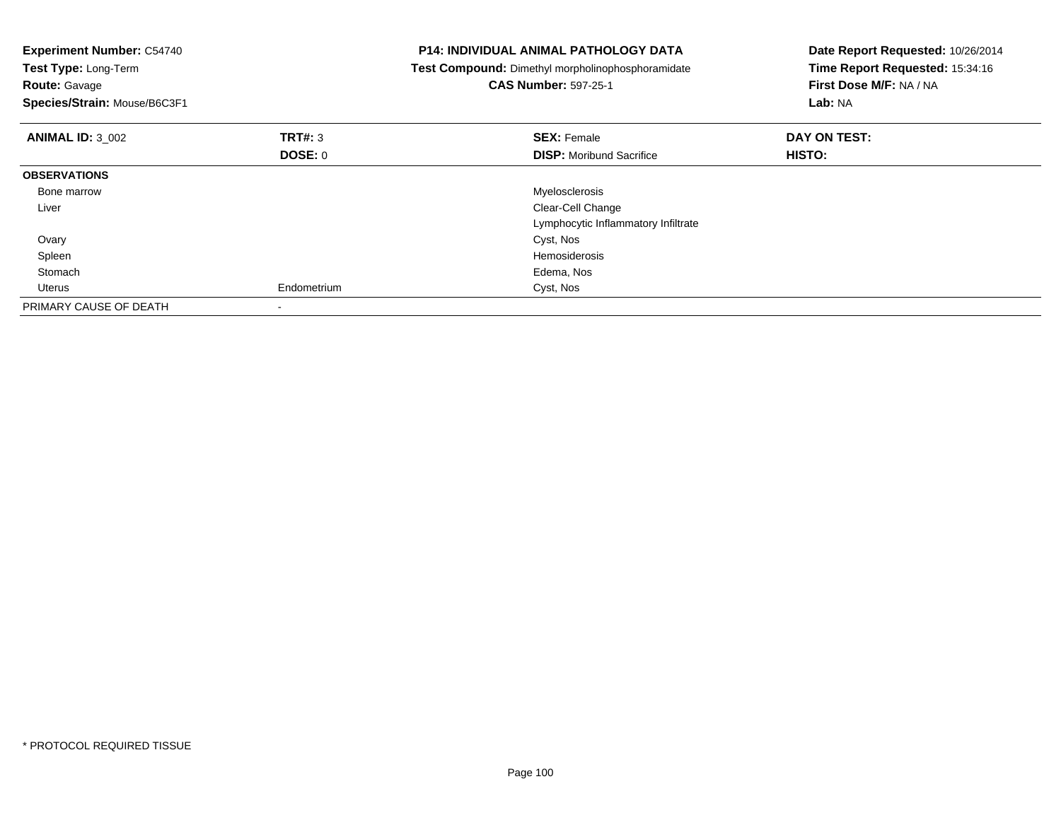**Experiment Number:** C54740
**Test Type:** Long-Term
**Route:** Gavage
**Species/Strain:** Mouse/B6C3F1

**P14: INDIVIDUAL ANIMAL PATHOLOGY DATA**
**Test Compound:** Dimethyl morpholinophosphoramidate
**CAS Number:** 597-25-1

**Date Report Requested:** 10/26/2014
**Time Report Requested:** 15:34:16
**First Dose M/F:** NA / NA
**Lab:** NA

| **ANIMAL ID:** 3_002 | **TRT#:** 3 | **SEX:** Female | **DAY ON TEST:** |
|---|---|---|---|
| | **DOSE:** 0 | **DISP:** Moribund Sacrifice | **HISTO:** |
| **OBSERVATIONS** | | | |
| Bone marrow | | Myelosclerosis | |
| Liver | | Clear-Cell Change | |
| | | Lymphocytic Inflammatory Infiltrate | |
| Ovary | | Cyst, Nos | |
| Spleen | | Hemosiderosis | |
| Stomach | | Edema, Nos | |
| Uterus | Endometrium | Cyst, Nos | |
| PRIMARY CAUSE OF DEATH | - | | |

\* PROTOCOL REQUIRED TISSUE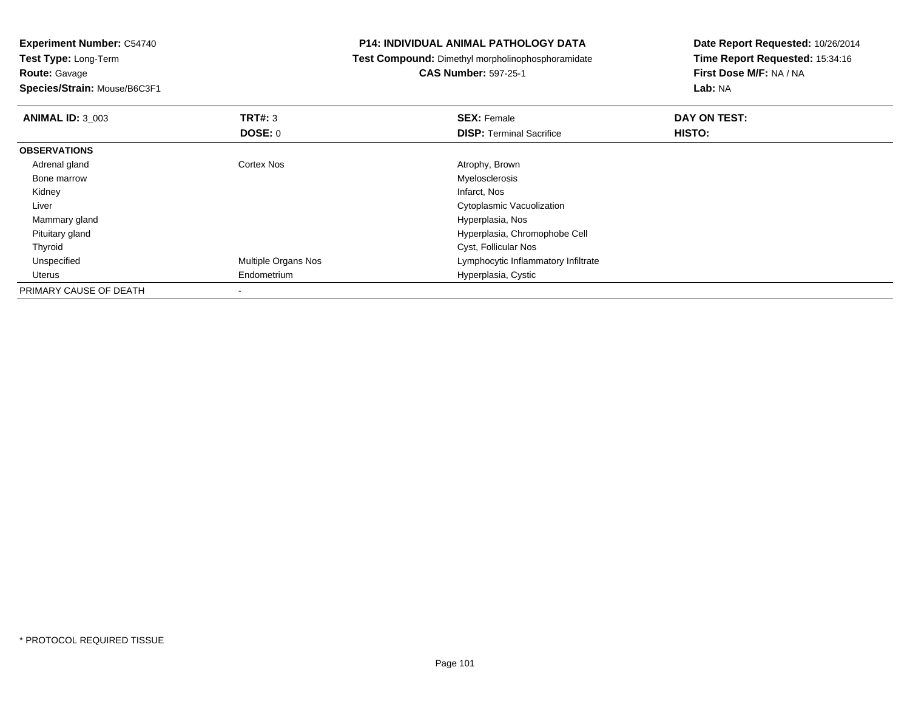**Experiment Number:** C54740
**Test Type:** Long-Term
**Route:** Gavage
**Species/Strain:** Mouse/B6C3F1

## P14: INDIVIDUAL ANIMAL PATHOLOGY DATA

**Test Compound:** Dimethyl morpholinophosphoramidate
**CAS Number:** 597-25-1

**Date Report Requested:** 10/26/2014
**Time Report Requested:** 15:34:16
**First Dose M/F:** NA / NA
**Lab:** NA

| **ANIMAL ID:** 3_003 | **TRT#:** 3 | **SEX:** Female | **DAY ON TEST:** |
|---|---|---|---|
| | **DOSE:** 0 | **DISP:** Terminal Sacrifice | **HISTO:** |
| **OBSERVATIONS** | | | |
| Adrenal gland | Cortex Nos | Atrophy, Brown | |
| Bone marrow | | Myelosclerosis | |
| Kidney | | Infarct, Nos | |
| Liver | | Cytoplasmic Vacuolization | |
| Mammary gland | | Hyperplasia, Nos | |
| Pituitary gland | | Hyperplasia, Chromophobe Cell | |
| Thyroid | | Cyst, Follicular Nos | |
| Unspecified | Multiple Organs Nos | Lymphocytic Inflammatory Infiltrate | |
| Uterus | Endometrium | Hyperplasia, Cystic | |
| PRIMARY CAUSE OF DEATH | - | | |

* PROTOCOL REQUIRED TISSUE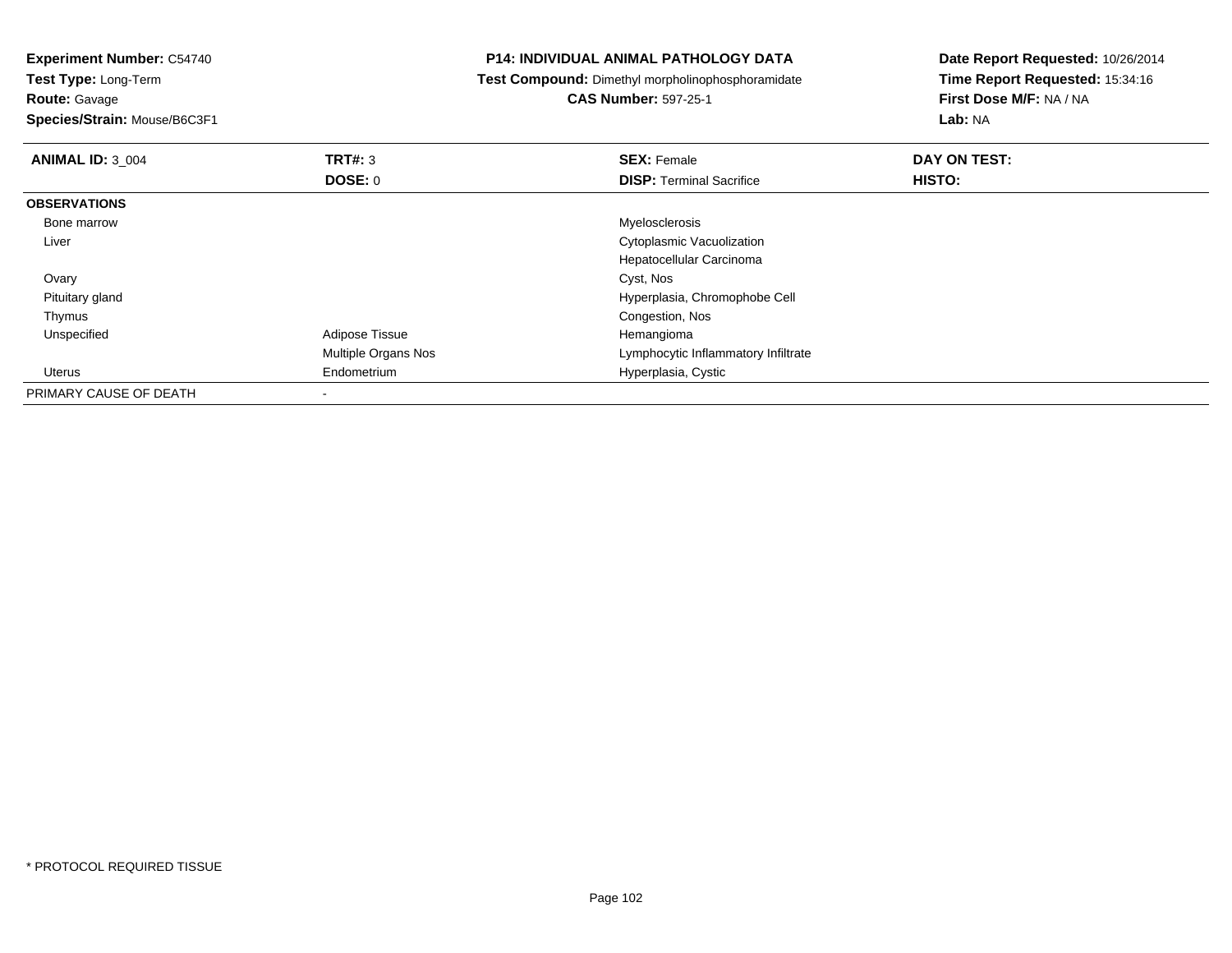**Experiment Number:** C54740
**Test Type:** Long-Term
**Route:** Gavage
**Species/Strain:** Mouse/B6C3F1

**P14: INDIVIDUAL ANIMAL PATHOLOGY DATA**
**Test Compound:** Dimethyl morpholinophosphoramidate
**CAS Number:** 597-25-1

**Date Report Requested:** 10/26/2014
**Time Report Requested:** 15:34:16
**First Dose M/F:** NA / NA
**Lab:** NA

| **ANIMAL ID:** 3_004 | **TRT#:** 3 | **SEX:** Female | **DAY ON TEST:** |
|---|---|---|---|
| | **DOSE:** 0 | **DISP:** Terminal Sacrifice | **HISTO:** |
| **OBSERVATIONS** | | | |
| Bone marrow | | Myelosclerosis | |
| Liver | | Cytoplasmic Vacuolization | |
| | | Hepatocellular Carcinoma | |
| Ovary | | Cyst, Nos | |
| Pituitary gland | | Hyperplasia, Chromophobe Cell | |
| Thymus | | Congestion, Nos | |
| Unspecified | Adipose Tissue | Hemangioma | |
| | Multiple Organs Nos | Lymphocytic Inflammatory Infiltrate | |
| Uterus | Endometrium | Hyperplasia, Cystic | |
| PRIMARY CAUSE OF DEATH | - | | |

* PROTOCOL REQUIRED TISSUE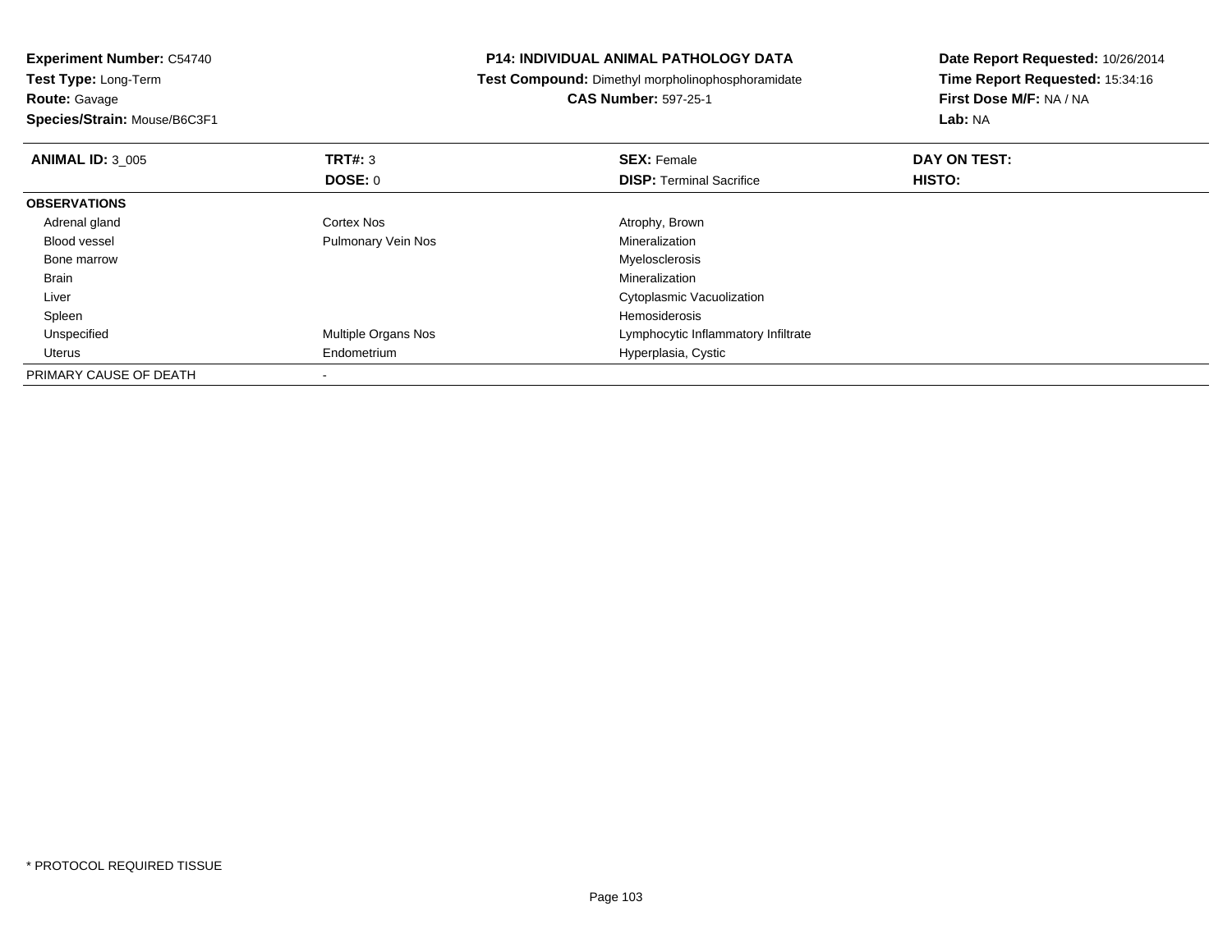**Experiment Number:** C54740
**Test Type:** Long-Term
**Route:** Gavage
**Species/Strain:** Mouse/B6C3F1

**P14: INDIVIDUAL ANIMAL PATHOLOGY DATA**
**Test Compound:** Dimethyl morpholinophosphoramidate
**CAS Number:** 597-25-1

**Date Report Requested:** 10/26/2014
**Time Report Requested:** 15:34:16
**First Dose M/F:** NA / NA
**Lab:** NA

| **ANIMAL ID:** 3_005 | **TRT#:** 3 | **SEX:** Female | **DAY ON TEST:** |
|---|---|---|---|
| | **DOSE:** 0 | **DISP:** Terminal Sacrifice | **HISTO:** |
| **OBSERVATIONS** | | | |
| Adrenal gland | Cortex Nos | Atrophy, Brown | |
| Blood vessel | Pulmonary Vein Nos | Mineralization | |
| Bone marrow | | Myelosclerosis | |
| Brain | | Mineralization | |
| Liver | | Cytoplasmic Vacuolization | |
| Spleen | | Hemosiderosis | |
| Unspecified | Multiple Organs Nos | Lymphocytic Inflammatory Infiltrate | |
| Uterus | Endometrium | Hyperplasia, Cystic | |
| PRIMARY CAUSE OF DEATH | - | | |

* PROTOCOL REQUIRED TISSUE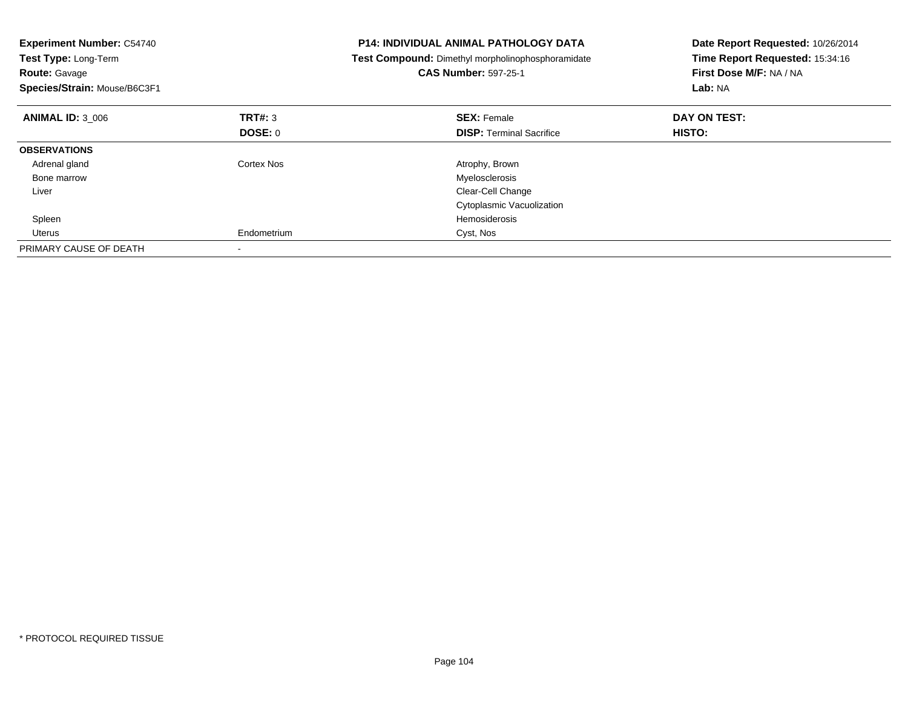**Experiment Number:** C54740
**Test Type:** Long-Term
**Route:** Gavage
**Species/Strain:** Mouse/B6C3F1

**P14: INDIVIDUAL ANIMAL PATHOLOGY DATA**
**Test Compound:** Dimethyl morpholinophosphoramidate
**CAS Number:** 597-25-1

**Date Report Requested:** 10/26/2014
**Time Report Requested:** 15:34:16
**First Dose M/F:** NA / NA
**Lab:** NA

| **ANIMAL ID:** 3_006 | **TRT#:** 3 | **SEX:** Female | **DAY ON TEST:** |
|---|---|---|---|
| | **DOSE:** 0 | **DISP:** Terminal Sacrifice | **HISTO:** |
| **OBSERVATIONS** | | | |
| Adrenal gland | Cortex Nos | Atrophy, Brown | |
| Bone marrow | | Myelosclerosis | |
| Liver | | Clear-Cell Change | |
| | | Cytoplasmic Vacuolization | |
| Spleen | | Hemosiderosis | |
| Uterus | Endometrium | Cyst, Nos | |
| PRIMARY CAUSE OF DEATH | - | | |

\* PROTOCOL REQUIRED TISSUE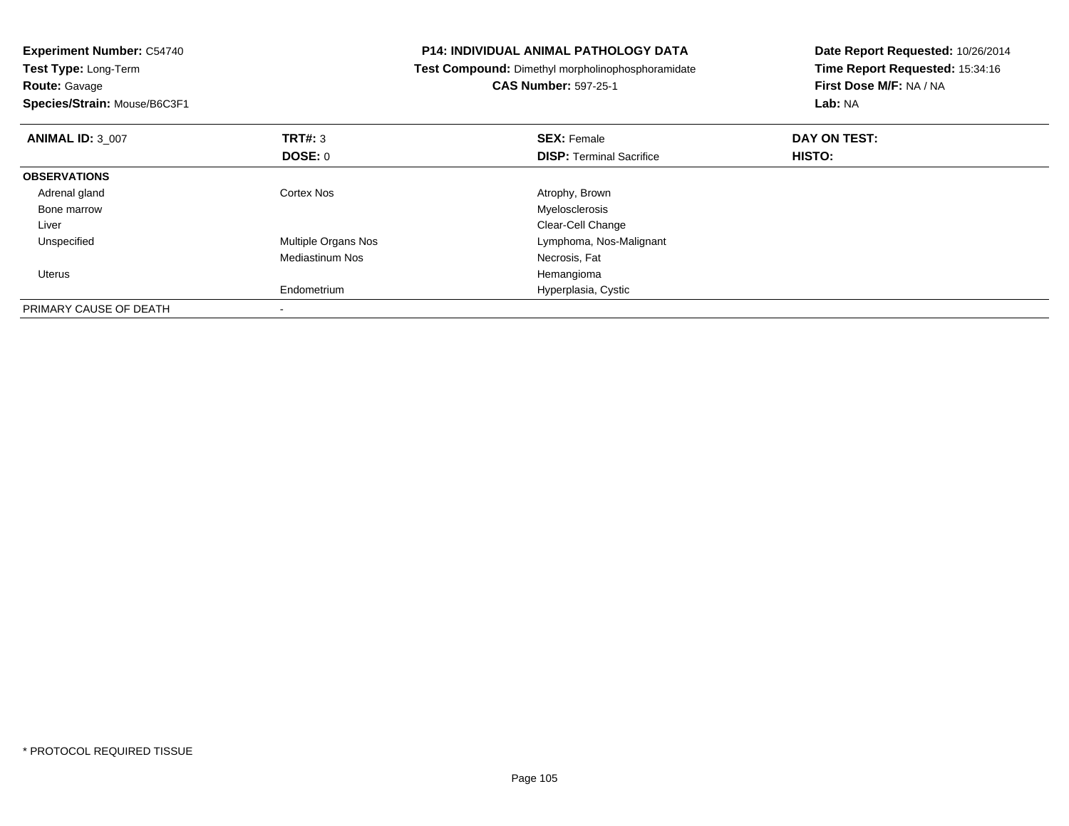**Experiment Number:** C54740
**Test Type:** Long-Term
**Route:** Gavage
**Species/Strain:** Mouse/B6C3F1

**P14: INDIVIDUAL ANIMAL PATHOLOGY DATA**
**Test Compound:** Dimethyl morpholinophosphoramidate
**CAS Number:** 597-25-1

**Date Report Requested:** 10/26/2014
**Time Report Requested:** 15:34:16
**First Dose M/F:** NA / NA
**Lab:** NA

| **ANIMAL ID:** 3_007 | **TRT#:** 3 | **SEX:** Female | **DAY ON TEST:** |
|---|---|---|---|
| | **DOSE:** 0 | **DISP:** Terminal Sacrifice | **HISTO:** |
| **OBSERVATIONS** | | | |
| Adrenal gland | Cortex Nos | Atrophy, Brown | |
| Bone marrow | | Myelosclerosis | |
| Liver | | Clear-Cell Change | |
| Unspecified | Multiple Organs Nos | Lymphoma, Nos-Malignant | |
| | Mediastinum Nos | Necrosis, Fat | |
| Uterus | | Hemangioma | |
| | Endometrium | Hyperplasia, Cystic | |
| PRIMARY CAUSE OF DEATH | - | | |

\* PROTOCOL REQUIRED TISSUE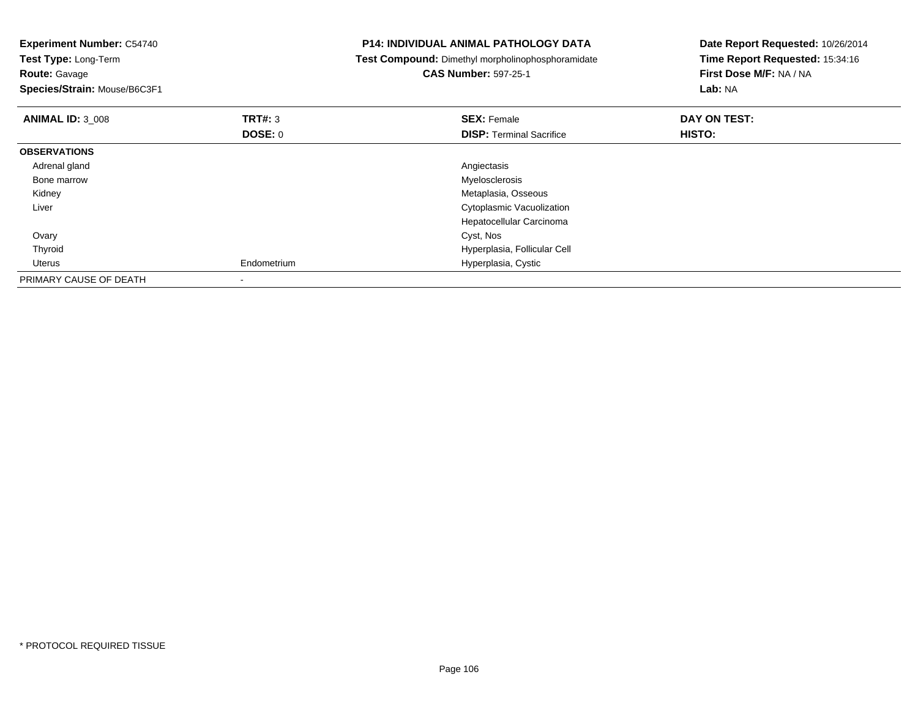**Experiment Number:** C54740
**Test Type:** Long-Term
**Route:** Gavage
**Species/Strain:** Mouse/B6C3F1

**P14: INDIVIDUAL ANIMAL PATHOLOGY DATA**
**Test Compound:** Dimethyl morpholinophosphoramidate
**CAS Number:** 597-25-1

**Date Report Requested:** 10/26/2014
**Time Report Requested:** 15:34:16
**First Dose M/F:** NA / NA
**Lab:** NA

| **ANIMAL ID:** 3_008 | **TRT#:** 3 | **SEX:** Female | **DAY ON TEST:** |
|---|---|---|---|
| | **DOSE:** 0 | **DISP:** Terminal Sacrifice | **HISTO:** |
| **OBSERVATIONS** | | | |
| Adrenal gland | | Angiectasis | |
| Bone marrow | | Myelosclerosis | |
| Kidney | | Metaplasia, Osseous | |
| Liver | | Cytoplasmic Vacuolization | |
| | | Hepatocellular Carcinoma | |
| Ovary | | Cyst, Nos | |
| Thyroid | | Hyperplasia, Follicular Cell | |
| Uterus | Endometrium | Hyperplasia, Cystic | |
| PRIMARY CAUSE OF DEATH | - | | |

* PROTOCOL REQUIRED TISSUE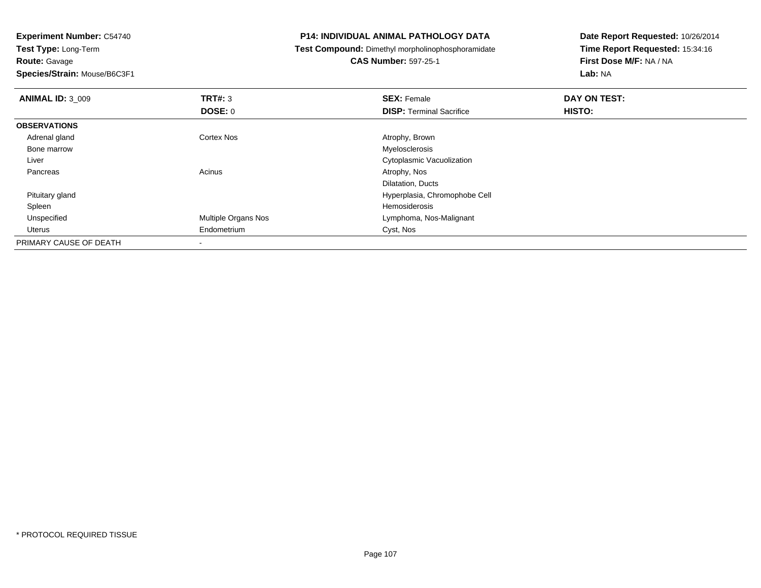**Experiment Number:** C54740
**Test Type:** Long-Term
**Route:** Gavage
**Species/Strain:** Mouse/B6C3F1

**P14: INDIVIDUAL ANIMAL PATHOLOGY DATA**
**Test Compound:** Dimethyl morpholinophosphoramidate
**CAS Number:** 597-25-1

**Date Report Requested:** 10/26/2014
**Time Report Requested:** 15:34:16
**First Dose M/F:** NA / NA
**Lab:** NA

| **ANIMAL ID:** 3_009 | **TRT#:** 3 | **SEX:** Female | **DAY ON TEST:** |
|---|---|---|---|
| | **DOSE:** 0 | **DISP:** Terminal Sacrifice | **HISTO:** |
| **OBSERVATIONS** | | | |
| Adrenal gland | Cortex Nos | Atrophy, Brown | |
| Bone marrow | | Myelosclerosis | |
| Liver | | Cytoplasmic Vacuolization | |
| Pancreas | Acinus | Atrophy, Nos | |
| | | Dilatation, Ducts | |
| Pituitary gland | | Hyperplasia, Chromophobe Cell | |
| Spleen | | Hemosiderosis | |
| Unspecified | Multiple Organs Nos | Lymphoma, Nos-Malignant | |
| Uterus | Endometrium | Cyst, Nos | |
| PRIMARY CAUSE OF DEATH | - | | |

* PROTOCOL REQUIRED TISSUE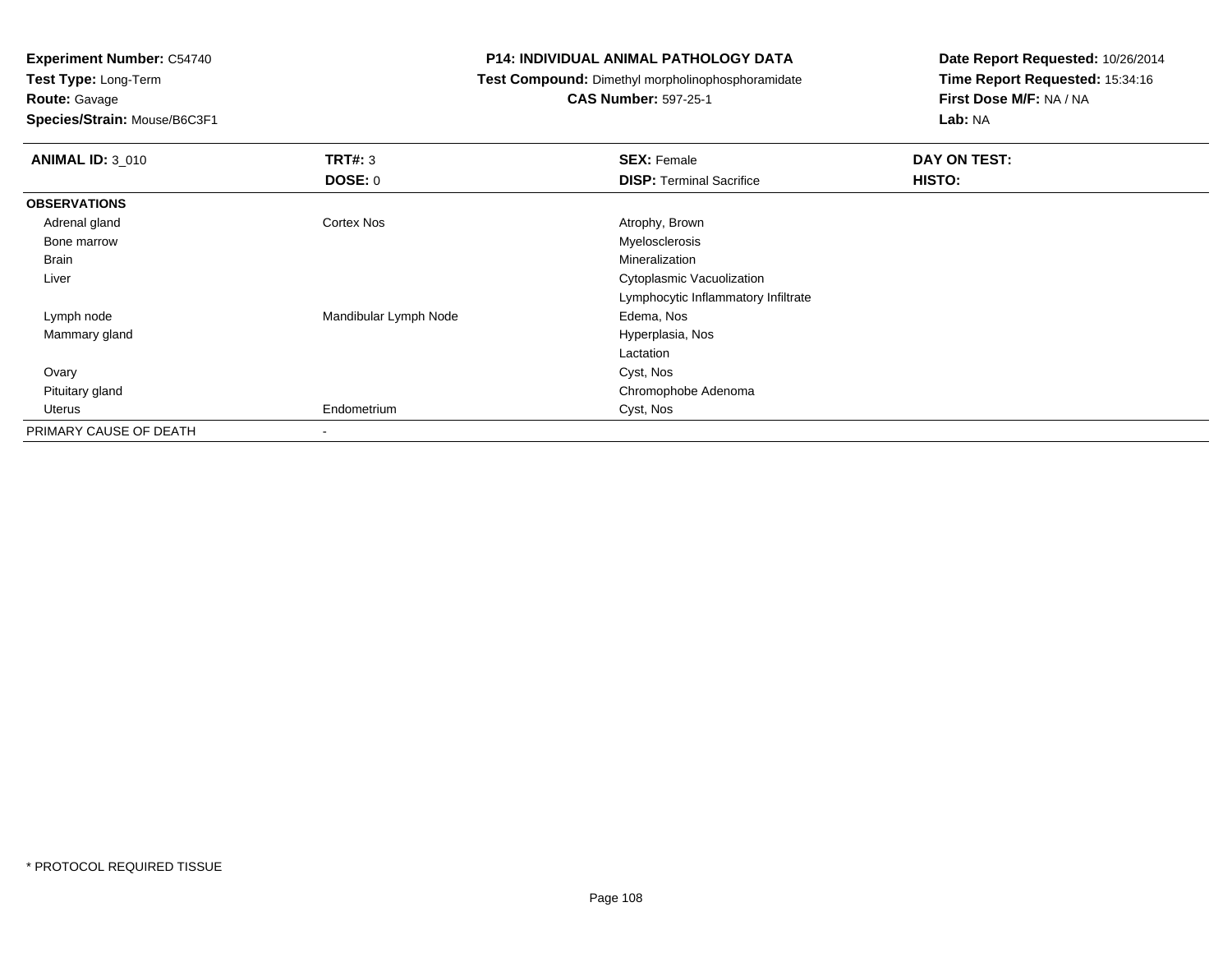**Experiment Number:** C54740
**Test Type:** Long-Term
**Route:** Gavage
**Species/Strain:** Mouse/B6C3F1

**P14: INDIVIDUAL ANIMAL PATHOLOGY DATA**
**Test Compound:** Dimethyl morpholinophosphoramidate
**CAS Number:** 597-25-1

**Date Report Requested:** 10/26/2014
**Time Report Requested:** 15:34:16
**First Dose M/F:** NA / NA
**Lab:** NA

| **ANIMAL ID:** 3_010 | **TRT#:** 3 | **SEX:** Female | **DAY ON TEST:** |
|---|---|---|---|
| | **DOSE:** 0 | **DISP:** Terminal Sacrifice | **HISTO:** |
| **OBSERVATIONS** | | | |
| Adrenal gland | Cortex Nos | Atrophy, Brown | |
| Bone marrow | | Myelosclerosis | |
| Brain | | Mineralization | |
| Liver | | Cytoplasmic Vacuolization | |
| | | Lymphocytic Inflammatory Infiltrate | |
| Lymph node | Mandibular Lymph Node | Edema, Nos | |
| Mammary gland | | Hyperplasia, Nos | |
| | | Lactation | |
| Ovary | | Cyst, Nos | |
| Pituitary gland | | Chromophobe Adenoma | |
| Uterus | Endometrium | Cyst, Nos | |
| PRIMARY CAUSE OF DEATH | - | | |

* PROTOCOL REQUIRED TISSUE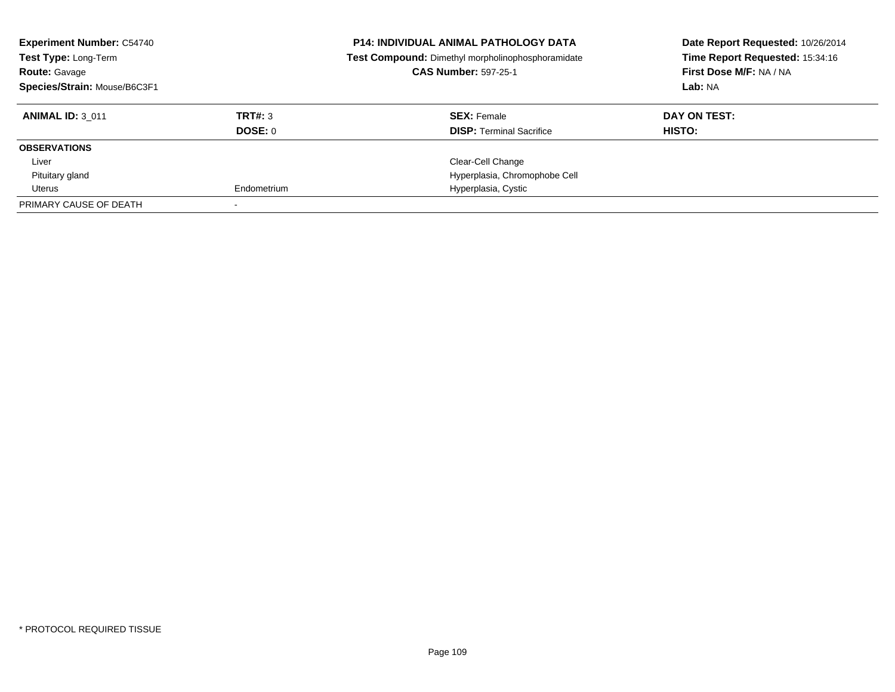**Experiment Number:** C54740
**Test Type:** Long-Term
**Route:** Gavage
**Species/Strain:** Mouse/B6C3F1

**P14: INDIVIDUAL ANIMAL PATHOLOGY DATA**
**Test Compound:** Dimethyl morpholinophosphoramidate
**CAS Number:** 597-25-1

**Date Report Requested:** 10/26/2014
**Time Report Requested:** 15:34:16
**First Dose M/F:** NA / NA
**Lab:** NA

| **ANIMAL ID:** 3_011 | **TRT#:** 3 | **SEX:** Female | **DAY ON TEST:** |
|---|---|---|---|
| | **DOSE:** 0 | **DISP:** Terminal Sacrifice | **HISTO:** |
| **OBSERVATIONS** | | | |
| Liver | | Clear-Cell Change | |
| Pituitary gland | | Hyperplasia, Chromophobe Cell | |
| Uterus | Endometrium | Hyperplasia, Cystic | |
| PRIMARY CAUSE OF DEATH | - | | |

\* PROTOCOL REQUIRED TISSUE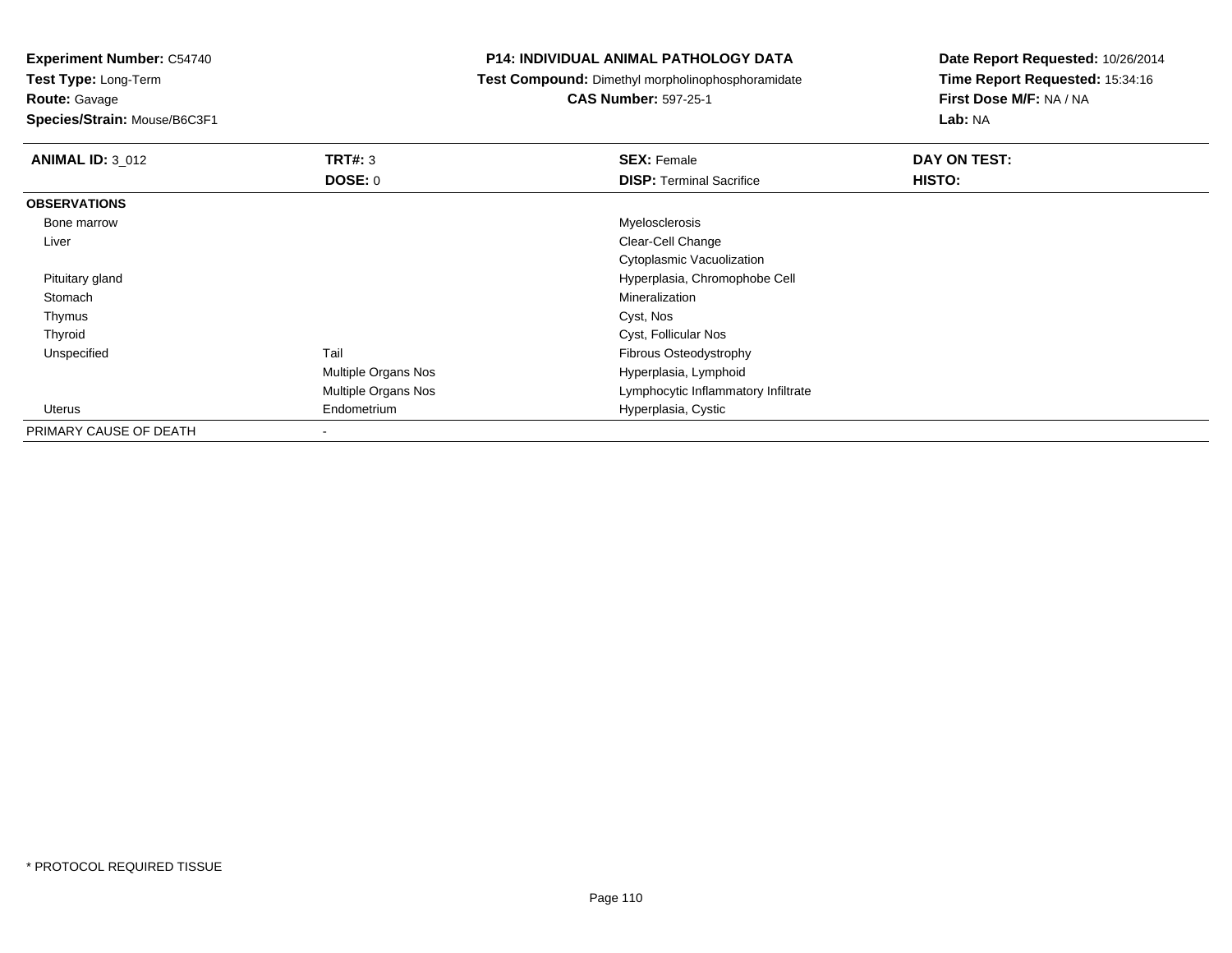**Experiment Number:** C54740
**Test Type:** Long-Term
**Route:** Gavage
**Species/Strain:** Mouse/B6C3F1

**P14: INDIVIDUAL ANIMAL PATHOLOGY DATA**
**Test Compound:** Dimethyl morpholinophosphoramidate
**CAS Number:** 597-25-1

**Date Report Requested:** 10/26/2014
**Time Report Requested:** 15:34:16
**First Dose M/F:** NA / NA
**Lab:** NA

| **ANIMAL ID:** 3_012 | **TRT#:** 3 | **SEX:** Female | **DAY ON TEST:** |
|---|---|---|---|
| | **DOSE:** 0 | **DISP:** Terminal Sacrifice | **HISTO:** |
| **OBSERVATIONS** | | | |
| Bone marrow | | Myelosclerosis | |
| Liver | | Clear-Cell Change | |
| | | Cytoplasmic Vacuolization | |
| Pituitary gland | | Hyperplasia, Chromophobe Cell | |
| Stomach | | Mineralization | |
| Thymus | | Cyst, Nos | |
| Thyroid | | Cyst, Follicular Nos | |
| Unspecified | Tail | Fibrous Osteodystrophy | |
| | Multiple Organs Nos | Hyperplasia, Lymphoid | |
| | Multiple Organs Nos | Lymphocytic Inflammatory Infiltrate | |
| Uterus | Endometrium | Hyperplasia, Cystic | |
| PRIMARY CAUSE OF DEATH | - | | |

* PROTOCOL REQUIRED TISSUE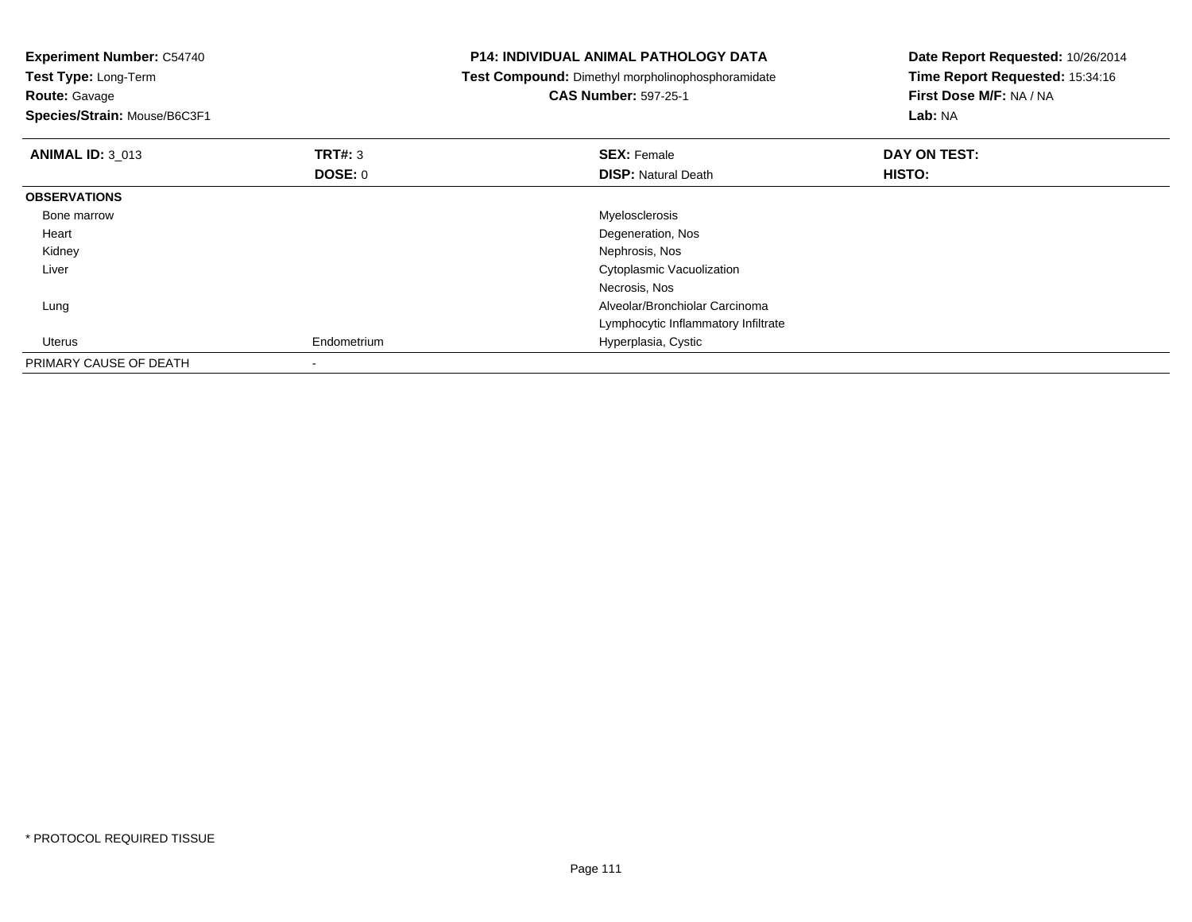**Experiment Number:** C54740
**Test Type:** Long-Term
**Route:** Gavage
**Species/Strain:** Mouse/B6C3F1

**P14: INDIVIDUAL ANIMAL PATHOLOGY DATA**
**Test Compound:** Dimethyl morpholinophosphoramidate
**CAS Number:** 597-25-1

**Date Report Requested:** 10/26/2014
**Time Report Requested:** 15:34:16
**First Dose M/F:** NA / NA
**Lab:** NA

| **ANIMAL ID:** 3_013 | **TRT#:** 3 | **SEX:** Female | **DAY ON TEST:** |
|---|---|---|---|
| | **DOSE:** 0 | **DISP:** Natural Death | **HISTO:** |
| **OBSERVATIONS** | | | |
| Bone marrow | | Myelosclerosis | |
| Heart | | Degeneration, Nos | |
| Kidney | | Nephrosis, Nos | |
| Liver | | Cytoplasmic Vacuolization | |
| | | Necrosis, Nos | |
| Lung | | Alveolar/Bronchiolar Carcinoma | |
| | | Lymphocytic Inflammatory Infiltrate | |
| Uterus | Endometrium | Hyperplasia, Cystic | |
| PRIMARY CAUSE OF DEATH | - | | |

\* PROTOCOL REQUIRED TISSUE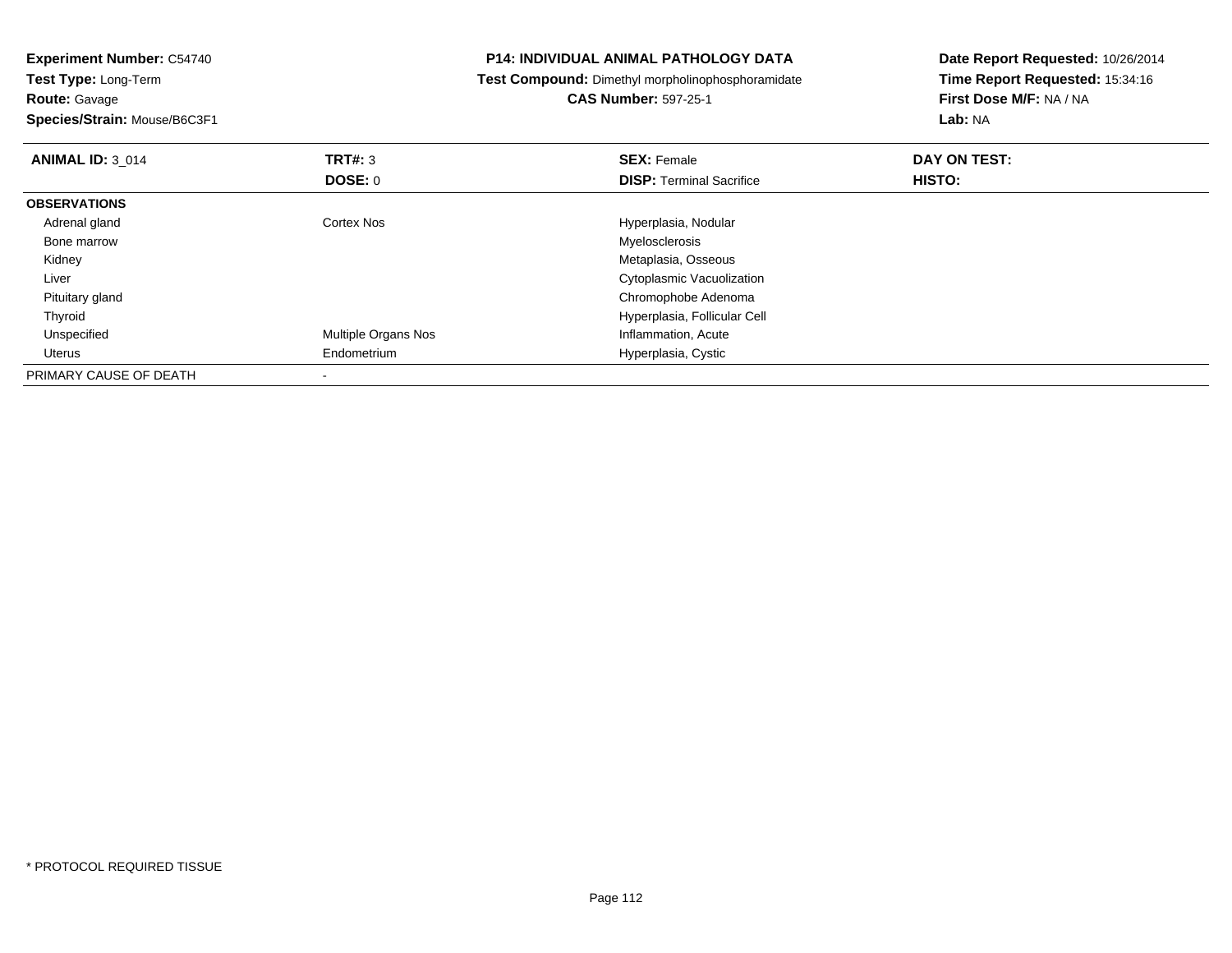**Experiment Number:** C54740
**Test Type:** Long-Term
**Route:** Gavage
**Species/Strain:** Mouse/B6C3F1

## P14: INDIVIDUAL ANIMAL PATHOLOGY DATA

**Test Compound:** Dimethyl morpholinophosphoramidate
**CAS Number:** 597-25-1

**Date Report Requested:** 10/26/2014
**Time Report Requested:** 15:34:16
**First Dose M/F:** NA / NA
**Lab:** NA

| **ANIMAL ID:** 3_014 | **TRT#:** 3 | **SEX:** Female | **DAY ON TEST:** |
|---|---|---|---|
| | **DOSE:** 0 | **DISP:** Terminal Sacrifice | **HISTO:** |
| **OBSERVATIONS** | | | |
| Adrenal gland | Cortex Nos | Hyperplasia, Nodular | |
| Bone marrow | | Myelosclerosis | |
| Kidney | | Metaplasia, Osseous | |
| Liver | | Cytoplasmic Vacuolization | |
| Pituitary gland | | Chromophobe Adenoma | |
| Thyroid | | Hyperplasia, Follicular Cell | |
| Unspecified | Multiple Organs Nos | Inflammation, Acute | |
| Uterus | Endometrium | Hyperplasia, Cystic | |
| PRIMARY CAUSE OF DEATH | - | | |

* PROTOCOL REQUIRED TISSUE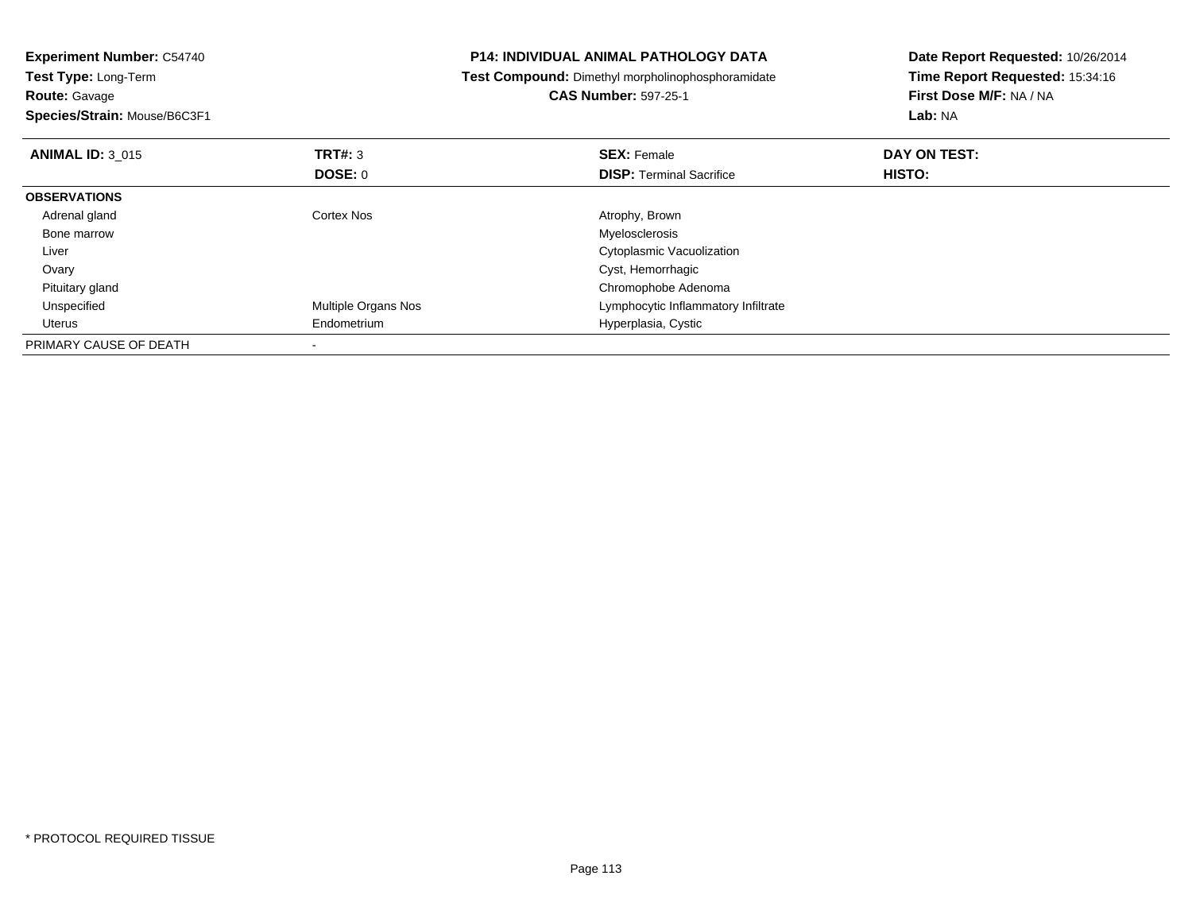**Experiment Number:** C54740
**Test Type:** Long-Term
**Route:** Gavage
**Species/Strain:** Mouse/B6C3F1

**P14: INDIVIDUAL ANIMAL PATHOLOGY DATA**
**Test Compound:** Dimethyl morpholinophosphoramidate
**CAS Number:** 597-25-1

**Date Report Requested:** 10/26/2014
**Time Report Requested:** 15:34:16
**First Dose M/F:** NA / NA
**Lab:** NA

| **ANIMAL ID:** 3_015 | **TRT#:** 3 | **SEX:** Female | **DAY ON TEST:** |
|---|---|---|---|
| | **DOSE:** 0 | **DISP:** Terminal Sacrifice | **HISTO:** |
| **OBSERVATIONS** | | | |
| Adrenal gland | Cortex Nos | Atrophy, Brown | |
| Bone marrow | | Myelosclerosis | |
| Liver | | Cytoplasmic Vacuolization | |
| Ovary | | Cyst, Hemorrhagic | |
| Pituitary gland | | Chromophobe Adenoma | |
| Unspecified | Multiple Organs Nos | Lymphocytic Inflammatory Infiltrate | |
| Uterus | Endometrium | Hyperplasia, Cystic | |
| PRIMARY CAUSE OF DEATH | - | | |

\* PROTOCOL REQUIRED TISSUE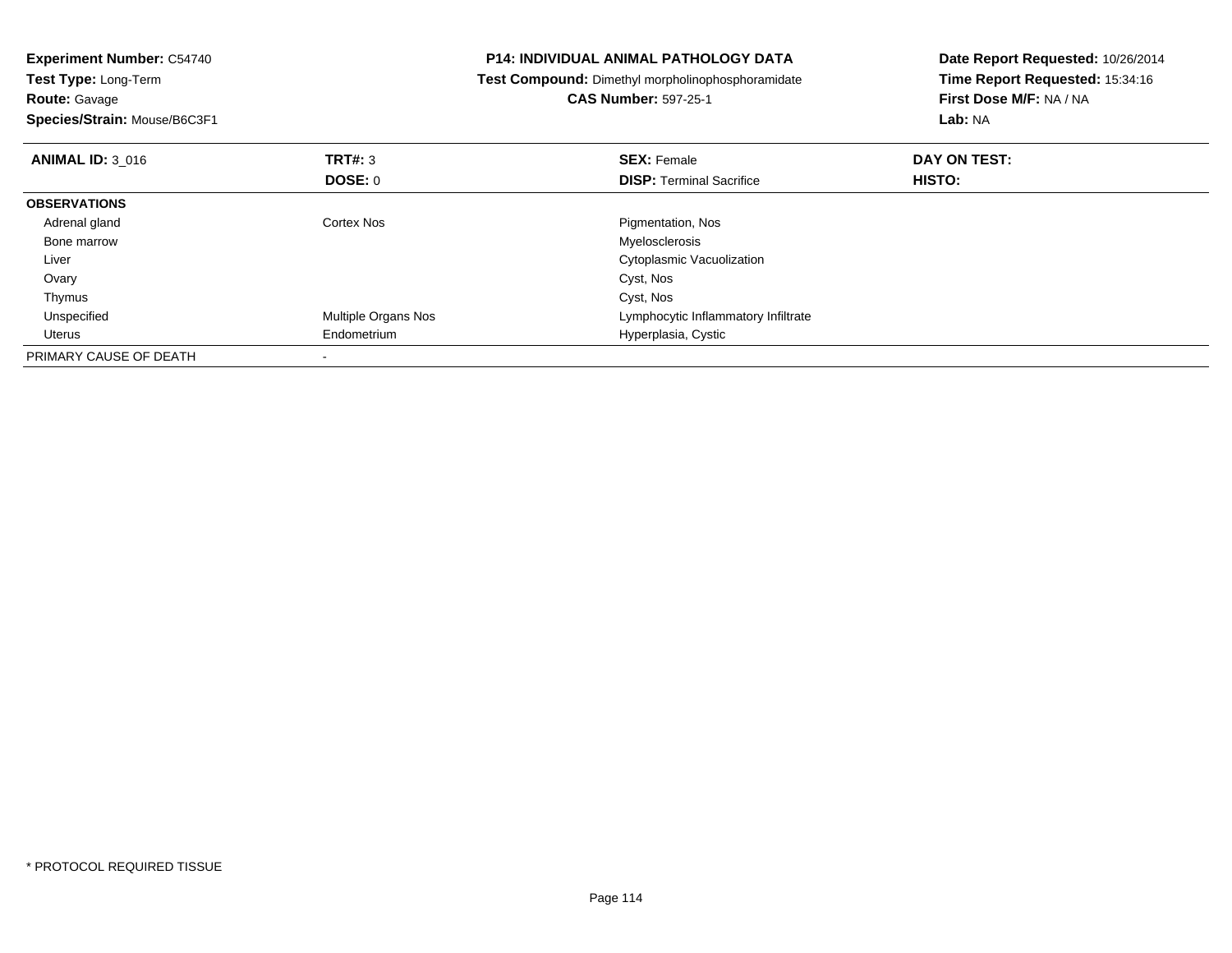**Experiment Number:** C54740
**Test Type:** Long-Term
**Route:** Gavage
**Species/Strain:** Mouse/B6C3F1

**P14: INDIVIDUAL ANIMAL PATHOLOGY DATA**
**Test Compound:** Dimethyl morpholinophosphoramidate
**CAS Number:** 597-25-1

**Date Report Requested:** 10/26/2014
**Time Report Requested:** 15:34:16
**First Dose M/F:** NA / NA
**Lab:** NA

| **ANIMAL ID:** 3_016 | **TRT#:** 3 | **SEX:** Female | **DAY ON TEST:** |
|---|---|---|---|
| | **DOSE:** 0 | **DISP:** Terminal Sacrifice | **HISTO:** |
| **OBSERVATIONS** | | | |
| Adrenal gland | Cortex Nos | Pigmentation, Nos | |
| Bone marrow | | Myelosclerosis | |
| Liver | | Cytoplasmic Vacuolization | |
| Ovary | | Cyst, Nos | |
| Thymus | | Cyst, Nos | |
| Unspecified | Multiple Organs Nos | Lymphocytic Inflammatory Infiltrate | |
| Uterus | Endometrium | Hyperplasia, Cystic | |
| PRIMARY CAUSE OF DEATH | - | | |

* PROTOCOL REQUIRED TISSUE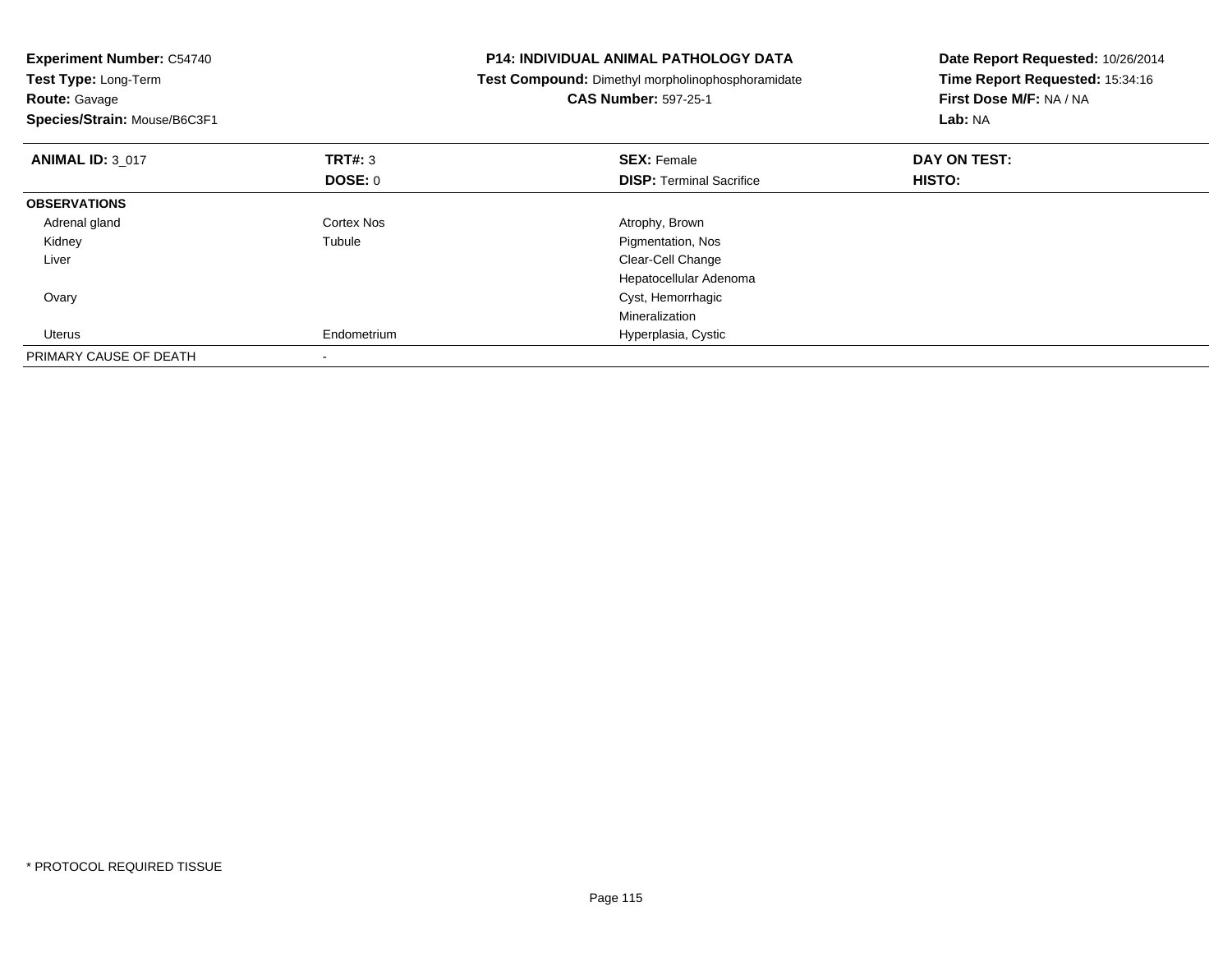**Experiment Number:** C54740
**Test Type:** Long-Term
**Route:** Gavage
**Species/Strain:** Mouse/B6C3F1

**P14: INDIVIDUAL ANIMAL PATHOLOGY DATA**
**Test Compound:** Dimethyl morpholinophosphoramidate
**CAS Number:** 597-25-1

**Date Report Requested:** 10/26/2014
**Time Report Requested:** 15:34:16
**First Dose M/F:** NA / NA
**Lab:** NA

| **ANIMAL ID:** 3_017 | **TRT#:** 3 | **SEX:** Female | **DAY ON TEST:** |
|---|---|---|---|
| | **DOSE:** 0 | **DISP:** Terminal Sacrifice | **HISTO:** |
| **OBSERVATIONS** | | | |
| Adrenal gland | Cortex Nos | Atrophy, Brown | |
| Kidney | Tubule | Pigmentation, Nos | |
| Liver | | Clear-Cell Change | |
| | | Hepatocellular Adenoma | |
| Ovary | | Cyst, Hemorrhagic | |
| | | Mineralization | |
| Uterus | Endometrium | Hyperplasia, Cystic | |
| PRIMARY CAUSE OF DEATH | - | | |

* PROTOCOL REQUIRED TISSUE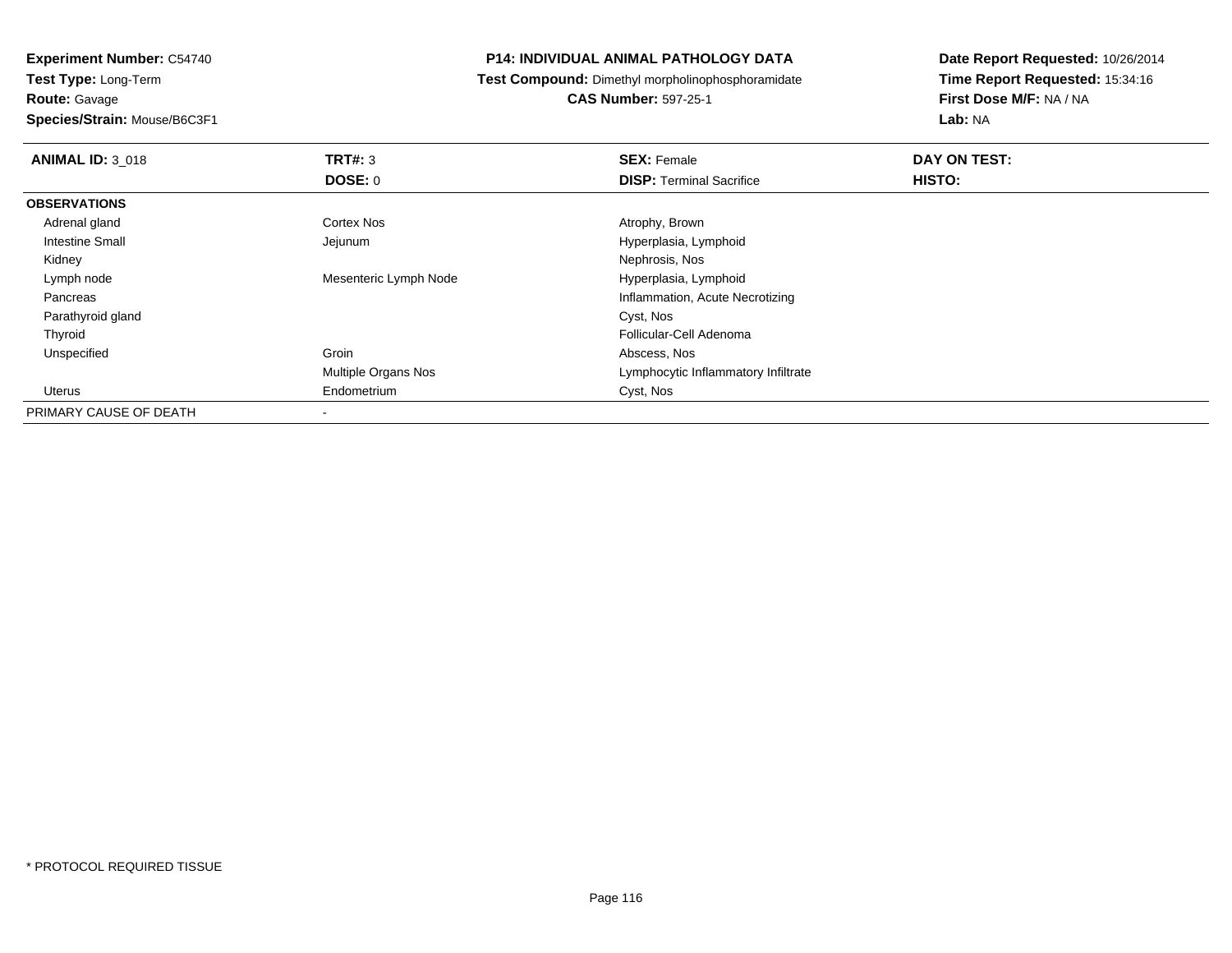**Experiment Number:** C54740
**Test Type:** Long-Term
**Route:** Gavage
**Species/Strain:** Mouse/B6C3F1

**P14: INDIVIDUAL ANIMAL PATHOLOGY DATA**
**Test Compound:** Dimethyl morpholinophosphoramidate
**CAS Number:** 597-25-1

**Date Report Requested:** 10/26/2014
**Time Report Requested:** 15:34:16
**First Dose M/F:** NA / NA
**Lab:** NA

| **ANIMAL ID:** 3_018 | **TRT#:** 3 | **SEX:** Female | **DAY ON TEST:** |
|---|---|---|---|
| | **DOSE:** 0 | **DISP:** Terminal Sacrifice | **HISTO:** |
| **OBSERVATIONS** | | | |
| Adrenal gland | Cortex Nos | Atrophy, Brown | |
| Intestine Small | Jejunum | Hyperplasia, Lymphoid | |
| Kidney | | Nephrosis, Nos | |
| Lymph node | Mesenteric Lymph Node | Hyperplasia, Lymphoid | |
| Pancreas | | Inflammation, Acute Necrotizing | |
| Parathyroid gland | | Cyst, Nos | |
| Thyroid | | Follicular-Cell Adenoma | |
| Unspecified | Groin | Abscess, Nos | |
| | Multiple Organs Nos | Lymphocytic Inflammatory Infiltrate | |
| Uterus | Endometrium | Cyst, Nos | |
| PRIMARY CAUSE OF DEATH | - | | |

* PROTOCOL REQUIRED TISSUE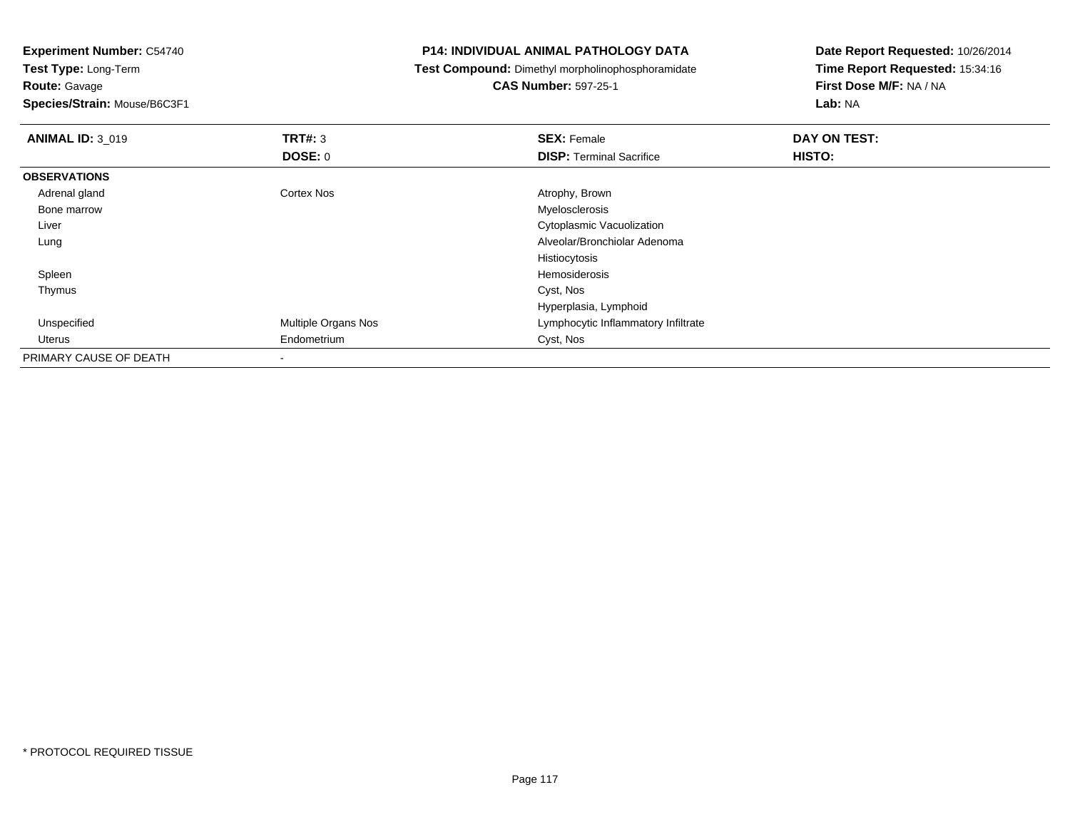**Experiment Number:** C54740
**Test Type:** Long-Term
**Route:** Gavage
**Species/Strain:** Mouse/B6C3F1

## P14: INDIVIDUAL ANIMAL PATHOLOGY DATA

**Test Compound:** Dimethyl morpholinophosphoramidate
**CAS Number:** 597-25-1

**Date Report Requested:** 10/26/2014
**Time Report Requested:** 15:34:16
**First Dose M/F:** NA / NA
**Lab:** NA

| **ANIMAL ID:** 3_019 | **TRT#:** 3 | **SEX:** Female | **DAY ON TEST:** |
|---|---|---|---|
| | **DOSE:** 0 | **DISP:** Terminal Sacrifice | **HISTO:** |
| **OBSERVATIONS** | | | |
| Adrenal gland | Cortex Nos | Atrophy, Brown | |
| Bone marrow | | Myelosclerosis | |
| Liver | | Cytoplasmic Vacuolization | |
| Lung | | Alveolar/Bronchiolar Adenoma | |
| | | Histiocytosis | |
| Spleen | | Hemosiderosis | |
| Thymus | | Cyst, Nos | |
| | | Hyperplasia, Lymphoid | |
| Unspecified | Multiple Organs Nos | Lymphocytic Inflammatory Infiltrate | |
| Uterus | Endometrium | Cyst, Nos | |
| PRIMARY CAUSE OF DEATH | - | | |

* PROTOCOL REQUIRED TISSUE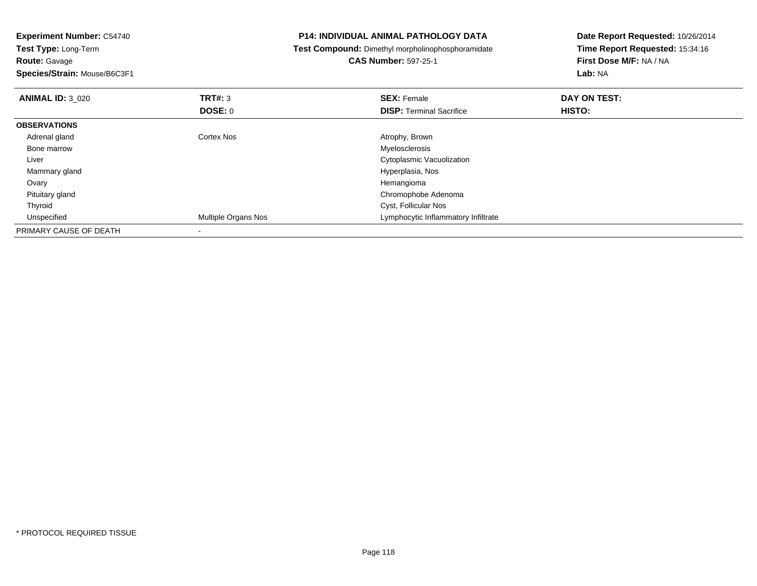**Experiment Number:** C54740
**Test Type:** Long-Term
**Route:** Gavage
**Species/Strain:** Mouse/B6C3F1

**P14: INDIVIDUAL ANIMAL PATHOLOGY DATA**
**Test Compound:** Dimethyl morpholinophosphoramidate
**CAS Number:** 597-25-1

**Date Report Requested:** 10/26/2014
**Time Report Requested:** 15:34:16
**First Dose M/F:** NA / NA
**Lab:** NA

| **ANIMAL ID:** 3_020 | **TRT#:** 3 | **SEX:** Female | **DAY ON TEST:** |
|---|---|---|---|
| | **DOSE:** 0 | **DISP:** Terminal Sacrifice | **HISTO:** |
| **OBSERVATIONS** | | | |
| Adrenal gland | Cortex Nos | Atrophy, Brown | |
| Bone marrow | | Myelosclerosis | |
| Liver | | Cytoplasmic Vacuolization | |
| Mammary gland | | Hyperplasia, Nos | |
| Ovary | | Hemangioma | |
| Pituitary gland | | Chromophobe Adenoma | |
| Thyroid | | Cyst, Follicular Nos | |
| Unspecified | Multiple Organs Nos | Lymphocytic Inflammatory Infiltrate | |
| PRIMARY CAUSE OF DEATH | - | | |

* PROTOCOL REQUIRED TISSUE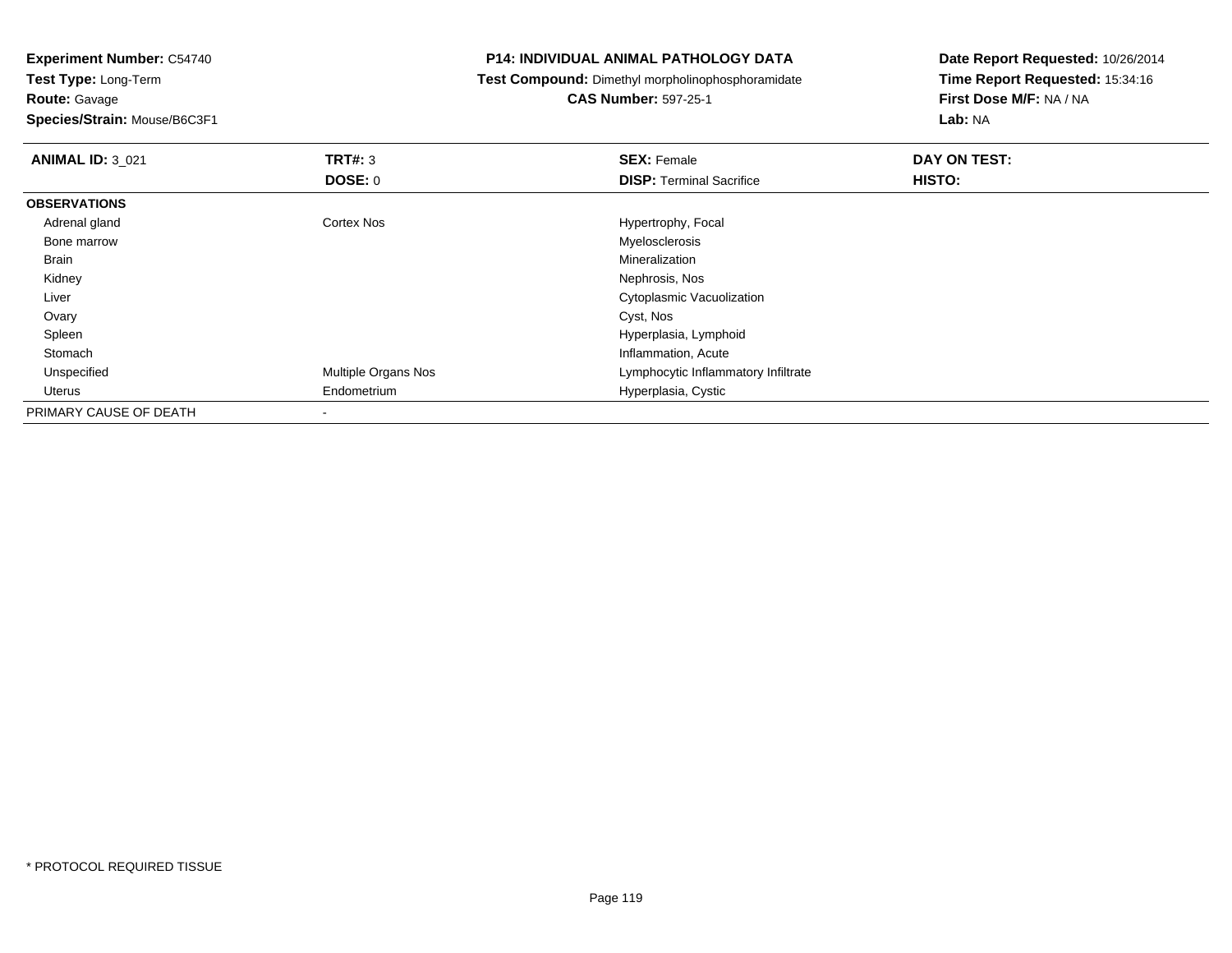**Experiment Number:** C54740
**Test Type:** Long-Term
**Route:** Gavage
**Species/Strain:** Mouse/B6C3F1

**P14: INDIVIDUAL ANIMAL PATHOLOGY DATA**
**Test Compound:** Dimethyl morpholinophosphoramidate
**CAS Number:** 597-25-1

**Date Report Requested:** 10/26/2014
**Time Report Requested:** 15:34:16
**First Dose M/F:** NA / NA
**Lab:** NA

| **ANIMAL ID:** 3_021 | **TRT#:** 3 | **SEX:** Female | **DAY ON TEST:** |
|---|---|---|---|
| | **DOSE:** 0 | **DISP:** Terminal Sacrifice | **HISTO:** |
| **OBSERVATIONS** | | | |
| Adrenal gland | Cortex Nos | Hypertrophy, Focal | |
| Bone marrow | | Myelosclerosis | |
| Brain | | Mineralization | |
| Kidney | | Nephrosis, Nos | |
| Liver | | Cytoplasmic Vacuolization | |
| Ovary | | Cyst, Nos | |
| Spleen | | Hyperplasia, Lymphoid | |
| Stomach | | Inflammation, Acute | |
| Unspecified | Multiple Organs Nos | Lymphocytic Inflammatory Infiltrate | |
| Uterus | Endometrium | Hyperplasia, Cystic | |
| PRIMARY CAUSE OF DEATH | - | | |

* PROTOCOL REQUIRED TISSUE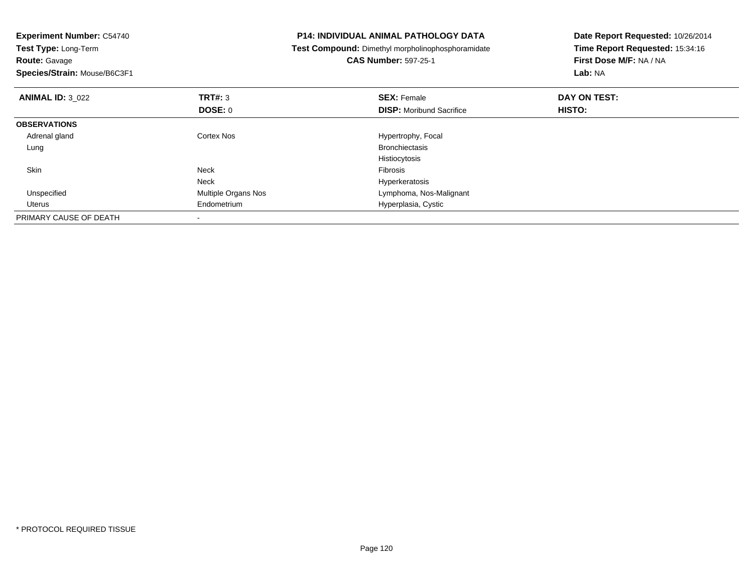**Experiment Number:** C54740
**Test Type:** Long-Term
**Route:** Gavage
**Species/Strain:** Mouse/B6C3F1

**P14: INDIVIDUAL ANIMAL PATHOLOGY DATA**
**Test Compound:** Dimethyl morpholinophosphoramidate
**CAS Number:** 597-25-1

**Date Report Requested:** 10/26/2014
**Time Report Requested:** 15:34:16
**First Dose M/F:** NA / NA
**Lab:** NA

| **ANIMAL ID:** 3_022 | **TRT#:** 3 | **SEX:** Female | **DAY ON TEST:** |
|---|---|---|---|
| | **DOSE:** 0 | **DISP:** Moribund Sacrifice | **HISTO:** |
| **OBSERVATIONS** | | | |
| Adrenal gland | Cortex Nos | Hypertrophy, Focal | |
| Lung | | Bronchiectasis | |
| | | Histiocytosis | |
| Skin | Neck | Fibrosis | |
| | Neck | Hyperkeratosis | |
| Unspecified | Multiple Organs Nos | Lymphoma, Nos-Malignant | |
| Uterus | Endometrium | Hyperplasia, Cystic | |
| PRIMARY CAUSE OF DEATH | - | | |

\* PROTOCOL REQUIRED TISSUE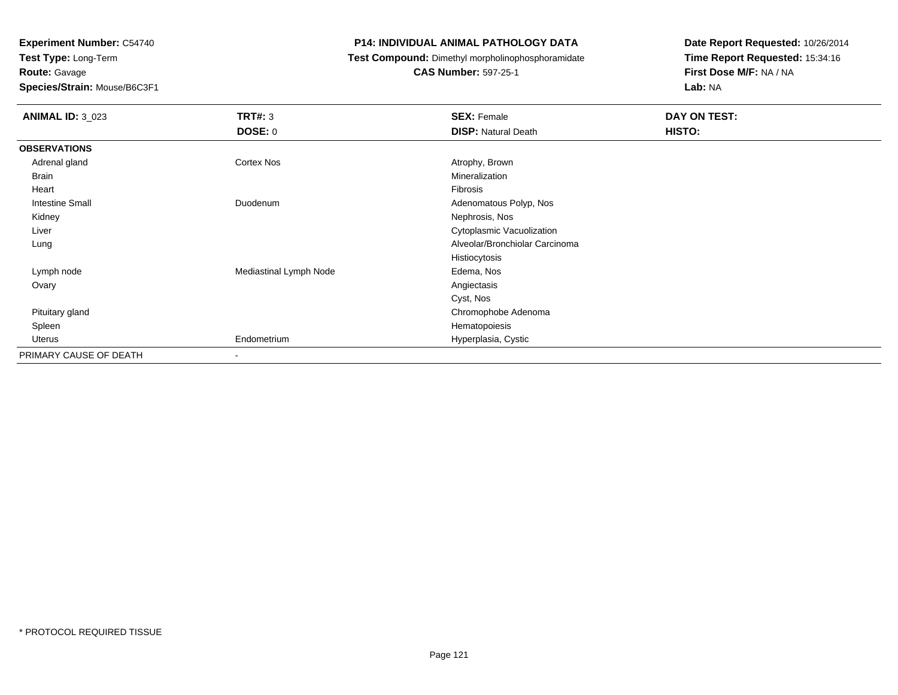**Experiment Number:** C54740
**Test Type:** Long-Term
**Route:** Gavage
**Species/Strain:** Mouse/B6C3F1

# P14: INDIVIDUAL ANIMAL PATHOLOGY DATA

**Test Compound:** Dimethyl morpholinophosphoramidate
**CAS Number:** 597-25-1

**Date Report Requested:** 10/26/2014
**Time Report Requested:** 15:34:16
**First Dose M/F:** NA / NA
**Lab:** NA

| **ANIMAL ID:** 3_023 | **TRT#:** 3 | **SEX:** Female | **DAY ON TEST:** |
|---|---|---|---|
| | **DOSE:** 0 | **DISP:** Natural Death | **HISTO:** |
| **OBSERVATIONS** | | | |
| Adrenal gland | Cortex Nos | Atrophy, Brown | |
| Brain | | Mineralization | |
| Heart | | Fibrosis | |
| Intestine Small | Duodenum | Adenomatous Polyp, Nos | |
| Kidney | | Nephrosis, Nos | |
| Liver | | Cytoplasmic Vacuolization | |
| Lung | | Alveolar/Bronchiolar Carcinoma | |
| | | Histiocytosis | |
| Lymph node | Mediastinal Lymph Node | Edema, Nos | |
| Ovary | | Angiectasis | |
| | | Cyst, Nos | |
| Pituitary gland | | Chromophobe Adenoma | |
| Spleen | | Hematopoiesis | |
| Uterus | Endometrium | Hyperplasia, Cystic | |
| PRIMARY CAUSE OF DEATH | - | | |

\* PROTOCOL REQUIRED TISSUE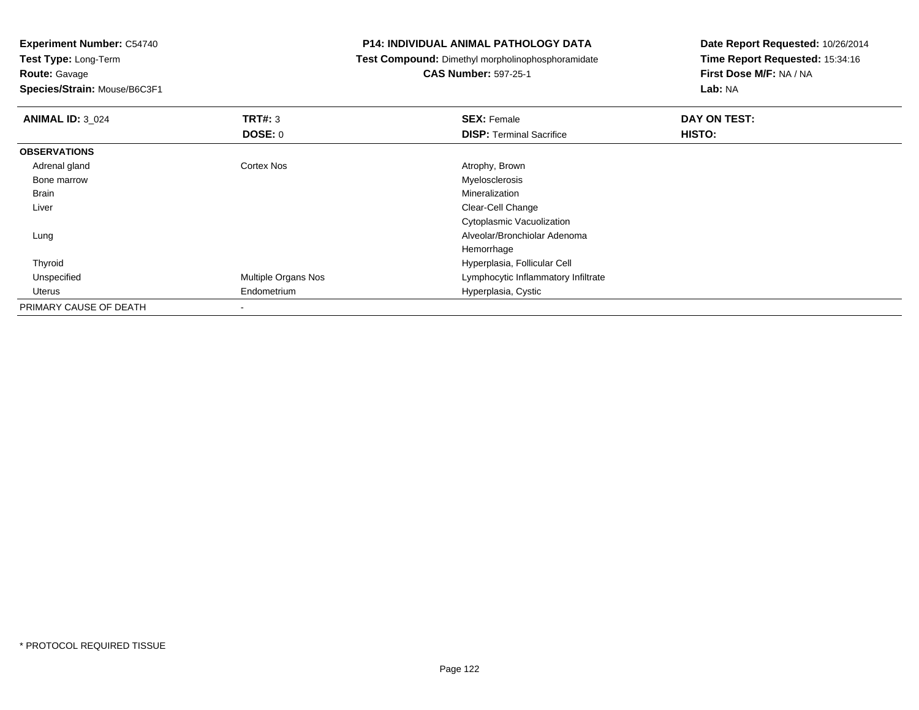**Experiment Number:** C54740
**Test Type:** Long-Term
**Route:** Gavage
**Species/Strain:** Mouse/B6C3F1

**P14: INDIVIDUAL ANIMAL PATHOLOGY DATA**
**Test Compound:** Dimethyl morpholinophosphoramidate
**CAS Number:** 597-25-1

**Date Report Requested:** 10/26/2014
**Time Report Requested:** 15:34:16
**First Dose M/F:** NA / NA
**Lab:** NA

| **ANIMAL ID:** 3_024 | **TRT#:** 3 | **SEX:** Female | **DAY ON TEST:** |
|---|---|---|---|
| | **DOSE:** 0 | **DISP:** Terminal Sacrifice | **HISTO:** |
| **OBSERVATIONS** | | | |
| Adrenal gland | Cortex Nos | Atrophy, Brown | |
| Bone marrow | | Myelosclerosis | |
| Brain | | Mineralization | |
| Liver | | Clear-Cell Change | |
| | | Cytoplasmic Vacuolization | |
| Lung | | Alveolar/Bronchiolar Adenoma | |
| | | Hemorrhage | |
| Thyroid | | Hyperplasia, Follicular Cell | |
| Unspecified | Multiple Organs Nos | Lymphocytic Inflammatory Infiltrate | |
| Uterus | Endometrium | Hyperplasia, Cystic | |
| PRIMARY CAUSE OF DEATH | - | | |

\* PROTOCOL REQUIRED TISSUE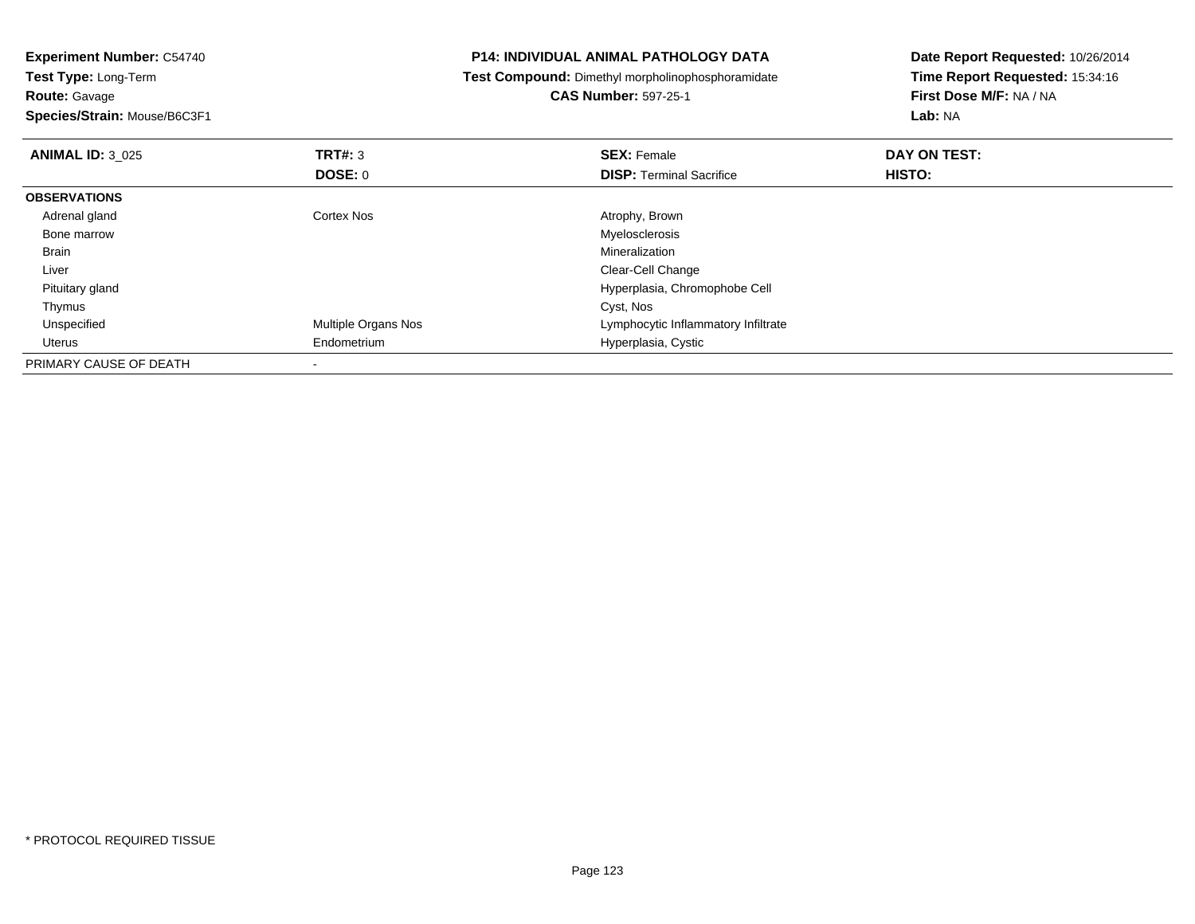**Experiment Number:** C54740
**Test Type:** Long-Term
**Route:** Gavage
**Species/Strain:** Mouse/B6C3F1

**P14: INDIVIDUAL ANIMAL PATHOLOGY DATA**
**Test Compound:** Dimethyl morpholinophosphoramidate
**CAS Number:** 597-25-1

**Date Report Requested:** 10/26/2014
**Time Report Requested:** 15:34:16
**First Dose M/F:** NA / NA
**Lab:** NA

| **ANIMAL ID:** 3_025 | **TRT#:** 3 | **SEX:** Female | **DAY ON TEST:** |
|---|---|---|---|
| | **DOSE:** 0 | **DISP:** Terminal Sacrifice | **HISTO:** |
| **OBSERVATIONS** | | | |
| Adrenal gland | Cortex Nos | Atrophy, Brown | |
| Bone marrow | | Myelosclerosis | |
| Brain | | Mineralization | |
| Liver | | Clear-Cell Change | |
| Pituitary gland | | Hyperplasia, Chromophobe Cell | |
| Thymus | | Cyst, Nos | |
| Unspecified | Multiple Organs Nos | Lymphocytic Inflammatory Infiltrate | |
| Uterus | Endometrium | Hyperplasia, Cystic | |
| PRIMARY CAUSE OF DEATH | - | | |

* PROTOCOL REQUIRED TISSUE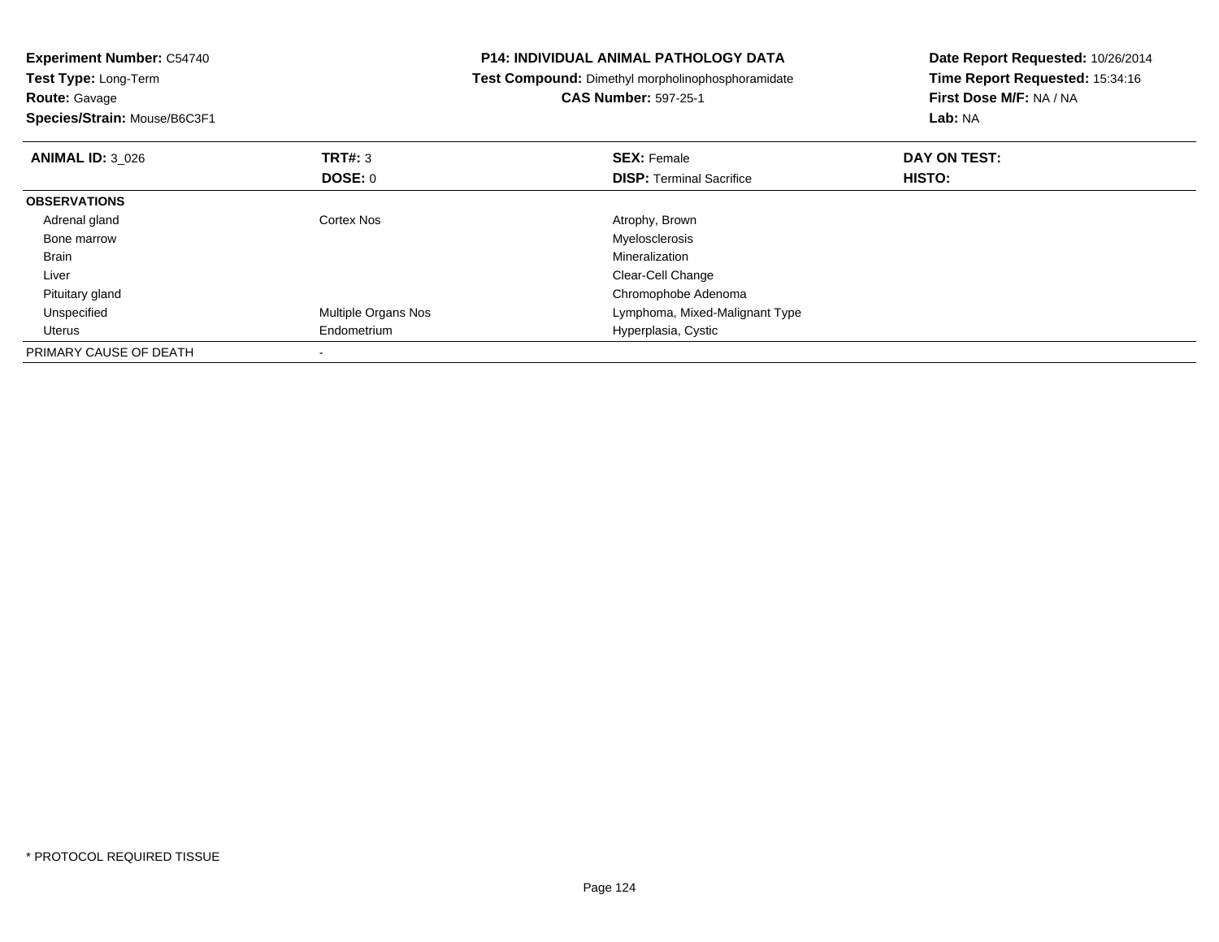**Experiment Number:** C54740
**Test Type:** Long-Term
**Route:** Gavage
**Species/Strain:** Mouse/B6C3F1

**P14: INDIVIDUAL ANIMAL PATHOLOGY DATA**
**Test Compound:** Dimethyl morpholinophosphoramidate
**CAS Number:** 597-25-1

**Date Report Requested:** 10/26/2014
**Time Report Requested:** 15:34:16
**First Dose M/F:** NA / NA
**Lab:** NA

| **ANIMAL ID:** 3_026 | **TRT#:** 3 | **SEX:** Female | **DAY ON TEST:** |
|---|---|---|---|
| | **DOSE:** 0 | **DISP:** Terminal Sacrifice | **HISTO:** |
| **OBSERVATIONS** | | | |
| Adrenal gland | Cortex Nos | Atrophy, Brown | |
| Bone marrow | | Myelosclerosis | |
| Brain | | Mineralization | |
| Liver | | Clear-Cell Change | |
| Pituitary gland | | Chromophobe Adenoma | |
| Unspecified | Multiple Organs Nos | Lymphoma, Mixed-Malignant Type | |
| Uterus | Endometrium | Hyperplasia, Cystic | |
| PRIMARY CAUSE OF DEATH | - | | |

* PROTOCOL REQUIRED TISSUE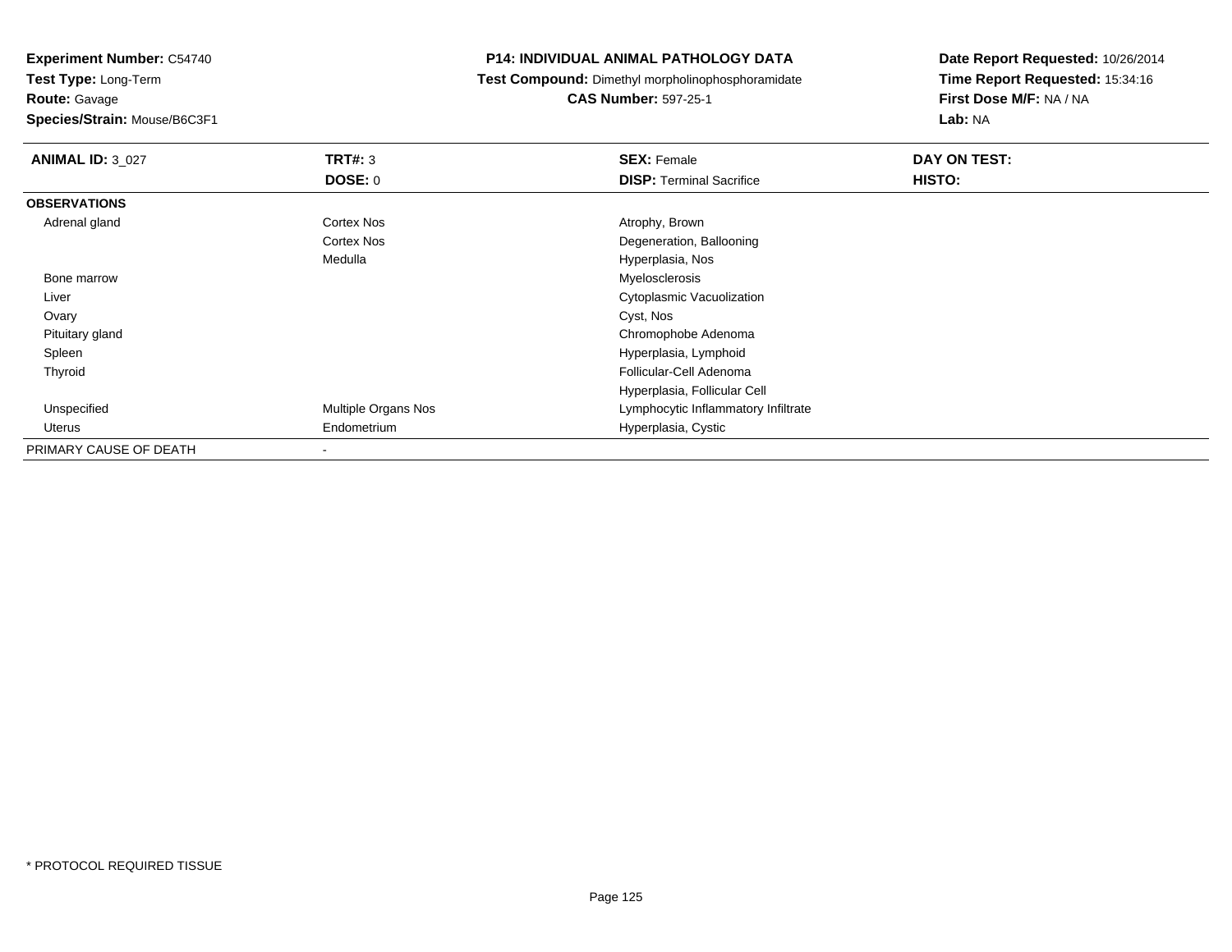**Experiment Number:** C54740
**Test Type:** Long-Term
**Route:** Gavage
**Species/Strain:** Mouse/B6C3F1

**P14: INDIVIDUAL ANIMAL PATHOLOGY DATA**
**Test Compound:** Dimethyl morpholinophosphoramidate
**CAS Number:** 597-25-1

**Date Report Requested:** 10/26/2014
**Time Report Requested:** 15:34:16
**First Dose M/F:** NA / NA
**Lab:** NA

| **ANIMAL ID:** 3_027 | **TRT#:** 3 | **SEX:** Female | **DAY ON TEST:** |
|---|---|---|---|
| | **DOSE:** 0 | **DISP:** Terminal Sacrifice | **HISTO:** |
| **OBSERVATIONS** | | | |
| Adrenal gland | Cortex Nos | Atrophy, Brown | |
| | Cortex Nos | Degeneration, Ballooning | |
| | Medulla | Hyperplasia, Nos | |
| Bone marrow | | Myelosclerosis | |
| Liver | | Cytoplasmic Vacuolization | |
| Ovary | | Cyst, Nos | |
| Pituitary gland | | Chromophobe Adenoma | |
| Spleen | | Hyperplasia, Lymphoid | |
| Thyroid | | Follicular-Cell Adenoma | |
| | | Hyperplasia, Follicular Cell | |
| Unspecified | Multiple Organs Nos | Lymphocytic Inflammatory Infiltrate | |
| Uterus | Endometrium | Hyperplasia, Cystic | |
| PRIMARY CAUSE OF DEATH | - | | |

* PROTOCOL REQUIRED TISSUE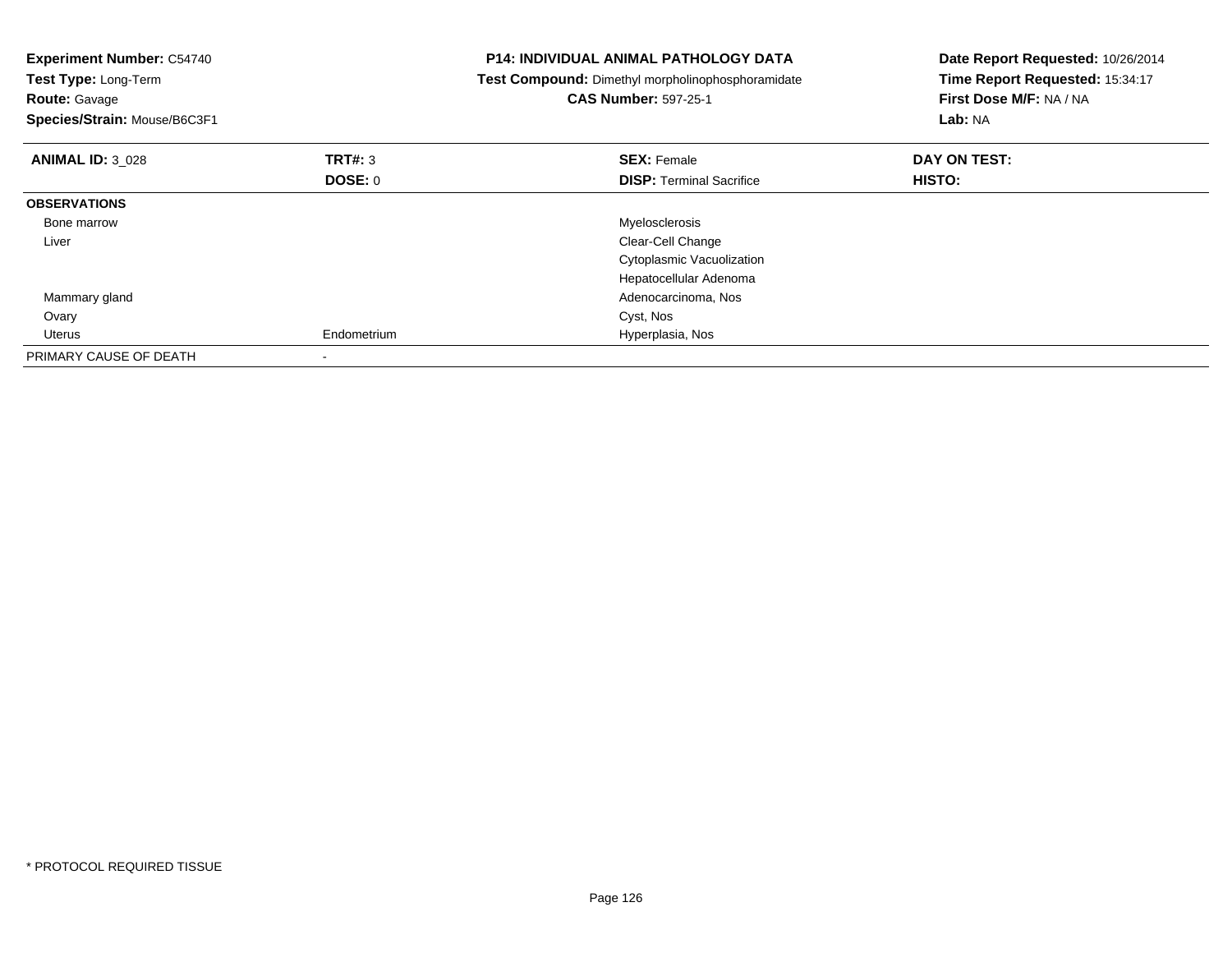**Experiment Number:** C54740
**Test Type:** Long-Term
**Route:** Gavage
**Species/Strain:** Mouse/B6C3F1

**P14: INDIVIDUAL ANIMAL PATHOLOGY DATA**
**Test Compound:** Dimethyl morpholinophosphoramidate
**CAS Number:** 597-25-1

**Date Report Requested:** 10/26/2014
**Time Report Requested:** 15:34:17
**First Dose M/F:** NA / NA
**Lab:** NA

| **ANIMAL ID:** 3_028 | **TRT#:** 3 | **SEX:** Female | **DAY ON TEST:** |
|---|---|---|---|
| | **DOSE:** 0 | **DISP:** Terminal Sacrifice | **HISTO:** |
| **OBSERVATIONS** | | | |
| Bone marrow | | Myelosclerosis | |
| Liver | | Clear-Cell Change | |
| | | Cytoplasmic Vacuolization | |
| | | Hepatocellular Adenoma | |
| Mammary gland | | Adenocarcinoma, Nos | |
| Ovary | | Cyst, Nos | |
| Uterus | Endometrium | Hyperplasia, Nos | |
| PRIMARY CAUSE OF DEATH | - | | |

* PROTOCOL REQUIRED TISSUE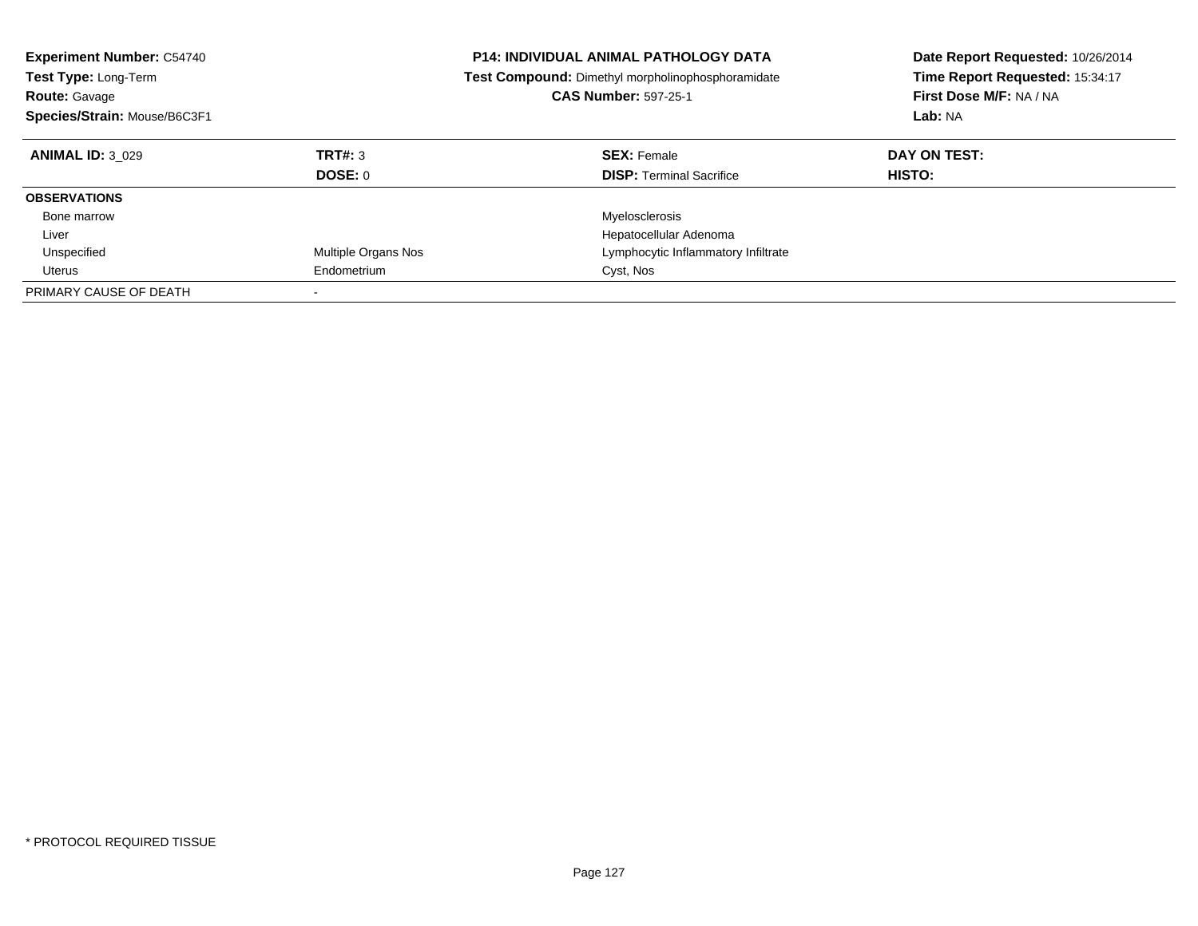**Experiment Number:** C54740
**Test Type:** Long-Term
**Route:** Gavage
**Species/Strain:** Mouse/B6C3F1

**P14: INDIVIDUAL ANIMAL PATHOLOGY DATA**
**Test Compound:** Dimethyl morpholinophosphoramidate
**CAS Number:** 597-25-1

**Date Report Requested:** 10/26/2014
**Time Report Requested:** 15:34:17
**First Dose M/F:** NA / NA
**Lab:** NA

| **ANIMAL ID:** 3_029 | **TRT#:** 3 | **SEX:** Female | **DAY ON TEST:** |
|---|---|---|---|
| | **DOSE:** 0 | **DISP:** Terminal Sacrifice | **HISTO:** |
| **OBSERVATIONS** | | | |
| Bone marrow | | Myelosclerosis | |
| Liver | | Hepatocellular Adenoma | |
| Unspecified | Multiple Organs Nos | Lymphocytic Inflammatory Infiltrate | |
| Uterus | Endometrium | Cyst, Nos | |
| PRIMARY CAUSE OF DEATH | - | | |

* PROTOCOL REQUIRED TISSUE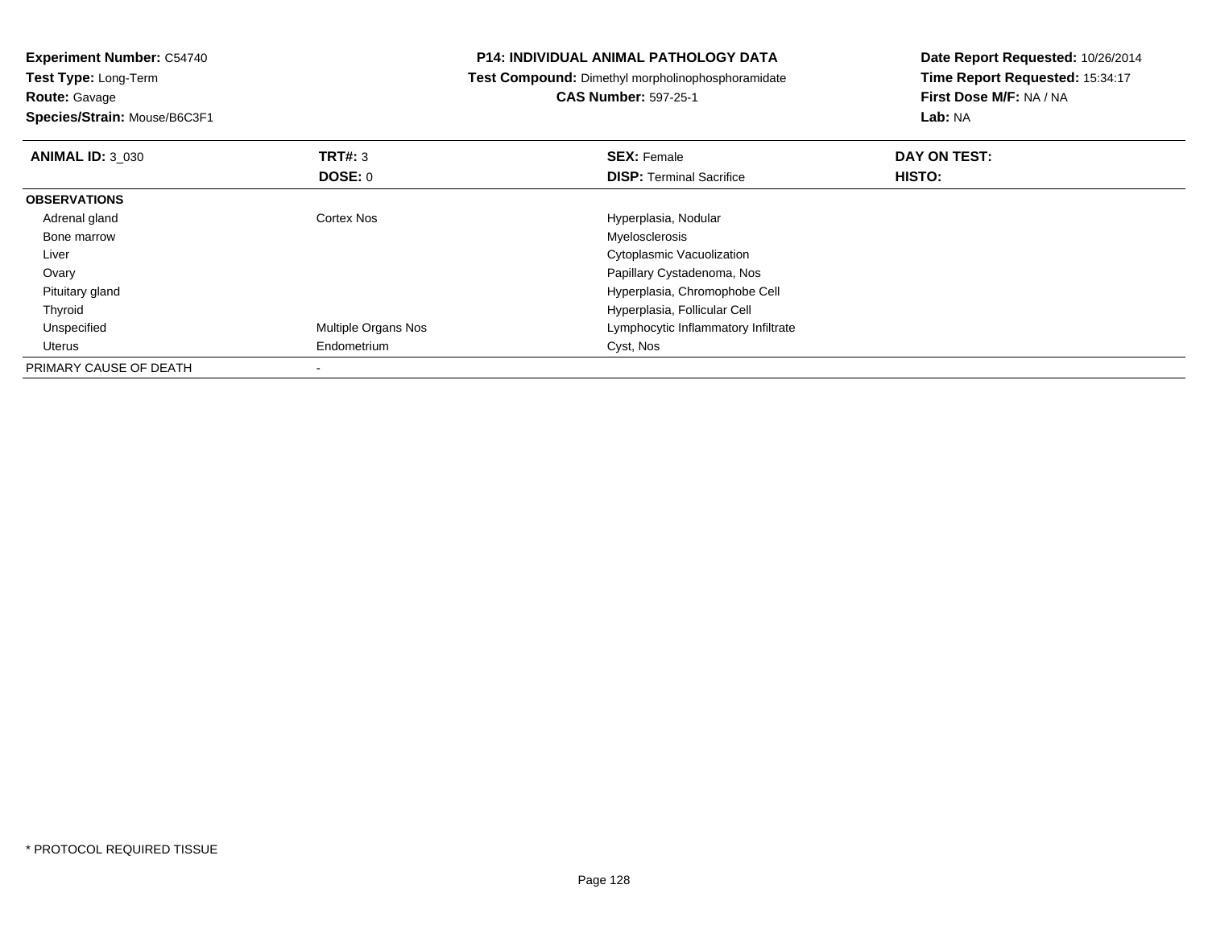**Experiment Number:** C54740
**Test Type:** Long-Term
**Route:** Gavage
**Species/Strain:** Mouse/B6C3F1

**P14: INDIVIDUAL ANIMAL PATHOLOGY DATA**
**Test Compound:** Dimethyl morpholinophosphoramidate
**CAS Number:** 597-25-1

**Date Report Requested:** 10/26/2014
**Time Report Requested:** 15:34:17
**First Dose M/F:** NA / NA
**Lab:** NA

| **ANIMAL ID:** 3_030 | **TRT#:** 3 | **SEX:** Female | **DAY ON TEST:** |
|---|---|---|---|
| | **DOSE:** 0 | **DISP:** Terminal Sacrifice | **HISTO:** |
| **OBSERVATIONS** | | | |
| Adrenal gland | Cortex Nos | Hyperplasia, Nodular | |
| Bone marrow | | Myelosclerosis | |
| Liver | | Cytoplasmic Vacuolization | |
| Ovary | | Papillary Cystadenoma, Nos | |
| Pituitary gland | | Hyperplasia, Chromophobe Cell | |
| Thyroid | | Hyperplasia, Follicular Cell | |
| Unspecified | Multiple Organs Nos | Lymphocytic Inflammatory Infiltrate | |
| Uterus | Endometrium | Cyst, Nos | |
| PRIMARY CAUSE OF DEATH | - | | |

\* PROTOCOL REQUIRED TISSUE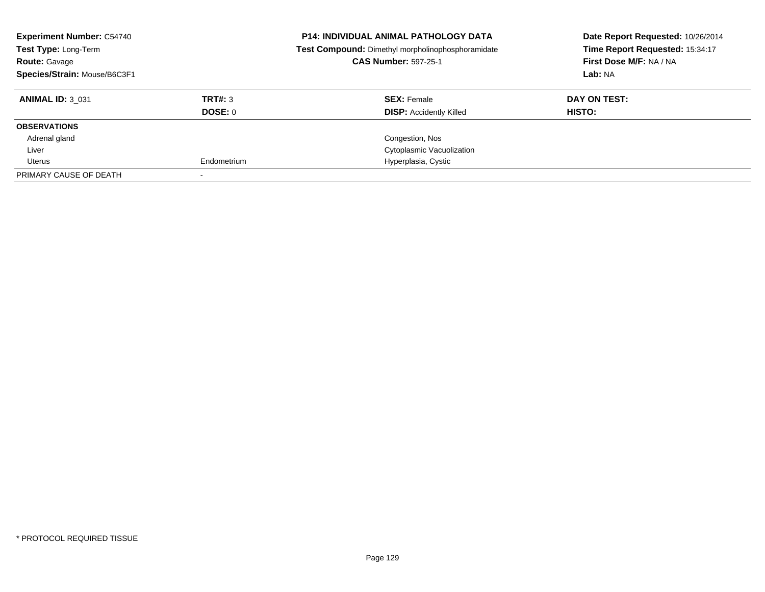**Experiment Number:** C54740
**Test Type:** Long-Term
**Route:** Gavage
**Species/Strain:** Mouse/B6C3F1

**P14: INDIVIDUAL ANIMAL PATHOLOGY DATA**
**Test Compound:** Dimethyl morpholinophosphoramidate
**CAS Number:** 597-25-1

**Date Report Requested:** 10/26/2014
**Time Report Requested:** 15:34:17
**First Dose M/F:** NA / NA
**Lab:** NA

| **ANIMAL ID:** 3_031 | **TRT#:** 3 | **SEX:** Female | **DAY ON TEST:** |
|---|---|---|---|
| | **DOSE:** 0 | **DISP:** Accidently Killed | **HISTO:** |
| **OBSERVATIONS** | | | |
| Adrenal gland | | Congestion, Nos | |
| Liver | | Cytoplasmic Vacuolization | |
| Uterus | Endometrium | Hyperplasia, Cystic | |
| PRIMARY CAUSE OF DEATH | - | | |

* PROTOCOL REQUIRED TISSUE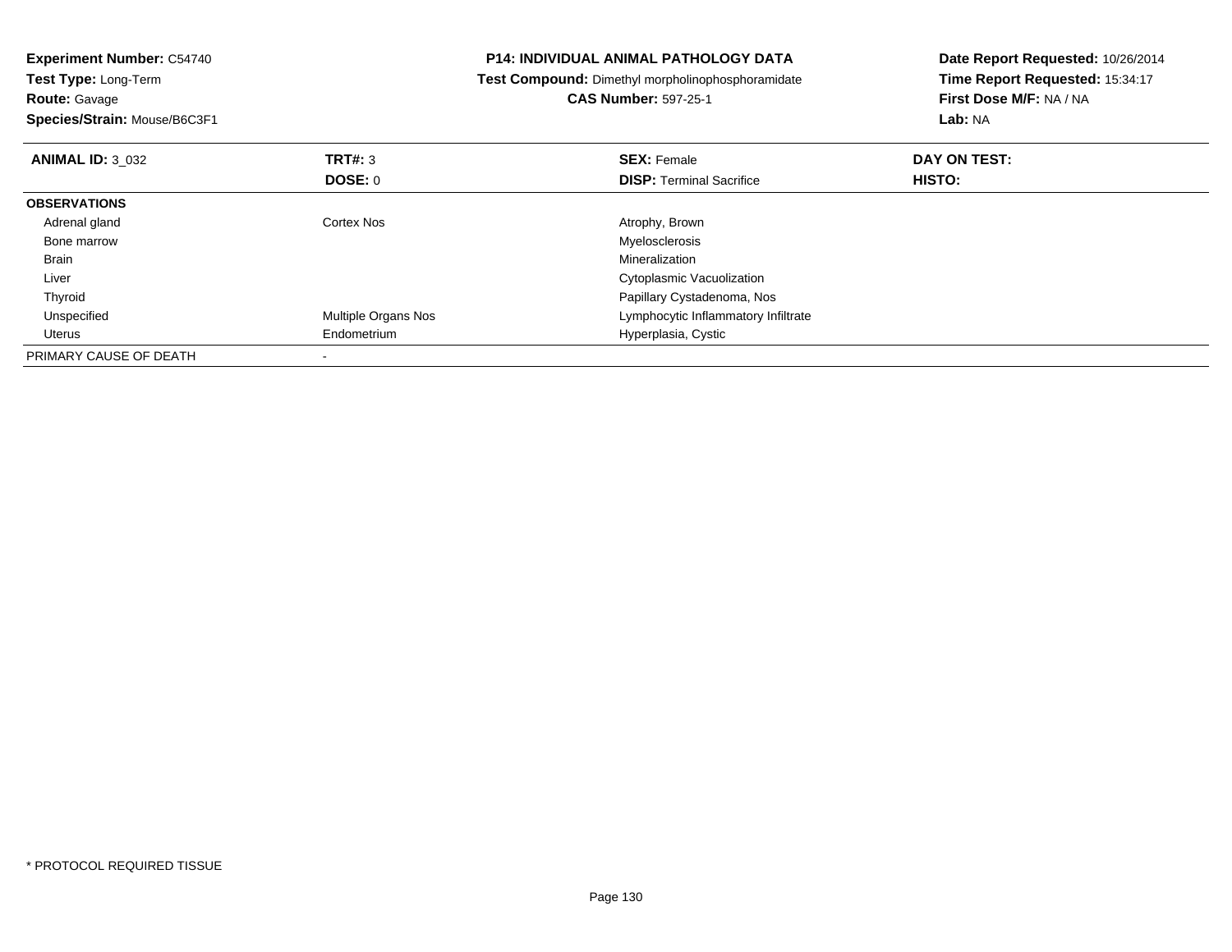**Experiment Number:** C54740
**Test Type:** Long-Term
**Route:** Gavage
**Species/Strain:** Mouse/B6C3F1

**P14: INDIVIDUAL ANIMAL PATHOLOGY DATA**
**Test Compound:** Dimethyl morpholinophosphoramidate
**CAS Number:** 597-25-1

**Date Report Requested:** 10/26/2014
**Time Report Requested:** 15:34:17
**First Dose M/F:** NA / NA
**Lab:** NA

| **ANIMAL ID:** 3_032 | **TRT#:** 3 | **SEX:** Female | **DAY ON TEST:** |
|---|---|---|---|
| | **DOSE:** 0 | **DISP:** Terminal Sacrifice | **HISTO:** |
| **OBSERVATIONS** | | | |
| Adrenal gland | Cortex Nos | Atrophy, Brown | |
| Bone marrow | | Myelosclerosis | |
| Brain | | Mineralization | |
| Liver | | Cytoplasmic Vacuolization | |
| Thyroid | | Papillary Cystadenoma, Nos | |
| Unspecified | Multiple Organs Nos | Lymphocytic Inflammatory Infiltrate | |
| Uterus | Endometrium | Hyperplasia, Cystic | |
| PRIMARY CAUSE OF DEATH | - | | |

* PROTOCOL REQUIRED TISSUE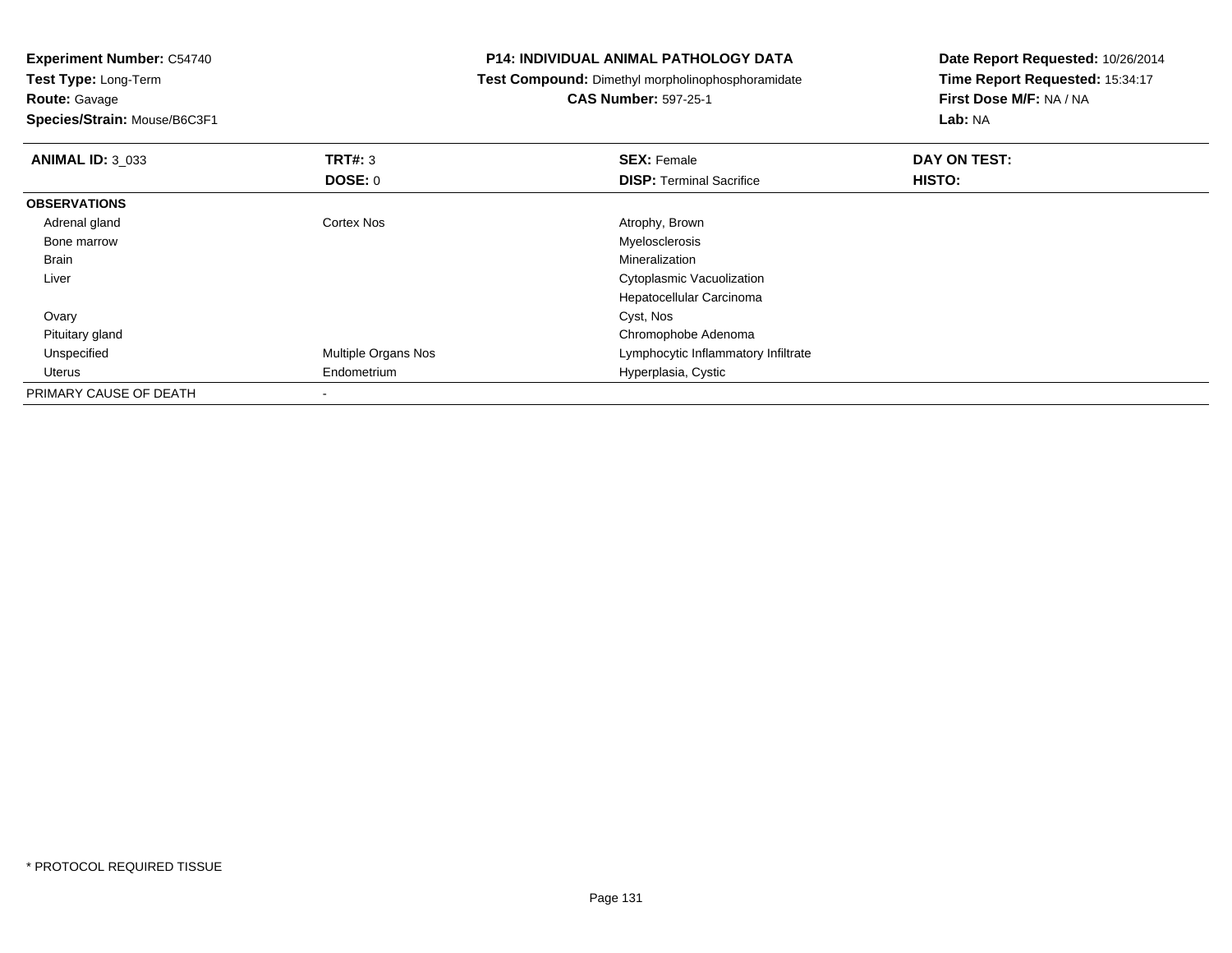**Experiment Number:** C54740
**Test Type:** Long-Term
**Route:** Gavage
**Species/Strain:** Mouse/B6C3F1

**P14: INDIVIDUAL ANIMAL PATHOLOGY DATA**
**Test Compound:** Dimethyl morpholinophosphoramidate
**CAS Number:** 597-25-1

**Date Report Requested:** 10/26/2014
**Time Report Requested:** 15:34:17
**First Dose M/F:** NA / NA
**Lab:** NA

| **ANIMAL ID:** 3_033 | **TRT#:** 3 | **SEX:** Female | **DAY ON TEST:** |
|---|---|---|---|
| | **DOSE:** 0 | **DISP:** Terminal Sacrifice | **HISTO:** |
| **OBSERVATIONS** | | | |
| Adrenal gland | Cortex Nos | Atrophy, Brown | |
| Bone marrow | | Myelosclerosis | |
| Brain | | Mineralization | |
| Liver | | Cytoplasmic Vacuolization | |
| | | Hepatocellular Carcinoma | |
| Ovary | | Cyst, Nos | |
| Pituitary gland | | Chromophobe Adenoma | |
| Unspecified | Multiple Organs Nos | Lymphocytic Inflammatory Infiltrate | |
| Uterus | Endometrium | Hyperplasia, Cystic | |
| PRIMARY CAUSE OF DEATH | - | | |

\* PROTOCOL REQUIRED TISSUE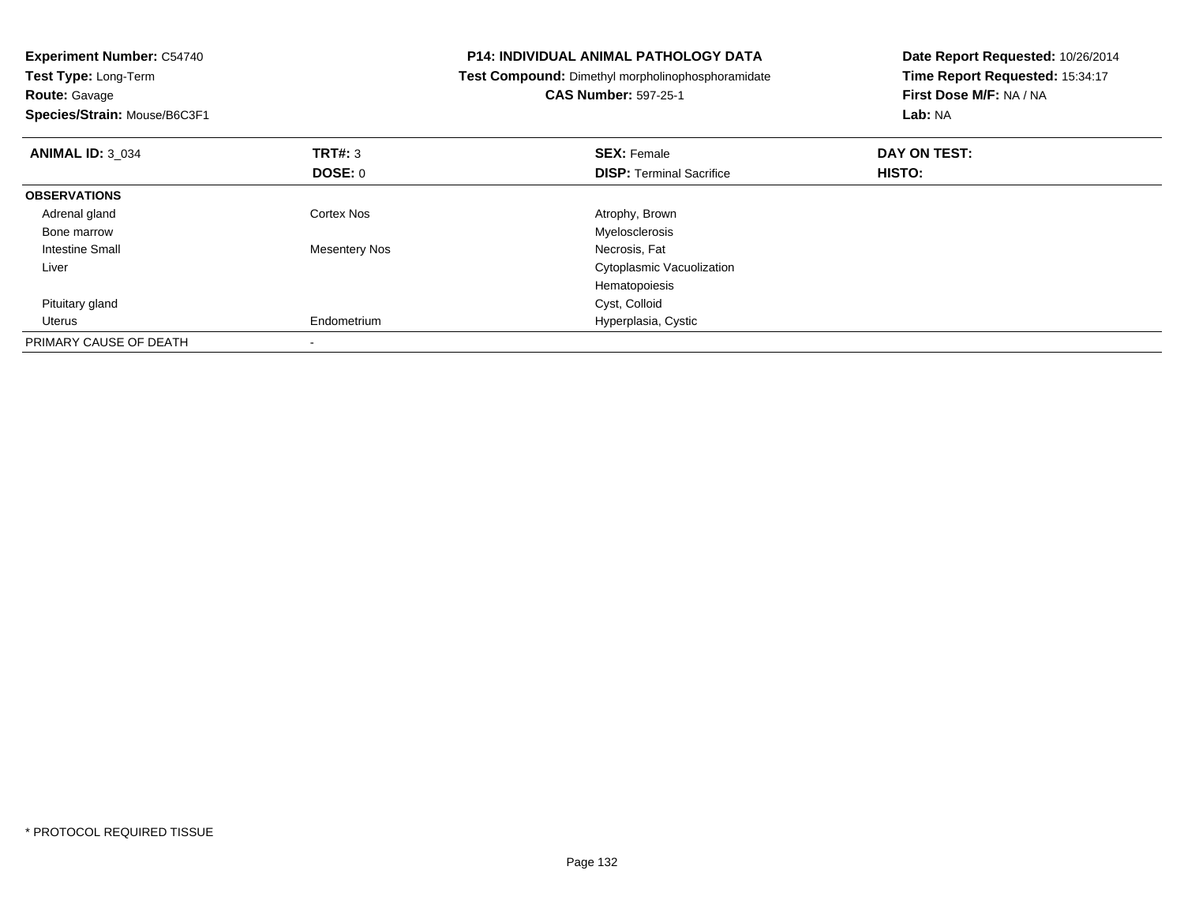**Experiment Number:** C54740
**Test Type:** Long-Term
**Route:** Gavage
**Species/Strain:** Mouse/B6C3F1

**P14: INDIVIDUAL ANIMAL PATHOLOGY DATA**
**Test Compound:** Dimethyl morpholinophosphoramidate
**CAS Number:** 597-25-1

**Date Report Requested:** 10/26/2014
**Time Report Requested:** 15:34:17
**First Dose M/F:** NA / NA
**Lab:** NA

| **ANIMAL ID:** 3_034 | **TRT#:** 3 | **SEX:** Female | **DAY ON TEST:** |
|---|---|---|---|
| | **DOSE:** 0 | **DISP:** Terminal Sacrifice | **HISTO:** |
| **OBSERVATIONS** | | | |
| Adrenal gland | Cortex Nos | Atrophy, Brown | |
| Bone marrow | | Myelosclerosis | |
| Intestine Small | Mesentery Nos | Necrosis, Fat | |
| Liver | | Cytoplasmic Vacuolization | |
| | | Hematopoiesis | |
| Pituitary gland | | Cyst, Colloid | |
| Uterus | Endometrium | Hyperplasia, Cystic | |
| PRIMARY CAUSE OF DEATH | - | | |

* PROTOCOL REQUIRED TISSUE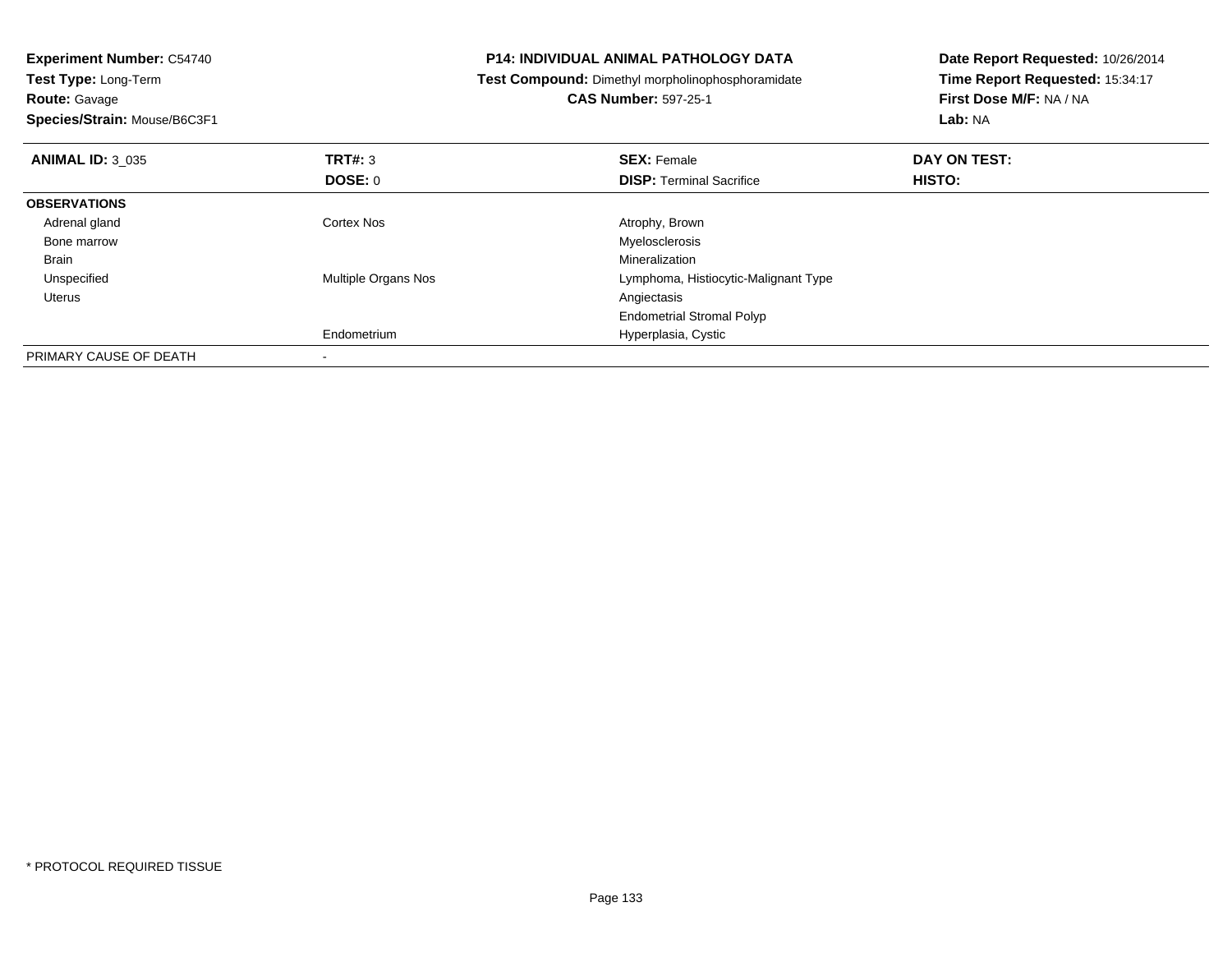**Experiment Number:** C54740
**Test Type:** Long-Term
**Route:** Gavage
**Species/Strain:** Mouse/B6C3F1

**P14: INDIVIDUAL ANIMAL PATHOLOGY DATA**
**Test Compound:** Dimethyl morpholinophosphoramidate
**CAS Number:** 597-25-1

**Date Report Requested:** 10/26/2014
**Time Report Requested:** 15:34:17
**First Dose M/F:** NA / NA
**Lab:** NA

| **ANIMAL ID:** 3_035 | **TRT#:** 3 | **SEX:** Female | **DAY ON TEST:** |
|---|---|---|---|
| | **DOSE:** 0 | **DISP:** Terminal Sacrifice | **HISTO:** |
| **OBSERVATIONS** | | | |
| Adrenal gland | Cortex Nos | Atrophy, Brown | |
| Bone marrow | | Myelosclerosis | |
| Brain | | Mineralization | |
| Unspecified | Multiple Organs Nos | Lymphoma, Histiocytic-Malignant Type | |
| Uterus | | Angiectasis | |
| | | Endometrial Stromal Polyp | |
| | Endometrium | Hyperplasia, Cystic | |
| PRIMARY CAUSE OF DEATH | - | | |

* PROTOCOL REQUIRED TISSUE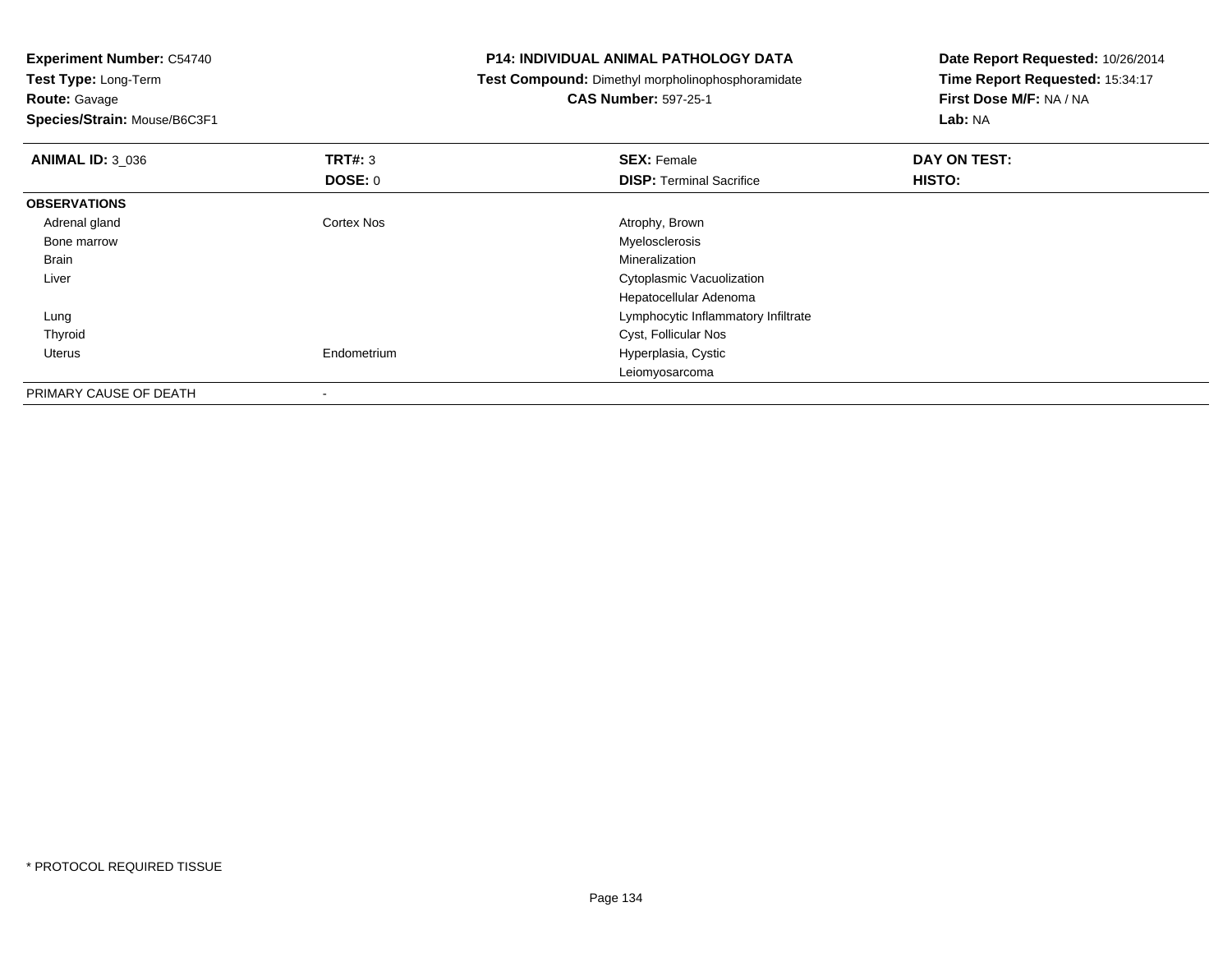**Experiment Number:** C54740
**Test Type:** Long-Term
**Route:** Gavage
**Species/Strain:** Mouse/B6C3F1

**P14: INDIVIDUAL ANIMAL PATHOLOGY DATA**
**Test Compound:** Dimethyl morpholinophosphoramidate
**CAS Number:** 597-25-1

**Date Report Requested:** 10/26/2014
**Time Report Requested:** 15:34:17
**First Dose M/F:** NA / NA
**Lab:** NA

| **ANIMAL ID:** 3_036 | **TRT#:** 3 | **SEX:** Female | **DAY ON TEST:** |
|---|---|---|---|
| | **DOSE:** 0 | **DISP:** Terminal Sacrifice | **HISTO:** |
| **OBSERVATIONS** | | | |
| Adrenal gland | Cortex Nos | Atrophy, Brown | |
| Bone marrow | | Myelosclerosis | |
| Brain | | Mineralization | |
| Liver | | Cytoplasmic Vacuolization | |
| | | Hepatocellular Adenoma | |
| Lung | | Lymphocytic Inflammatory Infiltrate | |
| Thyroid | | Cyst, Follicular Nos | |
| Uterus | Endometrium | Hyperplasia, Cystic | |
| | | Leiomyosarcoma | |
| PRIMARY CAUSE OF DEATH | - | | |

* PROTOCOL REQUIRED TISSUE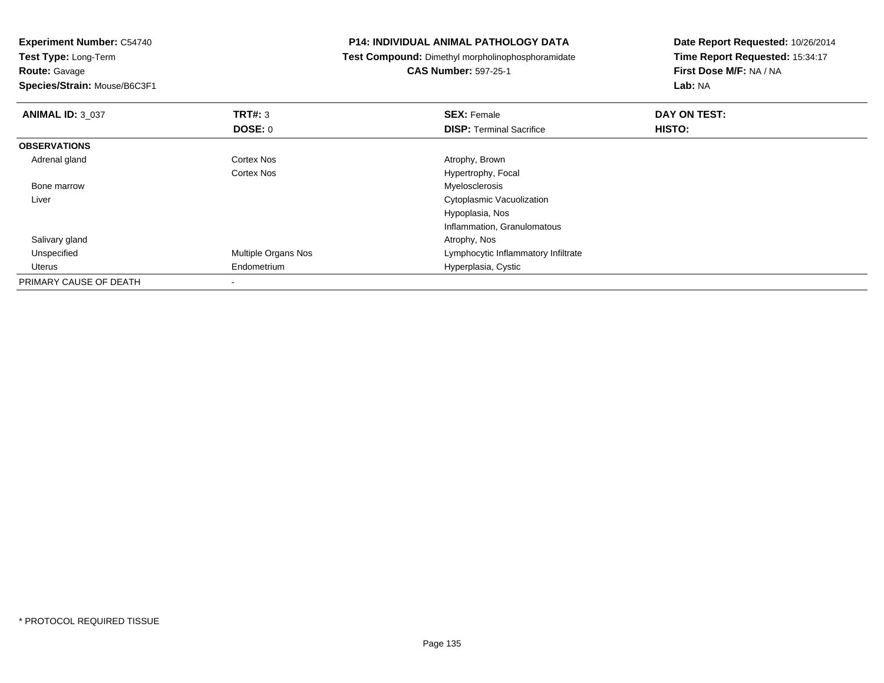**Experiment Number:** C54740
**Test Type:** Long-Term
**Route:** Gavage
**Species/Strain:** Mouse/B6C3F1

**P14: INDIVIDUAL ANIMAL PATHOLOGY DATA**
**Test Compound:** Dimethyl morpholinophosphoramidate
**CAS Number:** 597-25-1

**Date Report Requested:** 10/26/2014
**Time Report Requested:** 15:34:17
**First Dose M/F:** NA / NA
**Lab:** NA

| **ANIMAL ID:** 3_037 | **TRT#:** 3 | **SEX:** Female | **DAY ON TEST:** |
|---|---|---|---|
| | **DOSE:** 0 | **DISP:** Terminal Sacrifice | **HISTO:** |
| **OBSERVATIONS** | | | |
| Adrenal gland | Cortex Nos | Atrophy, Brown | |
| | Cortex Nos | Hypertrophy, Focal | |
| Bone marrow | | Myelosclerosis | |
| Liver | | Cytoplasmic Vacuolization | |
| | | Hypoplasia, Nos | |
| | | Inflammation, Granulomatous | |
| Salivary gland | | Atrophy, Nos | |
| Unspecified | Multiple Organs Nos | Lymphocytic Inflammatory Infiltrate | |
| Uterus | Endometrium | Hyperplasia, Cystic | |
| PRIMARY CAUSE OF DEATH | - | | |

* PROTOCOL REQUIRED TISSUE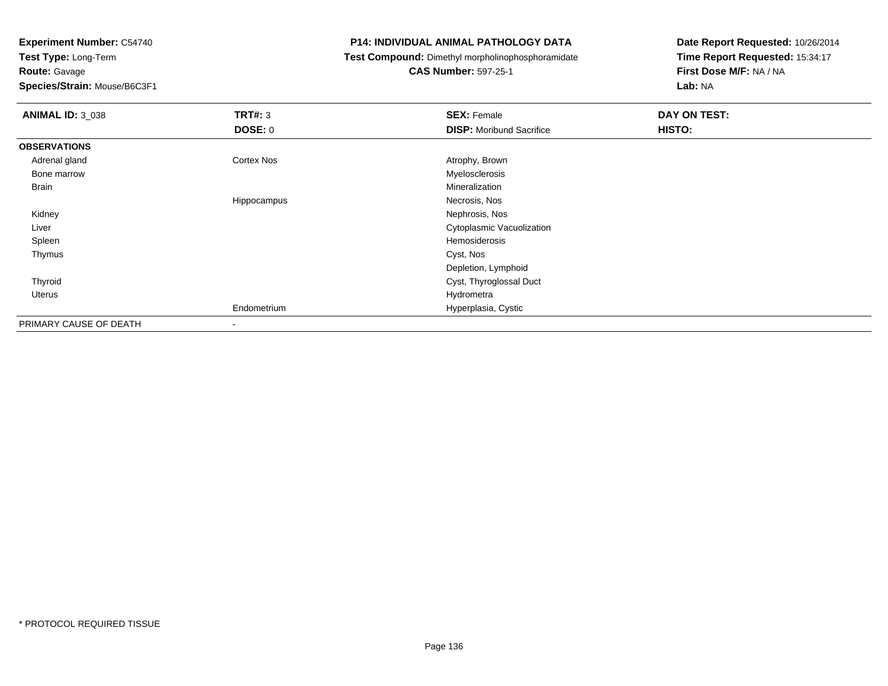**Experiment Number:** C54740
**Test Type:** Long-Term
**Route:** Gavage
**Species/Strain:** Mouse/B6C3F1

**P14: INDIVIDUAL ANIMAL PATHOLOGY DATA**
**Test Compound:** Dimethyl morpholinophosphoramidate
**CAS Number:** 597-25-1

**Date Report Requested:** 10/26/2014
**Time Report Requested:** 15:34:17
**First Dose M/F:** NA / NA
**Lab:** NA

| ANIMAL ID: 3_038 | TRT#: 3 | SEX: Female | DAY ON TEST: |
|---|---|---|---|
| | DOSE: 0 | DISP: Moribund Sacrifice | HISTO: |
| **OBSERVATIONS** | | | |
| Adrenal gland | Cortex Nos | Atrophy, Brown | |
| Bone marrow | | Myelosclerosis | |
| Brain | | Mineralization | |
| | Hippocampus | Necrosis, Nos | |
| Kidney | | Nephrosis, Nos | |
| Liver | | Cytoplasmic Vacuolization | |
| Spleen | | Hemosiderosis | |
| Thymus | | Cyst, Nos | |
| | | Depletion, Lymphoid | |
| Thyroid | | Cyst, Thyroglossal Duct | |
| Uterus | | Hydrometra | |
| | Endometrium | Hyperplasia, Cystic | |
| PRIMARY CAUSE OF DEATH | - | | |

* PROTOCOL REQUIRED TISSUE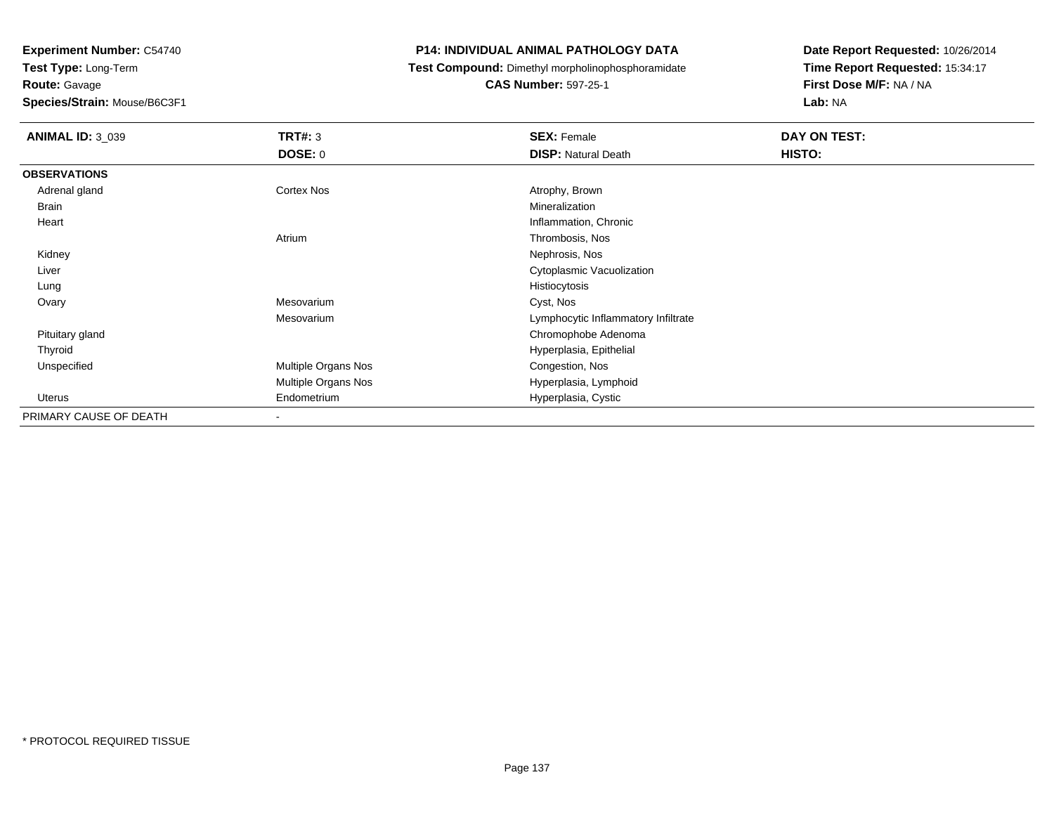**Experiment Number:** C54740
**Test Type:** Long-Term
**Route:** Gavage
**Species/Strain:** Mouse/B6C3F1

**P14: INDIVIDUAL ANIMAL PATHOLOGY DATA**
**Test Compound:** Dimethyl morpholinophosphoramidate
**CAS Number:** 597-25-1

**Date Report Requested:** 10/26/2014
**Time Report Requested:** 15:34:17
**First Dose M/F:** NA / NA
**Lab:** NA

| **ANIMAL ID:** 3_039 | **TRT#:** 3 | **SEX:** Female | **DAY ON TEST:** |
|---|---|---|---|
| | **DOSE:** 0 | **DISP:** Natural Death | **HISTO:** |
| **OBSERVATIONS** | | | |
| Adrenal gland | Cortex Nos | Atrophy, Brown | |
| Brain | | Mineralization | |
| Heart | | Inflammation, Chronic | |
| | Atrium | Thrombosis, Nos | |
| Kidney | | Nephrosis, Nos | |
| Liver | | Cytoplasmic Vacuolization | |
| Lung | | Histiocytosis | |
| Ovary | Mesovarium | Cyst, Nos | |
| | Mesovarium | Lymphocytic Inflammatory Infiltrate | |
| Pituitary gland | | Chromophobe Adenoma | |
| Thyroid | | Hyperplasia, Epithelial | |
| Unspecified | Multiple Organs Nos | Congestion, Nos | |
| | Multiple Organs Nos | Hyperplasia, Lymphoid | |
| Uterus | Endometrium | Hyperplasia, Cystic | |
| PRIMARY CAUSE OF DEATH | - | | |

* PROTOCOL REQUIRED TISSUE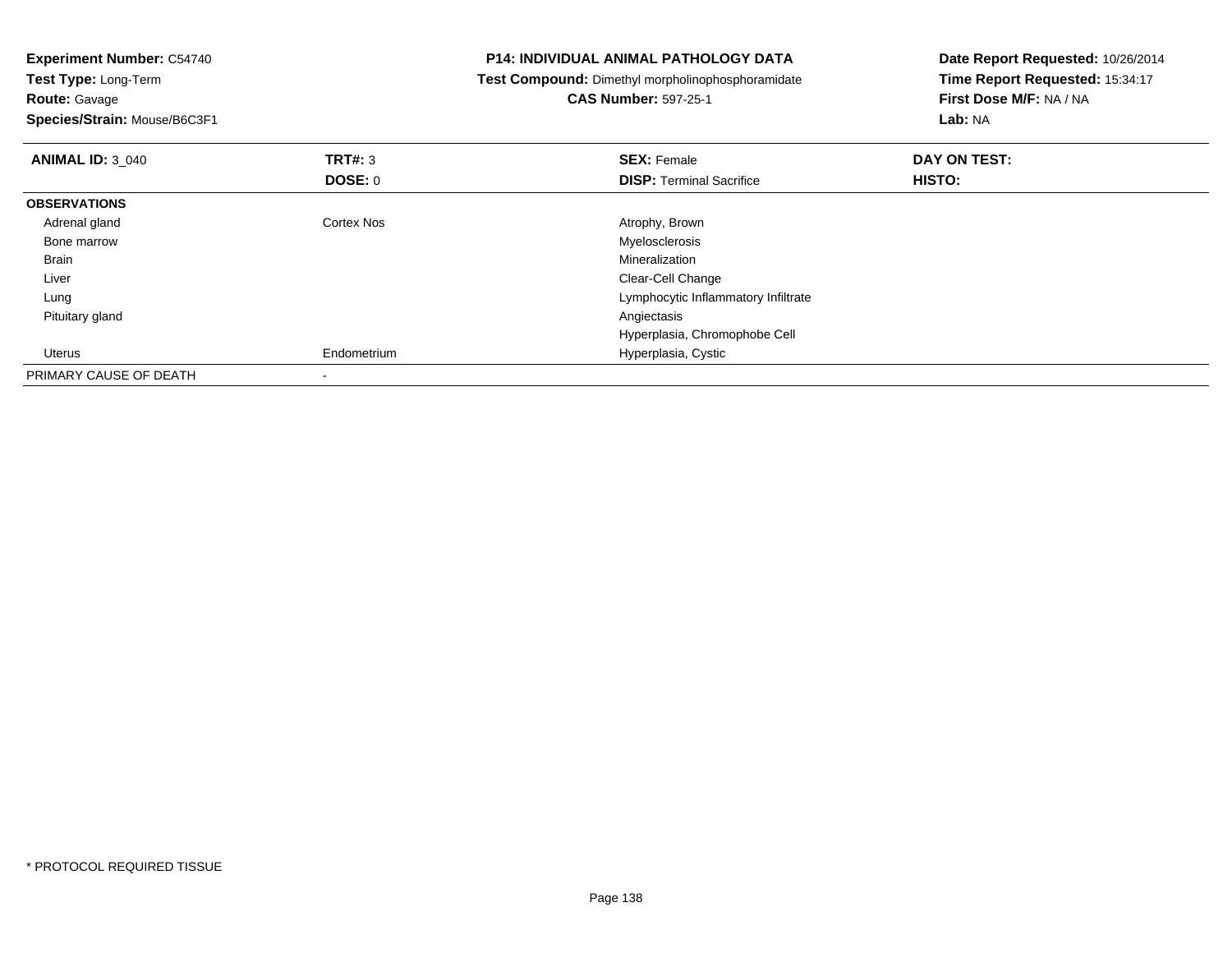**Experiment Number:** C54740
**Test Type:** Long-Term
**Route:** Gavage
**Species/Strain:** Mouse/B6C3F1

## P14: INDIVIDUAL ANIMAL PATHOLOGY DATA

**Test Compound:** Dimethyl morpholinophosphoramidate
**CAS Number:** 597-25-1

**Date Report Requested:** 10/26/2014
**Time Report Requested:** 15:34:17
**First Dose M/F:** NA / NA
**Lab:** NA

| **ANIMAL ID:** 3_040 | **TRT#:** 3 | **SEX:** Female | **DAY ON TEST:** |
|---|---|---|---|
| | **DOSE:** 0 | **DISP:** Terminal Sacrifice | **HISTO:** |
| **OBSERVATIONS** | | | |
| Adrenal gland | Cortex Nos | Atrophy, Brown | |
| Bone marrow | | Myelosclerosis | |
| Brain | | Mineralization | |
| Liver | | Clear-Cell Change | |
| Lung | | Lymphocytic Inflammatory Infiltrate | |
| Pituitary gland | | Angiectasis | |
| | | Hyperplasia, Chromophobe Cell | |
| Uterus | Endometrium | Hyperplasia, Cystic | |
| PRIMARY CAUSE OF DEATH | - | | |

* PROTOCOL REQUIRED TISSUE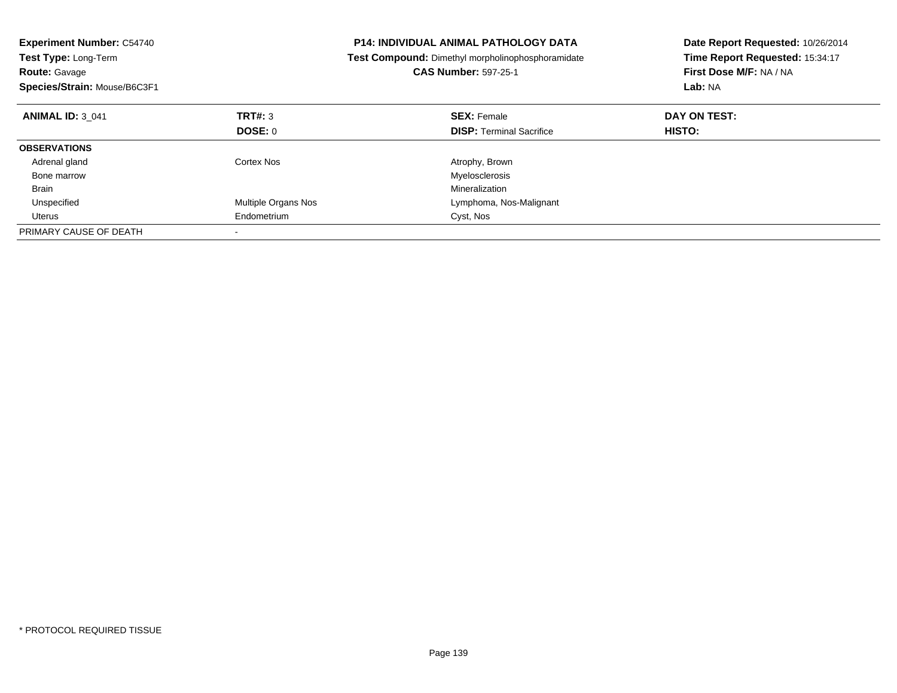**Experiment Number:** C54740
**Test Type:** Long-Term
**Route:** Gavage
**Species/Strain:** Mouse/B6C3F1

**P14: INDIVIDUAL ANIMAL PATHOLOGY DATA**
**Test Compound:** Dimethyl morpholinophosphoramidate
**CAS Number:** 597-25-1

**Date Report Requested:** 10/26/2014
**Time Report Requested:** 15:34:17
**First Dose M/F:** NA / NA
**Lab:** NA

| **ANIMAL ID:** 3_041 | **TRT#:** 3 | **SEX:** Female | **DAY ON TEST:** |
|---|---|---|---|
| | **DOSE:** 0 | **DISP:** Terminal Sacrifice | **HISTO:** |
| **OBSERVATIONS** | | | |
| Adrenal gland | Cortex Nos | Atrophy, Brown | |
| Bone marrow | | Myelosclerosis | |
| Brain | | Mineralization | |
| Unspecified | Multiple Organs Nos | Lymphoma, Nos-Malignant | |
| Uterus | Endometrium | Cyst, Nos | |
| PRIMARY CAUSE OF DEATH | - | | |

* PROTOCOL REQUIRED TISSUE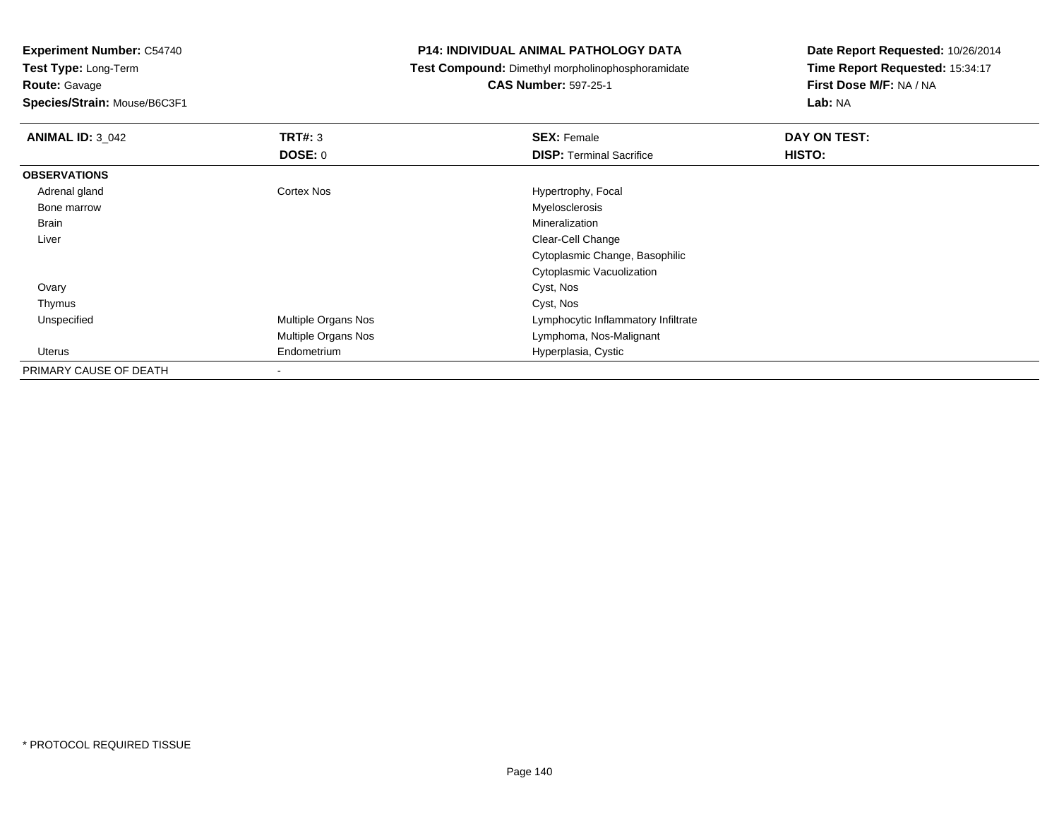**Experiment Number:** C54740
**Test Type:** Long-Term
**Route:** Gavage
**Species/Strain:** Mouse/B6C3F1

**P14: INDIVIDUAL ANIMAL PATHOLOGY DATA**
**Test Compound:** Dimethyl morpholinophosphoramidate
**CAS Number:** 597-25-1

**Date Report Requested:** 10/26/2014
**Time Report Requested:** 15:34:17
**First Dose M/F:** NA / NA
**Lab:** NA

| **ANIMAL ID:** 3_042 | **TRT#:** 3 | **SEX:** Female | **DAY ON TEST:** |
|---|---|---|---|
| | **DOSE:** 0 | **DISP:** Terminal Sacrifice | **HISTO:** |
| **OBSERVATIONS** | | | |
| Adrenal gland | Cortex Nos | Hypertrophy, Focal | |
| Bone marrow | | Myelosclerosis | |
| Brain | | Mineralization | |
| Liver | | Clear-Cell Change | |
| | | Cytoplasmic Change, Basophilic | |
| | | Cytoplasmic Vacuolization | |
| Ovary | | Cyst, Nos | |
| Thymus | | Cyst, Nos | |
| Unspecified | Multiple Organs Nos | Lymphocytic Inflammatory Infiltrate | |
| | Multiple Organs Nos | Lymphoma, Nos-Malignant | |
| Uterus | Endometrium | Hyperplasia, Cystic | |
| PRIMARY CAUSE OF DEATH | - | | |

* PROTOCOL REQUIRED TISSUE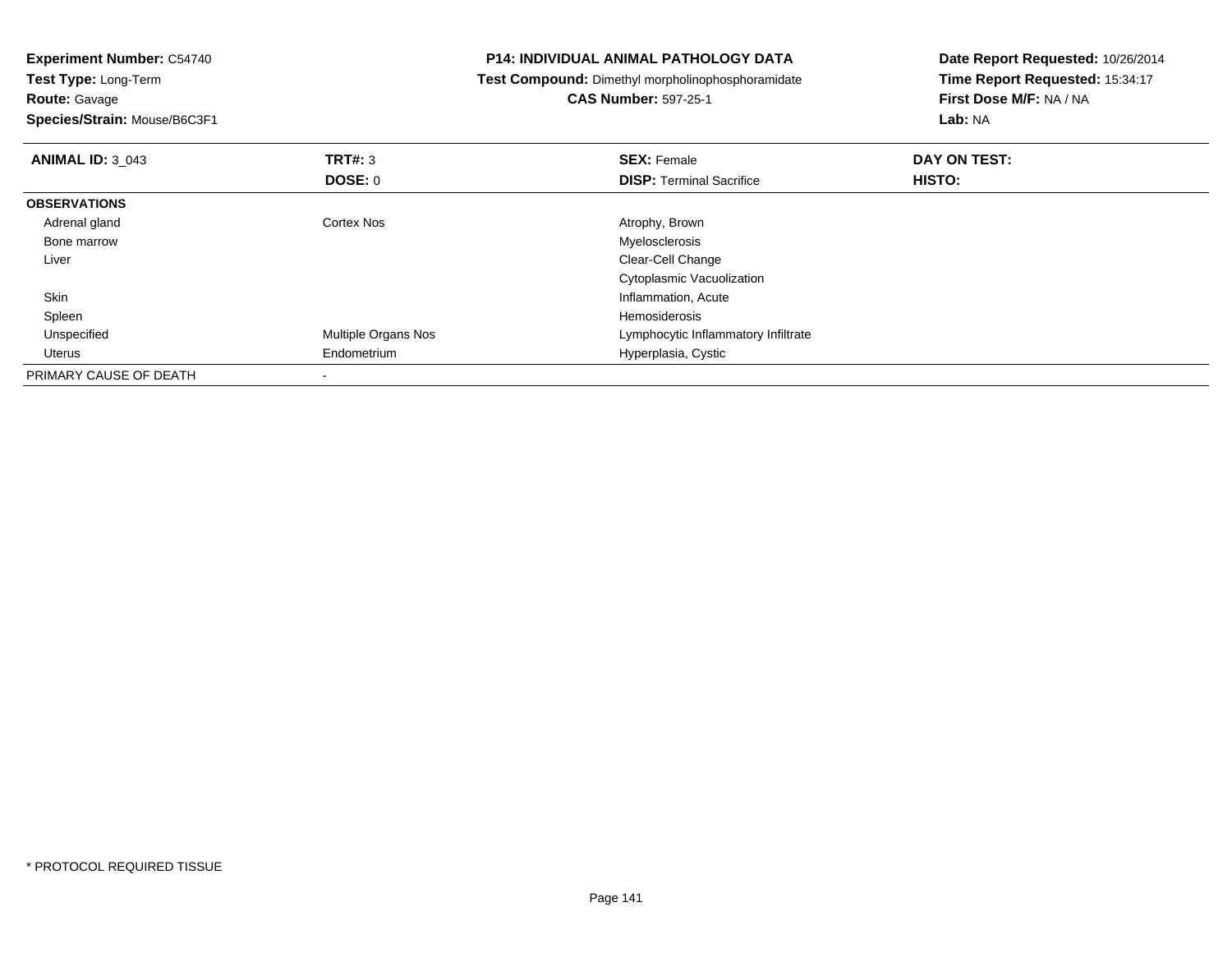**Experiment Number:** C54740
**Test Type:** Long-Term
**Route:** Gavage
**Species/Strain:** Mouse/B6C3F1

**P14: INDIVIDUAL ANIMAL PATHOLOGY DATA**
**Test Compound:** Dimethyl morpholinophosphoramidate
**CAS Number:** 597-25-1

**Date Report Requested:** 10/26/2014
**Time Report Requested:** 15:34:17
**First Dose M/F:** NA / NA
**Lab:** NA

| **ANIMAL ID:** 3_043 | **TRT#:** 3 | **SEX:** Female | **DAY ON TEST:** |
|---|---|---|---|
| | **DOSE:** 0 | **DISP:** Terminal Sacrifice | **HISTO:** |
| **OBSERVATIONS** | | | |
| Adrenal gland | Cortex Nos | Atrophy, Brown | |
| Bone marrow | | Myelosclerosis | |
| Liver | | Clear-Cell Change | |
| | | Cytoplasmic Vacuolization | |
| Skin | | Inflammation, Acute | |
| Spleen | | Hemosiderosis | |
| Unspecified | Multiple Organs Nos | Lymphocytic Inflammatory Infiltrate | |
| Uterus | Endometrium | Hyperplasia, Cystic | |
| PRIMARY CAUSE OF DEATH | - | | |

* PROTOCOL REQUIRED TISSUE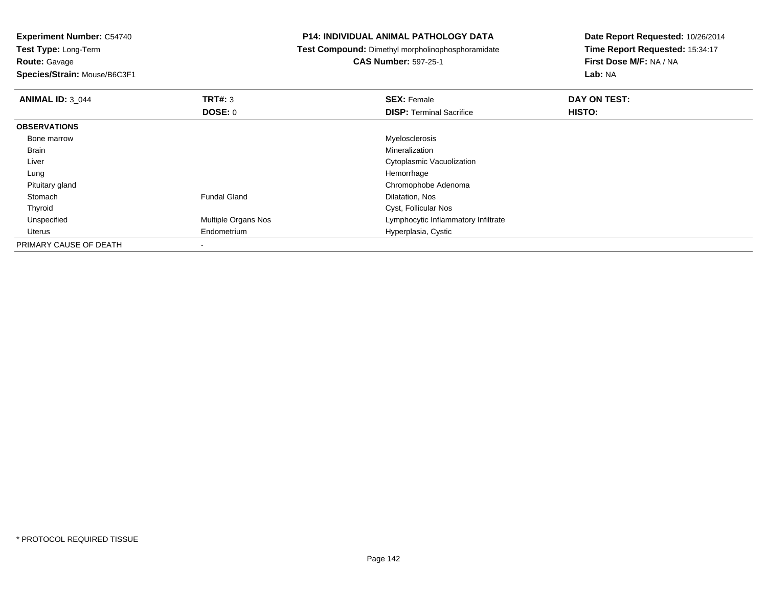**Experiment Number:** C54740
**Test Type:** Long-Term
**Route:** Gavage
**Species/Strain:** Mouse/B6C3F1

**P14: INDIVIDUAL ANIMAL PATHOLOGY DATA**
**Test Compound:** Dimethyl morpholinophosphoramidate
**CAS Number:** 597-25-1

**Date Report Requested:** 10/26/2014
**Time Report Requested:** 15:34:17
**First Dose M/F:** NA / NA
**Lab:** NA

| **ANIMAL ID:** 3_044 | **TRT#:** 3 | **SEX:** Female | **DAY ON TEST:** |
|---|---|---|---|
| | **DOSE:** 0 | **DISP:** Terminal Sacrifice | **HISTO:** |
| **OBSERVATIONS** | | | |
| Bone marrow | | Myelosclerosis | |
| Brain | | Mineralization | |
| Liver | | Cytoplasmic Vacuolization | |
| Lung | | Hemorrhage | |
| Pituitary gland | | Chromophobe Adenoma | |
| Stomach | Fundal Gland | Dilatation, Nos | |
| Thyroid | | Cyst, Follicular Nos | |
| Unspecified | Multiple Organs Nos | Lymphocytic Inflammatory Infiltrate | |
| Uterus | Endometrium | Hyperplasia, Cystic | |
| PRIMARY CAUSE OF DEATH | - | | |

* PROTOCOL REQUIRED TISSUE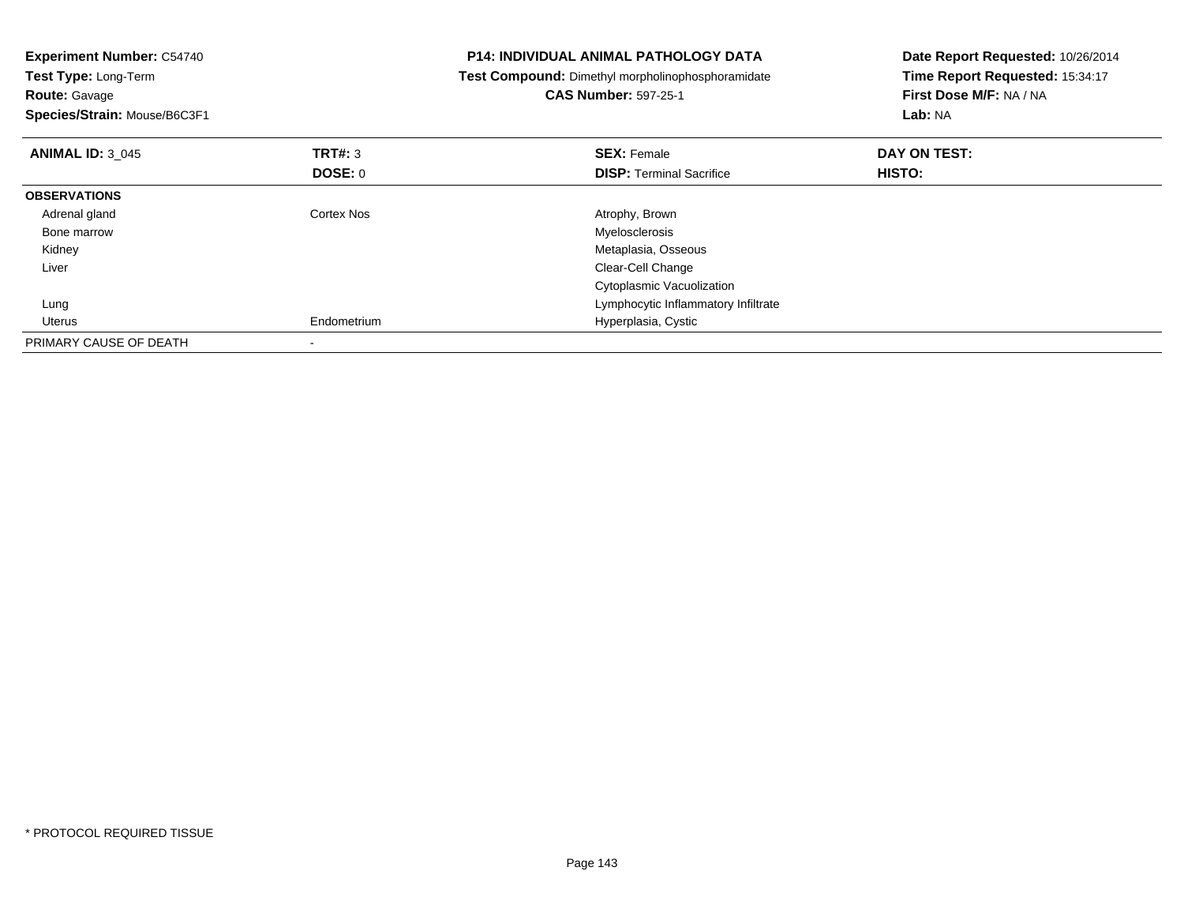**Experiment Number:** C54740
**Test Type:** Long-Term
**Route:** Gavage
**Species/Strain:** Mouse/B6C3F1

**P14: INDIVIDUAL ANIMAL PATHOLOGY DATA**
**Test Compound:** Dimethyl morpholinophosphoramidate
**CAS Number:** 597-25-1

**Date Report Requested:** 10/26/2014
**Time Report Requested:** 15:34:17
**First Dose M/F:** NA / NA
**Lab:** NA

| **ANIMAL ID:** 3_045 | **TRT#:** 3 | **SEX:** Female | **DAY ON TEST:** |
|---|---|---|---|
| | **DOSE:** 0 | **DISP:** Terminal Sacrifice | **HISTO:** |
| **OBSERVATIONS** | | | |
| Adrenal gland | Cortex Nos | Atrophy, Brown | |
| Bone marrow | | Myelosclerosis | |
| Kidney | | Metaplasia, Osseous | |
| Liver | | Clear-Cell Change | |
| | | Cytoplasmic Vacuolization | |
| Lung | | Lymphocytic Inflammatory Infiltrate | |
| Uterus | Endometrium | Hyperplasia, Cystic | |
| PRIMARY CAUSE OF DEATH | - | | |

* PROTOCOL REQUIRED TISSUE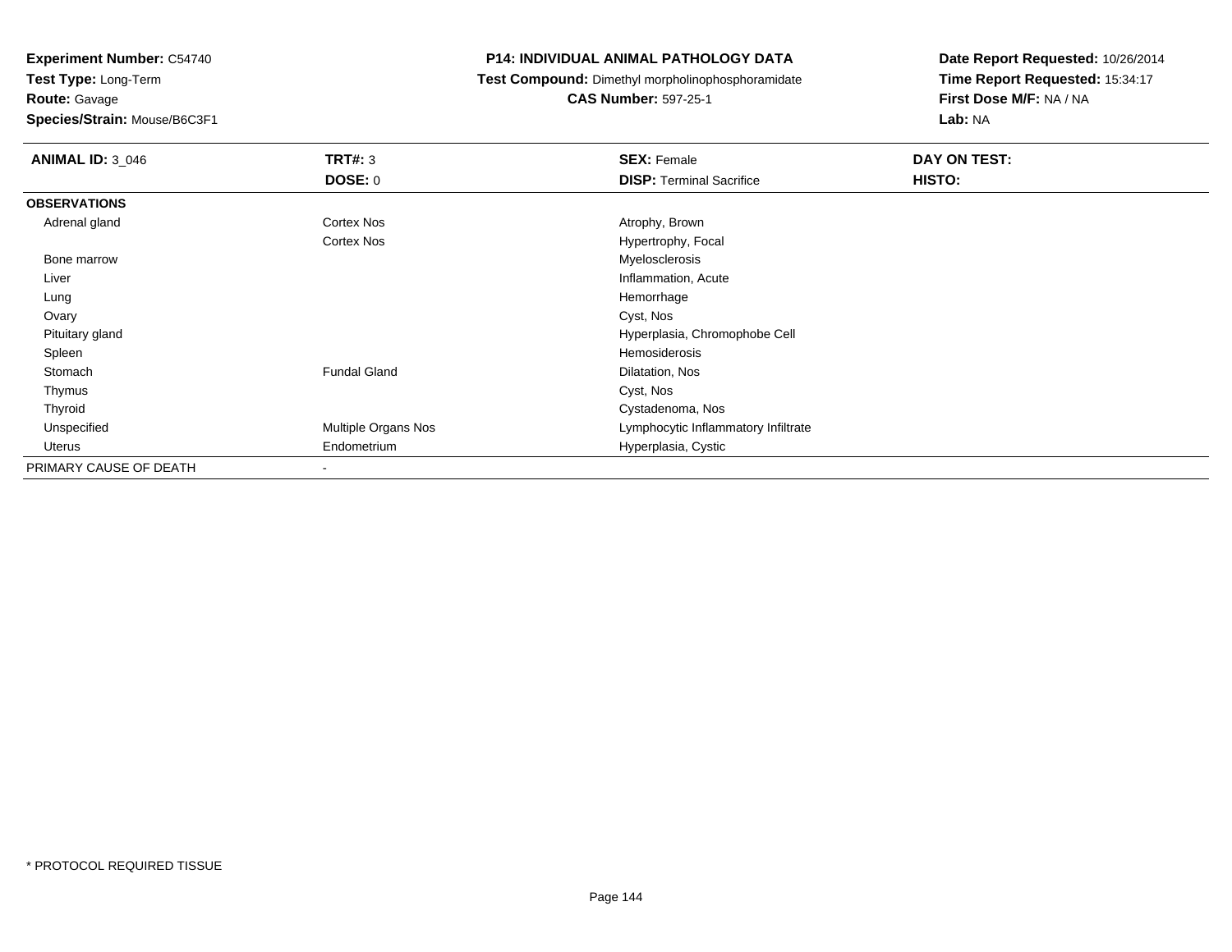**Experiment Number:** C54740
**Test Type:** Long-Term
**Route:** Gavage
**Species/Strain:** Mouse/B6C3F1

**P14: INDIVIDUAL ANIMAL PATHOLOGY DATA**
**Test Compound:** Dimethyl morpholinophosphoramidate
**CAS Number:** 597-25-1

**Date Report Requested:** 10/26/2014
**Time Report Requested:** 15:34:17
**First Dose M/F:** NA / NA
**Lab:** NA

| **ANIMAL ID:** 3_046 | **TRT#:** 3 | **SEX:** Female | **DAY ON TEST:** |
|---|---|---|---|
| | **DOSE:** 0 | **DISP:** Terminal Sacrifice | **HISTO:** |
| **OBSERVATIONS** | | | |
| Adrenal gland | Cortex Nos | Atrophy, Brown | |
| | Cortex Nos | Hypertrophy, Focal | |
| Bone marrow | | Myelosclerosis | |
| Liver | | Inflammation, Acute | |
| Lung | | Hemorrhage | |
| Ovary | | Cyst, Nos | |
| Pituitary gland | | Hyperplasia, Chromophobe Cell | |
| Spleen | | Hemosiderosis | |
| Stomach | Fundal Gland | Dilatation, Nos | |
| Thymus | | Cyst, Nos | |
| Thyroid | | Cystadenoma, Nos | |
| Unspecified | Multiple Organs Nos | Lymphocytic Inflammatory Infiltrate | |
| Uterus | Endometrium | Hyperplasia, Cystic | |
| PRIMARY CAUSE OF DEATH | - | | |

\* PROTOCOL REQUIRED TISSUE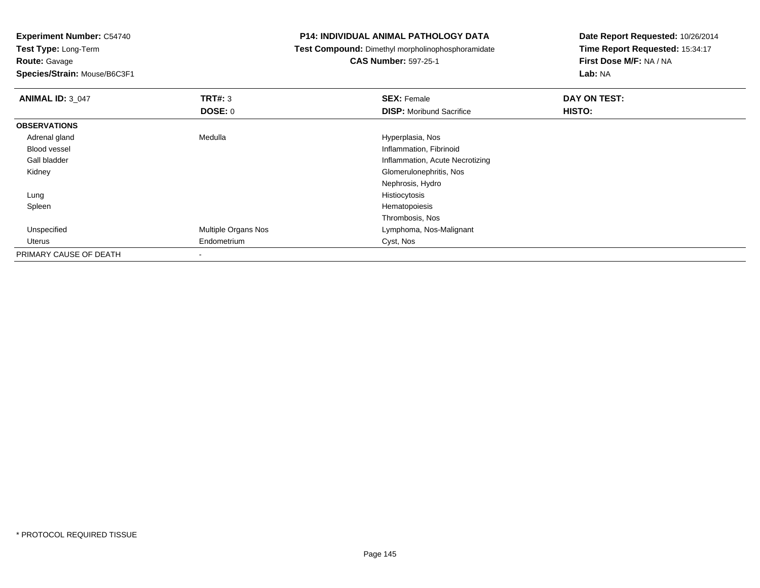**Experiment Number:** C54740
**Test Type:** Long-Term
**Route:** Gavage
**Species/Strain:** Mouse/B6C3F1

**P14: INDIVIDUAL ANIMAL PATHOLOGY DATA**
**Test Compound:** Dimethyl morpholinophosphoramidate
**CAS Number:** 597-25-1

**Date Report Requested:** 10/26/2014
**Time Report Requested:** 15:34:17
**First Dose M/F:** NA / NA
**Lab:** NA

| **ANIMAL ID:** 3_047 | **TRT#:** 3 | **SEX:** Female | **DAY ON TEST:** |
|---|---|---|---|
| | **DOSE:** 0 | **DISP:** Moribund Sacrifice | **HISTO:** |
| **OBSERVATIONS** | | | |
| Adrenal gland | Medulla | Hyperplasia, Nos | |
| Blood vessel | | Inflammation, Fibrinoid | |
| Gall bladder | | Inflammation, Acute Necrotizing | |
| Kidney | | Glomerulonephritis, Nos | |
| | | Nephrosis, Hydro | |
| Lung | | Histiocytosis | |
| Spleen | | Hematopoiesis | |
| | | Thrombosis, Nos | |
| Unspecified | Multiple Organs Nos | Lymphoma, Nos-Malignant | |
| Uterus | Endometrium | Cyst, Nos | |
| PRIMARY CAUSE OF DEATH | - | | |

\* PROTOCOL REQUIRED TISSUE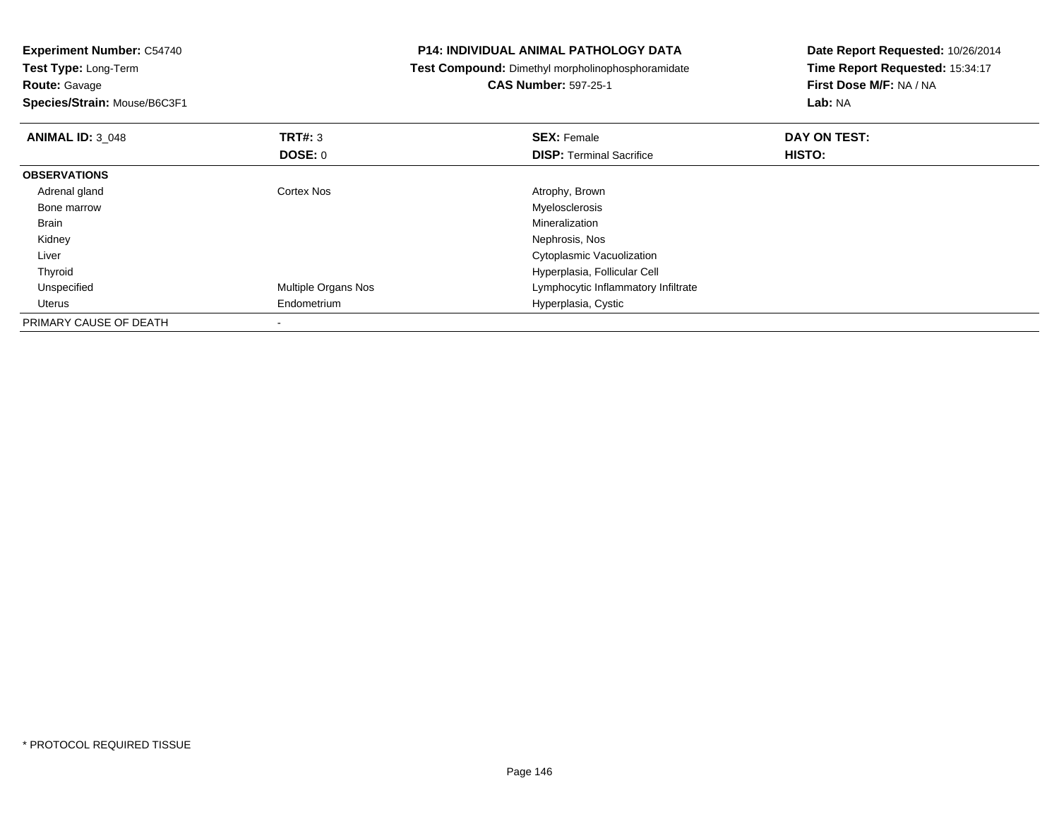**Experiment Number:** C54740
**Test Type:** Long-Term
**Route:** Gavage
**Species/Strain:** Mouse/B6C3F1

**P14: INDIVIDUAL ANIMAL PATHOLOGY DATA**
**Test Compound:** Dimethyl morpholinophosphoramidate
**CAS Number:** 597-25-1

**Date Report Requested:** 10/26/2014
**Time Report Requested:** 15:34:17
**First Dose M/F:** NA / NA
**Lab:** NA

| **ANIMAL ID:** 3_048 | **TRT#:** 3 | **SEX:** Female | **DAY ON TEST:** |
|---|---|---|---|
| | **DOSE:** 0 | **DISP:** Terminal Sacrifice | **HISTO:** |
| **OBSERVATIONS** | | | |
| Adrenal gland | Cortex Nos | Atrophy, Brown | |
| Bone marrow | | Myelosclerosis | |
| Brain | | Mineralization | |
| Kidney | | Nephrosis, Nos | |
| Liver | | Cytoplasmic Vacuolization | |
| Thyroid | | Hyperplasia, Follicular Cell | |
| Unspecified | Multiple Organs Nos | Lymphocytic Inflammatory Infiltrate | |
| Uterus | Endometrium | Hyperplasia, Cystic | |
| PRIMARY CAUSE OF DEATH | - | | |

* PROTOCOL REQUIRED TISSUE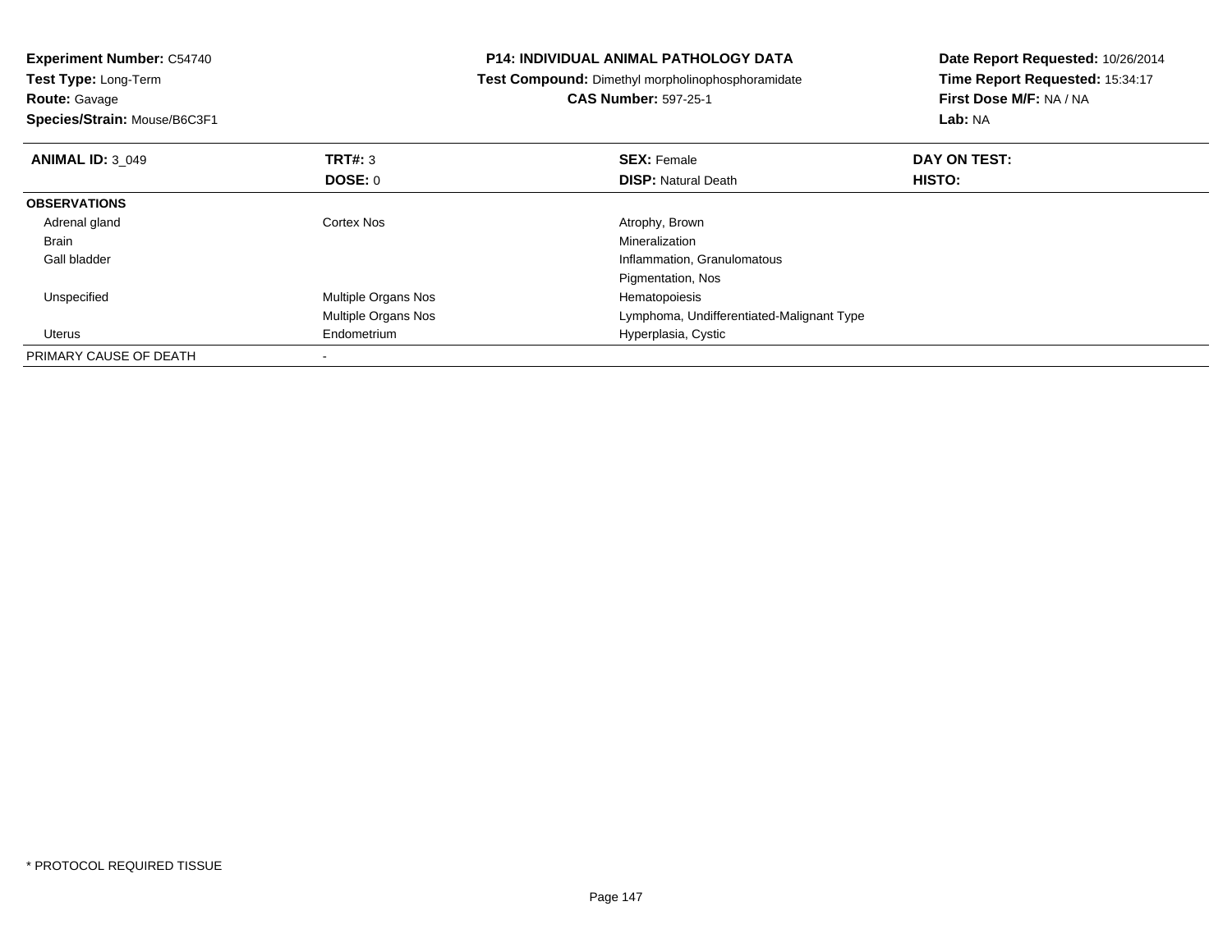**Experiment Number:** C54740
**Test Type:** Long-Term
**Route:** Gavage
**Species/Strain:** Mouse/B6C3F1

**P14: INDIVIDUAL ANIMAL PATHOLOGY DATA**
**Test Compound:** Dimethyl morpholinophosphoramidate
**CAS Number:** 597-25-1

**Date Report Requested:** 10/26/2014
**Time Report Requested:** 15:34:17
**First Dose M/F:** NA / NA
**Lab:** NA

| **ANIMAL ID:** 3_049 | **TRT#:** 3 | **SEX:** Female | **DAY ON TEST:** |
|---|---|---|---|
| | **DOSE:** 0 | **DISP:** Natural Death | **HISTO:** |
| **OBSERVATIONS** | | | |
| Adrenal gland | Cortex Nos | Atrophy, Brown | |
| Brain | | Mineralization | |
| Gall bladder | | Inflammation, Granulomatous | |
| | | Pigmentation, Nos | |
| Unspecified | Multiple Organs Nos | Hematopoiesis | |
| | Multiple Organs Nos | Lymphoma, Undifferentiated-Malignant Type | |
| Uterus | Endometrium | Hyperplasia, Cystic | |
| PRIMARY CAUSE OF DEATH | - | | |

* PROTOCOL REQUIRED TISSUE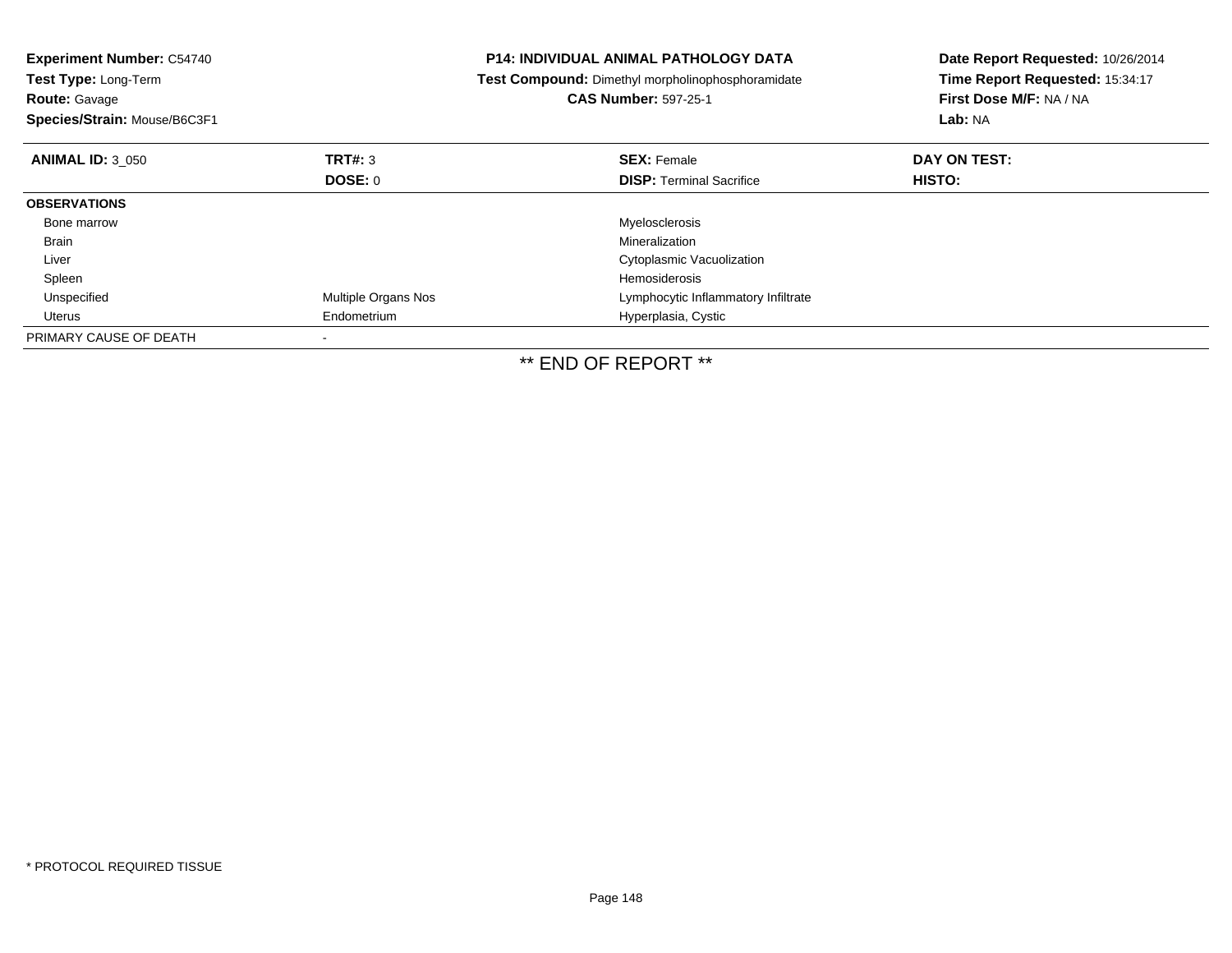**Experiment Number:** C54740
**Test Type:** Long-Term
**Route:** Gavage
**Species/Strain:** Mouse/B6C3F1

**P14: INDIVIDUAL ANIMAL PATHOLOGY DATA**
**Test Compound:** Dimethyl morpholinophosphoramidate
**CAS Number:** 597-25-1

**Date Report Requested:** 10/26/2014
**Time Report Requested:** 15:34:17
**First Dose M/F:** NA / NA
**Lab:** NA

| **ANIMAL ID:** 3_050 | **TRT#:** 3 | **SEX:** Female | **DAY ON TEST:** |
|---|---|---|---|
| | **DOSE:** 0 | **DISP:** Terminal Sacrifice | **HISTO:** |
| **OBSERVATIONS** | | | |
| Bone marrow | | Myelosclerosis | |
| Brain | | Mineralization | |
| Liver | | Cytoplasmic Vacuolization | |
| Spleen | | Hemosiderosis | |
| Unspecified | Multiple Organs Nos | Lymphocytic Inflammatory Infiltrate | |
| Uterus | Endometrium | Hyperplasia, Cystic | |
| PRIMARY CAUSE OF DEATH | - | | |

** END OF REPORT **

* PROTOCOL REQUIRED TISSUE